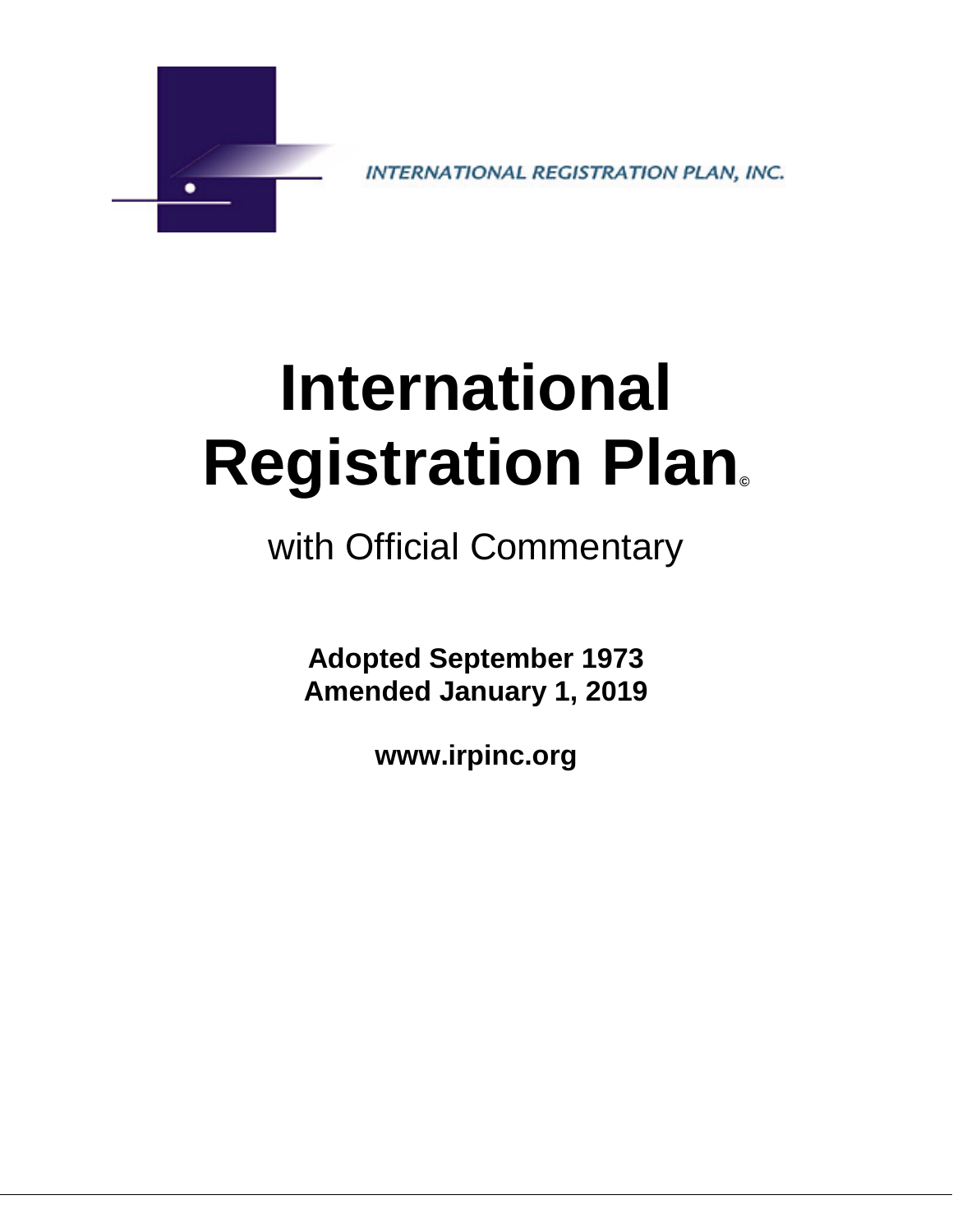INTERNATIONAL REGISTRATION PLAN, INC.

# International Registration Plan©

with Official Commentary

**Adopted September 1973**
**Amended January 1, 2019**

**www.irpinc.org**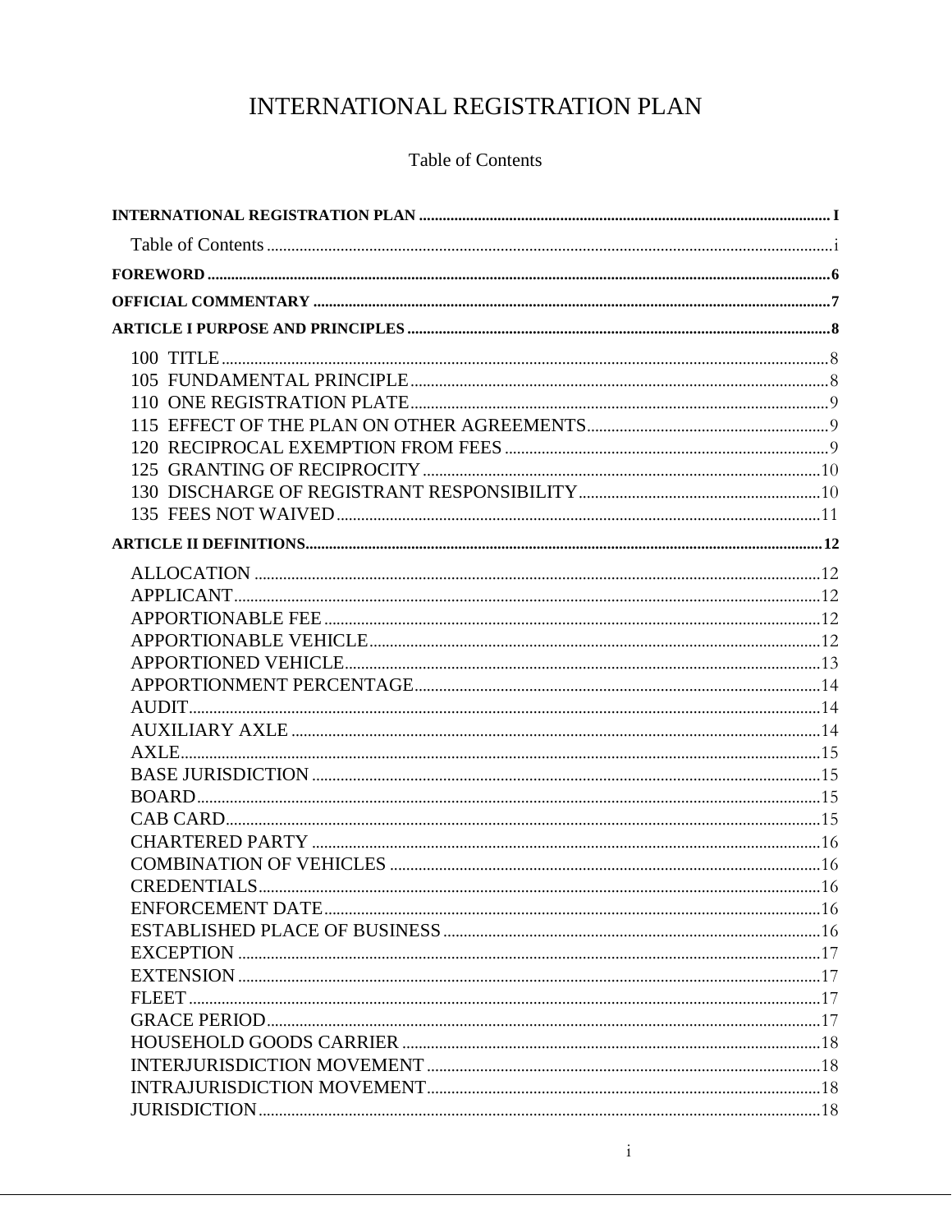# INTERNATIONAL REGISTRATION PLAN

Table of Contents

INTERNATIONAL REGISTRATION PLAN ..... I

Table of Contents ..... i

FOREWORD ..... 6

OFFICIAL COMMENTARY ..... 7

ARTICLE I PURPOSE AND PRINCIPLES ..... 8

- 100 TITLE ..... 8
- 105 FUNDAMENTAL PRINCIPLE ..... 8
- 110 ONE REGISTRATION PLATE ..... 9
- 115 EFFECT OF THE PLAN ON OTHER AGREEMENTS ..... 9
- 120 RECIPROCAL EXEMPTION FROM FEES ..... 9
- 125 GRANTING OF RECIPROCITY ..... 10
- 130 DISCHARGE OF REGISTRANT RESPONSIBILITY ..... 10
- 135 FEES NOT WAIVED ..... 11

ARTICLE II DEFINITIONS ..... 12

- ALLOCATION ..... 12
- APPLICANT ..... 12
- APPORTIONABLE FEE ..... 12
- APPORTIONABLE VEHICLE ..... 12
- APPORTIONED VEHICLE ..... 13
- APPORTIONMENT PERCENTAGE ..... 14
- AUDIT ..... 14
- AUXILIARY AXLE ..... 14
- AXLE ..... 15
- BASE JURISDICTION ..... 15
- BOARD ..... 15
- CAB CARD ..... 15
- CHARTERED PARTY ..... 16
- COMBINATION OF VEHICLES ..... 16
- CREDENTIALS ..... 16
- ENFORCEMENT DATE ..... 16
- ESTABLISHED PLACE OF BUSINESS ..... 16
- EXCEPTION ..... 17
- EXTENSION ..... 17
- FLEET ..... 17
- GRACE PERIOD ..... 17
- HOUSEHOLD GOODS CARRIER ..... 18
- INTERJURISDICTION MOVEMENT ..... 18
- INTRAJURISDICTION MOVEMENT ..... 18
- JURISDICTION ..... 18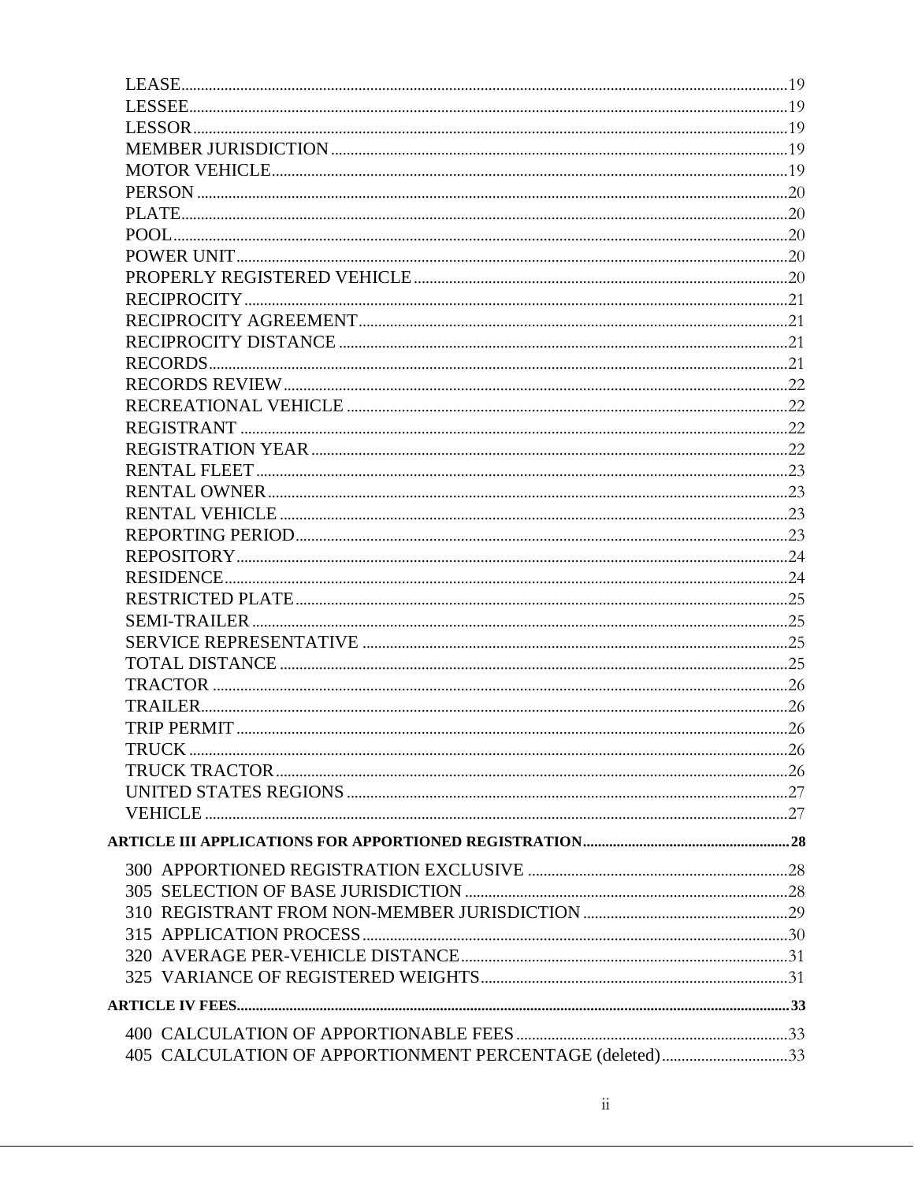LEASE ........ 19
LESSEE ........ 19
LESSOR ........ 19
MEMBER JURISDICTION ........ 19
MOTOR VEHICLE ........ 19
PERSON ........ 20
PLATE ........ 20
POOL ........ 20
POWER UNIT ........ 20
PROPERLY REGISTERED VEHICLE ........ 20
RECIPROCITY ........ 21
RECIPROCITY AGREEMENT ........ 21
RECIPROCITY DISTANCE ........ 21
RECORDS ........ 21
RECORDS REVIEW ........ 22
RECREATIONAL VEHICLE ........ 22
REGISTRANT ........ 22
REGISTRATION YEAR ........ 22
RENTAL FLEET ........ 23
RENTAL OWNER ........ 23
RENTAL VEHICLE ........ 23
REPORTING PERIOD ........ 23
REPOSITORY ........ 24
RESIDENCE ........ 24
RESTRICTED PLATE ........ 25
SEMI-TRAILER ........ 25
SERVICE REPRESENTATIVE ........ 25
TOTAL DISTANCE ........ 25
TRACTOR ........ 26
TRAILER ........ 26
TRIP PERMIT ........ 26
TRUCK ........ 26
TRUCK TRACTOR ........ 26
UNITED STATES REGIONS ........ 27
VEHICLE ........ 27

**ARTICLE III APPLICATIONS FOR APPORTIONED REGISTRATION ........ 28**

300 APPORTIONED REGISTRATION EXCLUSIVE ........ 28
305 SELECTION OF BASE JURISDICTION ........ 28
310 REGISTRANT FROM NON-MEMBER JURISDICTION ........ 29
315 APPLICATION PROCESS ........ 30
320 AVERAGE PER-VEHICLE DISTANCE ........ 31
325 VARIANCE OF REGISTERED WEIGHTS ........ 31

**ARTICLE IV FEES ........ 33**

400 CALCULATION OF APPORTIONABLE FEES ........ 33
405 CALCULATION OF APPORTIONMENT PERCENTAGE (deleted) ........ 33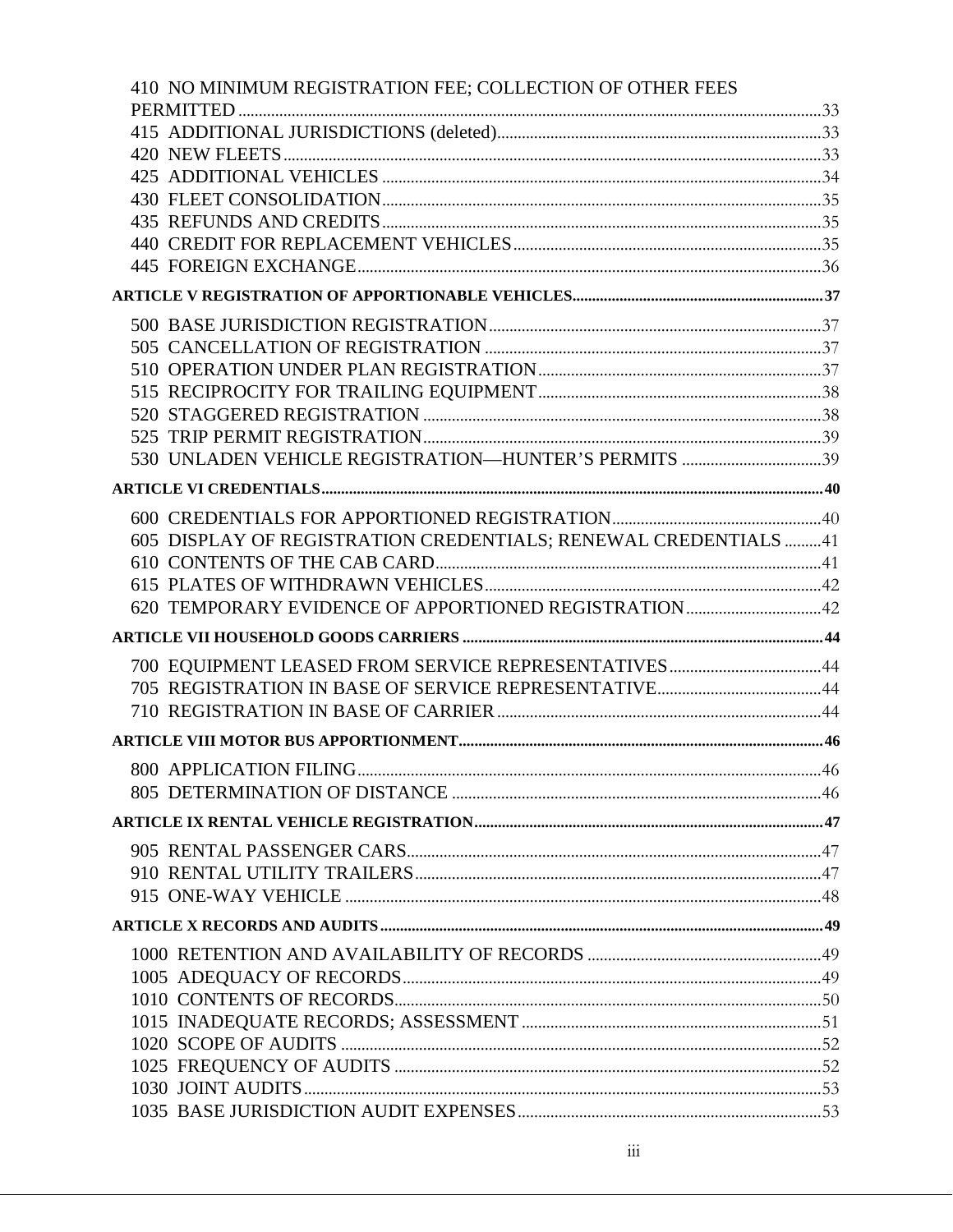410 NO MINIMUM REGISTRATION FEE; COLLECTION OF OTHER FEES PERMITTED ........ 33
415 ADDITIONAL JURISDICTIONS (deleted) ........ 33
420 NEW FLEETS ........ 33
425 ADDITIONAL VEHICLES ........ 34
430 FLEET CONSOLIDATION ........ 35
435 REFUNDS AND CREDITS ........ 35
440 CREDIT FOR REPLACEMENT VEHICLES ........ 35
445 FOREIGN EXCHANGE ........ 36

**ARTICLE V REGISTRATION OF APPORTIONABLE VEHICLES ........ 37**

500 BASE JURISDICTION REGISTRATION ........ 37
505 CANCELLATION OF REGISTRATION ........ 37
510 OPERATION UNDER PLAN REGISTRATION ........ 37
515 RECIPROCITY FOR TRAILING EQUIPMENT ........ 38
520 STAGGERED REGISTRATION ........ 38
525 TRIP PERMIT REGISTRATION ........ 39
530 UNLADEN VEHICLE REGISTRATION—HUNTER'S PERMITS ........ 39

**ARTICLE VI CREDENTIALS ........ 40**

600 CREDENTIALS FOR APPORTIONED REGISTRATION ........ 40
605 DISPLAY OF REGISTRATION CREDENTIALS; RENEWAL CREDENTIALS ........ 41
610 CONTENTS OF THE CAB CARD ........ 41
615 PLATES OF WITHDRAWN VEHICLES ........ 42
620 TEMPORARY EVIDENCE OF APPORTIONED REGISTRATION ........ 42

**ARTICLE VII HOUSEHOLD GOODS CARRIERS ........ 44**

700 EQUIPMENT LEASED FROM SERVICE REPRESENTATIVES ........ 44
705 REGISTRATION IN BASE OF SERVICE REPRESENTATIVE ........ 44
710 REGISTRATION IN BASE OF CARRIER ........ 44

**ARTICLE VIII MOTOR BUS APPORTIONMENT ........ 46**

800 APPLICATION FILING ........ 46
805 DETERMINATION OF DISTANCE ........ 46

**ARTICLE IX RENTAL VEHICLE REGISTRATION ........ 47**

905 RENTAL PASSENGER CARS ........ 47
910 RENTAL UTILITY TRAILERS ........ 47
915 ONE-WAY VEHICLE ........ 48

**ARTICLE X RECORDS AND AUDITS ........ 49**

1000 RETENTION AND AVAILABILITY OF RECORDS ........ 49
1005 ADEQUACY OF RECORDS ........ 49
1010 CONTENTS OF RECORDS ........ 50
1015 INADEQUATE RECORDS; ASSESSMENT ........ 51
1020 SCOPE OF AUDITS ........ 52
1025 FREQUENCY OF AUDITS ........ 52
1030 JOINT AUDITS ........ 53
1035 BASE JURISDICTION AUDIT EXPENSES ........ 53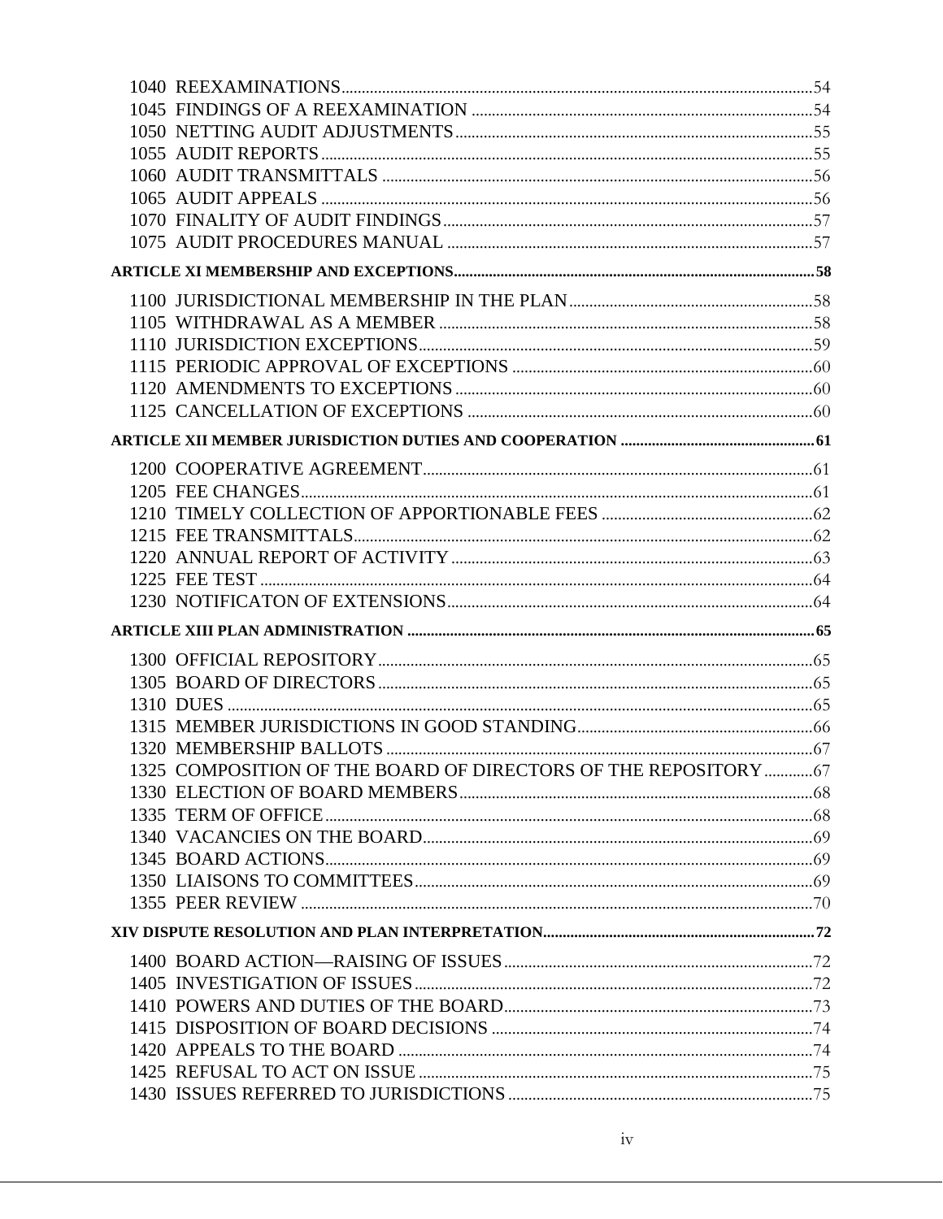1040 REEXAMINATIONS ... 54
1045 FINDINGS OF A REEXAMINATION ... 54
1050 NETTING AUDIT ADJUSTMENTS ... 55
1055 AUDIT REPORTS ... 55
1060 AUDIT TRANSMITTALS ... 56
1065 AUDIT APPEALS ... 56
1070 FINALITY OF AUDIT FINDINGS ... 57
1075 AUDIT PROCEDURES MANUAL ... 57

**ARTICLE XI MEMBERSHIP AND EXCEPTIONS ... 58**

1100 JURISDICTIONAL MEMBERSHIP IN THE PLAN ... 58
1105 WITHDRAWAL AS A MEMBER ... 58
1110 JURISDICTION EXCEPTIONS ... 59
1115 PERIODIC APPROVAL OF EXCEPTIONS ... 60
1120 AMENDMENTS TO EXCEPTIONS ... 60
1125 CANCELLATION OF EXCEPTIONS ... 60

**ARTICLE XII MEMBER JURISDICTION DUTIES AND COOPERATION ... 61**

1200 COOPERATIVE AGREEMENT ... 61
1205 FEE CHANGES ... 61
1210 TIMELY COLLECTION OF APPORTIONABLE FEES ... 62
1215 FEE TRANSMITTALS ... 62
1220 ANNUAL REPORT OF ACTIVITY ... 63
1225 FEE TEST ... 64
1230 NOTIFICATON OF EXTENSIONS ... 64

**ARTICLE XIII PLAN ADMINISTRATION ... 65**

1300 OFFICIAL REPOSITORY ... 65
1305 BOARD OF DIRECTORS ... 65
1310 DUES ... 65
1315 MEMBER JURISDICTIONS IN GOOD STANDING ... 66
1320 MEMBERSHIP BALLOTS ... 67
1325 COMPOSITION OF THE BOARD OF DIRECTORS OF THE REPOSITORY ... 67
1330 ELECTION OF BOARD MEMBERS ... 68
1335 TERM OF OFFICE ... 68
1340 VACANCIES ON THE BOARD ... 69
1345 BOARD ACTIONS ... 69
1350 LIAISONS TO COMMITTEES ... 69
1355 PEER REVIEW ... 70

**XIV DISPUTE RESOLUTION AND PLAN INTERPRETATION ... 72**

1400 BOARD ACTION—RAISING OF ISSUES ... 72
1405 INVESTIGATION OF ISSUES ... 72
1410 POWERS AND DUTIES OF THE BOARD ... 73
1415 DISPOSITION OF BOARD DECISIONS ... 74
1420 APPEALS TO THE BOARD ... 74
1425 REFUSAL TO ACT ON ISSUE ... 75
1430 ISSUES REFERRED TO JURISDICTIONS ... 75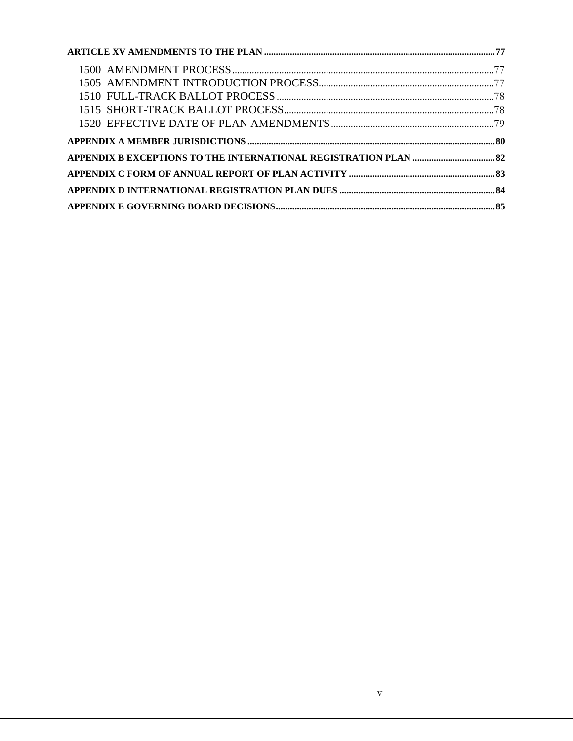ARTICLE XV AMENDMENTS TO THE PLAN ..... 77

- 1500 AMENDMENT PROCESS ..... 77
- 1505 AMENDMENT INTRODUCTION PROCESS ..... 77
- 1510 FULL-TRACK BALLOT PROCESS ..... 78
- 1515 SHORT-TRACK BALLOT PROCESS ..... 78
- 1520 EFFECTIVE DATE OF PLAN AMENDMENTS ..... 79

APPENDIX A MEMBER JURISDICTIONS ..... 80

APPENDIX B EXCEPTIONS TO THE INTERNATIONAL REGISTRATION PLAN ..... 82

APPENDIX C FORM OF ANNUAL REPORT OF PLAN ACTIVITY ..... 83

APPENDIX D INTERNATIONAL REGISTRATION PLAN DUES ..... 84

APPENDIX E GOVERNING BOARD DECISIONS ..... 85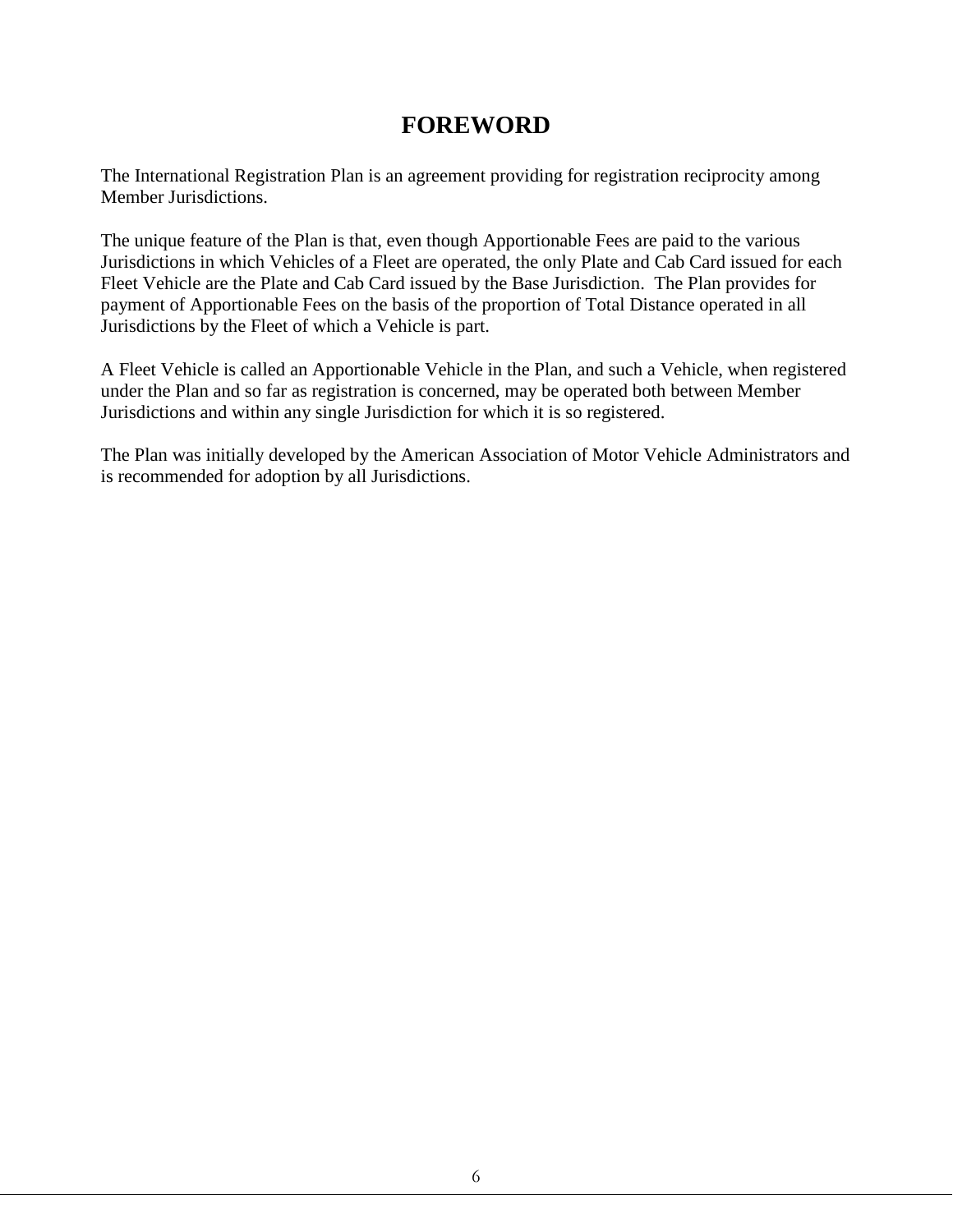# FOREWORD

The International Registration Plan is an agreement providing for registration reciprocity among Member Jurisdictions.

The unique feature of the Plan is that, even though Apportionable Fees are paid to the various Jurisdictions in which Vehicles of a Fleet are operated, the only Plate and Cab Card issued for each Fleet Vehicle are the Plate and Cab Card issued by the Base Jurisdiction. The Plan provides for payment of Apportionable Fees on the basis of the proportion of Total Distance operated in all Jurisdictions by the Fleet of which a Vehicle is part.

A Fleet Vehicle is called an Apportionable Vehicle in the Plan, and such a Vehicle, when registered under the Plan and so far as registration is concerned, may be operated both between Member Jurisdictions and within any single Jurisdiction for which it is so registered.

The Plan was initially developed by the American Association of Motor Vehicle Administrators and is recommended for adoption by all Jurisdictions.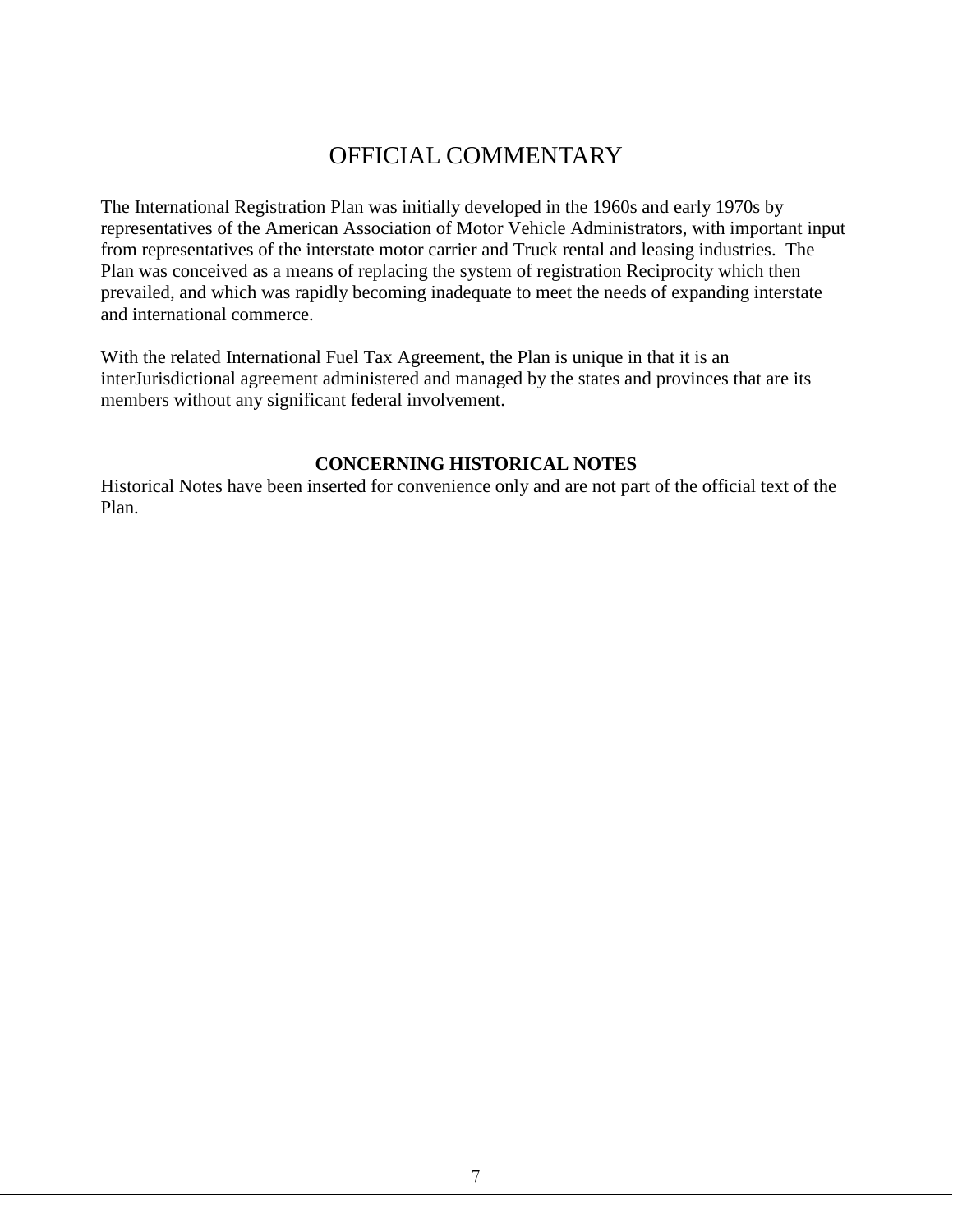# OFFICIAL COMMENTARY

The International Registration Plan was initially developed in the 1960s and early 1970s by representatives of the American Association of Motor Vehicle Administrators, with important input from representatives of the interstate motor carrier and Truck rental and leasing industries. The Plan was conceived as a means of replacing the system of registration Reciprocity which then prevailed, and which was rapidly becoming inadequate to meet the needs of expanding interstate and international commerce.

With the related International Fuel Tax Agreement, the Plan is unique in that it is an interJurisdictional agreement administered and managed by the states and provinces that are its members without any significant federal involvement.

**CONCERNING HISTORICAL NOTES**

Historical Notes have been inserted for convenience only and are not part of the official text of the Plan.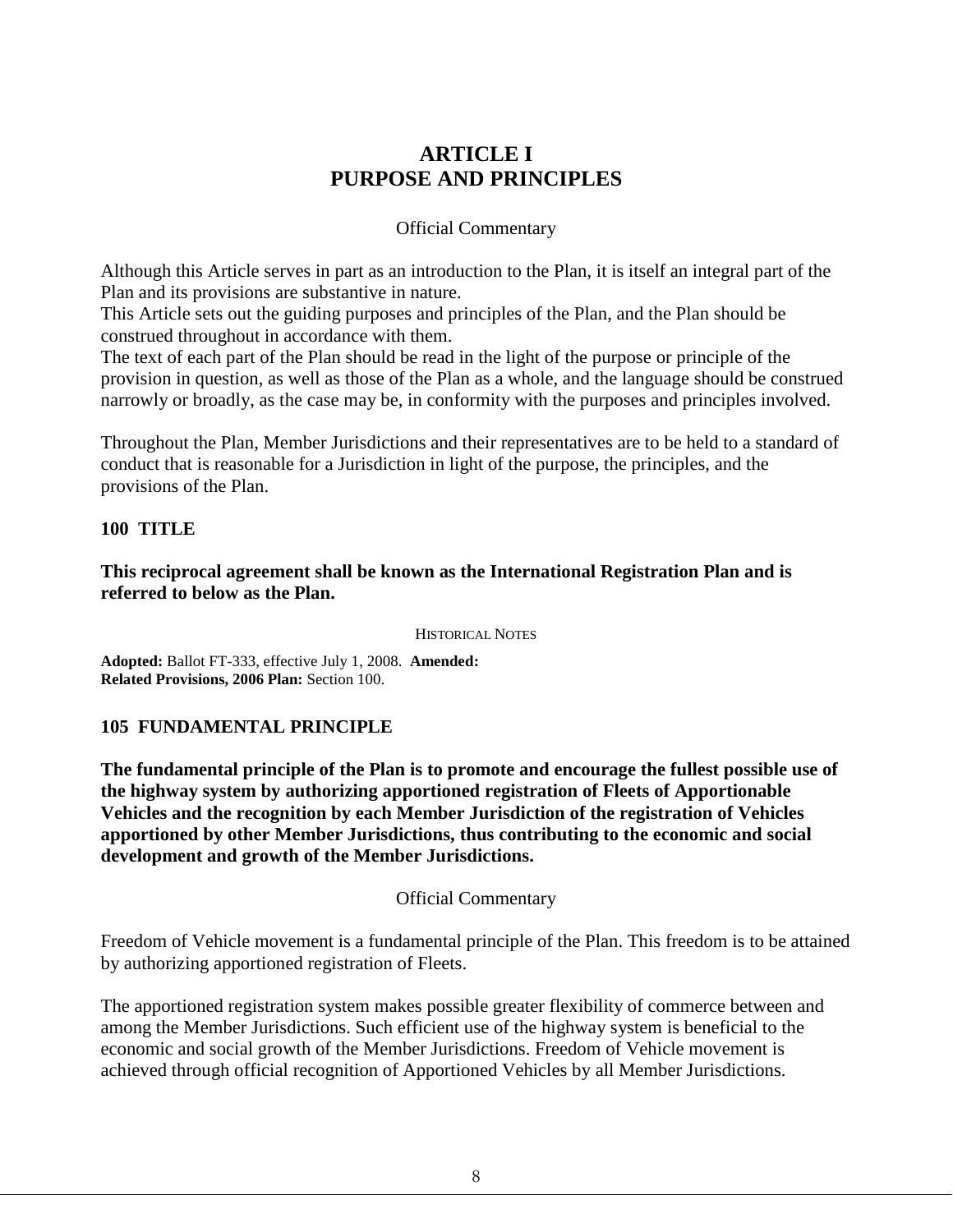# ARTICLE I
# PURPOSE AND PRINCIPLES

Official Commentary

Although this Article serves in part as an introduction to the Plan, it is itself an integral part of the Plan and its provisions are substantive in nature.
This Article sets out the guiding purposes and principles of the Plan, and the Plan should be construed throughout in accordance with them.
The text of each part of the Plan should be read in the light of the purpose or principle of the provision in question, as well as those of the Plan as a whole, and the language should be construed narrowly or broadly, as the case may be, in conformity with the purposes and principles involved.

Throughout the Plan, Member Jurisdictions and their representatives are to be held to a standard of conduct that is reasonable for a Jurisdiction in light of the purpose, the principles, and the provisions of the Plan.

### 100 TITLE

**This reciprocal agreement shall be known as the International Registration Plan and is referred to below as the Plan.**

HISTORICAL NOTES

**Adopted:** Ballot FT-333, effective July 1, 2008. **Amended:**
**Related Provisions, 2006 Plan:** Section 100.

### 105 FUNDAMENTAL PRINCIPLE

**The fundamental principle of the Plan is to promote and encourage the fullest possible use of the highway system by authorizing apportioned registration of Fleets of Apportionable Vehicles and the recognition by each Member Jurisdiction of the registration of Vehicles apportioned by other Member Jurisdictions, thus contributing to the economic and social development and growth of the Member Jurisdictions.**

Official Commentary

Freedom of Vehicle movement is a fundamental principle of the Plan. This freedom is to be attained by authorizing apportioned registration of Fleets.

The apportioned registration system makes possible greater flexibility of commerce between and among the Member Jurisdictions. Such efficient use of the highway system is beneficial to the economic and social growth of the Member Jurisdictions. Freedom of Vehicle movement is achieved through official recognition of Apportioned Vehicles by all Member Jurisdictions.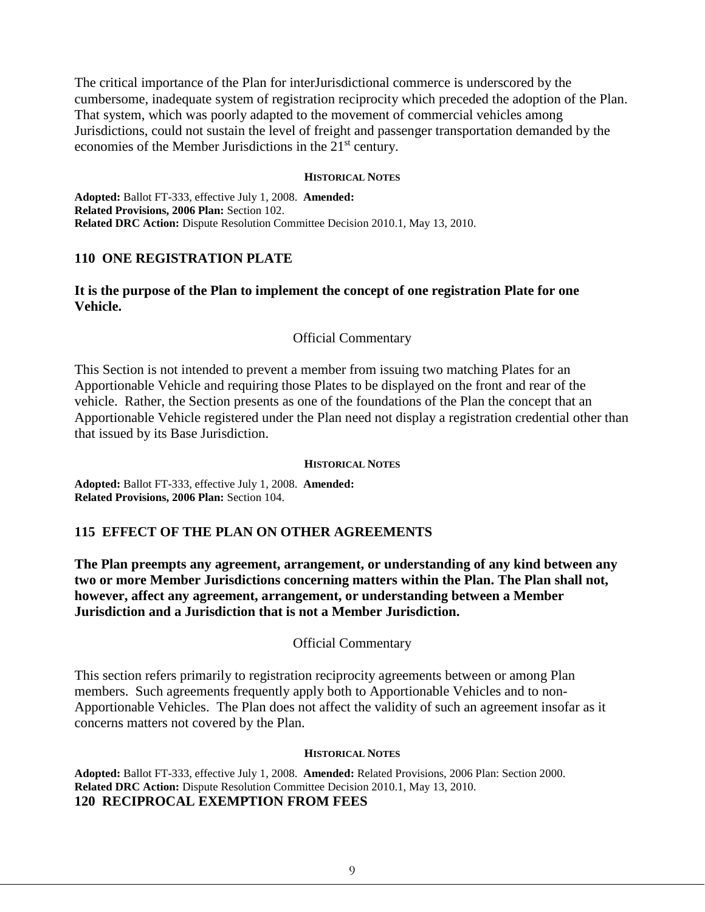The critical importance of the Plan for interJurisdictional commerce is underscored by the cumbersome, inadequate system of registration reciprocity which preceded the adoption of the Plan. That system, which was poorly adapted to the movement of commercial vehicles among Jurisdictions, could not sustain the level of freight and passenger transportation demanded by the economies of the Member Jurisdictions in the 21st century.

**HISTORICAL NOTES**

**Adopted:** Ballot FT-333, effective July 1, 2008. **Amended:**
**Related Provisions, 2006 Plan:** Section 102.
**Related DRC Action:** Dispute Resolution Committee Decision 2010.1, May 13, 2010.

## 110 ONE REGISTRATION PLATE

**It is the purpose of the Plan to implement the concept of one registration Plate for one Vehicle.**

Official Commentary

This Section is not intended to prevent a member from issuing two matching Plates for an Apportionable Vehicle and requiring those Plates to be displayed on the front and rear of the vehicle. Rather, the Section presents as one of the foundations of the Plan the concept that an Apportionable Vehicle registered under the Plan need not display a registration credential other than that issued by its Base Jurisdiction.

**HISTORICAL NOTES**

**Adopted:** Ballot FT-333, effective July 1, 2008. **Amended:**
**Related Provisions, 2006 Plan:** Section 104.

## 115 EFFECT OF THE PLAN ON OTHER AGREEMENTS

**The Plan preempts any agreement, arrangement, or understanding of any kind between any two or more Member Jurisdictions concerning matters within the Plan. The Plan shall not, however, affect any agreement, arrangement, or understanding between a Member Jurisdiction and a Jurisdiction that is not a Member Jurisdiction.**

Official Commentary

This section refers primarily to registration reciprocity agreements between or among Plan members. Such agreements frequently apply both to Apportionable Vehicles and to non-Apportionable Vehicles. The Plan does not affect the validity of such an agreement insofar as it concerns matters not covered by the Plan.

**HISTORICAL NOTES**

**Adopted:** Ballot FT-333, effective July 1, 2008. **Amended:** Related Provisions, 2006 Plan: Section 2000.
**Related DRC Action:** Dispute Resolution Committee Decision 2010.1, May 13, 2010.

## 120 RECIPROCAL EXEMPTION FROM FEES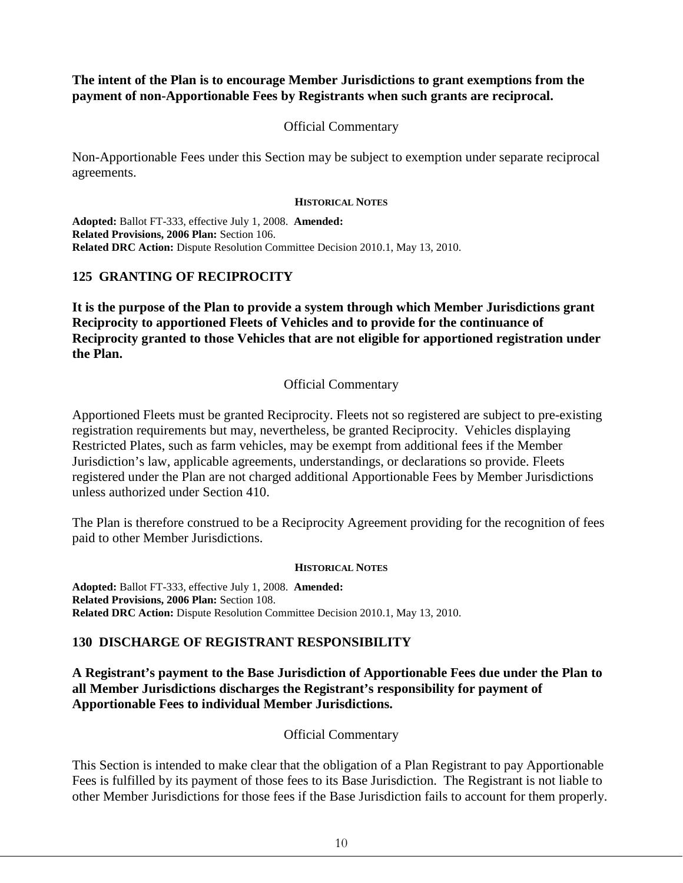**The intent of the Plan is to encourage Member Jurisdictions to grant exemptions from the payment of non-Apportionable Fees by Registrants when such grants are reciprocal.**

Official Commentary

Non-Apportionable Fees under this Section may be subject to exemption under separate reciprocal agreements.

###### HISTORICAL NOTES

**Adopted:** Ballot FT-333, effective July 1, 2008. **Amended:**
**Related Provisions, 2006 Plan:** Section 106.
**Related DRC Action:** Dispute Resolution Committee Decision 2010.1, May 13, 2010.

## 125 GRANTING OF RECIPROCITY

**It is the purpose of the Plan to provide a system through which Member Jurisdictions grant Reciprocity to apportioned Fleets of Vehicles and to provide for the continuance of Reciprocity granted to those Vehicles that are not eligible for apportioned registration under the Plan.**

Official Commentary

Apportioned Fleets must be granted Reciprocity. Fleets not so registered are subject to pre-existing registration requirements but may, nevertheless, be granted Reciprocity. Vehicles displaying Restricted Plates, such as farm vehicles, may be exempt from additional fees if the Member Jurisdiction's law, applicable agreements, understandings, or declarations so provide. Fleets registered under the Plan are not charged additional Apportionable Fees by Member Jurisdictions unless authorized under Section 410.

The Plan is therefore construed to be a Reciprocity Agreement providing for the recognition of fees paid to other Member Jurisdictions.

###### HISTORICAL NOTES

**Adopted:** Ballot FT-333, effective July 1, 2008. **Amended:**
**Related Provisions, 2006 Plan:** Section 108.
**Related DRC Action:** Dispute Resolution Committee Decision 2010.1, May 13, 2010.

## 130 DISCHARGE OF REGISTRANT RESPONSIBILITY

**A Registrant's payment to the Base Jurisdiction of Apportionable Fees due under the Plan to all Member Jurisdictions discharges the Registrant's responsibility for payment of Apportionable Fees to individual Member Jurisdictions.**

Official Commentary

This Section is intended to make clear that the obligation of a Plan Registrant to pay Apportionable Fees is fulfilled by its payment of those fees to its Base Jurisdiction. The Registrant is not liable to other Member Jurisdictions for those fees if the Base Jurisdiction fails to account for them properly.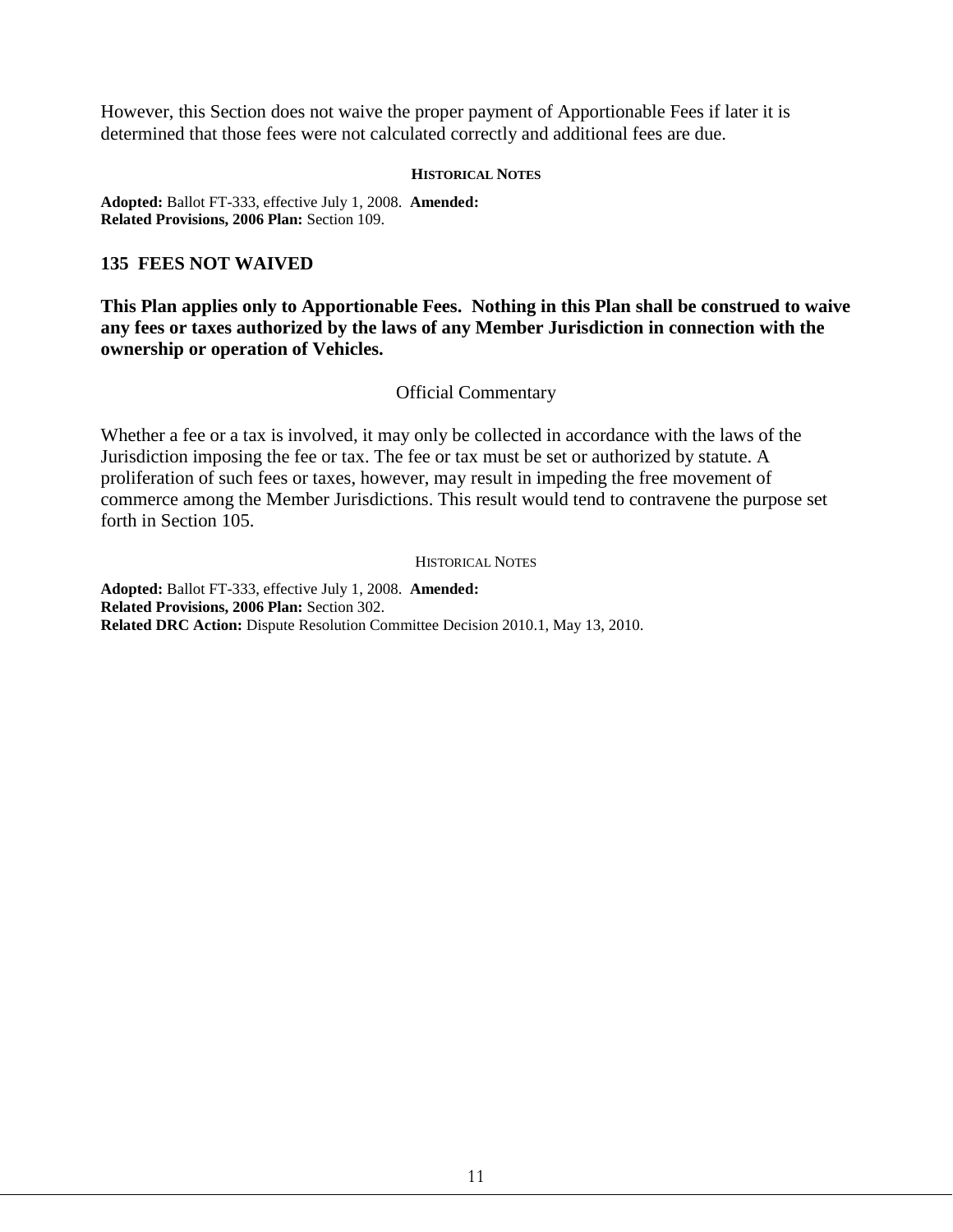However, this Section does not waive the proper payment of Apportionable Fees if later it is determined that those fees were not calculated correctly and additional fees are due.

**HISTORICAL NOTES**

**Adopted:** Ballot FT-333, effective July 1, 2008. **Amended:**
**Related Provisions, 2006 Plan:** Section 109.

## 135 FEES NOT WAIVED

**This Plan applies only to Apportionable Fees. Nothing in this Plan shall be construed to waive any fees or taxes authorized by the laws of any Member Jurisdiction in connection with the ownership or operation of Vehicles.**

Official Commentary

Whether a fee or a tax is involved, it may only be collected in accordance with the laws of the Jurisdiction imposing the fee or tax. The fee or tax must be set or authorized by statute. A proliferation of such fees or taxes, however, may result in impeding the free movement of commerce among the Member Jurisdictions. This result would tend to contravene the purpose set forth in Section 105.

HISTORICAL NOTES

**Adopted:** Ballot FT-333, effective July 1, 2008. **Amended:**
**Related Provisions, 2006 Plan:** Section 302.
**Related DRC Action:** Dispute Resolution Committee Decision 2010.1, May 13, 2010.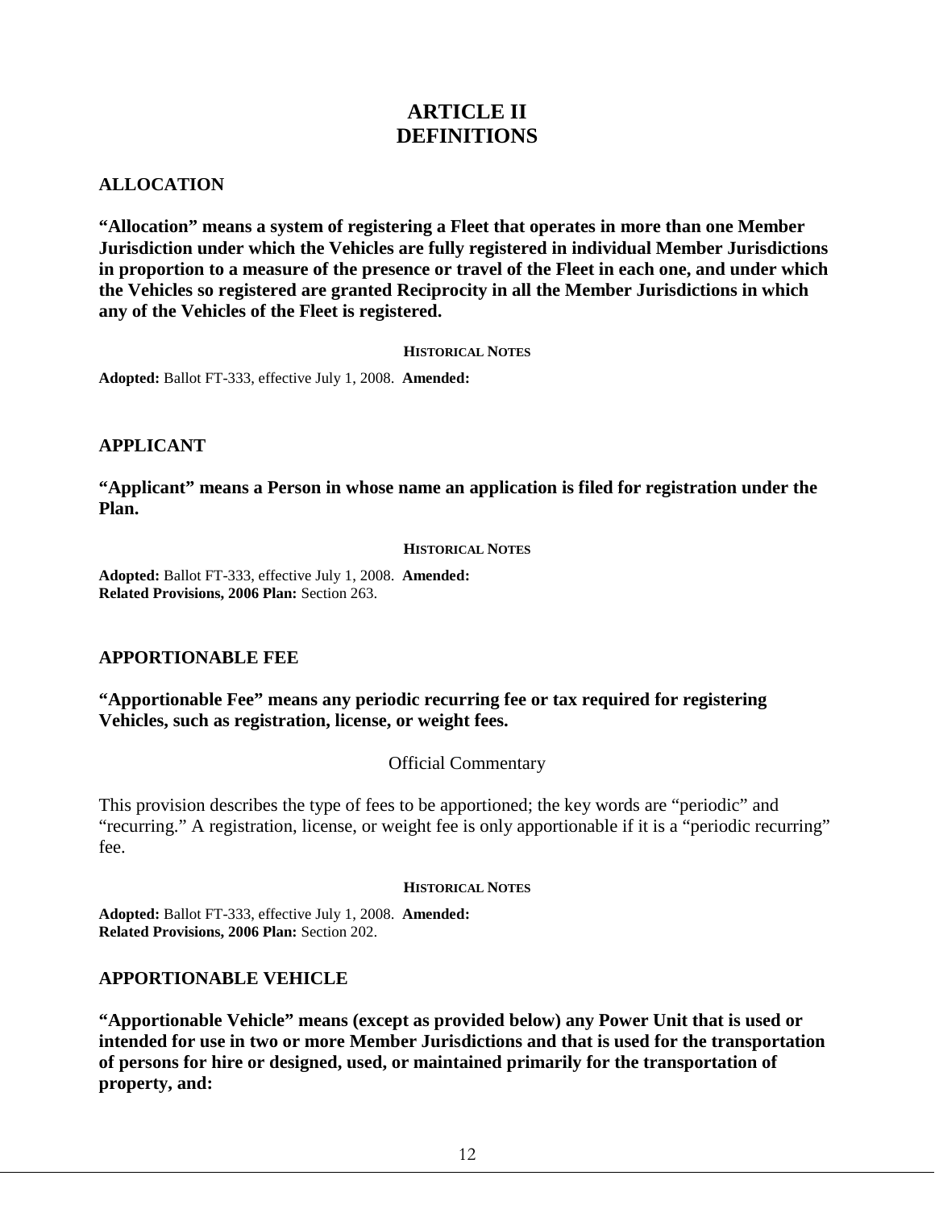# ARTICLE II
# DEFINITIONS

## ALLOCATION

**"Allocation" means a system of registering a Fleet that operates in more than one Member Jurisdiction under which the Vehicles are fully registered in individual Member Jurisdictions in proportion to a measure of the presence or travel of the Fleet in each one, and under which the Vehicles so registered are granted Reciprocity in all the Member Jurisdictions in which any of the Vehicles of the Fleet is registered.**

**HISTORICAL NOTES**

**Adopted:** Ballot FT-333, effective July 1, 2008. **Amended:**

## APPLICANT

**"Applicant" means a Person in whose name an application is filed for registration under the Plan.**

**HISTORICAL NOTES**

**Adopted:** Ballot FT-333, effective July 1, 2008. **Amended:**
**Related Provisions, 2006 Plan:** Section 263.

## APPORTIONABLE FEE

**"Apportionable Fee" means any periodic recurring fee or tax required for registering Vehicles, such as registration, license, or weight fees.**

Official Commentary

This provision describes the type of fees to be apportioned; the key words are "periodic" and "recurring." A registration, license, or weight fee is only apportionable if it is a "periodic recurring" fee.

**HISTORICAL NOTES**

**Adopted:** Ballot FT-333, effective July 1, 2008. **Amended:**
**Related Provisions, 2006 Plan:** Section 202.

## APPORTIONABLE VEHICLE

**"Apportionable Vehicle" means (except as provided below) any Power Unit that is used or intended for use in two or more Member Jurisdictions and that is used for the transportation of persons for hire or designed, used, or maintained primarily for the transportation of property, and:**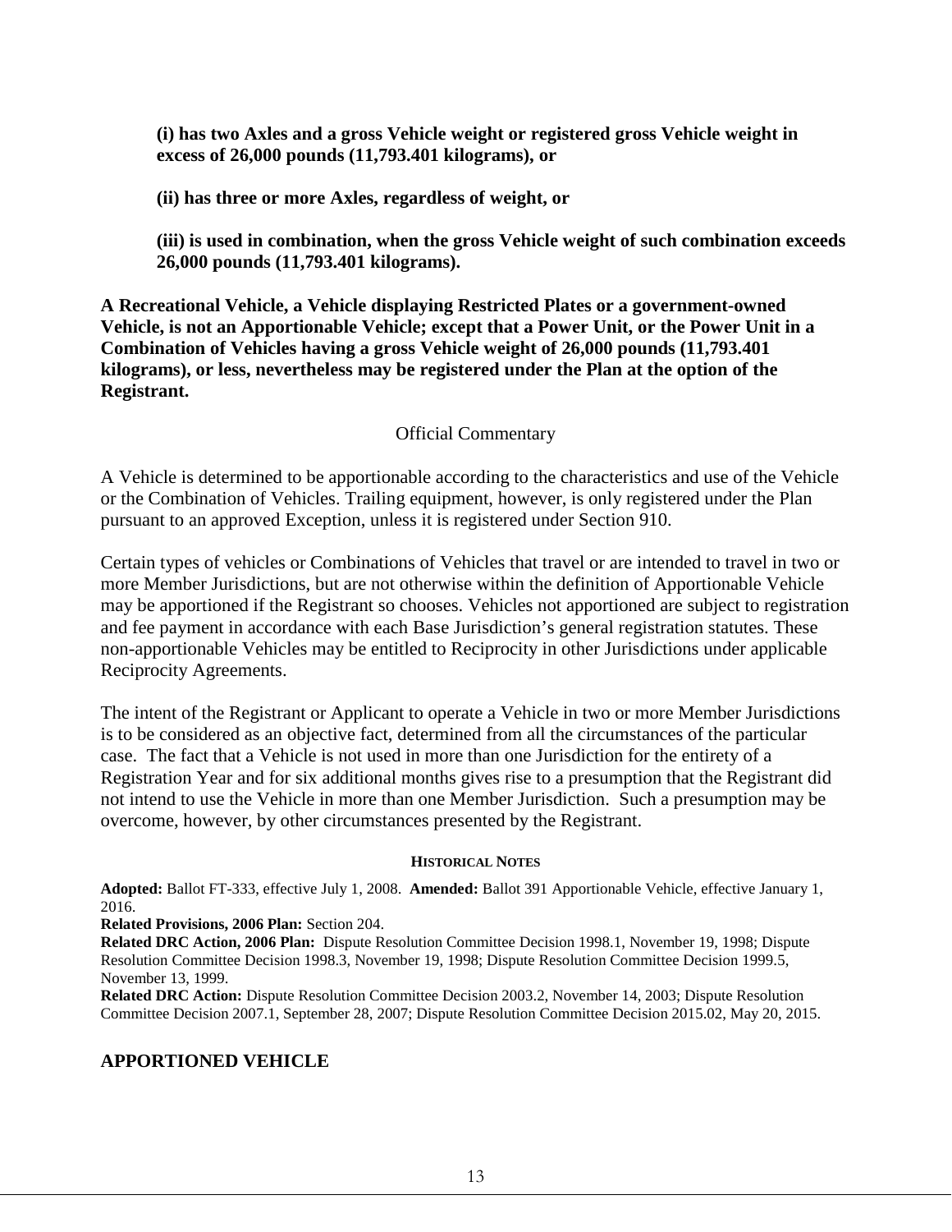**(i) has two Axles and a gross Vehicle weight or registered gross Vehicle weight in excess of 26,000 pounds (11,793.401 kilograms), or**

**(ii) has three or more Axles, regardless of weight, or**

**(iii) is used in combination, when the gross Vehicle weight of such combination exceeds 26,000 pounds (11,793.401 kilograms).**

**A Recreational Vehicle, a Vehicle displaying Restricted Plates or a government-owned Vehicle, is not an Apportionable Vehicle; except that a Power Unit, or the Power Unit in a Combination of Vehicles having a gross Vehicle weight of 26,000 pounds (11,793.401 kilograms), or less, nevertheless may be registered under the Plan at the option of the Registrant.**

Official Commentary

A Vehicle is determined to be apportionable according to the characteristics and use of the Vehicle or the Combination of Vehicles. Trailing equipment, however, is only registered under the Plan pursuant to an approved Exception, unless it is registered under Section 910.

Certain types of vehicles or Combinations of Vehicles that travel or are intended to travel in two or more Member Jurisdictions, but are not otherwise within the definition of Apportionable Vehicle may be apportioned if the Registrant so chooses. Vehicles not apportioned are subject to registration and fee payment in accordance with each Base Jurisdiction's general registration statutes. These non-apportionable Vehicles may be entitled to Reciprocity in other Jurisdictions under applicable Reciprocity Agreements.

The intent of the Registrant or Applicant to operate a Vehicle in two or more Member Jurisdictions is to be considered as an objective fact, determined from all the circumstances of the particular case. The fact that a Vehicle is not used in more than one Jurisdiction for the entirety of a Registration Year and for six additional months gives rise to a presumption that the Registrant did not intend to use the Vehicle in more than one Member Jurisdiction. Such a presumption may be overcome, however, by other circumstances presented by the Registrant.

**HISTORICAL NOTES**

**Adopted:** Ballot FT-333, effective July 1, 2008. **Amended:** Ballot 391 Apportionable Vehicle, effective January 1, 2016.
**Related Provisions, 2006 Plan:** Section 204.
**Related DRC Action, 2006 Plan:** Dispute Resolution Committee Decision 1998.1, November 19, 1998; Dispute Resolution Committee Decision 1998.3, November 19, 1998; Dispute Resolution Committee Decision 1999.5, November 13, 1999.
**Related DRC Action:** Dispute Resolution Committee Decision 2003.2, November 14, 2003; Dispute Resolution Committee Decision 2007.1, September 28, 2007; Dispute Resolution Committee Decision 2015.02, May 20, 2015.

## APPORTIONED VEHICLE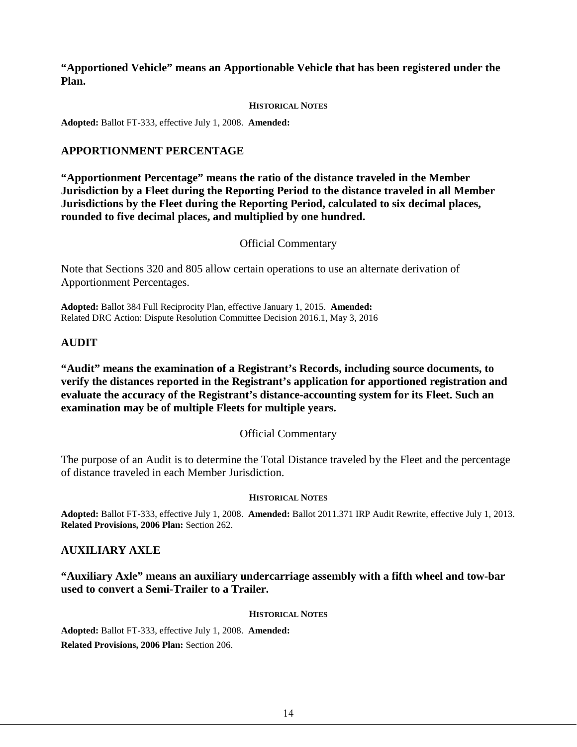**"Apportioned Vehicle" means an Apportionable Vehicle that has been registered under the Plan.**

**HISTORICAL NOTES**

**Adopted:** Ballot FT-333, effective July 1, 2008. **Amended:**

## APPORTIONMENT PERCENTAGE

**"Apportionment Percentage" means the ratio of the distance traveled in the Member Jurisdiction by a Fleet during the Reporting Period to the distance traveled in all Member Jurisdictions by the Fleet during the Reporting Period, calculated to six decimal places, rounded to five decimal places, and multiplied by one hundred.**

Official Commentary

Note that Sections 320 and 805 allow certain operations to use an alternate derivation of Apportionment Percentages.

**Adopted:** Ballot 384 Full Reciprocity Plan, effective January 1, 2015. **Amended:**
Related DRC Action: Dispute Resolution Committee Decision 2016.1, May 3, 2016

## AUDIT

**"Audit" means the examination of a Registrant's Records, including source documents, to verify the distances reported in the Registrant's application for apportioned registration and evaluate the accuracy of the Registrant's distance-accounting system for its Fleet. Such an examination may be of multiple Fleets for multiple years.**

Official Commentary

The purpose of an Audit is to determine the Total Distance traveled by the Fleet and the percentage of distance traveled in each Member Jurisdiction.

**HISTORICAL NOTES**

**Adopted:** Ballot FT-333, effective July 1, 2008. **Amended:** Ballot 2011.371 IRP Audit Rewrite, effective July 1, 2013.
**Related Provisions, 2006 Plan:** Section 262.

## AUXILIARY AXLE

**"Auxiliary Axle" means an auxiliary undercarriage assembly with a fifth wheel and tow-bar used to convert a Semi-Trailer to a Trailer.**

**HISTORICAL NOTES**

**Adopted:** Ballot FT-333, effective July 1, 2008. **Amended:**

**Related Provisions, 2006 Plan:** Section 206.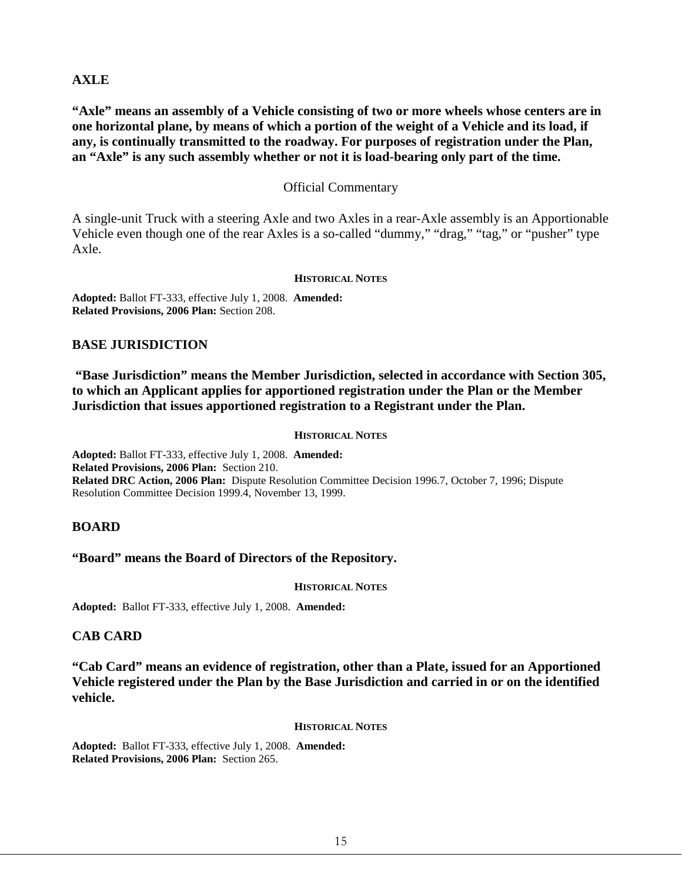## AXLE

**"Axle" means an assembly of a Vehicle consisting of two or more wheels whose centers are in one horizontal plane, by means of which a portion of the weight of a Vehicle and its load, if any, is continually transmitted to the roadway. For purposes of registration under the Plan, an "Axle" is any such assembly whether or not it is load-bearing only part of the time.**

Official Commentary

A single-unit Truck with a steering Axle and two Axles in a rear-Axle assembly is an Apportionable Vehicle even though one of the rear Axles is a so-called "dummy," "drag," "tag," or "pusher" type Axle.

**HISTORICAL NOTES**

**Adopted:** Ballot FT-333, effective July 1, 2008. **Amended:**
**Related Provisions, 2006 Plan:** Section 208.

## BASE JURISDICTION

**"Base Jurisdiction" means the Member Jurisdiction, selected in accordance with Section 305, to which an Applicant applies for apportioned registration under the Plan or the Member Jurisdiction that issues apportioned registration to a Registrant under the Plan.**

**HISTORICAL NOTES**

**Adopted:** Ballot FT-333, effective July 1, 2008. **Amended:**
**Related Provisions, 2006 Plan:** Section 210.
**Related DRC Action, 2006 Plan:** Dispute Resolution Committee Decision 1996.7, October 7, 1996; Dispute Resolution Committee Decision 1999.4, November 13, 1999.

## BOARD

**"Board" means the Board of Directors of the Repository.**

**HISTORICAL NOTES**

**Adopted:** Ballot FT-333, effective July 1, 2008. **Amended:**

## CAB CARD

**"Cab Card" means an evidence of registration, other than a Plate, issued for an Apportioned Vehicle registered under the Plan by the Base Jurisdiction and carried in or on the identified vehicle.**

**HISTORICAL NOTES**

**Adopted:** Ballot FT-333, effective July 1, 2008. **Amended:**
**Related Provisions, 2006 Plan:** Section 265.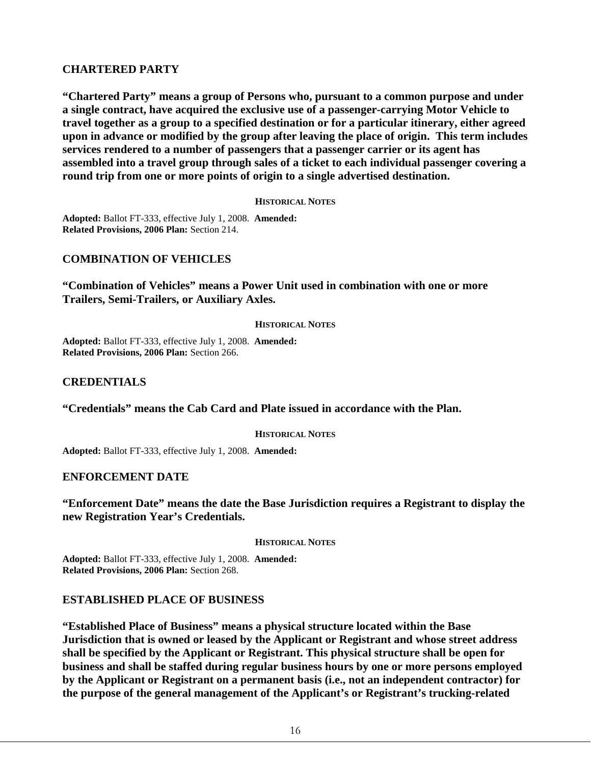## CHARTERED PARTY

**"Chartered Party" means a group of Persons who, pursuant to a common purpose and under a single contract, have acquired the exclusive use of a passenger-carrying Motor Vehicle to travel together as a group to a specified destination or for a particular itinerary, either agreed upon in advance or modified by the group after leaving the place of origin. This term includes services rendered to a number of passengers that a passenger carrier or its agent has assembled into a travel group through sales of a ticket to each individual passenger covering a round trip from one or more points of origin to a single advertised destination.**

**HISTORICAL NOTES**

**Adopted:** Ballot FT-333, effective July 1, 2008. **Amended:**
**Related Provisions, 2006 Plan:** Section 214.

## COMBINATION OF VEHICLES

**"Combination of Vehicles" means a Power Unit used in combination with one or more Trailers, Semi-Trailers, or Auxiliary Axles.**

**HISTORICAL NOTES**

**Adopted:** Ballot FT-333, effective July 1, 2008. **Amended:**
**Related Provisions, 2006 Plan:** Section 266.

## CREDENTIALS

**"Credentials" means the Cab Card and Plate issued in accordance with the Plan.**

**HISTORICAL NOTES**

**Adopted:** Ballot FT-333, effective July 1, 2008. **Amended:**

## ENFORCEMENT DATE

**"Enforcement Date" means the date the Base Jurisdiction requires a Registrant to display the new Registration Year's Credentials.**

**HISTORICAL NOTES**

**Adopted:** Ballot FT-333, effective July 1, 2008. **Amended:**
**Related Provisions, 2006 Plan:** Section 268.

## ESTABLISHED PLACE OF BUSINESS

**"Established Place of Business" means a physical structure located within the Base Jurisdiction that is owned or leased by the Applicant or Registrant and whose street address shall be specified by the Applicant or Registrant. This physical structure shall be open for business and shall be staffed during regular business hours by one or more persons employed by the Applicant or Registrant on a permanent basis (i.e., not an independent contractor) for the purpose of the general management of the Applicant's or Registrant's trucking-related**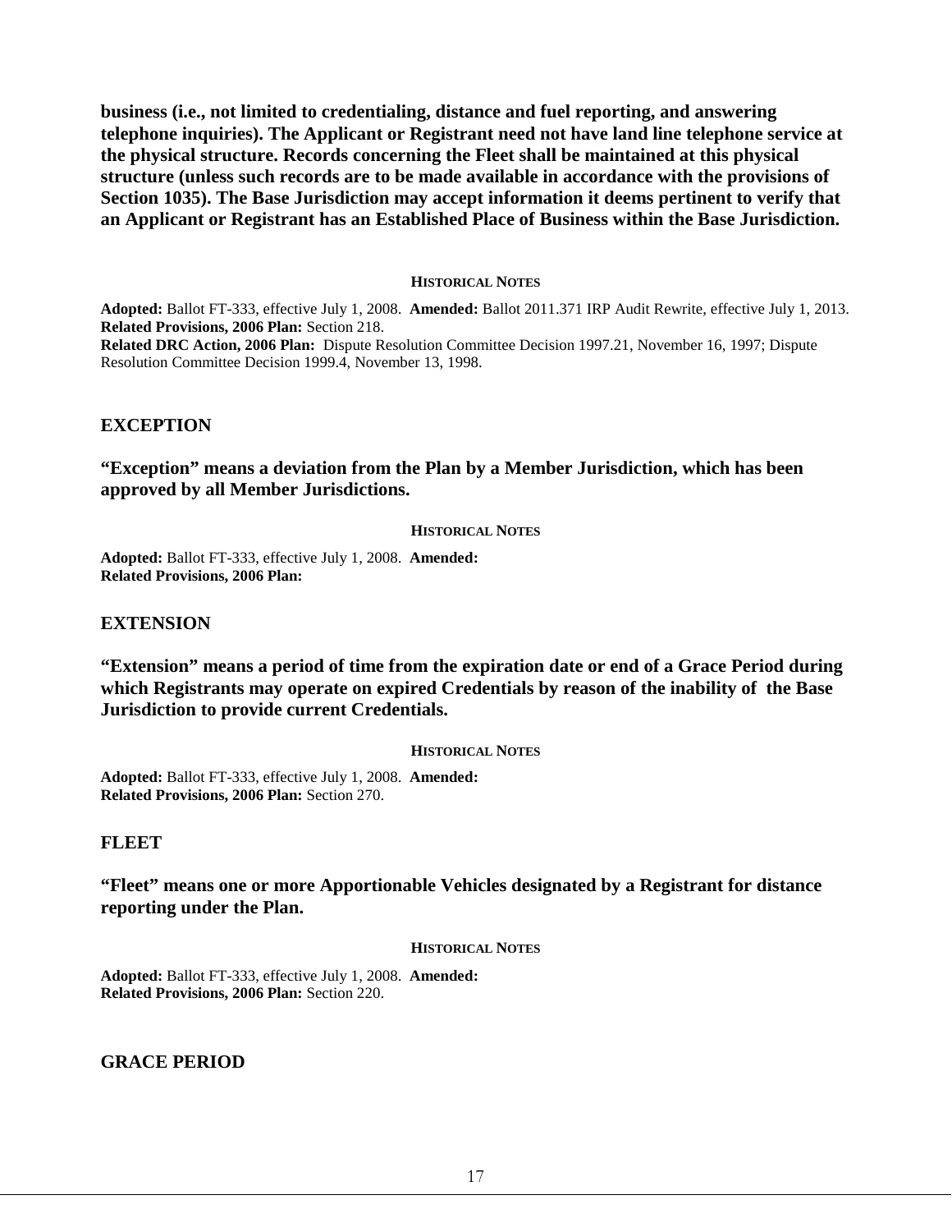**business (i.e., not limited to credentialing, distance and fuel reporting, and answering telephone inquiries). The Applicant or Registrant need not have land line telephone service at the physical structure. Records concerning the Fleet shall be maintained at this physical structure (unless such records are to be made available in accordance with the provisions of Section 1035). The Base Jurisdiction may accept information it deems pertinent to verify that an Applicant or Registrant has an Established Place of Business within the Base Jurisdiction.**

**HISTORICAL NOTES**

**Adopted:** Ballot FT-333, effective July 1, 2008. **Amended:** Ballot 2011.371 IRP Audit Rewrite, effective July 1, 2013.
**Related Provisions, 2006 Plan:** Section 218.
**Related DRC Action, 2006 Plan:** Dispute Resolution Committee Decision 1997.21, November 16, 1997; Dispute Resolution Committee Decision 1999.4, November 13, 1998.

## EXCEPTION

**"Exception" means a deviation from the Plan by a Member Jurisdiction, which has been approved by all Member Jurisdictions.**

**HISTORICAL NOTES**

**Adopted:** Ballot FT-333, effective July 1, 2008. **Amended:**
**Related Provisions, 2006 Plan:**

## EXTENSION

**"Extension" means a period of time from the expiration date or end of a Grace Period during which Registrants may operate on expired Credentials by reason of the inability of the Base Jurisdiction to provide current Credentials.**

**HISTORICAL NOTES**

**Adopted:** Ballot FT-333, effective July 1, 2008. **Amended:**
**Related Provisions, 2006 Plan:** Section 270.

## FLEET

**"Fleet" means one or more Apportionable Vehicles designated by a Registrant for distance reporting under the Plan.**

**HISTORICAL NOTES**

**Adopted:** Ballot FT-333, effective July 1, 2008. **Amended:**
**Related Provisions, 2006 Plan:** Section 220.

## GRACE PERIOD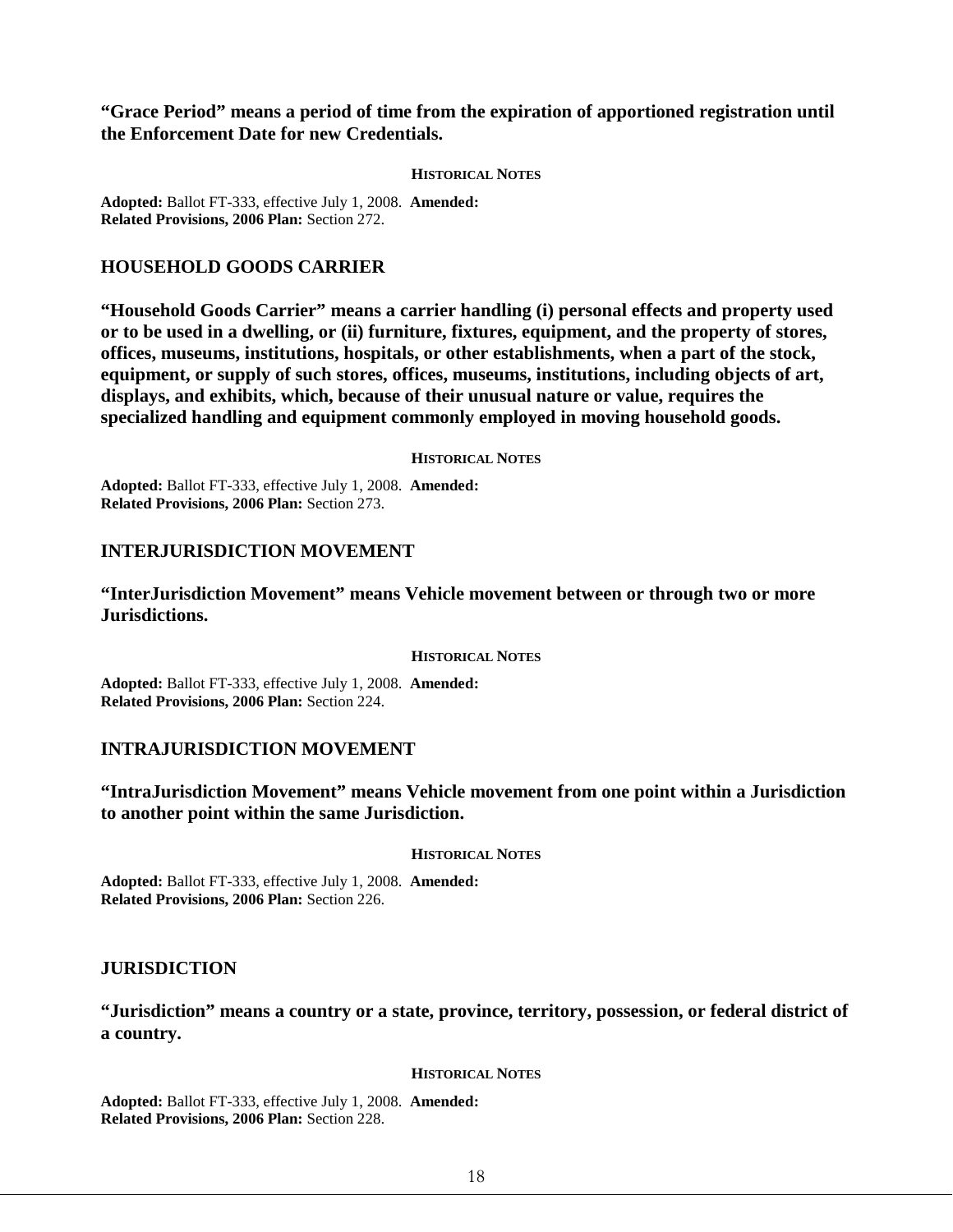**“Grace Period” means a period of time from the expiration of apportioned registration until the Enforcement Date for new Credentials.**

**HISTORICAL NOTES**

**Adopted:** Ballot FT-333, effective July 1, 2008. **Amended:**
**Related Provisions, 2006 Plan:** Section 272.

## HOUSEHOLD GOODS CARRIER

**“Household Goods Carrier” means a carrier handling (i) personal effects and property used or to be used in a dwelling, or (ii) furniture, fixtures, equipment, and the property of stores, offices, museums, institutions, hospitals, or other establishments, when a part of the stock, equipment, or supply of such stores, offices, museums, institutions, including objects of art, displays, and exhibits, which, because of their unusual nature or value, requires the specialized handling and equipment commonly employed in moving household goods.**

**HISTORICAL NOTES**

**Adopted:** Ballot FT-333, effective July 1, 2008. **Amended:**
**Related Provisions, 2006 Plan:** Section 273.

## INTERJURISDICTION MOVEMENT

**“InterJurisdiction Movement” means Vehicle movement between or through two or more Jurisdictions.**

**HISTORICAL NOTES**

**Adopted:** Ballot FT-333, effective July 1, 2008. **Amended:**
**Related Provisions, 2006 Plan:** Section 224.

## INTRAJURISDICTION MOVEMENT

**“IntraJurisdiction Movement” means Vehicle movement from one point within a Jurisdiction to another point within the same Jurisdiction.**

**HISTORICAL NOTES**

**Adopted:** Ballot FT-333, effective July 1, 2008. **Amended:**
**Related Provisions, 2006 Plan:** Section 226.

## JURISDICTION

**“Jurisdiction” means a country or a state, province, territory, possession, or federal district of a country.**

**HISTORICAL NOTES**

**Adopted:** Ballot FT-333, effective July 1, 2008. **Amended:**
**Related Provisions, 2006 Plan:** Section 228.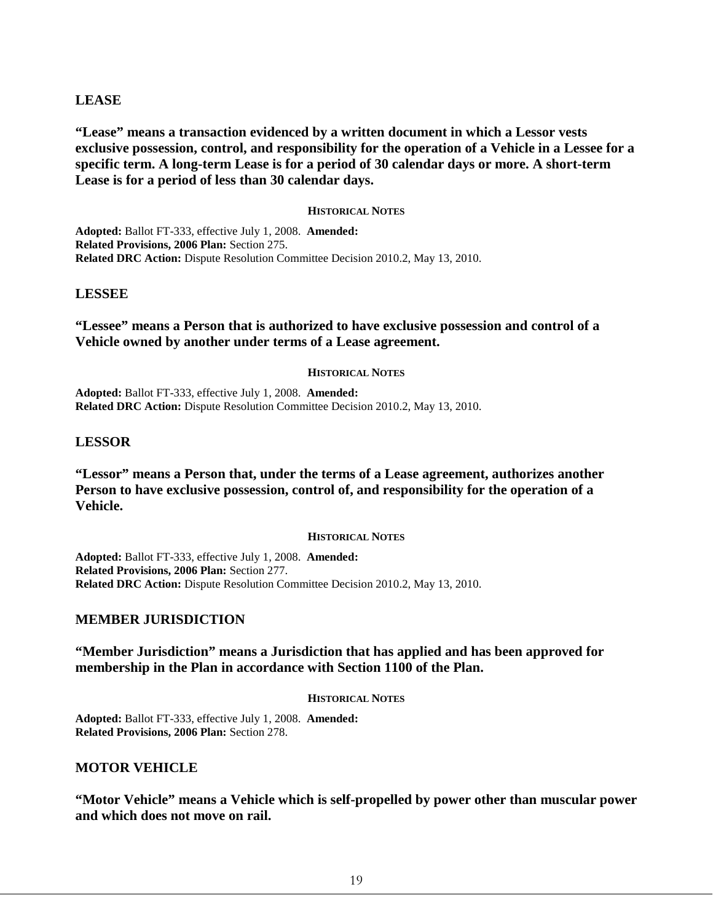## LEASE

**"Lease" means a transaction evidenced by a written document in which a Lessor vests exclusive possession, control, and responsibility for the operation of a Vehicle in a Lessee for a specific term. A long-term Lease is for a period of 30 calendar days or more. A short-term Lease is for a period of less than 30 calendar days.**

**HISTORICAL NOTES**

**Adopted:** Ballot FT-333, effective July 1, 2008. **Amended:**
**Related Provisions, 2006 Plan:** Section 275.
**Related DRC Action:** Dispute Resolution Committee Decision 2010.2, May 13, 2010.

## LESSEE

**"Lessee" means a Person that is authorized to have exclusive possession and control of a Vehicle owned by another under terms of a Lease agreement.**

**HISTORICAL NOTES**

**Adopted:** Ballot FT-333, effective July 1, 2008. **Amended:**
**Related DRC Action:** Dispute Resolution Committee Decision 2010.2, May 13, 2010.

## LESSOR

**"Lessor" means a Person that, under the terms of a Lease agreement, authorizes another Person to have exclusive possession, control of, and responsibility for the operation of a Vehicle.**

**HISTORICAL NOTES**

**Adopted:** Ballot FT-333, effective July 1, 2008. **Amended:**
**Related Provisions, 2006 Plan:** Section 277.
**Related DRC Action:** Dispute Resolution Committee Decision 2010.2, May 13, 2010.

## MEMBER JURISDICTION

**"Member Jurisdiction" means a Jurisdiction that has applied and has been approved for membership in the Plan in accordance with Section 1100 of the Plan.**

**HISTORICAL NOTES**

**Adopted:** Ballot FT-333, effective July 1, 2008. **Amended:**
**Related Provisions, 2006 Plan:** Section 278.

## MOTOR VEHICLE

**"Motor Vehicle" means a Vehicle which is self-propelled by power other than muscular power and which does not move on rail.**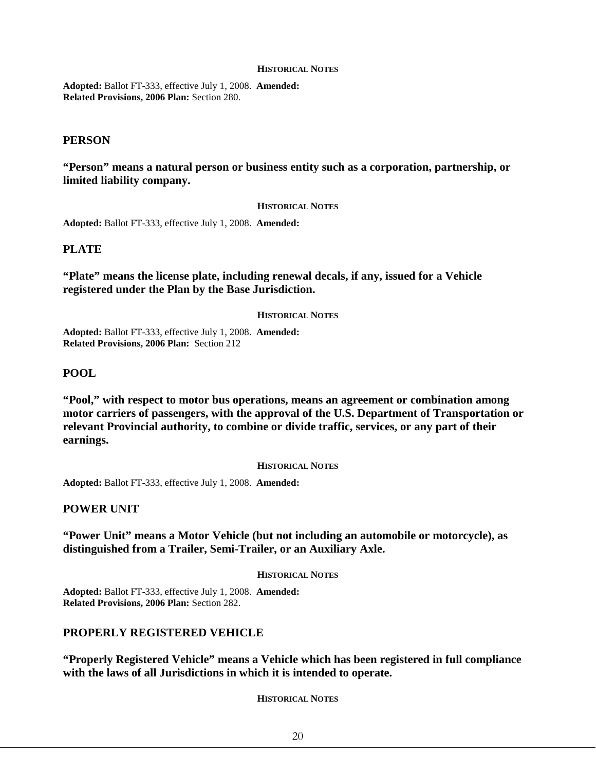**HISTORICAL NOTES**

**Adopted:** Ballot FT-333, effective July 1, 2008. **Amended:**
**Related Provisions, 2006 Plan:** Section 280.

## PERSON

**"Person" means a natural person or business entity such as a corporation, partnership, or limited liability company.**

**HISTORICAL NOTES**

**Adopted:** Ballot FT-333, effective July 1, 2008. **Amended:**

## PLATE

**"Plate" means the license plate, including renewal decals, if any, issued for a Vehicle registered under the Plan by the Base Jurisdiction.**

**HISTORICAL NOTES**

**Adopted:** Ballot FT-333, effective July 1, 2008. **Amended:**
**Related Provisions, 2006 Plan:** Section 212

## POOL

**"Pool," with respect to motor bus operations, means an agreement or combination among motor carriers of passengers, with the approval of the U.S. Department of Transportation or relevant Provincial authority, to combine or divide traffic, services, or any part of their earnings.**

**HISTORICAL NOTES**

**Adopted:** Ballot FT-333, effective July 1, 2008. **Amended:**

## POWER UNIT

**"Power Unit" means a Motor Vehicle (but not including an automobile or motorcycle), as distinguished from a Trailer, Semi-Trailer, or an Auxiliary Axle.**

**HISTORICAL NOTES**

**Adopted:** Ballot FT-333, effective July 1, 2008. **Amended:**
**Related Provisions, 2006 Plan:** Section 282.

## PROPERLY REGISTERED VEHICLE

**"Properly Registered Vehicle" means a Vehicle which has been registered in full compliance with the laws of all Jurisdictions in which it is intended to operate.**

**HISTORICAL NOTES**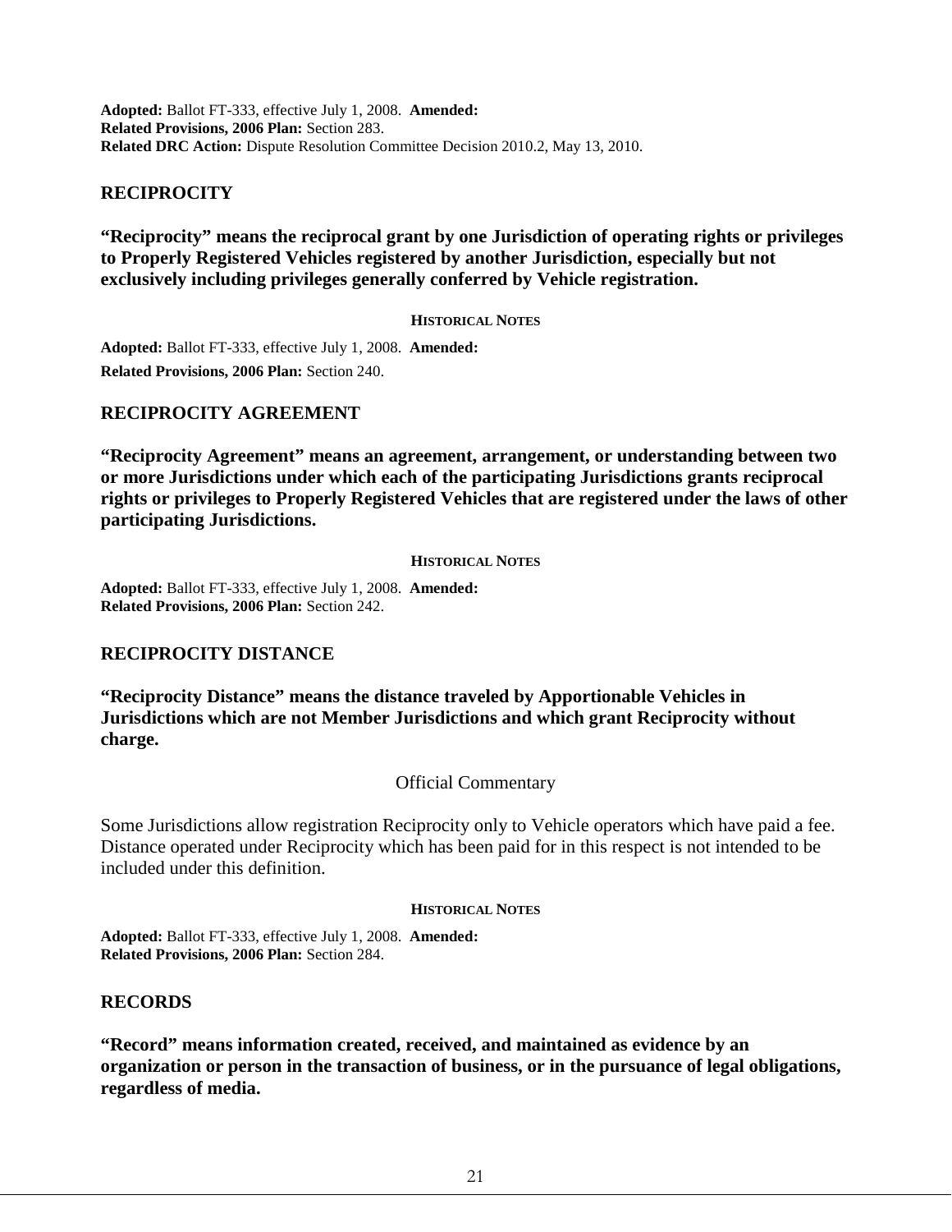**Adopted:** Ballot FT-333, effective July 1, 2008. **Amended:**
**Related Provisions, 2006 Plan:** Section 283.
**Related DRC Action:** Dispute Resolution Committee Decision 2010.2, May 13, 2010.

## RECIPROCITY

**"Reciprocity" means the reciprocal grant by one Jurisdiction of operating rights or privileges to Properly Registered Vehicles registered by another Jurisdiction, especially but not exclusively including privileges generally conferred by Vehicle registration.**

**HISTORICAL NOTES**

**Adopted:** Ballot FT-333, effective July 1, 2008. **Amended:**
**Related Provisions, 2006 Plan:** Section 240.

## RECIPROCITY AGREEMENT

**"Reciprocity Agreement" means an agreement, arrangement, or understanding between two or more Jurisdictions under which each of the participating Jurisdictions grants reciprocal rights or privileges to Properly Registered Vehicles that are registered under the laws of other participating Jurisdictions.**

**HISTORICAL NOTES**

**Adopted:** Ballot FT-333, effective July 1, 2008. **Amended:**
**Related Provisions, 2006 Plan:** Section 242.

## RECIPROCITY DISTANCE

**"Reciprocity Distance" means the distance traveled by Apportionable Vehicles in Jurisdictions which are not Member Jurisdictions and which grant Reciprocity without charge.**

Official Commentary

Some Jurisdictions allow registration Reciprocity only to Vehicle operators which have paid a fee. Distance operated under Reciprocity which has been paid for in this respect is not intended to be included under this definition.

**HISTORICAL NOTES**

**Adopted:** Ballot FT-333, effective July 1, 2008. **Amended:**
**Related Provisions, 2006 Plan:** Section 284.

## RECORDS

**"Record" means information created, received, and maintained as evidence by an organization or person in the transaction of business, or in the pursuance of legal obligations, regardless of media.**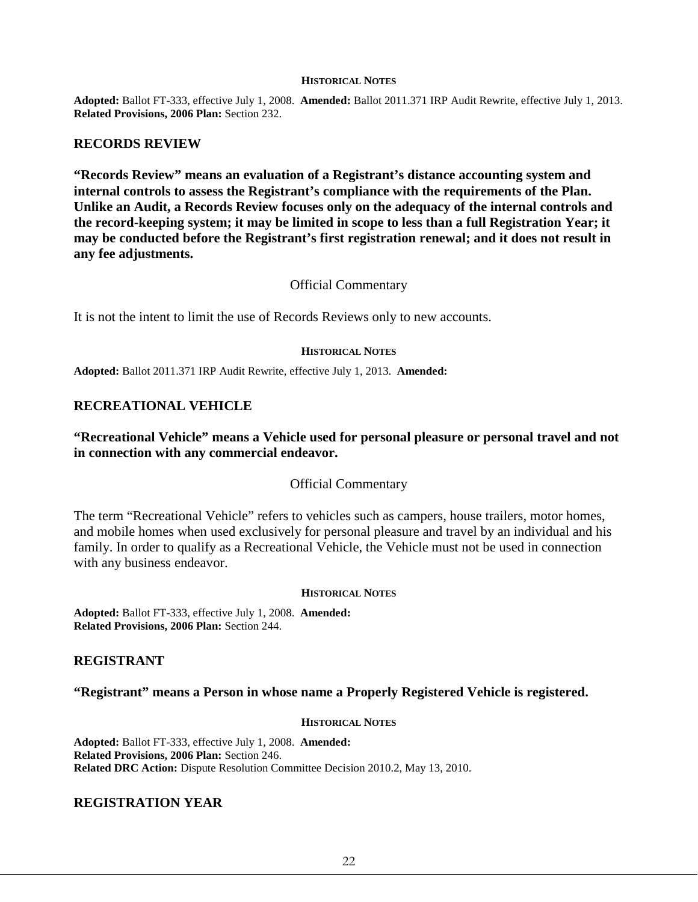**HISTORICAL NOTES**

**Adopted:** Ballot FT-333, effective July 1, 2008. **Amended:** Ballot 2011.371 IRP Audit Rewrite, effective July 1, 2013.
**Related Provisions, 2006 Plan:** Section 232.

## RECORDS REVIEW

**"Records Review" means an evaluation of a Registrant's distance accounting system and internal controls to assess the Registrant's compliance with the requirements of the Plan. Unlike an Audit, a Records Review focuses only on the adequacy of the internal controls and the record-keeping system; it may be limited in scope to less than a full Registration Year; it may be conducted before the Registrant's first registration renewal; and it does not result in any fee adjustments.**

Official Commentary

It is not the intent to limit the use of Records Reviews only to new accounts.

**HISTORICAL NOTES**

**Adopted:** Ballot 2011.371 IRP Audit Rewrite, effective July 1, 2013. **Amended:**

## RECREATIONAL VEHICLE

**"Recreational Vehicle" means a Vehicle used for personal pleasure or personal travel and not in connection with any commercial endeavor.**

Official Commentary

The term "Recreational Vehicle" refers to vehicles such as campers, house trailers, motor homes, and mobile homes when used exclusively for personal pleasure and travel by an individual and his family. In order to qualify as a Recreational Vehicle, the Vehicle must not be used in connection with any business endeavor.

**HISTORICAL NOTES**

**Adopted:** Ballot FT-333, effective July 1, 2008. **Amended:**
**Related Provisions, 2006 Plan:** Section 244.

## REGISTRANT

**"Registrant" means a Person in whose name a Properly Registered Vehicle is registered.**

**HISTORICAL NOTES**

**Adopted:** Ballot FT-333, effective July 1, 2008. **Amended:**
**Related Provisions, 2006 Plan:** Section 246.
**Related DRC Action:** Dispute Resolution Committee Decision 2010.2, May 13, 2010.

## REGISTRATION YEAR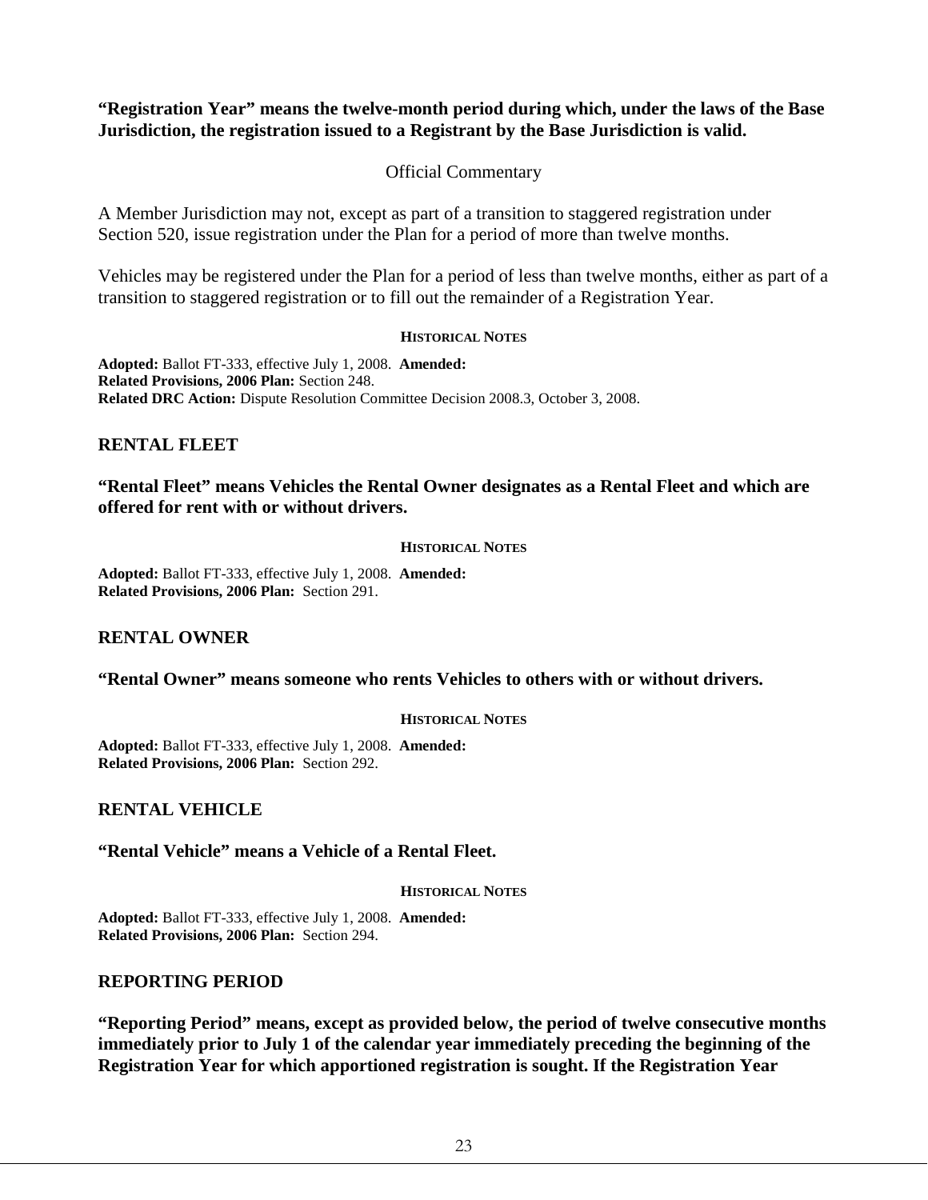**“Registration Year” means the twelve-month period during which, under the laws of the Base Jurisdiction, the registration issued to a Registrant by the Base Jurisdiction is valid.**

Official Commentary

A Member Jurisdiction may not, except as part of a transition to staggered registration under Section 520, issue registration under the Plan for a period of more than twelve months.

Vehicles may be registered under the Plan for a period of less than twelve months, either as part of a transition to staggered registration or to fill out the remainder of a Registration Year.

**HISTORICAL NOTES**

**Adopted:** Ballot FT-333, effective July 1, 2008. **Amended:**
**Related Provisions, 2006 Plan:** Section 248.
**Related DRC Action:** Dispute Resolution Committee Decision 2008.3, October 3, 2008.

## RENTAL FLEET

**“Rental Fleet” means Vehicles the Rental Owner designates as a Rental Fleet and which are offered for rent with or without drivers.**

**HISTORICAL NOTES**

**Adopted:** Ballot FT-333, effective July 1, 2008. **Amended:**
**Related Provisions, 2006 Plan:** Section 291.

## RENTAL OWNER

**“Rental Owner” means someone who rents Vehicles to others with or without drivers.**

**HISTORICAL NOTES**

**Adopted:** Ballot FT-333, effective July 1, 2008. **Amended:**
**Related Provisions, 2006 Plan:** Section 292.

## RENTAL VEHICLE

**“Rental Vehicle” means a Vehicle of a Rental Fleet.**

**HISTORICAL NOTES**

**Adopted:** Ballot FT-333, effective July 1, 2008. **Amended:**
**Related Provisions, 2006 Plan:** Section 294.

## REPORTING PERIOD

**“Reporting Period” means, except as provided below, the period of twelve consecutive months immediately prior to July 1 of the calendar year immediately preceding the beginning of the Registration Year for which apportioned registration is sought. If the Registration Year**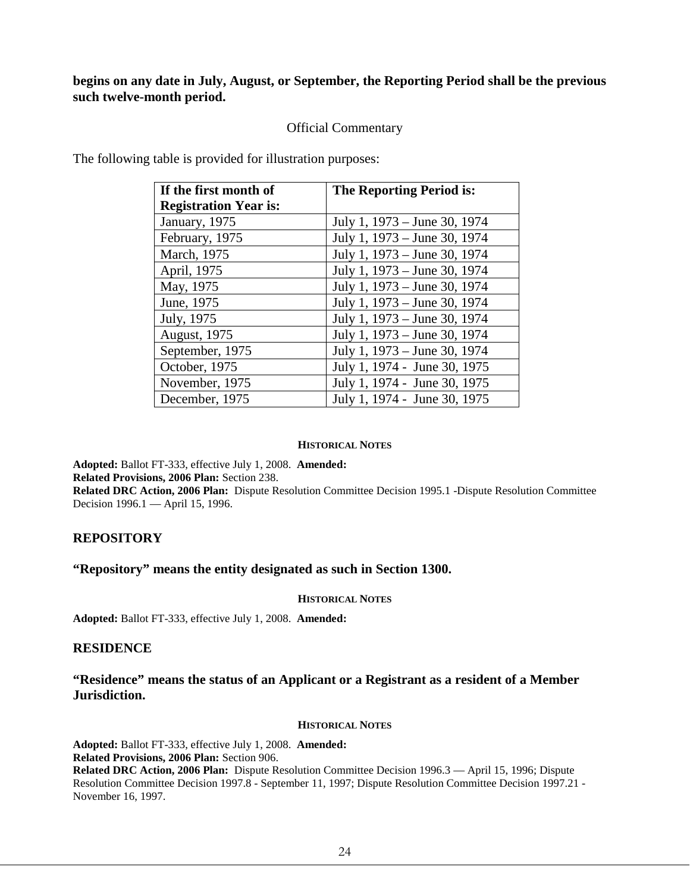**begins on any date in July, August, or September, the Reporting Period shall be the previous such twelve-month period.**

Official Commentary

The following table is provided for illustration purposes:

| If the first month of Registration Year is: | The Reporting Period is: |
|---|---|
| January, 1975 | July 1, 1973 – June 30, 1974 |
| February, 1975 | July 1, 1973 – June 30, 1974 |
| March, 1975 | July 1, 1973 – June 30, 1974 |
| April, 1975 | July 1, 1973 – June 30, 1974 |
| May, 1975 | July 1, 1973 – June 30, 1974 |
| June, 1975 | July 1, 1973 – June 30, 1974 |
| July, 1975 | July 1, 1973 – June 30, 1974 |
| August, 1975 | July 1, 1973 – June 30, 1974 |
| September, 1975 | July 1, 1973 – June 30, 1974 |
| October, 1975 | July 1, 1974 - June 30, 1975 |
| November, 1975 | July 1, 1974 - June 30, 1975 |
| December, 1975 | July 1, 1974 - June 30, 1975 |

**HISTORICAL NOTES**

**Adopted:** Ballot FT-333, effective July 1, 2008. **Amended:**
**Related Provisions, 2006 Plan:** Section 238.
**Related DRC Action, 2006 Plan:** Dispute Resolution Committee Decision 1995.1 -Dispute Resolution Committee Decision 1996.1 — April 15, 1996.

## REPOSITORY

**"Repository" means the entity designated as such in Section 1300.**

**HISTORICAL NOTES**

**Adopted:** Ballot FT-333, effective July 1, 2008. **Amended:**

## RESIDENCE

**"Residence" means the status of an Applicant or a Registrant as a resident of a Member Jurisdiction.**

**HISTORICAL NOTES**

**Adopted:** Ballot FT-333, effective July 1, 2008. **Amended:**
**Related Provisions, 2006 Plan:** Section 906.
**Related DRC Action, 2006 Plan:** Dispute Resolution Committee Decision 1996.3 — April 15, 1996; Dispute Resolution Committee Decision 1997.8 - September 11, 1997; Dispute Resolution Committee Decision 1997.21 - November 16, 1997.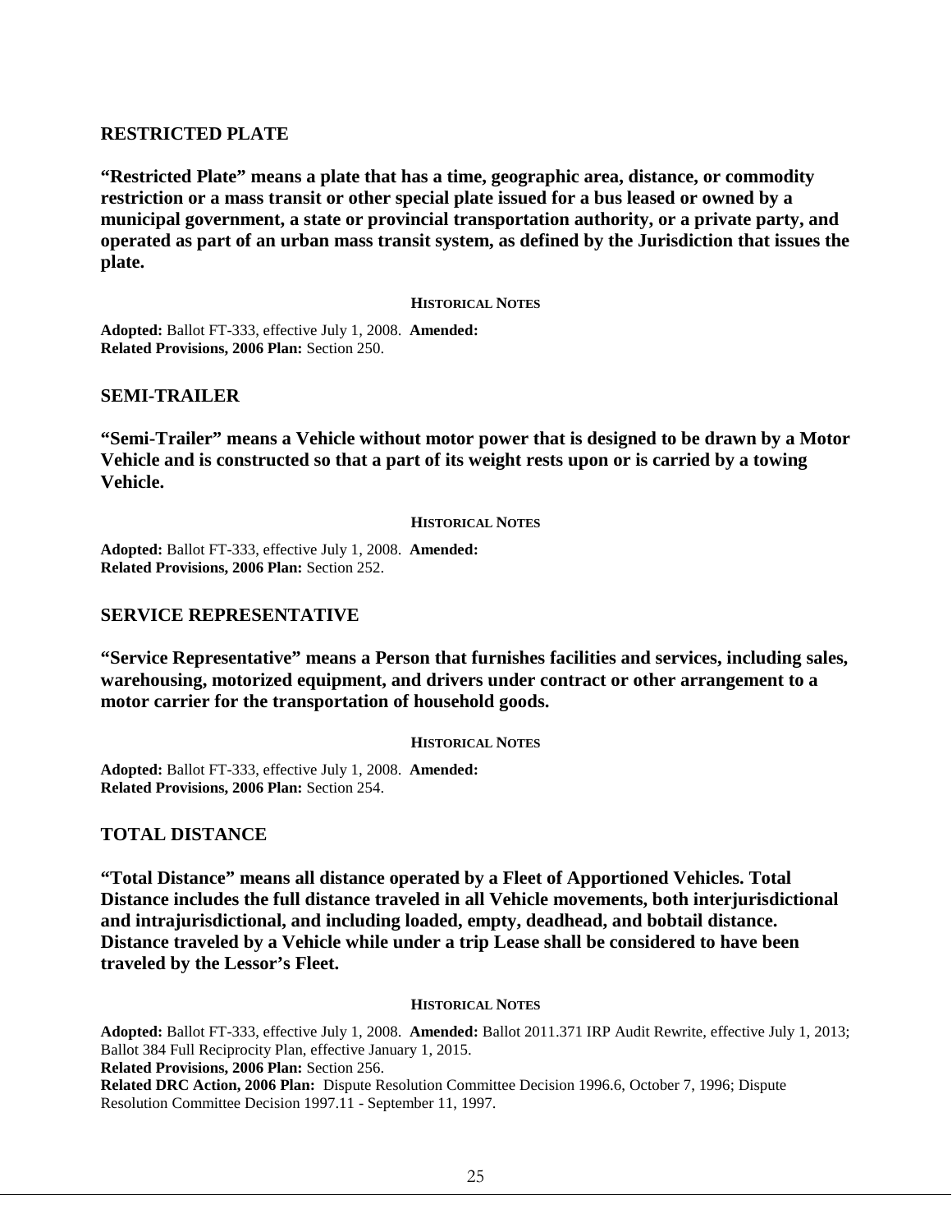## RESTRICTED PLATE

**"Restricted Plate" means a plate that has a time, geographic area, distance, or commodity restriction or a mass transit or other special plate issued for a bus leased or owned by a municipal government, a state or provincial transportation authority, or a private party, and operated as part of an urban mass transit system, as defined by the Jurisdiction that issues the plate.**

**HISTORICAL NOTES**

**Adopted:** Ballot FT-333, effective July 1, 2008. **Amended:**
**Related Provisions, 2006 Plan:** Section 250.

## SEMI-TRAILER

**"Semi-Trailer" means a Vehicle without motor power that is designed to be drawn by a Motor Vehicle and is constructed so that a part of its weight rests upon or is carried by a towing Vehicle.**

**HISTORICAL NOTES**

**Adopted:** Ballot FT-333, effective July 1, 2008. **Amended:**
**Related Provisions, 2006 Plan:** Section 252.

## SERVICE REPRESENTATIVE

**"Service Representative" means a Person that furnishes facilities and services, including sales, warehousing, motorized equipment, and drivers under contract or other arrangement to a motor carrier for the transportation of household goods.**

**HISTORICAL NOTES**

**Adopted:** Ballot FT-333, effective July 1, 2008. **Amended:**
**Related Provisions, 2006 Plan:** Section 254.

## TOTAL DISTANCE

**"Total Distance" means all distance operated by a Fleet of Apportioned Vehicles. Total Distance includes the full distance traveled in all Vehicle movements, both interjurisdictional and intrajurisdictional, and including loaded, empty, deadhead, and bobtail distance. Distance traveled by a Vehicle while under a trip Lease shall be considered to have been traveled by the Lessor's Fleet.**

**HISTORICAL NOTES**

**Adopted:** Ballot FT-333, effective July 1, 2008. **Amended:** Ballot 2011.371 IRP Audit Rewrite, effective July 1, 2013; Ballot 384 Full Reciprocity Plan, effective January 1, 2015.
**Related Provisions, 2006 Plan:** Section 256.
**Related DRC Action, 2006 Plan:** Dispute Resolution Committee Decision 1996.6, October 7, 1996; Dispute Resolution Committee Decision 1997.11 - September 11, 1997.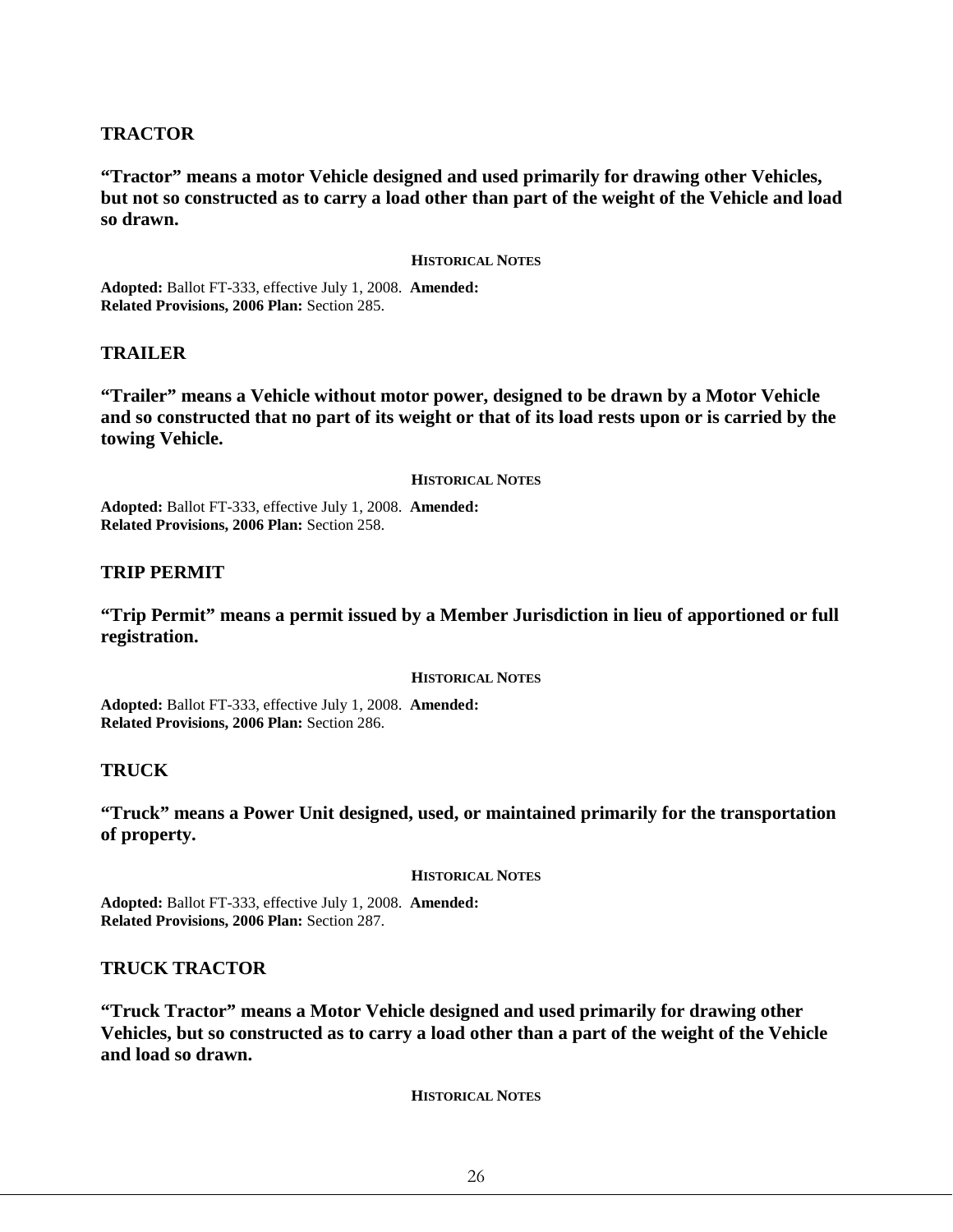## TRACTOR

**"Tractor" means a motor Vehicle designed and used primarily for drawing other Vehicles, but not so constructed as to carry a load other than part of the weight of the Vehicle and load so drawn.**

**HISTORICAL NOTES**

**Adopted:** Ballot FT-333, effective July 1, 2008. **Amended:**
**Related Provisions, 2006 Plan:** Section 285.

## TRAILER

**"Trailer" means a Vehicle without motor power, designed to be drawn by a Motor Vehicle and so constructed that no part of its weight or that of its load rests upon or is carried by the towing Vehicle.**

**HISTORICAL NOTES**

**Adopted:** Ballot FT-333, effective July 1, 2008. **Amended:**
**Related Provisions, 2006 Plan:** Section 258.

## TRIP PERMIT

**"Trip Permit" means a permit issued by a Member Jurisdiction in lieu of apportioned or full registration.**

**HISTORICAL NOTES**

**Adopted:** Ballot FT-333, effective July 1, 2008. **Amended:**
**Related Provisions, 2006 Plan:** Section 286.

## TRUCK

**"Truck" means a Power Unit designed, used, or maintained primarily for the transportation of property.**

**HISTORICAL NOTES**

**Adopted:** Ballot FT-333, effective July 1, 2008. **Amended:**
**Related Provisions, 2006 Plan:** Section 287.

## TRUCK TRACTOR

**"Truck Tractor" means a Motor Vehicle designed and used primarily for drawing other Vehicles, but so constructed as to carry a load other than a part of the weight of the Vehicle and load so drawn.**

**HISTORICAL NOTES**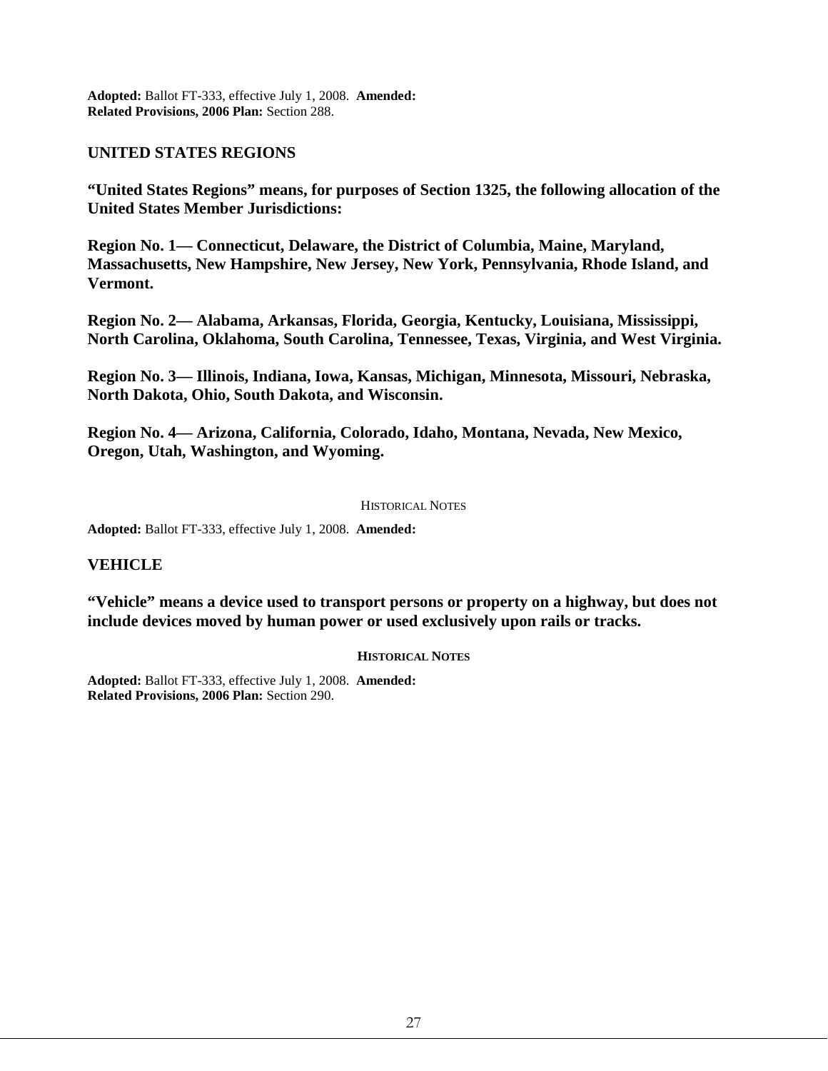**Adopted:** Ballot FT-333, effective July 1, 2008. **Amended:**
**Related Provisions, 2006 Plan:** Section 288.

## UNITED STATES REGIONS

**"United States Regions" means, for purposes of Section 1325, the following allocation of the United States Member Jurisdictions:**

**Region No. 1— Connecticut, Delaware, the District of Columbia, Maine, Maryland, Massachusetts, New Hampshire, New Jersey, New York, Pennsylvania, Rhode Island, and Vermont.**

**Region No. 2— Alabama, Arkansas, Florida, Georgia, Kentucky, Louisiana, Mississippi, North Carolina, Oklahoma, South Carolina, Tennessee, Texas, Virginia, and West Virginia.**

**Region No. 3— Illinois, Indiana, Iowa, Kansas, Michigan, Minnesota, Missouri, Nebraska, North Dakota, Ohio, South Dakota, and Wisconsin.**

**Region No. 4— Arizona, California, Colorado, Idaho, Montana, Nevada, New Mexico, Oregon, Utah, Washington, and Wyoming.**

HISTORICAL NOTES

**Adopted:** Ballot FT-333, effective July 1, 2008. **Amended:**

## VEHICLE

**"Vehicle" means a device used to transport persons or property on a highway, but does not include devices moved by human power or used exclusively upon rails or tracks.**

**HISTORICAL NOTES**

**Adopted:** Ballot FT-333, effective July 1, 2008. **Amended:**
**Related Provisions, 2006 Plan:** Section 290.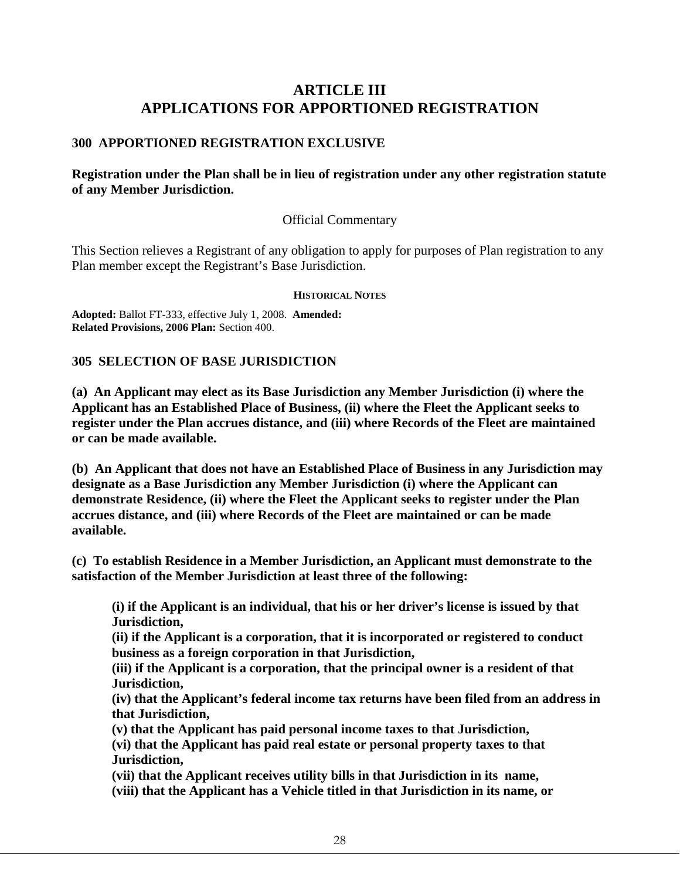# ARTICLE III
# APPLICATIONS FOR APPORTIONED REGISTRATION

## 300 APPORTIONED REGISTRATION EXCLUSIVE

**Registration under the Plan shall be in lieu of registration under any other registration statute of any Member Jurisdiction.**

Official Commentary

This Section relieves a Registrant of any obligation to apply for purposes of Plan registration to any Plan member except the Registrant's Base Jurisdiction.

**HISTORICAL NOTES**

**Adopted:** Ballot FT-333, effective July 1, 2008. **Amended:**
**Related Provisions, 2006 Plan:** Section 400.

## 305 SELECTION OF BASE JURISDICTION

**(a) An Applicant may elect as its Base Jurisdiction any Member Jurisdiction (i) where the Applicant has an Established Place of Business, (ii) where the Fleet the Applicant seeks to register under the Plan accrues distance, and (iii) where Records of the Fleet are maintained or can be made available.**

**(b) An Applicant that does not have an Established Place of Business in any Jurisdiction may designate as a Base Jurisdiction any Member Jurisdiction (i) where the Applicant can demonstrate Residence, (ii) where the Fleet the Applicant seeks to register under the Plan accrues distance, and (iii) where Records of the Fleet are maintained or can be made available.**

**(c) To establish Residence in a Member Jurisdiction, an Applicant must demonstrate to the satisfaction of the Member Jurisdiction at least three of the following:**

**(i) if the Applicant is an individual, that his or her driver's license is issued by that Jurisdiction,**
**(ii) if the Applicant is a corporation, that it is incorporated or registered to conduct business as a foreign corporation in that Jurisdiction,**
**(iii) if the Applicant is a corporation, that the principal owner is a resident of that Jurisdiction,**
**(iv) that the Applicant's federal income tax returns have been filed from an address in that Jurisdiction,**
**(v) that the Applicant has paid personal income taxes to that Jurisdiction,**
**(vi) that the Applicant has paid real estate or personal property taxes to that Jurisdiction,**
**(vii) that the Applicant receives utility bills in that Jurisdiction in its name,**
**(viii) that the Applicant has a Vehicle titled in that Jurisdiction in its name, or**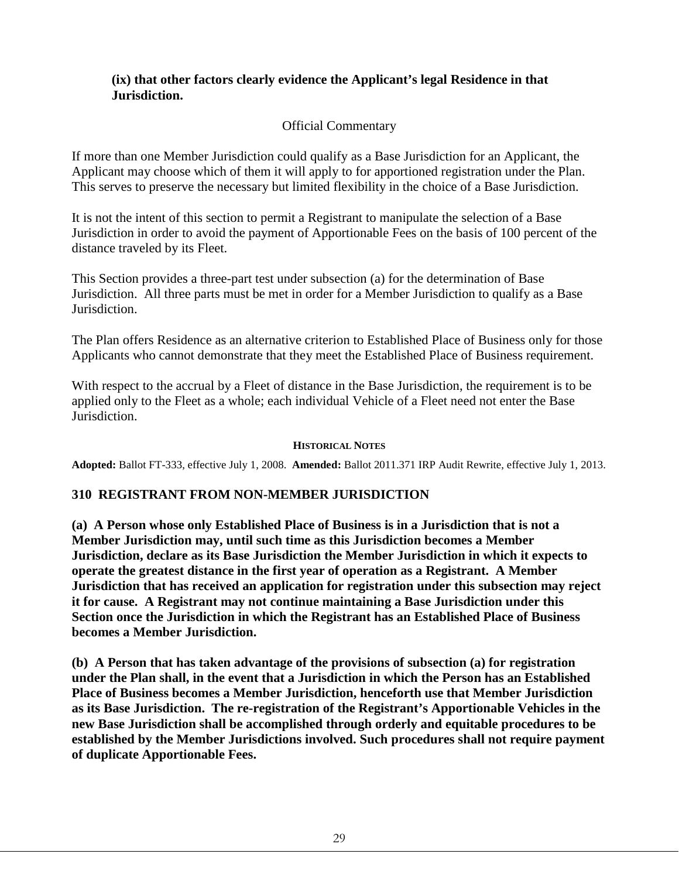**(ix) that other factors clearly evidence the Applicant's legal Residence in that Jurisdiction.**

Official Commentary

If more than one Member Jurisdiction could qualify as a Base Jurisdiction for an Applicant, the Applicant may choose which of them it will apply to for apportioned registration under the Plan. This serves to preserve the necessary but limited flexibility in the choice of a Base Jurisdiction.

It is not the intent of this section to permit a Registrant to manipulate the selection of a Base Jurisdiction in order to avoid the payment of Apportionable Fees on the basis of 100 percent of the distance traveled by its Fleet.

This Section provides a three-part test under subsection (a) for the determination of Base Jurisdiction. All three parts must be met in order for a Member Jurisdiction to qualify as a Base Jurisdiction.

The Plan offers Residence as an alternative criterion to Established Place of Business only for those Applicants who cannot demonstrate that they meet the Established Place of Business requirement.

With respect to the accrual by a Fleet of distance in the Base Jurisdiction, the requirement is to be applied only to the Fleet as a whole; each individual Vehicle of a Fleet need not enter the Base Jurisdiction.

**HISTORICAL NOTES**

**Adopted:** Ballot FT-333, effective July 1, 2008. **Amended:** Ballot 2011.371 IRP Audit Rewrite, effective July 1, 2013.

### 310 REGISTRANT FROM NON-MEMBER JURISDICTION

**(a) A Person whose only Established Place of Business is in a Jurisdiction that is not a Member Jurisdiction may, until such time as this Jurisdiction becomes a Member Jurisdiction, declare as its Base Jurisdiction the Member Jurisdiction in which it expects to operate the greatest distance in the first year of operation as a Registrant. A Member Jurisdiction that has received an application for registration under this subsection may reject it for cause. A Registrant may not continue maintaining a Base Jurisdiction under this Section once the Jurisdiction in which the Registrant has an Established Place of Business becomes a Member Jurisdiction.**

**(b) A Person that has taken advantage of the provisions of subsection (a) for registration under the Plan shall, in the event that a Jurisdiction in which the Person has an Established Place of Business becomes a Member Jurisdiction, henceforth use that Member Jurisdiction as its Base Jurisdiction. The re-registration of the Registrant's Apportionable Vehicles in the new Base Jurisdiction shall be accomplished through orderly and equitable procedures to be established by the Member Jurisdictions involved. Such procedures shall not require payment of duplicate Apportionable Fees.**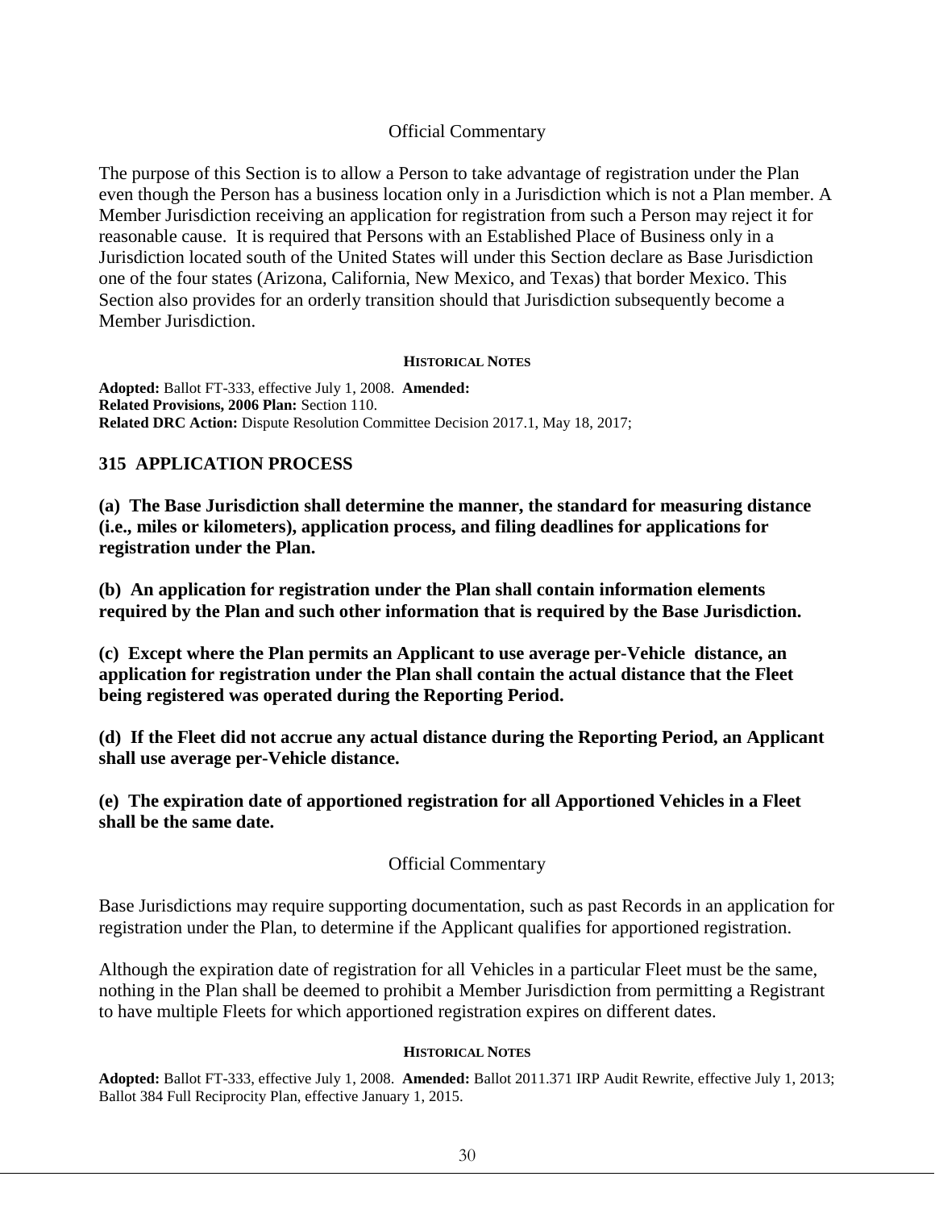Official Commentary

The purpose of this Section is to allow a Person to take advantage of registration under the Plan even though the Person has a business location only in a Jurisdiction which is not a Plan member. A Member Jurisdiction receiving an application for registration from such a Person may reject it for reasonable cause. It is required that Persons with an Established Place of Business only in a Jurisdiction located south of the United States will under this Section declare as Base Jurisdiction one of the four states (Arizona, California, New Mexico, and Texas) that border Mexico. This Section also provides for an orderly transition should that Jurisdiction subsequently become a Member Jurisdiction.

**HISTORICAL NOTES**

**Adopted:** Ballot FT-333, effective July 1, 2008. **Amended:**
**Related Provisions, 2006 Plan:** Section 110.
**Related DRC Action:** Dispute Resolution Committee Decision 2017.1, May 18, 2017;

## 315 APPLICATION PROCESS

**(a) The Base Jurisdiction shall determine the manner, the standard for measuring distance (i.e., miles or kilometers), application process, and filing deadlines for applications for registration under the Plan.**

**(b) An application for registration under the Plan shall contain information elements required by the Plan and such other information that is required by the Base Jurisdiction.**

**(c) Except where the Plan permits an Applicant to use average per-Vehicle distance, an application for registration under the Plan shall contain the actual distance that the Fleet being registered was operated during the Reporting Period.**

**(d) If the Fleet did not accrue any actual distance during the Reporting Period, an Applicant shall use average per-Vehicle distance.**

**(e) The expiration date of apportioned registration for all Apportioned Vehicles in a Fleet shall be the same date.**

Official Commentary

Base Jurisdictions may require supporting documentation, such as past Records in an application for registration under the Plan, to determine if the Applicant qualifies for apportioned registration.

Although the expiration date of registration for all Vehicles in a particular Fleet must be the same, nothing in the Plan shall be deemed to prohibit a Member Jurisdiction from permitting a Registrant to have multiple Fleets for which apportioned registration expires on different dates.

**HISTORICAL NOTES**

**Adopted:** Ballot FT-333, effective July 1, 2008. **Amended:** Ballot 2011.371 IRP Audit Rewrite, effective July 1, 2013; Ballot 384 Full Reciprocity Plan, effective January 1, 2015.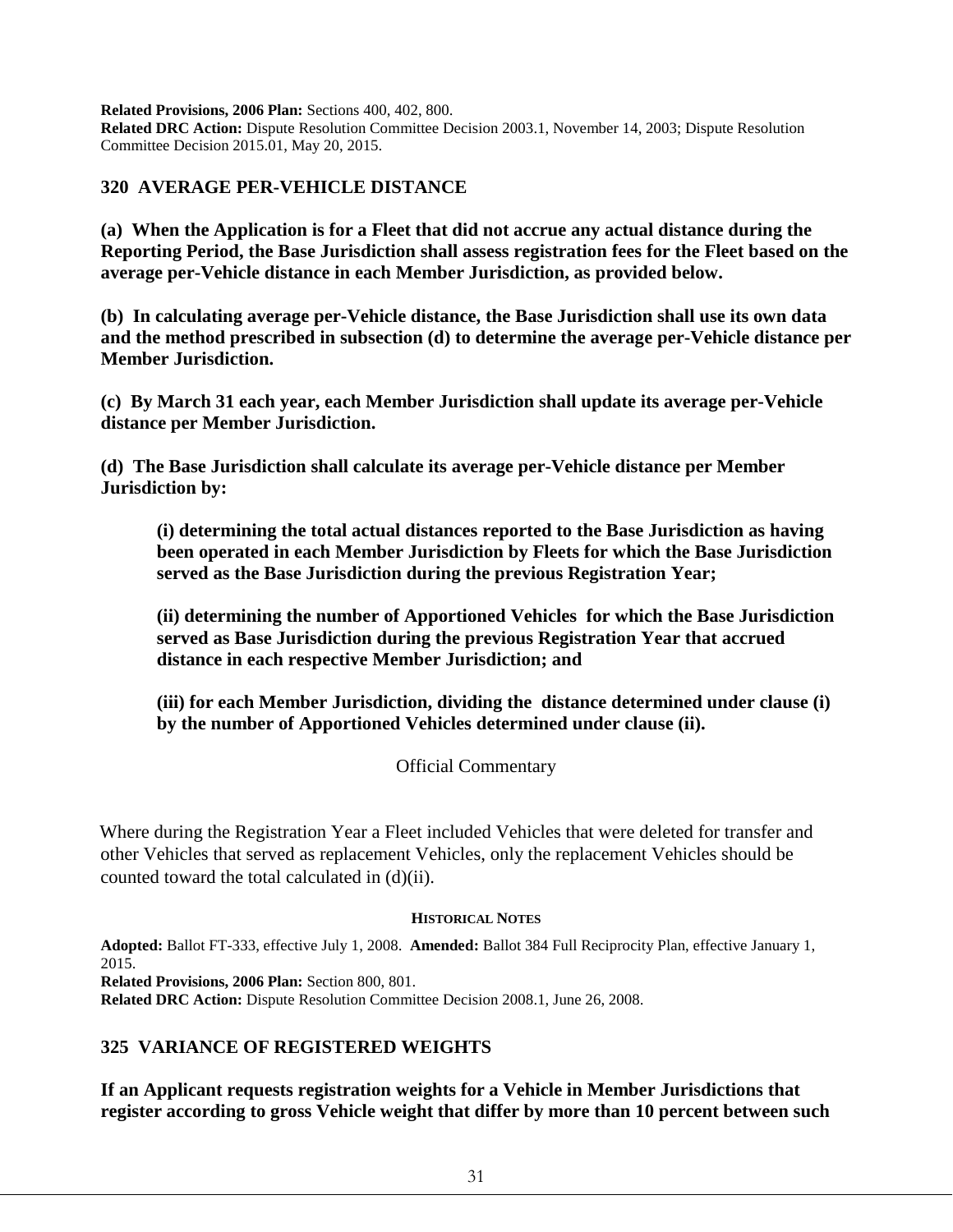**Related Provisions, 2006 Plan:** Sections 400, 402, 800.
**Related DRC Action:** Dispute Resolution Committee Decision 2003.1, November 14, 2003; Dispute Resolution Committee Decision 2015.01, May 20, 2015.

## 320 AVERAGE PER-VEHICLE DISTANCE

**(a) When the Application is for a Fleet that did not accrue any actual distance during the Reporting Period, the Base Jurisdiction shall assess registration fees for the Fleet based on the average per-Vehicle distance in each Member Jurisdiction, as provided below.**

**(b) In calculating average per-Vehicle distance, the Base Jurisdiction shall use its own data and the method prescribed in subsection (d) to determine the average per-Vehicle distance per Member Jurisdiction.**

**(c) By March 31 each year, each Member Jurisdiction shall update its average per-Vehicle distance per Member Jurisdiction.**

**(d) The Base Jurisdiction shall calculate its average per-Vehicle distance per Member Jurisdiction by:**

> **(i) determining the total actual distances reported to the Base Jurisdiction as having been operated in each Member Jurisdiction by Fleets for which the Base Jurisdiction served as the Base Jurisdiction during the previous Registration Year;**
>
> **(ii) determining the number of Apportioned Vehicles for which the Base Jurisdiction served as Base Jurisdiction during the previous Registration Year that accrued distance in each respective Member Jurisdiction; and**
>
> **(iii) for each Member Jurisdiction, dividing the distance determined under clause (i) by the number of Apportioned Vehicles determined under clause (ii).**

Official Commentary

Where during the Registration Year a Fleet included Vehicles that were deleted for transfer and other Vehicles that served as replacement Vehicles, only the replacement Vehicles should be counted toward the total calculated in (d)(ii).

**HISTORICAL NOTES**

**Adopted:** Ballot FT-333, effective July 1, 2008. **Amended:** Ballot 384 Full Reciprocity Plan, effective January 1, 2015.
**Related Provisions, 2006 Plan:** Section 800, 801.
**Related DRC Action:** Dispute Resolution Committee Decision 2008.1, June 26, 2008.

## 325 VARIANCE OF REGISTERED WEIGHTS

**If an Applicant requests registration weights for a Vehicle in Member Jurisdictions that register according to gross Vehicle weight that differ by more than 10 percent between such**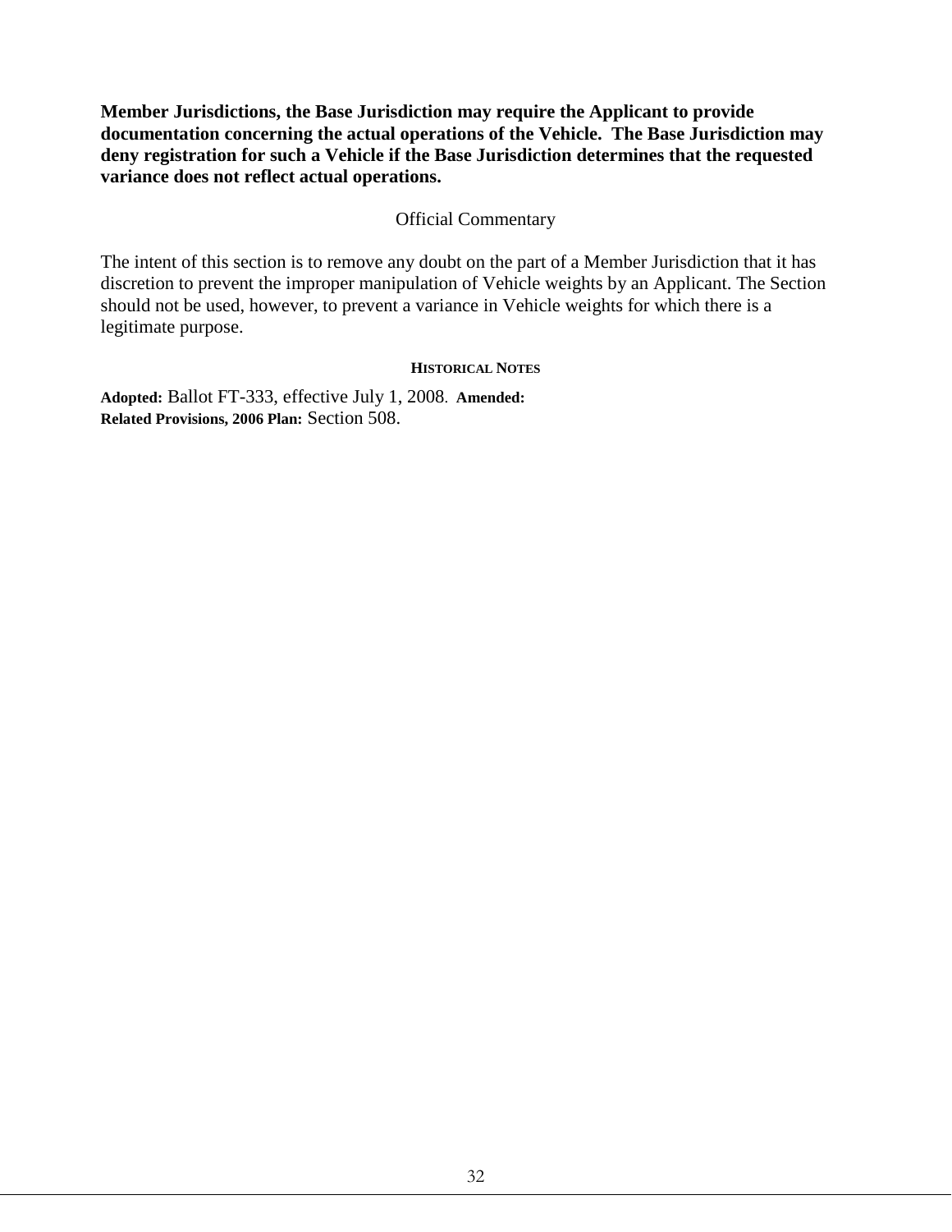**Member Jurisdictions, the Base Jurisdiction may require the Applicant to provide documentation concerning the actual operations of the Vehicle. The Base Jurisdiction may deny registration for such a Vehicle if the Base Jurisdiction determines that the requested variance does not reflect actual operations.**

Official Commentary

The intent of this section is to remove any doubt on the part of a Member Jurisdiction that it has discretion to prevent the improper manipulation of Vehicle weights by an Applicant. The Section should not be used, however, to prevent a variance in Vehicle weights for which there is a legitimate purpose.

**HISTORICAL NOTES**

**Adopted:** Ballot FT-333, effective July 1, 2008. **Amended:**
**Related Provisions, 2006 Plan:** Section 508.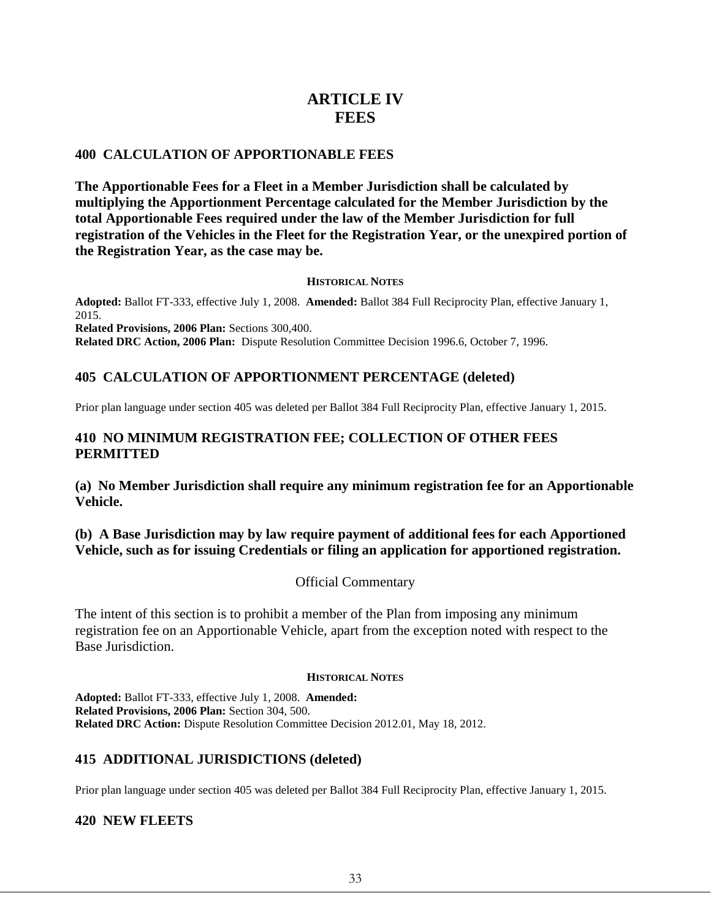# ARTICLE IV
# FEES

## 400 CALCULATION OF APPORTIONABLE FEES

**The Apportionable Fees for a Fleet in a Member Jurisdiction shall be calculated by multiplying the Apportionment Percentage calculated for the Member Jurisdiction by the total Apportionable Fees required under the law of the Member Jurisdiction for full registration of the Vehicles in the Fleet for the Registration Year, or the unexpired portion of the Registration Year, as the case may be.**

**HISTORICAL NOTES**

**Adopted:** Ballot FT-333, effective July 1, 2008. **Amended:** Ballot 384 Full Reciprocity Plan, effective January 1, 2015.
**Related Provisions, 2006 Plan:** Sections 300,400.
**Related DRC Action, 2006 Plan:** Dispute Resolution Committee Decision 1996.6, October 7, 1996.

## 405 CALCULATION OF APPORTIONMENT PERCENTAGE (deleted)

Prior plan language under section 405 was deleted per Ballot 384 Full Reciprocity Plan, effective January 1, 2015.

## 410 NO MINIMUM REGISTRATION FEE; COLLECTION OF OTHER FEES PERMITTED

**(a) No Member Jurisdiction shall require any minimum registration fee for an Apportionable Vehicle.**

**(b) A Base Jurisdiction may by law require payment of additional fees for each Apportioned Vehicle, such as for issuing Credentials or filing an application for apportioned registration.**

Official Commentary

The intent of this section is to prohibit a member of the Plan from imposing any minimum registration fee on an Apportionable Vehicle, apart from the exception noted with respect to the Base Jurisdiction.

**HISTORICAL NOTES**

**Adopted:** Ballot FT-333, effective July 1, 2008. **Amended:**
**Related Provisions, 2006 Plan:** Section 304, 500.
**Related DRC Action:** Dispute Resolution Committee Decision 2012.01, May 18, 2012.

## 415 ADDITIONAL JURISDICTIONS (deleted)

Prior plan language under section 405 was deleted per Ballot 384 Full Reciprocity Plan, effective January 1, 2015.

## 420 NEW FLEETS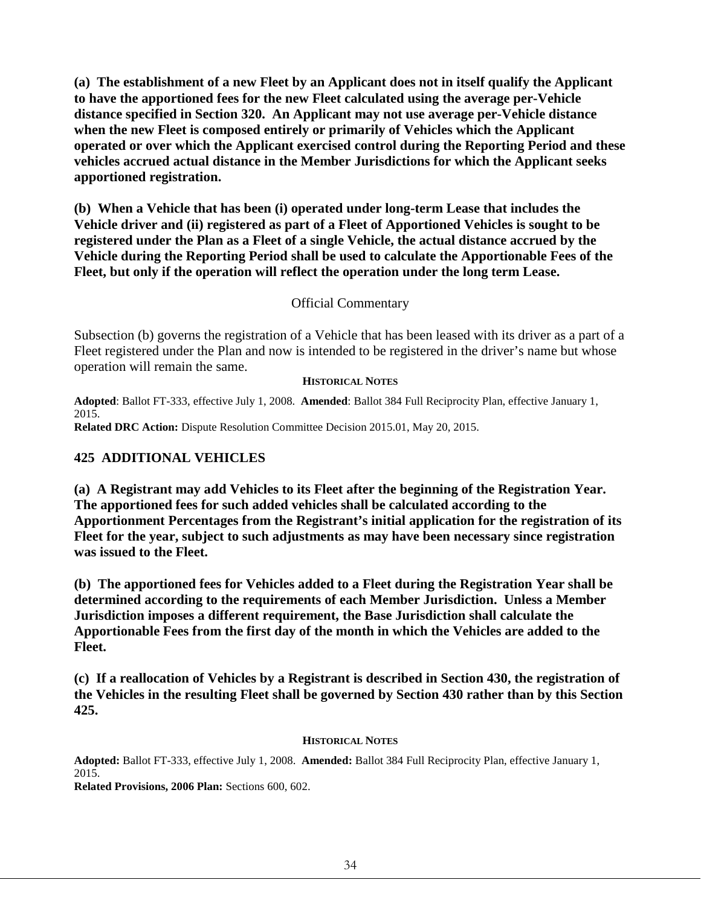**(a) The establishment of a new Fleet by an Applicant does not in itself qualify the Applicant to have the apportioned fees for the new Fleet calculated using the average per-Vehicle distance specified in Section 320. An Applicant may not use average per-Vehicle distance when the new Fleet is composed entirely or primarily of Vehicles which the Applicant operated or over which the Applicant exercised control during the Reporting Period and these vehicles accrued actual distance in the Member Jurisdictions for which the Applicant seeks apportioned registration.**

**(b) When a Vehicle that has been (i) operated under long-term Lease that includes the Vehicle driver and (ii) registered as part of a Fleet of Apportioned Vehicles is sought to be registered under the Plan as a Fleet of a single Vehicle, the actual distance accrued by the Vehicle during the Reporting Period shall be used to calculate the Apportionable Fees of the Fleet, but only if the operation will reflect the operation under the long term Lease.**

Official Commentary

Subsection (b) governs the registration of a Vehicle that has been leased with its driver as a part of a Fleet registered under the Plan and now is intended to be registered in the driver's name but whose operation will remain the same.

**HISTORICAL NOTES**

**Adopted**: Ballot FT-333, effective July 1, 2008. **Amended**: Ballot 384 Full Reciprocity Plan, effective January 1, 2015.
**Related DRC Action:** Dispute Resolution Committee Decision 2015.01, May 20, 2015.

## 425 ADDITIONAL VEHICLES

**(a) A Registrant may add Vehicles to its Fleet after the beginning of the Registration Year. The apportioned fees for such added vehicles shall be calculated according to the Apportionment Percentages from the Registrant's initial application for the registration of its Fleet for the year, subject to such adjustments as may have been necessary since registration was issued to the Fleet.**

**(b) The apportioned fees for Vehicles added to a Fleet during the Registration Year shall be determined according to the requirements of each Member Jurisdiction. Unless a Member Jurisdiction imposes a different requirement, the Base Jurisdiction shall calculate the Apportionable Fees from the first day of the month in which the Vehicles are added to the Fleet.**

**(c) If a reallocation of Vehicles by a Registrant is described in Section 430, the registration of the Vehicles in the resulting Fleet shall be governed by Section 430 rather than by this Section 425.**

**HISTORICAL NOTES**

**Adopted:** Ballot FT-333, effective July 1, 2008. **Amended:** Ballot 384 Full Reciprocity Plan, effective January 1, 2015.
**Related Provisions, 2006 Plan:** Sections 600, 602.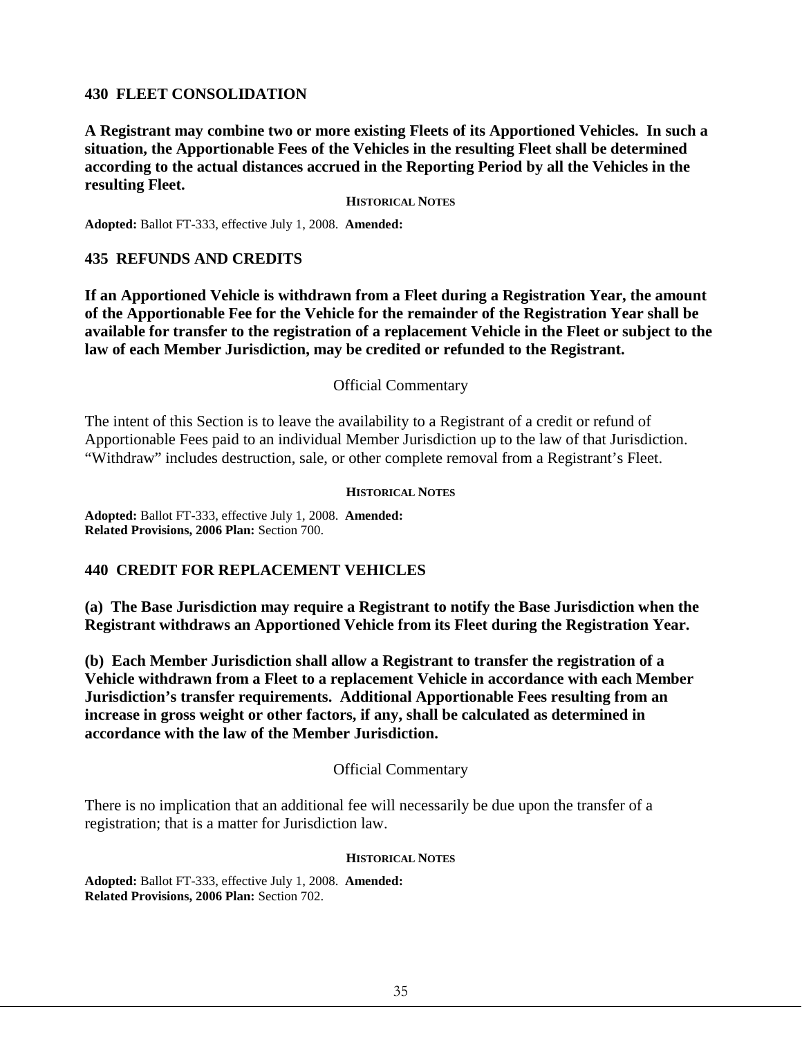## 430 FLEET CONSOLIDATION

**A Registrant may combine two or more existing Fleets of its Apportioned Vehicles. In such a situation, the Apportionable Fees of the Vehicles in the resulting Fleet shall be determined according to the actual distances accrued in the Reporting Period by all the Vehicles in the resulting Fleet.**

**HISTORICAL NOTES**

**Adopted:** Ballot FT-333, effective July 1, 2008. **Amended:**

## 435 REFUNDS AND CREDITS

**If an Apportioned Vehicle is withdrawn from a Fleet during a Registration Year, the amount of the Apportionable Fee for the Vehicle for the remainder of the Registration Year shall be available for transfer to the registration of a replacement Vehicle in the Fleet or subject to the law of each Member Jurisdiction, may be credited or refunded to the Registrant.**

Official Commentary

The intent of this Section is to leave the availability to a Registrant of a credit or refund of Apportionable Fees paid to an individual Member Jurisdiction up to the law of that Jurisdiction. "Withdraw" includes destruction, sale, or other complete removal from a Registrant's Fleet.

**HISTORICAL NOTES**

**Adopted:** Ballot FT-333, effective July 1, 2008. **Amended:**
**Related Provisions, 2006 Plan:** Section 700.

## 440 CREDIT FOR REPLACEMENT VEHICLES

**(a) The Base Jurisdiction may require a Registrant to notify the Base Jurisdiction when the Registrant withdraws an Apportioned Vehicle from its Fleet during the Registration Year.**

**(b) Each Member Jurisdiction shall allow a Registrant to transfer the registration of a Vehicle withdrawn from a Fleet to a replacement Vehicle in accordance with each Member Jurisdiction's transfer requirements. Additional Apportionable Fees resulting from an increase in gross weight or other factors, if any, shall be calculated as determined in accordance with the law of the Member Jurisdiction.**

Official Commentary

There is no implication that an additional fee will necessarily be due upon the transfer of a registration; that is a matter for Jurisdiction law.

**HISTORICAL NOTES**

**Adopted:** Ballot FT-333, effective July 1, 2008. **Amended:**
**Related Provisions, 2006 Plan:** Section 702.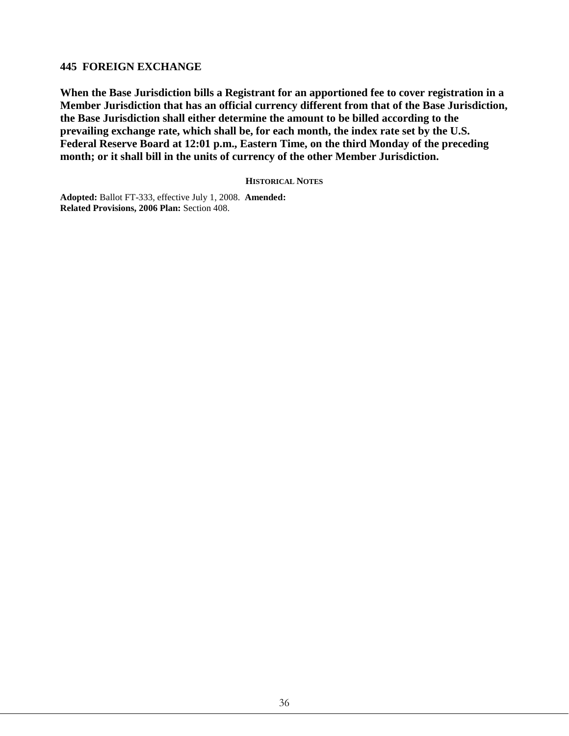## 445 FOREIGN EXCHANGE

**When the Base Jurisdiction bills a Registrant for an apportioned fee to cover registration in a Member Jurisdiction that has an official currency different from that of the Base Jurisdiction, the Base Jurisdiction shall either determine the amount to be billed according to the prevailing exchange rate, which shall be, for each month, the index rate set by the U.S. Federal Reserve Board at 12:01 p.m., Eastern Time, on the third Monday of the preceding month; or it shall bill in the units of currency of the other Member Jurisdiction.**

**HISTORICAL NOTES**

**Adopted:** Ballot FT-333, effective July 1, 2008. **Amended:**
**Related Provisions, 2006 Plan:** Section 408.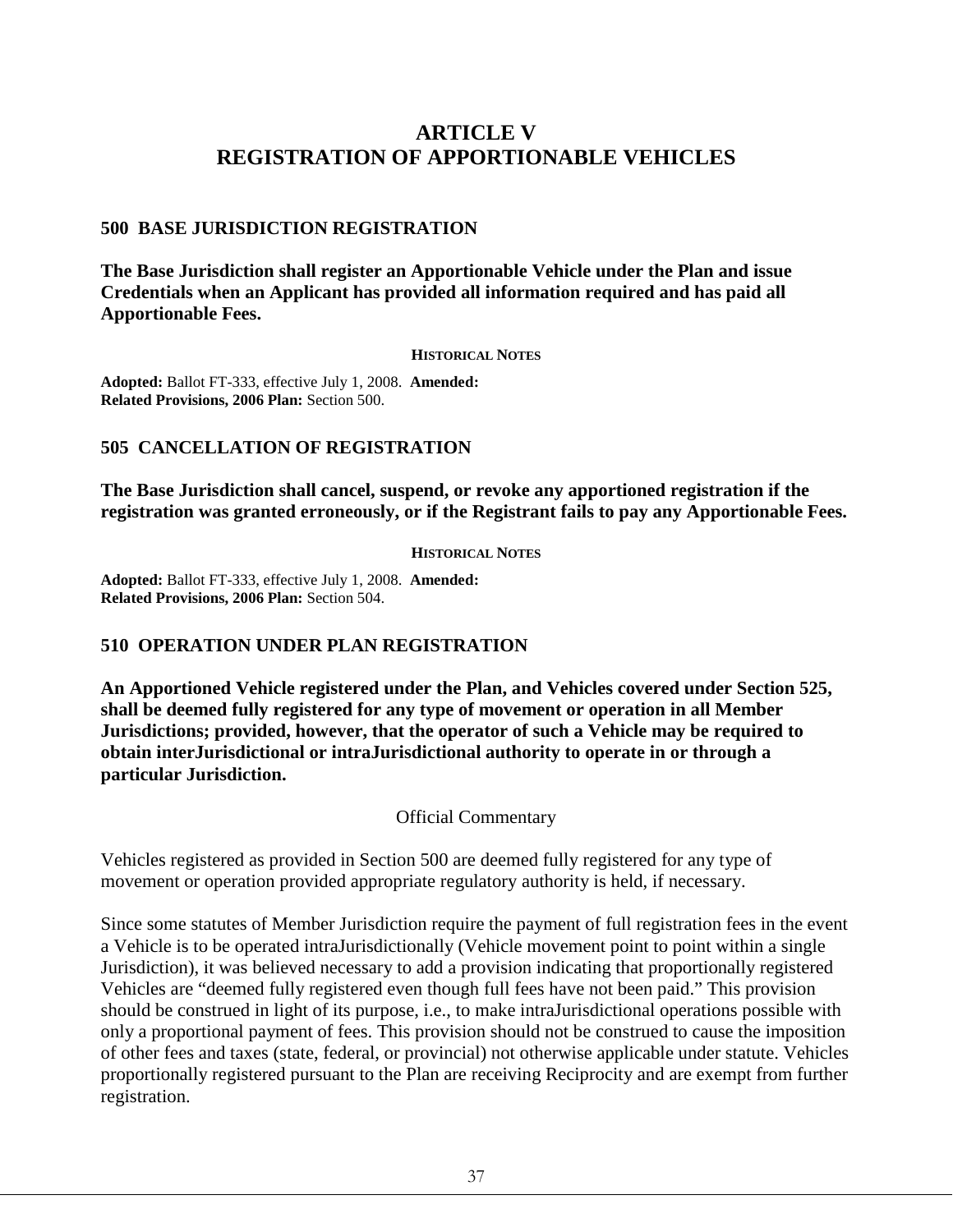# ARTICLE V
# REGISTRATION OF APPORTIONABLE VEHICLES

## 500 BASE JURISDICTION REGISTRATION

**The Base Jurisdiction shall register an Apportionable Vehicle under the Plan and issue Credentials when an Applicant has provided all information required and has paid all Apportionable Fees.**

**HISTORICAL NOTES**

**Adopted:** Ballot FT-333, effective July 1, 2008. **Amended:**
**Related Provisions, 2006 Plan:** Section 500.

## 505 CANCELLATION OF REGISTRATION

**The Base Jurisdiction shall cancel, suspend, or revoke any apportioned registration if the registration was granted erroneously, or if the Registrant fails to pay any Apportionable Fees.**

**HISTORICAL NOTES**

**Adopted:** Ballot FT-333, effective July 1, 2008. **Amended:**
**Related Provisions, 2006 Plan:** Section 504.

## 510 OPERATION UNDER PLAN REGISTRATION

**An Apportioned Vehicle registered under the Plan, and Vehicles covered under Section 525, shall be deemed fully registered for any type of movement or operation in all Member Jurisdictions; provided, however, that the operator of such a Vehicle may be required to obtain interJurisdictional or intraJurisdictional authority to operate in or through a particular Jurisdiction.**

Official Commentary

Vehicles registered as provided in Section 500 are deemed fully registered for any type of movement or operation provided appropriate regulatory authority is held, if necessary.

Since some statutes of Member Jurisdiction require the payment of full registration fees in the event a Vehicle is to be operated intraJurisdictionally (Vehicle movement point to point within a single Jurisdiction), it was believed necessary to add a provision indicating that proportionally registered Vehicles are "deemed fully registered even though full fees have not been paid." This provision should be construed in light of its purpose, i.e., to make intraJurisdictional operations possible with only a proportional payment of fees. This provision should not be construed to cause the imposition of other fees and taxes (state, federal, or provincial) not otherwise applicable under statute. Vehicles proportionally registered pursuant to the Plan are receiving Reciprocity and are exempt from further registration.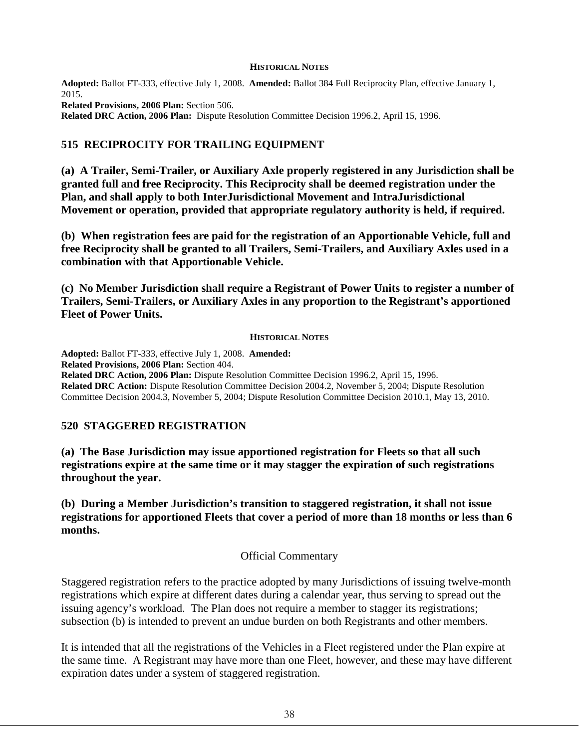#### HISTORICAL NOTES

**Adopted:** Ballot FT-333, effective July 1, 2008. **Amended:** Ballot 384 Full Reciprocity Plan, effective January 1, 2015.
**Related Provisions, 2006 Plan:** Section 506.
**Related DRC Action, 2006 Plan:** Dispute Resolution Committee Decision 1996.2, April 15, 1996.

## 515 RECIPROCITY FOR TRAILING EQUIPMENT

**(a) A Trailer, Semi-Trailer, or Auxiliary Axle properly registered in any Jurisdiction shall be granted full and free Reciprocity. This Reciprocity shall be deemed registration under the Plan, and shall apply to both InterJurisdictional Movement and IntraJurisdictional Movement or operation, provided that appropriate regulatory authority is held, if required.**

**(b) When registration fees are paid for the registration of an Apportionable Vehicle, full and free Reciprocity shall be granted to all Trailers, Semi-Trailers, and Auxiliary Axles used in a combination with that Apportionable Vehicle.**

**(c) No Member Jurisdiction shall require a Registrant of Power Units to register a number of Trailers, Semi-Trailers, or Auxiliary Axles in any proportion to the Registrant's apportioned Fleet of Power Units.**

#### HISTORICAL NOTES

**Adopted:** Ballot FT-333, effective July 1, 2008. **Amended:**
**Related Provisions, 2006 Plan:** Section 404.
**Related DRC Action, 2006 Plan:** Dispute Resolution Committee Decision 1996.2, April 15, 1996.
**Related DRC Action:** Dispute Resolution Committee Decision 2004.2, November 5, 2004; Dispute Resolution Committee Decision 2004.3, November 5, 2004; Dispute Resolution Committee Decision 2010.1, May 13, 2010.

## 520 STAGGERED REGISTRATION

**(a) The Base Jurisdiction may issue apportioned registration for Fleets so that all such registrations expire at the same time or it may stagger the expiration of such registrations throughout the year.**

**(b) During a Member Jurisdiction's transition to staggered registration, it shall not issue registrations for apportioned Fleets that cover a period of more than 18 months or less than 6 months.**

Official Commentary

Staggered registration refers to the practice adopted by many Jurisdictions of issuing twelve-month registrations which expire at different dates during a calendar year, thus serving to spread out the issuing agency's workload. The Plan does not require a member to stagger its registrations; subsection (b) is intended to prevent an undue burden on both Registrants and other members.

It is intended that all the registrations of the Vehicles in a Fleet registered under the Plan expire at the same time. A Registrant may have more than one Fleet, however, and these may have different expiration dates under a system of staggered registration.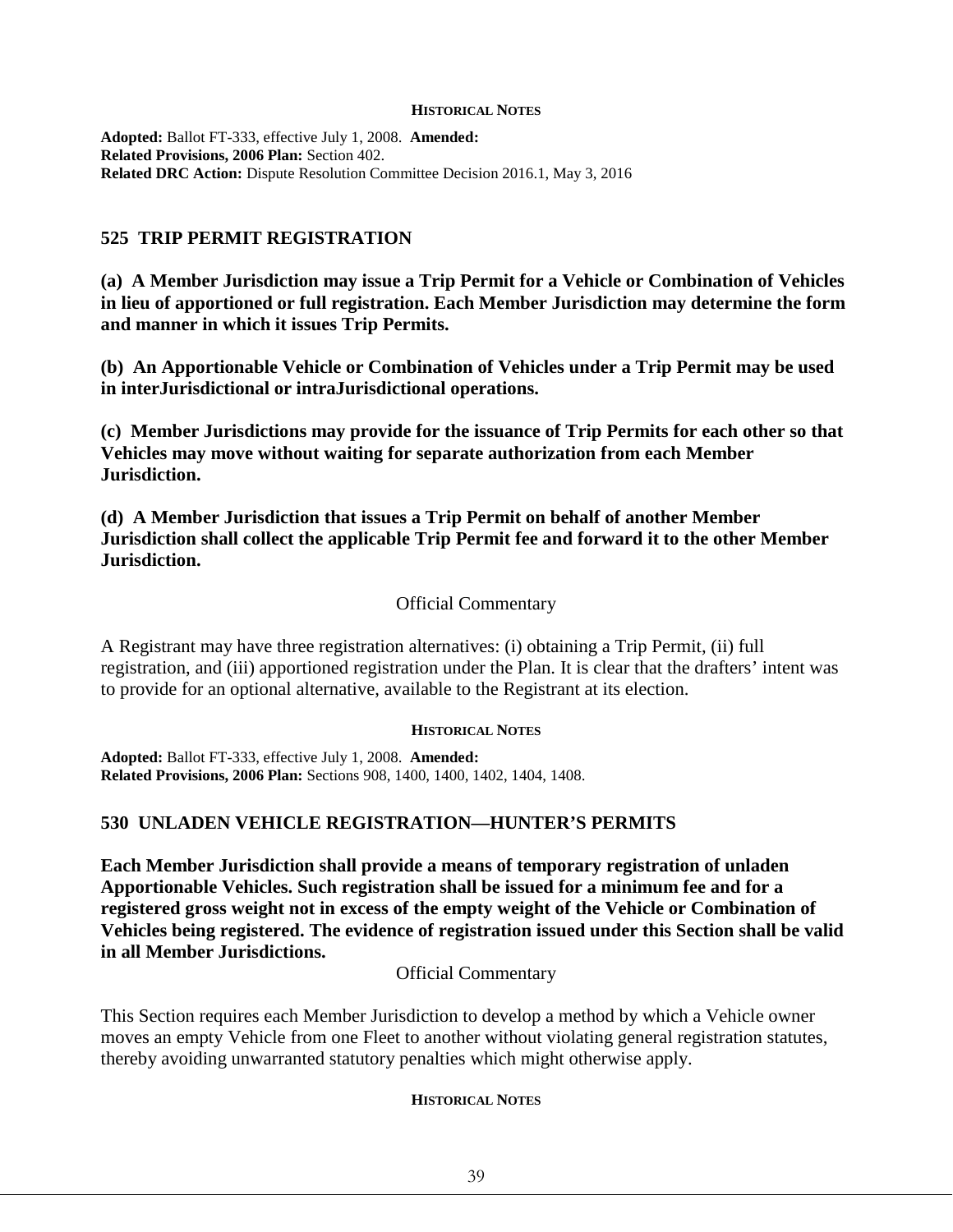**HISTORICAL NOTES**

**Adopted:** Ballot FT-333, effective July 1, 2008. **Amended:**
**Related Provisions, 2006 Plan:** Section 402.
**Related DRC Action:** Dispute Resolution Committee Decision 2016.1, May 3, 2016

## 525 TRIP PERMIT REGISTRATION

**(a) A Member Jurisdiction may issue a Trip Permit for a Vehicle or Combination of Vehicles in lieu of apportioned or full registration. Each Member Jurisdiction may determine the form and manner in which it issues Trip Permits.**

**(b) An Apportionable Vehicle or Combination of Vehicles under a Trip Permit may be used in interJurisdictional or intraJurisdictional operations.**

**(c) Member Jurisdictions may provide for the issuance of Trip Permits for each other so that Vehicles may move without waiting for separate authorization from each Member Jurisdiction.**

**(d) A Member Jurisdiction that issues a Trip Permit on behalf of another Member Jurisdiction shall collect the applicable Trip Permit fee and forward it to the other Member Jurisdiction.**

Official Commentary

A Registrant may have three registration alternatives: (i) obtaining a Trip Permit, (ii) full registration, and (iii) apportioned registration under the Plan. It is clear that the drafters' intent was to provide for an optional alternative, available to the Registrant at its election.

**HISTORICAL NOTES**

**Adopted:** Ballot FT-333, effective July 1, 2008. **Amended:**
**Related Provisions, 2006 Plan:** Sections 908, 1400, 1400, 1402, 1404, 1408.

## 530 UNLADEN VEHICLE REGISTRATION—HUNTER'S PERMITS

**Each Member Jurisdiction shall provide a means of temporary registration of unladen Apportionable Vehicles. Such registration shall be issued for a minimum fee and for a registered gross weight not in excess of the empty weight of the Vehicle or Combination of Vehicles being registered. The evidence of registration issued under this Section shall be valid in all Member Jurisdictions.**

Official Commentary

This Section requires each Member Jurisdiction to develop a method by which a Vehicle owner moves an empty Vehicle from one Fleet to another without violating general registration statutes, thereby avoiding unwarranted statutory penalties which might otherwise apply.

**HISTORICAL NOTES**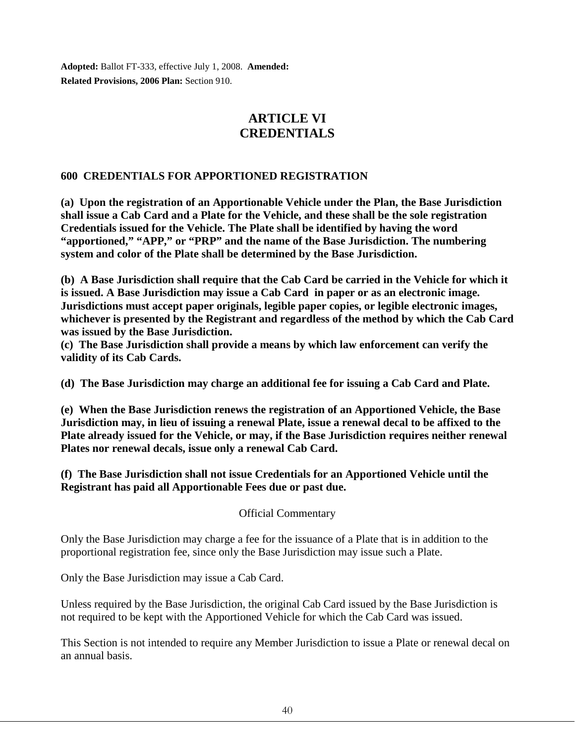**Adopted:** Ballot FT-333, effective July 1, 2008. **Amended:**
**Related Provisions, 2006 Plan:** Section 910.

# ARTICLE VI
# CREDENTIALS

### 600 CREDENTIALS FOR APPORTIONED REGISTRATION

**(a) Upon the registration of an Apportionable Vehicle under the Plan, the Base Jurisdiction shall issue a Cab Card and a Plate for the Vehicle, and these shall be the sole registration Credentials issued for the Vehicle. The Plate shall be identified by having the word "apportioned," "APP," or "PRP" and the name of the Base Jurisdiction. The numbering system and color of the Plate shall be determined by the Base Jurisdiction.**

**(b) A Base Jurisdiction shall require that the Cab Card be carried in the Vehicle for which it is issued. A Base Jurisdiction may issue a Cab Card in paper or as an electronic image. Jurisdictions must accept paper originals, legible paper copies, or legible electronic images, whichever is presented by the Registrant and regardless of the method by which the Cab Card was issued by the Base Jurisdiction.**

**(c) The Base Jurisdiction shall provide a means by which law enforcement can verify the validity of its Cab Cards.**

**(d) The Base Jurisdiction may charge an additional fee for issuing a Cab Card and Plate.**

**(e) When the Base Jurisdiction renews the registration of an Apportioned Vehicle, the Base Jurisdiction may, in lieu of issuing a renewal Plate, issue a renewal decal to be affixed to the Plate already issued for the Vehicle, or may, if the Base Jurisdiction requires neither renewal Plates nor renewal decals, issue only a renewal Cab Card.**

**(f) The Base Jurisdiction shall not issue Credentials for an Apportioned Vehicle until the Registrant has paid all Apportionable Fees due or past due.**

Official Commentary

Only the Base Jurisdiction may charge a fee for the issuance of a Plate that is in addition to the proportional registration fee, since only the Base Jurisdiction may issue such a Plate.

Only the Base Jurisdiction may issue a Cab Card.

Unless required by the Base Jurisdiction, the original Cab Card issued by the Base Jurisdiction is not required to be kept with the Apportioned Vehicle for which the Cab Card was issued.

This Section is not intended to require any Member Jurisdiction to issue a Plate or renewal decal on an annual basis.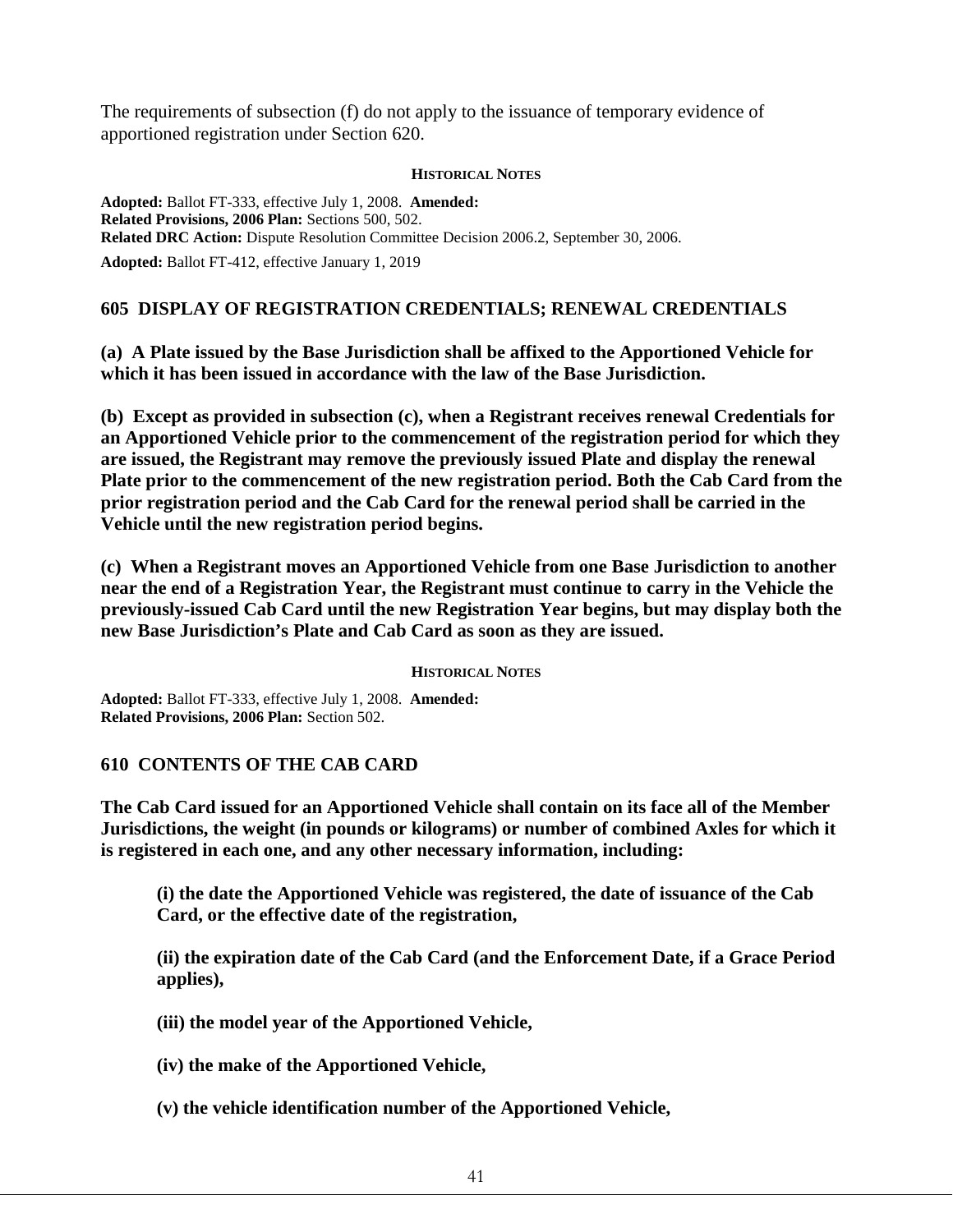The requirements of subsection (f) do not apply to the issuance of temporary evidence of apportioned registration under Section 620.

**HISTORICAL NOTES**

**Adopted:** Ballot FT-333, effective July 1, 2008. **Amended:**
**Related Provisions, 2006 Plan:** Sections 500, 502.
**Related DRC Action:** Dispute Resolution Committee Decision 2006.2, September 30, 2006.

**Adopted:** Ballot FT-412, effective January 1, 2019

## 605 DISPLAY OF REGISTRATION CREDENTIALS; RENEWAL CREDENTIALS

**(a) A Plate issued by the Base Jurisdiction shall be affixed to the Apportioned Vehicle for which it has been issued in accordance with the law of the Base Jurisdiction.**

**(b) Except as provided in subsection (c), when a Registrant receives renewal Credentials for an Apportioned Vehicle prior to the commencement of the registration period for which they are issued, the Registrant may remove the previously issued Plate and display the renewal Plate prior to the commencement of the new registration period. Both the Cab Card from the prior registration period and the Cab Card for the renewal period shall be carried in the Vehicle until the new registration period begins.**

**(c) When a Registrant moves an Apportioned Vehicle from one Base Jurisdiction to another near the end of a Registration Year, the Registrant must continue to carry in the Vehicle the previously-issued Cab Card until the new Registration Year begins, but may display both the new Base Jurisdiction's Plate and Cab Card as soon as they are issued.**

**HISTORICAL NOTES**

**Adopted:** Ballot FT-333, effective July 1, 2008. **Amended:**
**Related Provisions, 2006 Plan:** Section 502.

## 610 CONTENTS OF THE CAB CARD

**The Cab Card issued for an Apportioned Vehicle shall contain on its face all of the Member Jurisdictions, the weight (in pounds or kilograms) or number of combined Axles for which it is registered in each one, and any other necessary information, including:**

> **(i) the date the Apportioned Vehicle was registered, the date of issuance of the Cab Card, or the effective date of the registration,**
>
> **(ii) the expiration date of the Cab Card (and the Enforcement Date, if a Grace Period applies),**
>
> **(iii) the model year of the Apportioned Vehicle,**
>
> **(iv) the make of the Apportioned Vehicle,**
>
> **(v) the vehicle identification number of the Apportioned Vehicle,**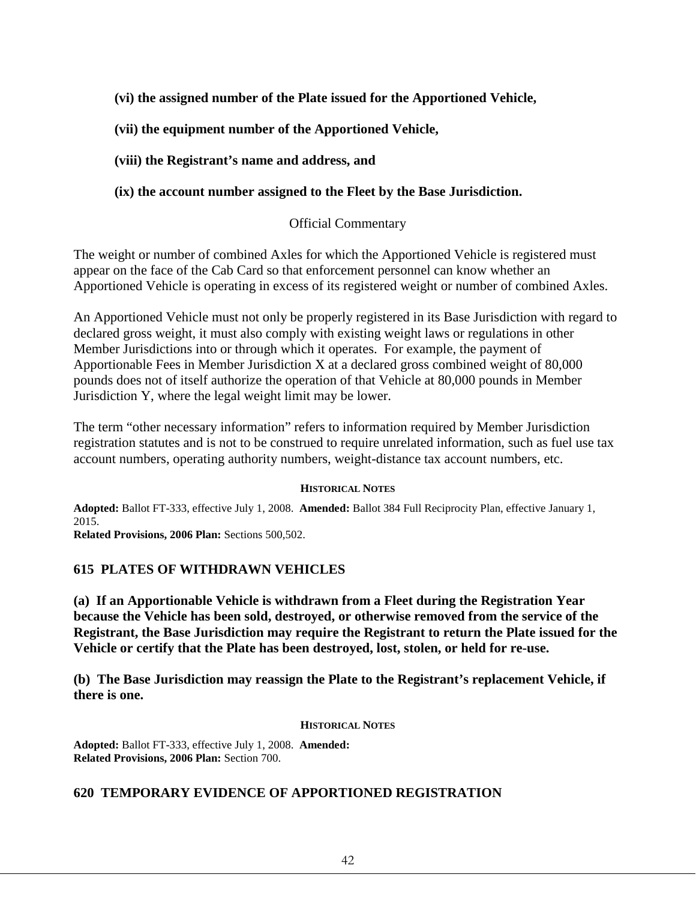**(vi) the assigned number of the Plate issued for the Apportioned Vehicle,**

**(vii) the equipment number of the Apportioned Vehicle,**

**(viii) the Registrant's name and address, and**

**(ix) the account number assigned to the Fleet by the Base Jurisdiction.**

Official Commentary

The weight or number of combined Axles for which the Apportioned Vehicle is registered must appear on the face of the Cab Card so that enforcement personnel can know whether an Apportioned Vehicle is operating in excess of its registered weight or number of combined Axles.

An Apportioned Vehicle must not only be properly registered in its Base Jurisdiction with regard to declared gross weight, it must also comply with existing weight laws or regulations in other Member Jurisdictions into or through which it operates. For example, the payment of Apportionable Fees in Member Jurisdiction X at a declared gross combined weight of 80,000 pounds does not of itself authorize the operation of that Vehicle at 80,000 pounds in Member Jurisdiction Y, where the legal weight limit may be lower.

The term "other necessary information" refers to information required by Member Jurisdiction registration statutes and is not to be construed to require unrelated information, such as fuel use tax account numbers, operating authority numbers, weight-distance tax account numbers, etc.

**HISTORICAL NOTES**

**Adopted:** Ballot FT-333, effective July 1, 2008. **Amended:** Ballot 384 Full Reciprocity Plan, effective January 1, 2015.
**Related Provisions, 2006 Plan:** Sections 500,502.

## 615 PLATES OF WITHDRAWN VEHICLES

**(a) If an Apportionable Vehicle is withdrawn from a Fleet during the Registration Year because the Vehicle has been sold, destroyed, or otherwise removed from the service of the Registrant, the Base Jurisdiction may require the Registrant to return the Plate issued for the Vehicle or certify that the Plate has been destroyed, lost, stolen, or held for re-use.**

**(b) The Base Jurisdiction may reassign the Plate to the Registrant's replacement Vehicle, if there is one.**

**HISTORICAL NOTES**

**Adopted:** Ballot FT-333, effective July 1, 2008. **Amended:**
**Related Provisions, 2006 Plan:** Section 700.

## 620 TEMPORARY EVIDENCE OF APPORTIONED REGISTRATION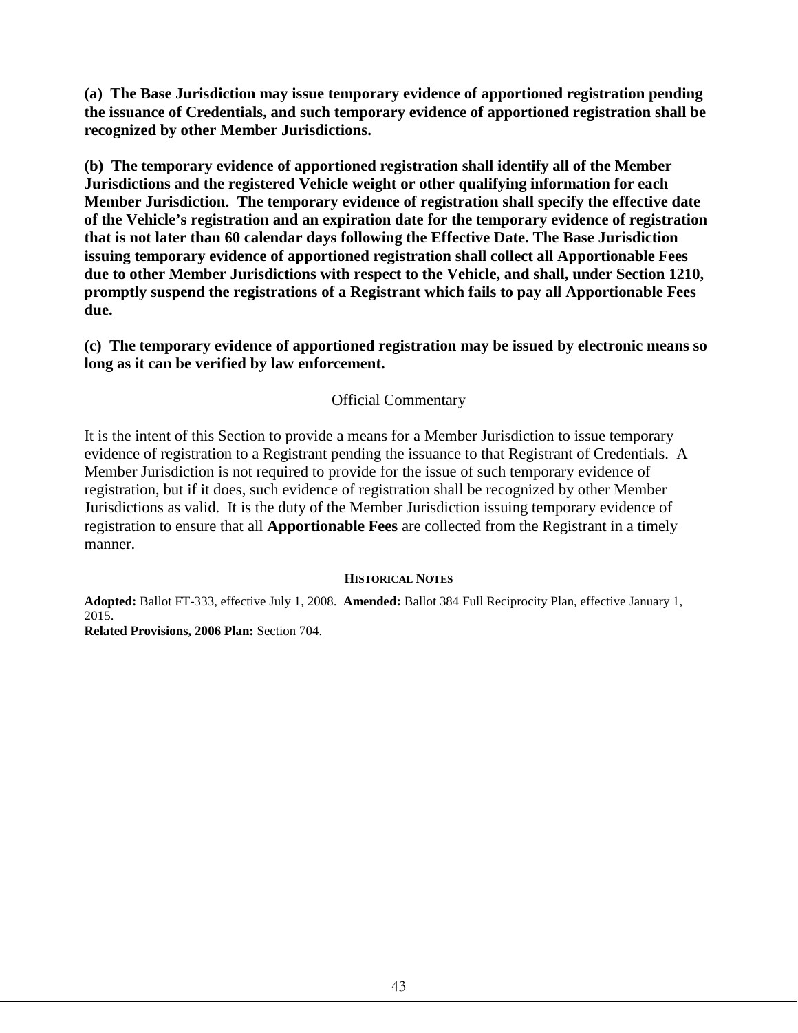**(a) The Base Jurisdiction may issue temporary evidence of apportioned registration pending the issuance of Credentials, and such temporary evidence of apportioned registration shall be recognized by other Member Jurisdictions.**

**(b) The temporary evidence of apportioned registration shall identify all of the Member Jurisdictions and the registered Vehicle weight or other qualifying information for each Member Jurisdiction. The temporary evidence of registration shall specify the effective date of the Vehicle's registration and an expiration date for the temporary evidence of registration that is not later than 60 calendar days following the Effective Date. The Base Jurisdiction issuing temporary evidence of apportioned registration shall collect all Apportionable Fees due to other Member Jurisdictions with respect to the Vehicle, and shall, under Section 1210, promptly suspend the registrations of a Registrant which fails to pay all Apportionable Fees due.**

**(c) The temporary evidence of apportioned registration may be issued by electronic means so long as it can be verified by law enforcement.**

Official Commentary

It is the intent of this Section to provide a means for a Member Jurisdiction to issue temporary evidence of registration to a Registrant pending the issuance to that Registrant of Credentials. A Member Jurisdiction is not required to provide for the issue of such temporary evidence of registration, but if it does, such evidence of registration shall be recognized by other Member Jurisdictions as valid. It is the duty of the Member Jurisdiction issuing temporary evidence of registration to ensure that all **Apportionable Fees** are collected from the Registrant in a timely manner.

**HISTORICAL NOTES**

**Adopted:** Ballot FT-333, effective July 1, 2008. **Amended:** Ballot 384 Full Reciprocity Plan, effective January 1, 2015.
**Related Provisions, 2006 Plan:** Section 704.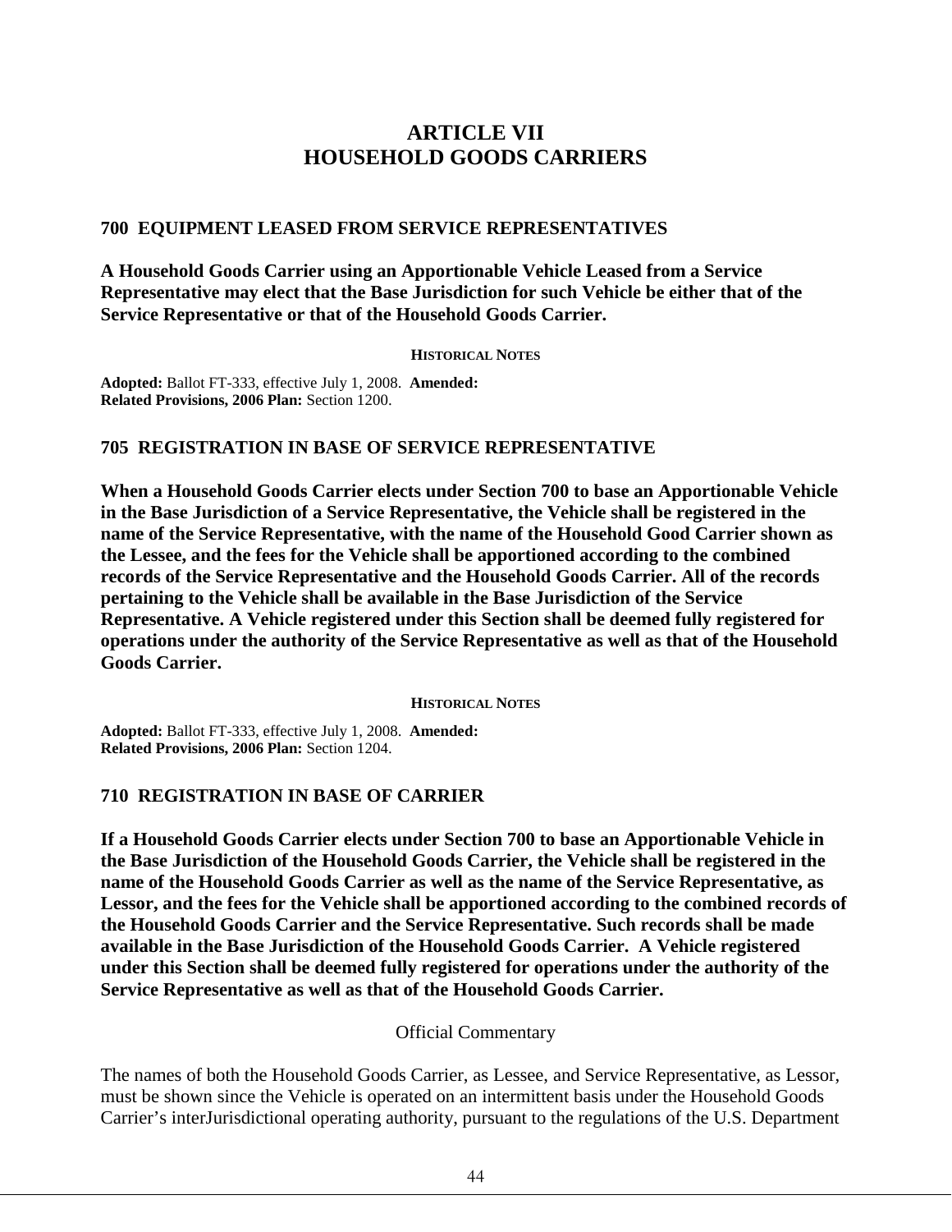# ARTICLE VII
# HOUSEHOLD GOODS CARRIERS

## 700 EQUIPMENT LEASED FROM SERVICE REPRESENTATIVES

**A Household Goods Carrier using an Apportionable Vehicle Leased from a Service Representative may elect that the Base Jurisdiction for such Vehicle be either that of the Service Representative or that of the Household Goods Carrier.**

**HISTORICAL NOTES**

**Adopted:** Ballot FT-333, effective July 1, 2008. **Amended:**
**Related Provisions, 2006 Plan:** Section 1200.

## 705 REGISTRATION IN BASE OF SERVICE REPRESENTATIVE

**When a Household Goods Carrier elects under Section 700 to base an Apportionable Vehicle in the Base Jurisdiction of a Service Representative, the Vehicle shall be registered in the name of the Service Representative, with the name of the Household Good Carrier shown as the Lessee, and the fees for the Vehicle shall be apportioned according to the combined records of the Service Representative and the Household Goods Carrier. All of the records pertaining to the Vehicle shall be available in the Base Jurisdiction of the Service Representative. A Vehicle registered under this Section shall be deemed fully registered for operations under the authority of the Service Representative as well as that of the Household Goods Carrier.**

**HISTORICAL NOTES**

**Adopted:** Ballot FT-333, effective July 1, 2008. **Amended:**
**Related Provisions, 2006 Plan:** Section 1204.

## 710 REGISTRATION IN BASE OF CARRIER

**If a Household Goods Carrier elects under Section 700 to base an Apportionable Vehicle in the Base Jurisdiction of the Household Goods Carrier, the Vehicle shall be registered in the name of the Household Goods Carrier as well as the name of the Service Representative, as Lessor, and the fees for the Vehicle shall be apportioned according to the combined records of the Household Goods Carrier and the Service Representative. Such records shall be made available in the Base Jurisdiction of the Household Goods Carrier. A Vehicle registered under this Section shall be deemed fully registered for operations under the authority of the Service Representative as well as that of the Household Goods Carrier.**

Official Commentary

The names of both the Household Goods Carrier, as Lessee, and Service Representative, as Lessor, must be shown since the Vehicle is operated on an intermittent basis under the Household Goods Carrier's interJurisdictional operating authority, pursuant to the regulations of the U.S. Department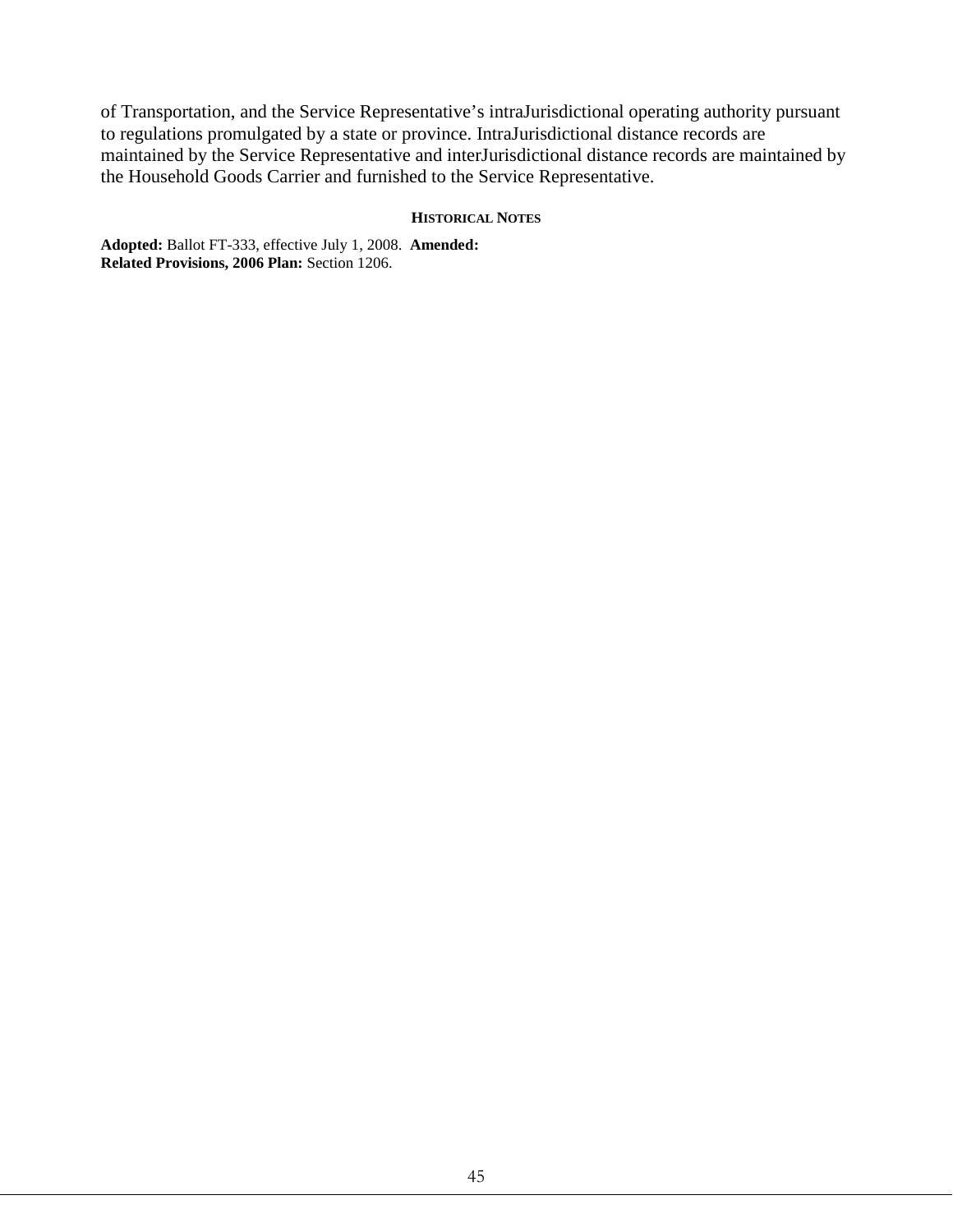of Transportation, and the Service Representative's intraJurisdictional operating authority pursuant to regulations promulgated by a state or province. IntraJurisdictional distance records are maintained by the Service Representative and interJurisdictional distance records are maintained by the Household Goods Carrier and furnished to the Service Representative.

**HISTORICAL NOTES**

**Adopted:** Ballot FT-333, effective July 1, 2008. **Amended:**
**Related Provisions, 2006 Plan:** Section 1206.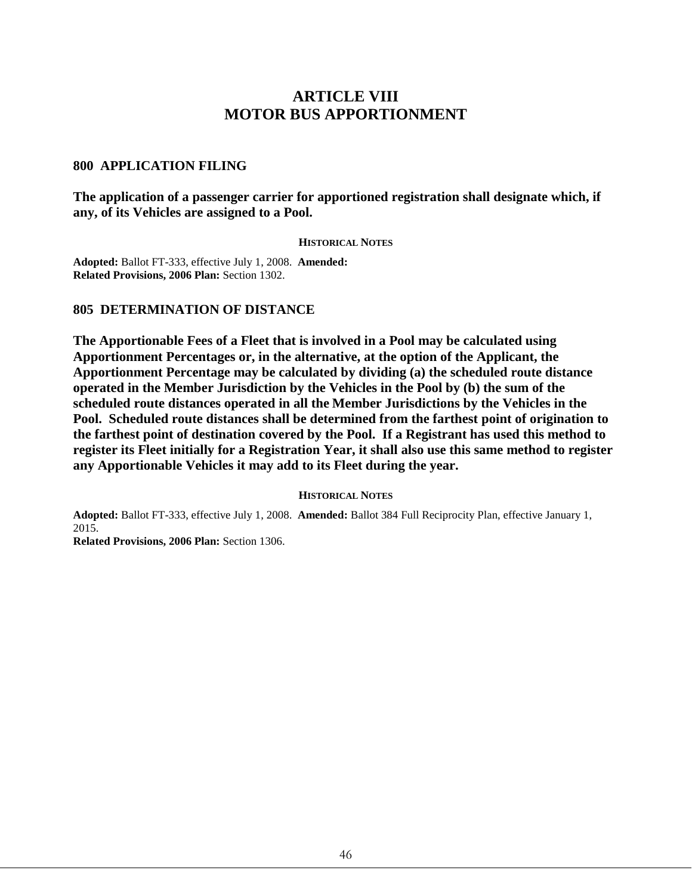# ARTICLE VIII
# MOTOR BUS APPORTIONMENT

## 800 APPLICATION FILING

**The application of a passenger carrier for apportioned registration shall designate which, if any, of its Vehicles are assigned to a Pool.**

**HISTORICAL NOTES**

**Adopted:** Ballot FT-333, effective July 1, 2008. **Amended:**
**Related Provisions, 2006 Plan:** Section 1302.

## 805 DETERMINATION OF DISTANCE

**The Apportionable Fees of a Fleet that is involved in a Pool may be calculated using Apportionment Percentages or, in the alternative, at the option of the Applicant, the Apportionment Percentage may be calculated by dividing (a) the scheduled route distance operated in the Member Jurisdiction by the Vehicles in the Pool by (b) the sum of the scheduled route distances operated in all the Member Jurisdictions by the Vehicles in the Pool. Scheduled route distances shall be determined from the farthest point of origination to the farthest point of destination covered by the Pool. If a Registrant has used this method to register its Fleet initially for a Registration Year, it shall also use this same method to register any Apportionable Vehicles it may add to its Fleet during the year.**

**HISTORICAL NOTES**

**Adopted:** Ballot FT-333, effective July 1, 2008. **Amended:** Ballot 384 Full Reciprocity Plan, effective January 1, 2015.
**Related Provisions, 2006 Plan:** Section 1306.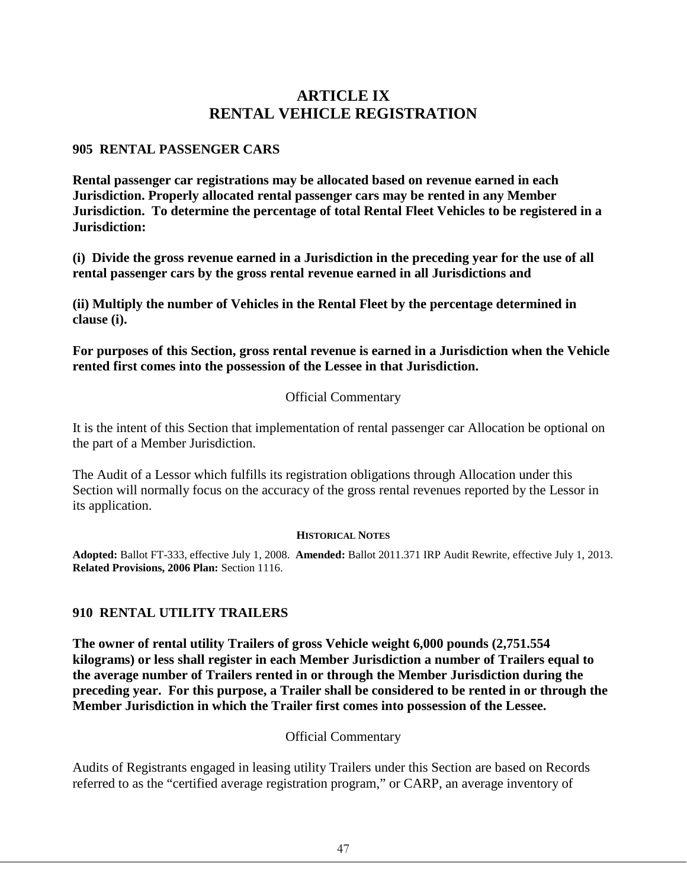# ARTICLE IX
# RENTAL VEHICLE REGISTRATION

## 905 RENTAL PASSENGER CARS

**Rental passenger car registrations may be allocated based on revenue earned in each Jurisdiction. Properly allocated rental passenger cars may be rented in any Member Jurisdiction. To determine the percentage of total Rental Fleet Vehicles to be registered in a Jurisdiction:**

**(i) Divide the gross revenue earned in a Jurisdiction in the preceding year for the use of all rental passenger cars by the gross rental revenue earned in all Jurisdictions and**

**(ii) Multiply the number of Vehicles in the Rental Fleet by the percentage determined in clause (i).**

**For purposes of this Section, gross rental revenue is earned in a Jurisdiction when the Vehicle rented first comes into the possession of the Lessee in that Jurisdiction.**

Official Commentary

It is the intent of this Section that implementation of rental passenger car Allocation be optional on the part of a Member Jurisdiction.

The Audit of a Lessor which fulfills its registration obligations through Allocation under this Section will normally focus on the accuracy of the gross rental revenues reported by the Lessor in its application.

**HISTORICAL NOTES**

**Adopted:** Ballot FT-333, effective July 1, 2008. **Amended:** Ballot 2011.371 IRP Audit Rewrite, effective July 1, 2013. **Related Provisions, 2006 Plan:** Section 1116.

## 910 RENTAL UTILITY TRAILERS

**The owner of rental utility Trailers of gross Vehicle weight 6,000 pounds (2,751.554 kilograms) or less shall register in each Member Jurisdiction a number of Trailers equal to the average number of Trailers rented in or through the Member Jurisdiction during the preceding year. For this purpose, a Trailer shall be considered to be rented in or through the Member Jurisdiction in which the Trailer first comes into possession of the Lessee.**

Official Commentary

Audits of Registrants engaged in leasing utility Trailers under this Section are based on Records referred to as the "certified average registration program," or CARP, an average inventory of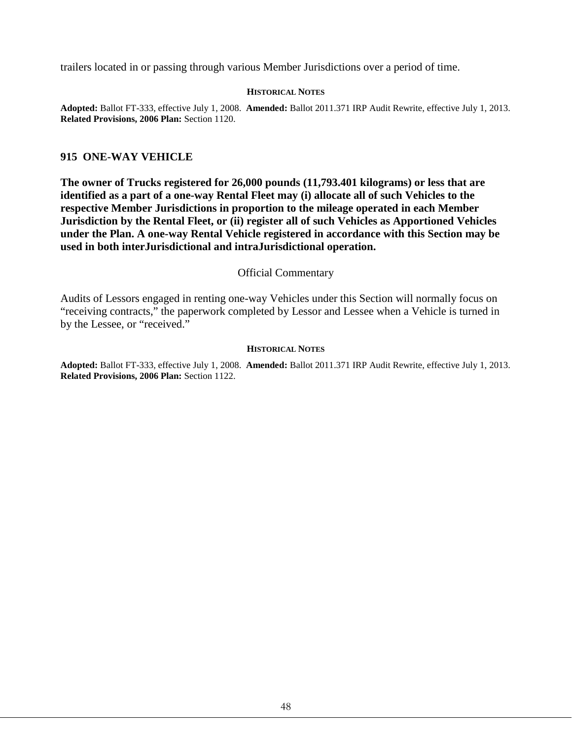trailers located in or passing through various Member Jurisdictions over a period of time.

**HISTORICAL NOTES**

**Adopted:** Ballot FT-333, effective July 1, 2008. **Amended:** Ballot 2011.371 IRP Audit Rewrite, effective July 1, 2013.
**Related Provisions, 2006 Plan:** Section 1120.

## 915 ONE-WAY VEHICLE

**The owner of Trucks registered for 26,000 pounds (11,793.401 kilograms) or less that are identified as a part of a one-way Rental Fleet may (i) allocate all of such Vehicles to the respective Member Jurisdictions in proportion to the mileage operated in each Member Jurisdiction by the Rental Fleet, or (ii) register all of such Vehicles as Apportioned Vehicles under the Plan. A one-way Rental Vehicle registered in accordance with this Section may be used in both interJurisdictional and intraJurisdictional operation.**

Official Commentary

Audits of Lessors engaged in renting one-way Vehicles under this Section will normally focus on "receiving contracts," the paperwork completed by Lessor and Lessee when a Vehicle is turned in by the Lessee, or "received."

**HISTORICAL NOTES**

**Adopted:** Ballot FT-333, effective July 1, 2008. **Amended:** Ballot 2011.371 IRP Audit Rewrite, effective July 1, 2013.
**Related Provisions, 2006 Plan:** Section 1122.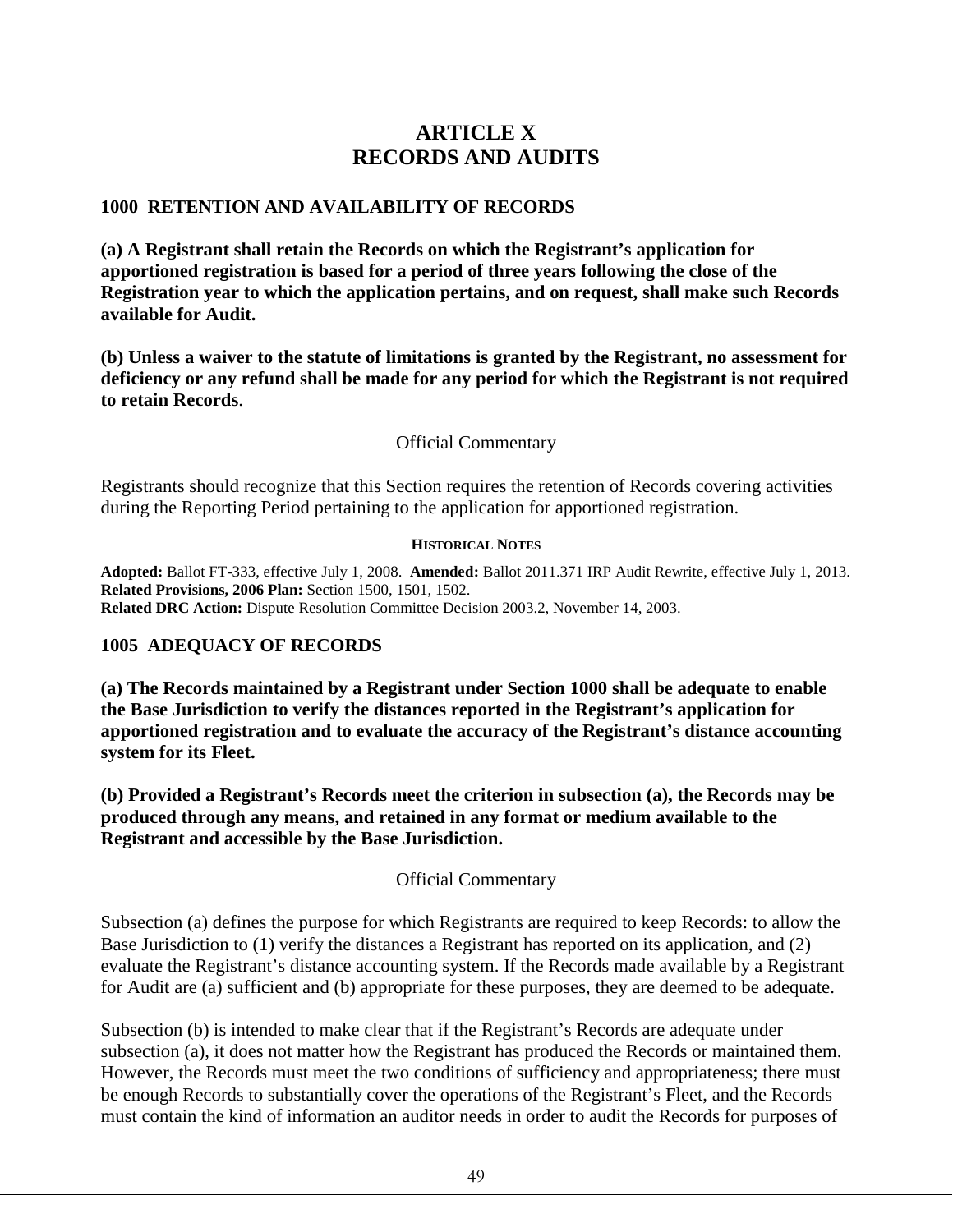# ARTICLE X
# RECORDS AND AUDITS

## 1000 RETENTION AND AVAILABILITY OF RECORDS

**(a) A Registrant shall retain the Records on which the Registrant's application for apportioned registration is based for a period of three years following the close of the Registration year to which the application pertains, and on request, shall make such Records available for Audit.**

**(b) Unless a waiver to the statute of limitations is granted by the Registrant, no assessment for deficiency or any refund shall be made for any period for which the Registrant is not required to retain Records**.

Official Commentary

Registrants should recognize that this Section requires the retention of Records covering activities during the Reporting Period pertaining to the application for apportioned registration.

**HISTORICAL NOTES**

**Adopted:** Ballot FT-333, effective July 1, 2008. **Amended:** Ballot 2011.371 IRP Audit Rewrite, effective July 1, 2013.
**Related Provisions, 2006 Plan:** Section 1500, 1501, 1502.
**Related DRC Action:** Dispute Resolution Committee Decision 2003.2, November 14, 2003.

## 1005 ADEQUACY OF RECORDS

**(a) The Records maintained by a Registrant under Section 1000 shall be adequate to enable the Base Jurisdiction to verify the distances reported in the Registrant's application for apportioned registration and to evaluate the accuracy of the Registrant's distance accounting system for its Fleet.**

**(b) Provided a Registrant's Records meet the criterion in subsection (a), the Records may be produced through any means, and retained in any format or medium available to the Registrant and accessible by the Base Jurisdiction.**

Official Commentary

Subsection (a) defines the purpose for which Registrants are required to keep Records: to allow the Base Jurisdiction to (1) verify the distances a Registrant has reported on its application, and (2) evaluate the Registrant's distance accounting system. If the Records made available by a Registrant for Audit are (a) sufficient and (b) appropriate for these purposes, they are deemed to be adequate.

Subsection (b) is intended to make clear that if the Registrant's Records are adequate under subsection (a), it does not matter how the Registrant has produced the Records or maintained them. However, the Records must meet the two conditions of sufficiency and appropriateness; there must be enough Records to substantially cover the operations of the Registrant's Fleet, and the Records must contain the kind of information an auditor needs in order to audit the Records for purposes of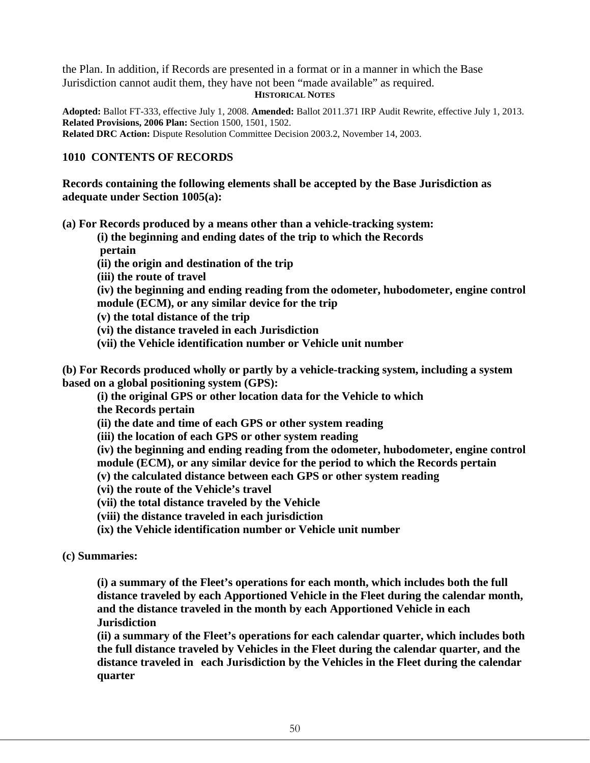the Plan. In addition, if Records are presented in a format or in a manner in which the Base Jurisdiction cannot audit them, they have not been "made available" as required.

**HISTORICAL NOTES**

**Adopted:** Ballot FT-333, effective July 1, 2008. **Amended:** Ballot 2011.371 IRP Audit Rewrite, effective July 1, 2013.
**Related Provisions, 2006 Plan:** Section 1500, 1501, 1502.
**Related DRC Action:** Dispute Resolution Committee Decision 2003.2, November 14, 2003.

### 1010 CONTENTS OF RECORDS

**Records containing the following elements shall be accepted by the Base Jurisdiction as adequate under Section 1005(a):**

**(a) For Records produced by a means other than a vehicle-tracking system:**

**(i) the beginning and ending dates of the trip to which the Records pertain**
**(ii) the origin and destination of the trip**
**(iii) the route of travel**
**(iv) the beginning and ending reading from the odometer, hubodometer, engine control module (ECM), or any similar device for the trip**
**(v) the total distance of the trip**
**(vi) the distance traveled in each Jurisdiction**
**(vii) the Vehicle identification number or Vehicle unit number**

**(b) For Records produced wholly or partly by a vehicle-tracking system, including a system based on a global positioning system (GPS):**

**(i) the original GPS or other location data for the Vehicle to which the Records pertain**
**(ii) the date and time of each GPS or other system reading**
**(iii) the location of each GPS or other system reading**
**(iv) the beginning and ending reading from the odometer, hubodometer, engine control module (ECM), or any similar device for the period to which the Records pertain**
**(v) the calculated distance between each GPS or other system reading**
**(vi) the route of the Vehicle's travel**
**(vii) the total distance traveled by the Vehicle**
**(viii) the distance traveled in each jurisdiction**
**(ix) the Vehicle identification number or Vehicle unit number**

**(c) Summaries:**

**(i) a summary of the Fleet's operations for each month, which includes both the full distance traveled by each Apportioned Vehicle in the Fleet during the calendar month, and the distance traveled in the month by each Apportioned Vehicle in each Jurisdiction**
**(ii) a summary of the Fleet's operations for each calendar quarter, which includes both the full distance traveled by Vehicles in the Fleet during the calendar quarter, and the distance traveled in each Jurisdiction by the Vehicles in the Fleet during the calendar quarter**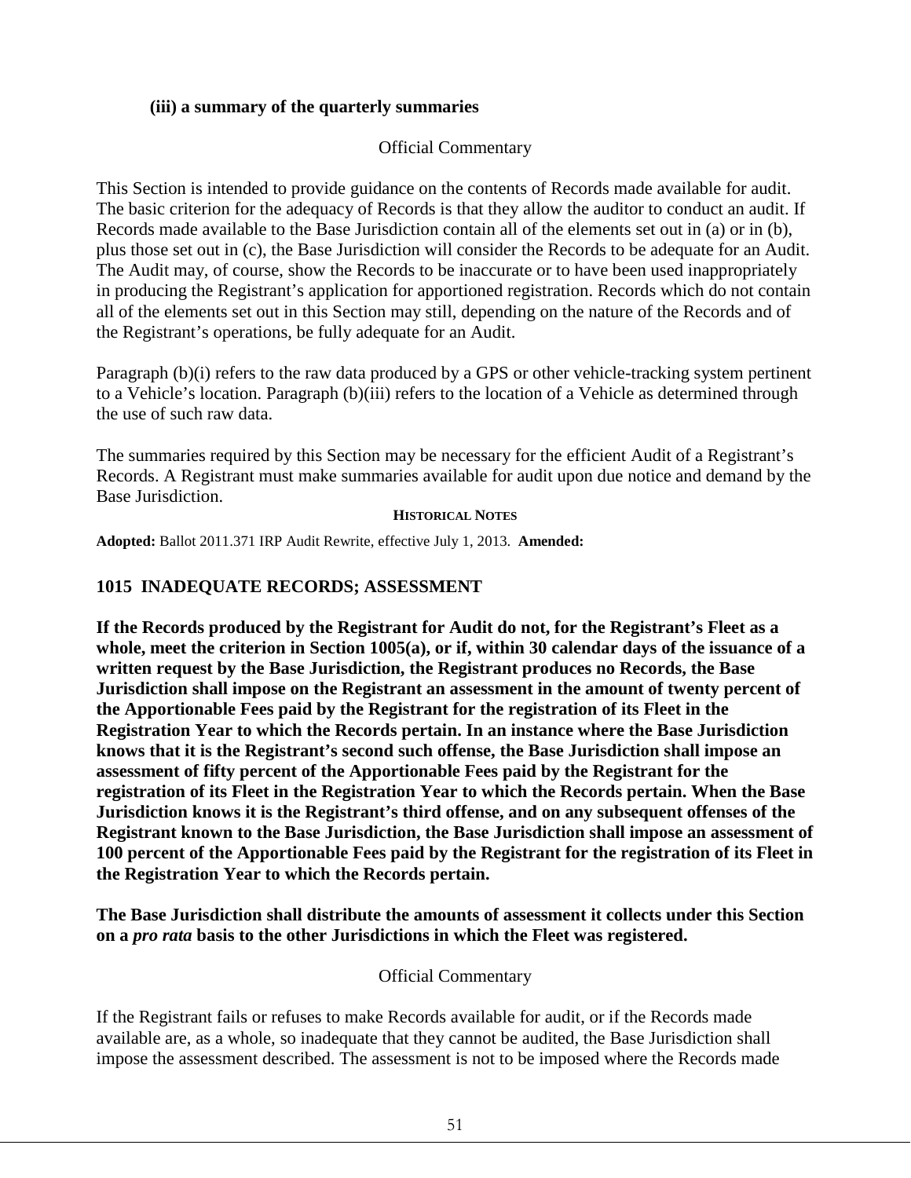**(iii) a summary of the quarterly summaries**

Official Commentary

This Section is intended to provide guidance on the contents of Records made available for audit. The basic criterion for the adequacy of Records is that they allow the auditor to conduct an audit. If Records made available to the Base Jurisdiction contain all of the elements set out in (a) or in (b), plus those set out in (c), the Base Jurisdiction will consider the Records to be adequate for an Audit. The Audit may, of course, show the Records to be inaccurate or to have been used inappropriately in producing the Registrant's application for apportioned registration. Records which do not contain all of the elements set out in this Section may still, depending on the nature of the Records and of the Registrant's operations, be fully adequate for an Audit.

Paragraph (b)(i) refers to the raw data produced by a GPS or other vehicle-tracking system pertinent to a Vehicle's location. Paragraph (b)(iii) refers to the location of a Vehicle as determined through the use of such raw data.

The summaries required by this Section may be necessary for the efficient Audit of a Registrant's Records. A Registrant must make summaries available for audit upon due notice and demand by the Base Jurisdiction.

**HISTORICAL NOTES**

**Adopted:** Ballot 2011.371 IRP Audit Rewrite, effective July 1, 2013. **Amended:**

## 1015 INADEQUATE RECORDS; ASSESSMENT

**If the Records produced by the Registrant for Audit do not, for the Registrant's Fleet as a whole, meet the criterion in Section 1005(a), or if, within 30 calendar days of the issuance of a written request by the Base Jurisdiction, the Registrant produces no Records, the Base Jurisdiction shall impose on the Registrant an assessment in the amount of twenty percent of the Apportionable Fees paid by the Registrant for the registration of its Fleet in the Registration Year to which the Records pertain. In an instance where the Base Jurisdiction knows that it is the Registrant's second such offense, the Base Jurisdiction shall impose an assessment of fifty percent of the Apportionable Fees paid by the Registrant for the registration of its Fleet in the Registration Year to which the Records pertain. When the Base Jurisdiction knows it is the Registrant's third offense, and on any subsequent offenses of the Registrant known to the Base Jurisdiction, the Base Jurisdiction shall impose an assessment of 100 percent of the Apportionable Fees paid by the Registrant for the registration of its Fleet in the Registration Year to which the Records pertain.**

**The Base Jurisdiction shall distribute the amounts of assessment it collects under this Section on a *pro rata* basis to the other Jurisdictions in which the Fleet was registered.**

Official Commentary

If the Registrant fails or refuses to make Records available for audit, or if the Records made available are, as a whole, so inadequate that they cannot be audited, the Base Jurisdiction shall impose the assessment described. The assessment is not to be imposed where the Records made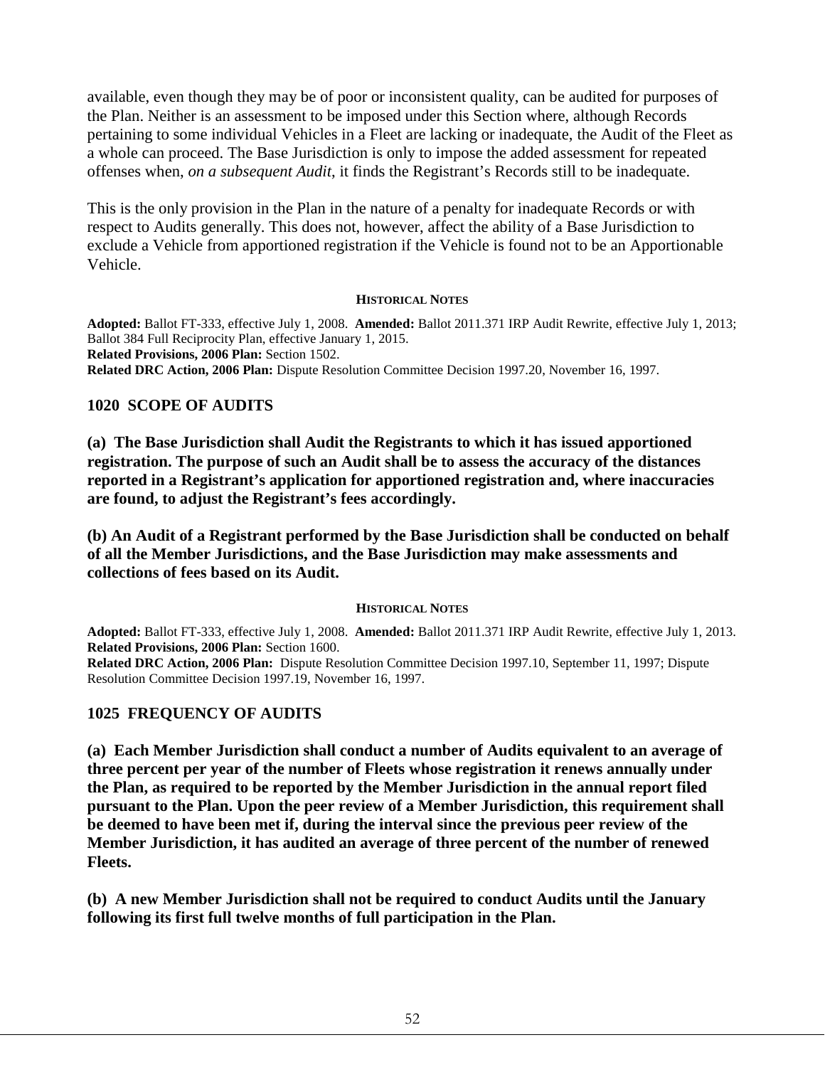available, even though they may be of poor or inconsistent quality, can be audited for purposes of the Plan. Neither is an assessment to be imposed under this Section where, although Records pertaining to some individual Vehicles in a Fleet are lacking or inadequate, the Audit of the Fleet as a whole can proceed. The Base Jurisdiction is only to impose the added assessment for repeated offenses when, *on a subsequent Audit*, it finds the Registrant's Records still to be inadequate.

This is the only provision in the Plan in the nature of a penalty for inadequate Records or with respect to Audits generally. This does not, however, affect the ability of a Base Jurisdiction to exclude a Vehicle from apportioned registration if the Vehicle is found not to be an Apportionable Vehicle.

**HISTORICAL NOTES**

**Adopted:** Ballot FT-333, effective July 1, 2008. **Amended:** Ballot 2011.371 IRP Audit Rewrite, effective July 1, 2013; Ballot 384 Full Reciprocity Plan, effective January 1, 2015.
**Related Provisions, 2006 Plan:** Section 1502.
**Related DRC Action, 2006 Plan:** Dispute Resolution Committee Decision 1997.20, November 16, 1997.

## 1020 SCOPE OF AUDITS

**(a) The Base Jurisdiction shall Audit the Registrants to which it has issued apportioned registration. The purpose of such an Audit shall be to assess the accuracy of the distances reported in a Registrant's application for apportioned registration and, where inaccuracies are found, to adjust the Registrant's fees accordingly.**

**(b) An Audit of a Registrant performed by the Base Jurisdiction shall be conducted on behalf of all the Member Jurisdictions, and the Base Jurisdiction may make assessments and collections of fees based on its Audit.**

**HISTORICAL NOTES**

**Adopted:** Ballot FT-333, effective July 1, 2008. **Amended:** Ballot 2011.371 IRP Audit Rewrite, effective July 1, 2013.
**Related Provisions, 2006 Plan:** Section 1600.
**Related DRC Action, 2006 Plan:** Dispute Resolution Committee Decision 1997.10, September 11, 1997; Dispute Resolution Committee Decision 1997.19, November 16, 1997.

## 1025 FREQUENCY OF AUDITS

**(a) Each Member Jurisdiction shall conduct a number of Audits equivalent to an average of three percent per year of the number of Fleets whose registration it renews annually under the Plan, as required to be reported by the Member Jurisdiction in the annual report filed pursuant to the Plan. Upon the peer review of a Member Jurisdiction, this requirement shall be deemed to have been met if, during the interval since the previous peer review of the Member Jurisdiction, it has audited an average of three percent of the number of renewed Fleets.**

**(b) A new Member Jurisdiction shall not be required to conduct Audits until the January following its first full twelve months of full participation in the Plan.**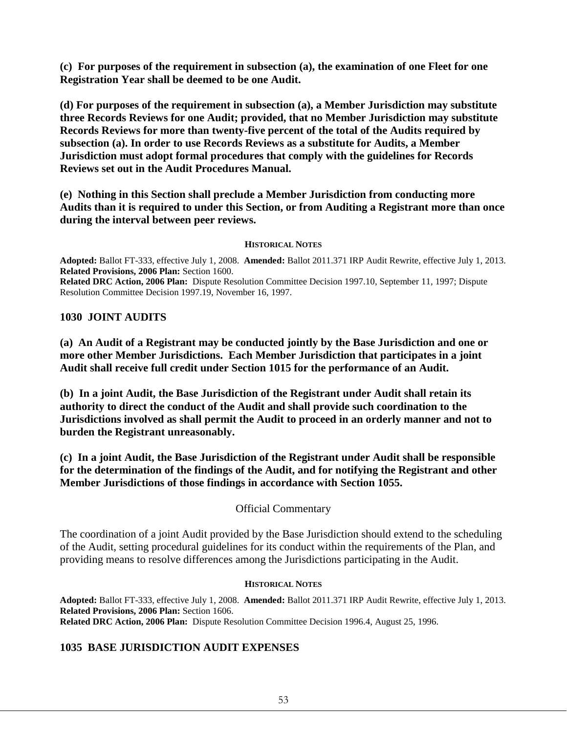**(c) For purposes of the requirement in subsection (a), the examination of one Fleet for one Registration Year shall be deemed to be one Audit.**

**(d) For purposes of the requirement in subsection (a), a Member Jurisdiction may substitute three Records Reviews for one Audit; provided, that no Member Jurisdiction may substitute Records Reviews for more than twenty-five percent of the total of the Audits required by subsection (a). In order to use Records Reviews as a substitute for Audits, a Member Jurisdiction must adopt formal procedures that comply with the guidelines for Records Reviews set out in the Audit Procedures Manual.**

**(e) Nothing in this Section shall preclude a Member Jurisdiction from conducting more Audits than it is required to under this Section, or from Auditing a Registrant more than once during the interval between peer reviews.**

**HISTORICAL NOTES**

**Adopted:** Ballot FT-333, effective July 1, 2008. **Amended:** Ballot 2011.371 IRP Audit Rewrite, effective July 1, 2013.
**Related Provisions, 2006 Plan:** Section 1600.
**Related DRC Action, 2006 Plan:** Dispute Resolution Committee Decision 1997.10, September 11, 1997; Dispute Resolution Committee Decision 1997.19, November 16, 1997.

## 1030 JOINT AUDITS

**(a) An Audit of a Registrant may be conducted jointly by the Base Jurisdiction and one or more other Member Jurisdictions. Each Member Jurisdiction that participates in a joint Audit shall receive full credit under Section 1015 for the performance of an Audit.**

**(b) In a joint Audit, the Base Jurisdiction of the Registrant under Audit shall retain its authority to direct the conduct of the Audit and shall provide such coordination to the Jurisdictions involved as shall permit the Audit to proceed in an orderly manner and not to burden the Registrant unreasonably.**

**(c) In a joint Audit, the Base Jurisdiction of the Registrant under Audit shall be responsible for the determination of the findings of the Audit, and for notifying the Registrant and other Member Jurisdictions of those findings in accordance with Section 1055.**

Official Commentary

The coordination of a joint Audit provided by the Base Jurisdiction should extend to the scheduling of the Audit, setting procedural guidelines for its conduct within the requirements of the Plan, and providing means to resolve differences among the Jurisdictions participating in the Audit.

**HISTORICAL NOTES**

**Adopted:** Ballot FT-333, effective July 1, 2008. **Amended:** Ballot 2011.371 IRP Audit Rewrite, effective July 1, 2013.
**Related Provisions, 2006 Plan:** Section 1606.
**Related DRC Action, 2006 Plan:** Dispute Resolution Committee Decision 1996.4, August 25, 1996.

## 1035 BASE JURISDICTION AUDIT EXPENSES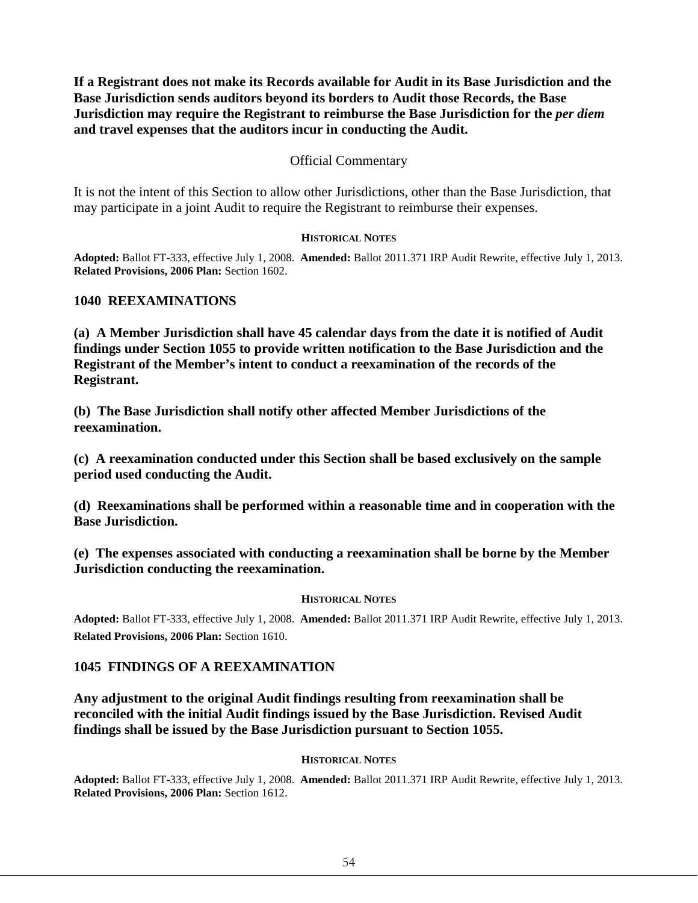**If a Registrant does not make its Records available for Audit in its Base Jurisdiction and the Base Jurisdiction sends auditors beyond its borders to Audit those Records, the Base Jurisdiction may require the Registrant to reimburse the Base Jurisdiction for the *per diem* and travel expenses that the auditors incur in conducting the Audit.**

Official Commentary

It is not the intent of this Section to allow other Jurisdictions, other than the Base Jurisdiction, that may participate in a joint Audit to require the Registrant to reimburse their expenses.

**HISTORICAL NOTES**

**Adopted:** Ballot FT-333, effective July 1, 2008. **Amended:** Ballot 2011.371 IRP Audit Rewrite, effective July 1, 2013.
**Related Provisions, 2006 Plan:** Section 1602.

## 1040 REEXAMINATIONS

**(a) A Member Jurisdiction shall have 45 calendar days from the date it is notified of Audit findings under Section 1055 to provide written notification to the Base Jurisdiction and the Registrant of the Member's intent to conduct a reexamination of the records of the Registrant.**

**(b) The Base Jurisdiction shall notify other affected Member Jurisdictions of the reexamination.**

**(c) A reexamination conducted under this Section shall be based exclusively on the sample period used conducting the Audit.**

**(d) Reexaminations shall be performed within a reasonable time and in cooperation with the Base Jurisdiction.**

**(e) The expenses associated with conducting a reexamination shall be borne by the Member Jurisdiction conducting the reexamination.**

**HISTORICAL NOTES**

**Adopted:** Ballot FT-333, effective July 1, 2008. **Amended:** Ballot 2011.371 IRP Audit Rewrite, effective July 1, 2013.
**Related Provisions, 2006 Plan:** Section 1610.

## 1045 FINDINGS OF A REEXAMINATION

**Any adjustment to the original Audit findings resulting from reexamination shall be reconciled with the initial Audit findings issued by the Base Jurisdiction. Revised Audit findings shall be issued by the Base Jurisdiction pursuant to Section 1055.**

**HISTORICAL NOTES**

**Adopted:** Ballot FT-333, effective July 1, 2008. **Amended:** Ballot 2011.371 IRP Audit Rewrite, effective July 1, 2013.
**Related Provisions, 2006 Plan:** Section 1612.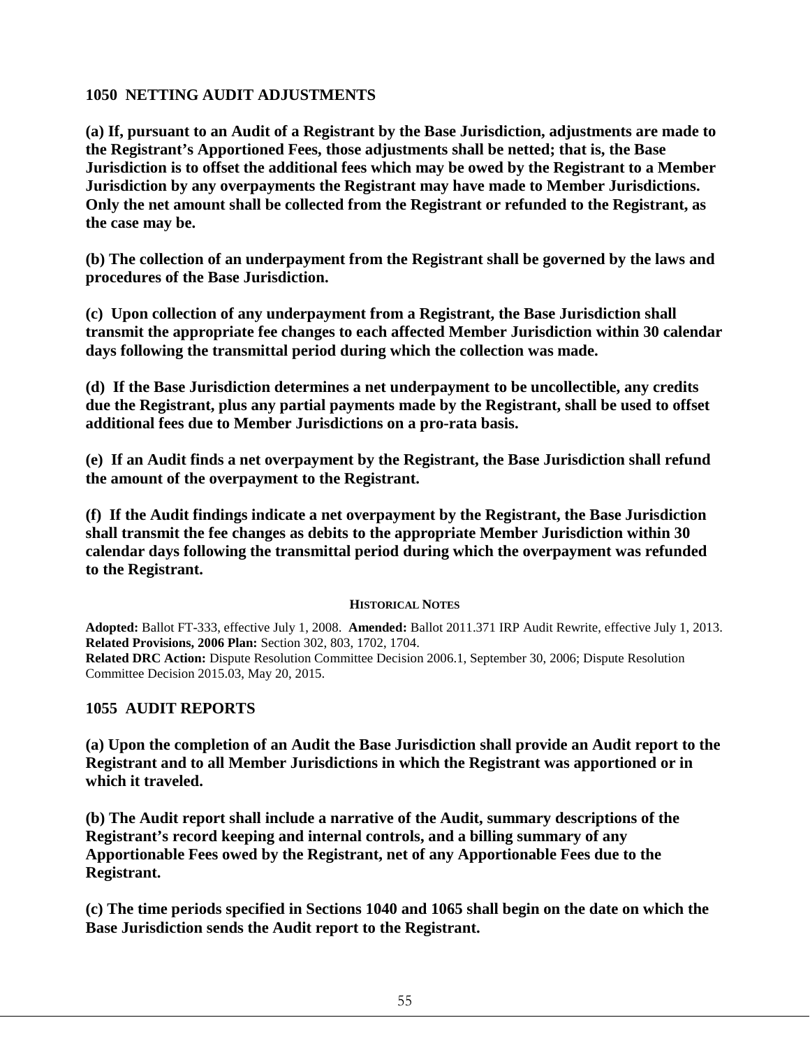### 1050 NETTING AUDIT ADJUSTMENTS

**(a) If, pursuant to an Audit of a Registrant by the Base Jurisdiction, adjustments are made to the Registrant's Apportioned Fees, those adjustments shall be netted; that is, the Base Jurisdiction is to offset the additional fees which may be owed by the Registrant to a Member Jurisdiction by any overpayments the Registrant may have made to Member Jurisdictions. Only the net amount shall be collected from the Registrant or refunded to the Registrant, as the case may be.**

**(b) The collection of an underpayment from the Registrant shall be governed by the laws and procedures of the Base Jurisdiction.**

**(c) Upon collection of any underpayment from a Registrant, the Base Jurisdiction shall transmit the appropriate fee changes to each affected Member Jurisdiction within 30 calendar days following the transmittal period during which the collection was made.**

**(d) If the Base Jurisdiction determines a net underpayment to be uncollectible, any credits due the Registrant, plus any partial payments made by the Registrant, shall be used to offset additional fees due to Member Jurisdictions on a pro-rata basis.**

**(e) If an Audit finds a net overpayment by the Registrant, the Base Jurisdiction shall refund the amount of the overpayment to the Registrant.**

**(f) If the Audit findings indicate a net overpayment by the Registrant, the Base Jurisdiction shall transmit the fee changes as debits to the appropriate Member Jurisdiction within 30 calendar days following the transmittal period during which the overpayment was refunded to the Registrant.**

**HISTORICAL NOTES**

**Adopted:** Ballot FT-333, effective July 1, 2008. **Amended:** Ballot 2011.371 IRP Audit Rewrite, effective July 1, 2013.
**Related Provisions, 2006 Plan:** Section 302, 803, 1702, 1704.
**Related DRC Action:** Dispute Resolution Committee Decision 2006.1, September 30, 2006; Dispute Resolution Committee Decision 2015.03, May 20, 2015.

### 1055 AUDIT REPORTS

**(a) Upon the completion of an Audit the Base Jurisdiction shall provide an Audit report to the Registrant and to all Member Jurisdictions in which the Registrant was apportioned or in which it traveled.**

**(b) The Audit report shall include a narrative of the Audit, summary descriptions of the Registrant's record keeping and internal controls, and a billing summary of any Apportionable Fees owed by the Registrant, net of any Apportionable Fees due to the Registrant.**

**(c) The time periods specified in Sections 1040 and 1065 shall begin on the date on which the Base Jurisdiction sends the Audit report to the Registrant.**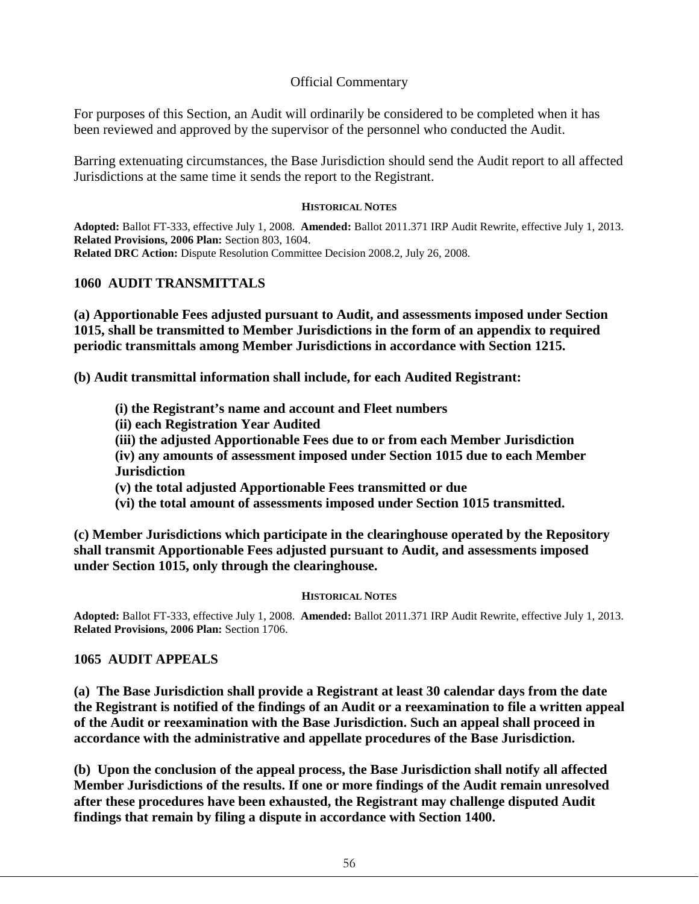Official Commentary

For purposes of this Section, an Audit will ordinarily be considered to be completed when it has been reviewed and approved by the supervisor of the personnel who conducted the Audit.

Barring extenuating circumstances, the Base Jurisdiction should send the Audit report to all affected Jurisdictions at the same time it sends the report to the Registrant.

**HISTORICAL NOTES**

**Adopted:** Ballot FT-333, effective July 1, 2008. **Amended:** Ballot 2011.371 IRP Audit Rewrite, effective July 1, 2013.
**Related Provisions, 2006 Plan:** Section 803, 1604.
**Related DRC Action:** Dispute Resolution Committee Decision 2008.2, July 26, 2008.

### 1060 AUDIT TRANSMITTALS

**(a) Apportionable Fees adjusted pursuant to Audit, and assessments imposed under Section 1015, shall be transmitted to Member Jurisdictions in the form of an appendix to required periodic transmittals among Member Jurisdictions in accordance with Section 1215.**

**(b) Audit transmittal information shall include, for each Audited Registrant:**

> **(i) the Registrant's name and account and Fleet numbers**
> **(ii) each Registration Year Audited**
> **(iii) the adjusted Apportionable Fees due to or from each Member Jurisdiction**
> **(iv) any amounts of assessment imposed under Section 1015 due to each Member Jurisdiction**
> **(v) the total adjusted Apportionable Fees transmitted or due**
> **(vi) the total amount of assessments imposed under Section 1015 transmitted.**

**(c) Member Jurisdictions which participate in the clearinghouse operated by the Repository shall transmit Apportionable Fees adjusted pursuant to Audit, and assessments imposed under Section 1015, only through the clearinghouse.**

**HISTORICAL NOTES**

**Adopted:** Ballot FT-333, effective July 1, 2008. **Amended:** Ballot 2011.371 IRP Audit Rewrite, effective July 1, 2013.
**Related Provisions, 2006 Plan:** Section 1706.

### 1065 AUDIT APPEALS

**(a) The Base Jurisdiction shall provide a Registrant at least 30 calendar days from the date the Registrant is notified of the findings of an Audit or a reexamination to file a written appeal of the Audit or reexamination with the Base Jurisdiction. Such an appeal shall proceed in accordance with the administrative and appellate procedures of the Base Jurisdiction.**

**(b) Upon the conclusion of the appeal process, the Base Jurisdiction shall notify all affected Member Jurisdictions of the results. If one or more findings of the Audit remain unresolved after these procedures have been exhausted, the Registrant may challenge disputed Audit findings that remain by filing a dispute in accordance with Section 1400.**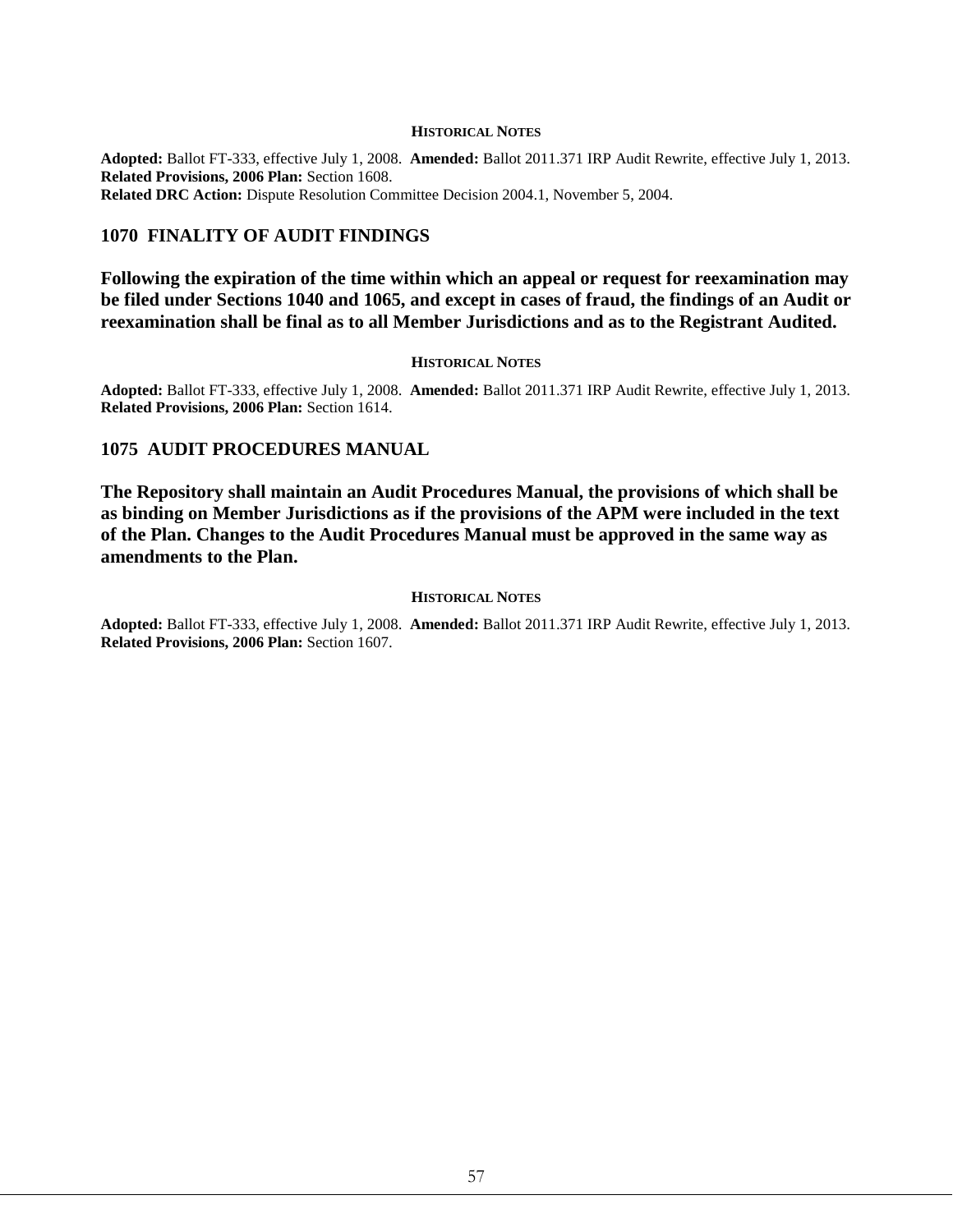#### HISTORICAL NOTES

**Adopted:** Ballot FT-333, effective July 1, 2008. **Amended:** Ballot 2011.371 IRP Audit Rewrite, effective July 1, 2013.
**Related Provisions, 2006 Plan:** Section 1608.
**Related DRC Action:** Dispute Resolution Committee Decision 2004.1, November 5, 2004.

## 1070 FINALITY OF AUDIT FINDINGS

**Following the expiration of the time within which an appeal or request for reexamination may be filed under Sections 1040 and 1065, and except in cases of fraud, the findings of an Audit or reexamination shall be final as to all Member Jurisdictions and as to the Registrant Audited.**

#### HISTORICAL NOTES

**Adopted:** Ballot FT-333, effective July 1, 2008. **Amended:** Ballot 2011.371 IRP Audit Rewrite, effective July 1, 2013.
**Related Provisions, 2006 Plan:** Section 1614.

## 1075 AUDIT PROCEDURES MANUAL

**The Repository shall maintain an Audit Procedures Manual, the provisions of which shall be as binding on Member Jurisdictions as if the provisions of the APM were included in the text of the Plan. Changes to the Audit Procedures Manual must be approved in the same way as amendments to the Plan.**

#### HISTORICAL NOTES

**Adopted:** Ballot FT-333, effective July 1, 2008. **Amended:** Ballot 2011.371 IRP Audit Rewrite, effective July 1, 2013.
**Related Provisions, 2006 Plan:** Section 1607.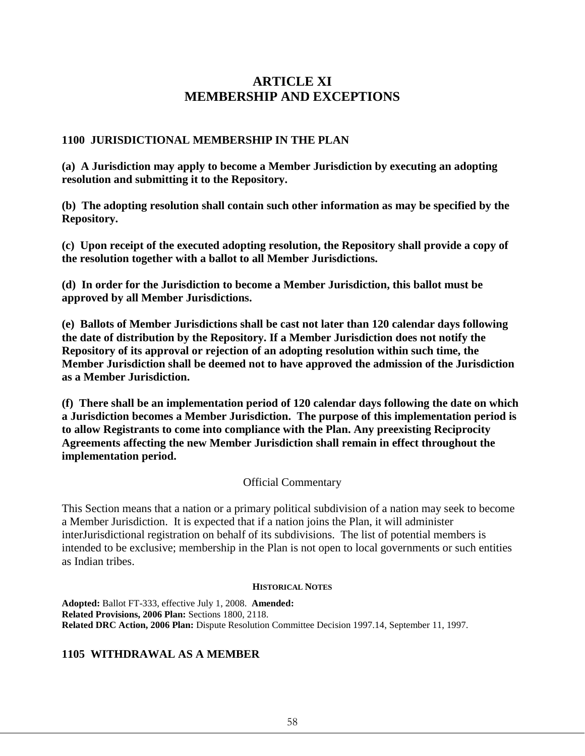# ARTICLE XI
# MEMBERSHIP AND EXCEPTIONS

## 1100 JURISDICTIONAL MEMBERSHIP IN THE PLAN

**(a) A Jurisdiction may apply to become a Member Jurisdiction by executing an adopting resolution and submitting it to the Repository.**

**(b) The adopting resolution shall contain such other information as may be specified by the Repository.**

**(c) Upon receipt of the executed adopting resolution, the Repository shall provide a copy of the resolution together with a ballot to all Member Jurisdictions.**

**(d) In order for the Jurisdiction to become a Member Jurisdiction, this ballot must be approved by all Member Jurisdictions.**

**(e) Ballots of Member Jurisdictions shall be cast not later than 120 calendar days following the date of distribution by the Repository. If a Member Jurisdiction does not notify the Repository of its approval or rejection of an adopting resolution within such time, the Member Jurisdiction shall be deemed not to have approved the admission of the Jurisdiction as a Member Jurisdiction.**

**(f) There shall be an implementation period of 120 calendar days following the date on which a Jurisdiction becomes a Member Jurisdiction. The purpose of this implementation period is to allow Registrants to come into compliance with the Plan. Any preexisting Reciprocity Agreements affecting the new Member Jurisdiction shall remain in effect throughout the implementation period.**

Official Commentary

This Section means that a nation or a primary political subdivision of a nation may seek to become a Member Jurisdiction. It is expected that if a nation joins the Plan, it will administer interJurisdictional registration on behalf of its subdivisions. The list of potential members is intended to be exclusive; membership in the Plan is not open to local governments or such entities as Indian tribes.

**HISTORICAL NOTES**

**Adopted:** Ballot FT-333, effective July 1, 2008. **Amended:**
**Related Provisions, 2006 Plan:** Sections 1800, 2118.
**Related DRC Action, 2006 Plan:** Dispute Resolution Committee Decision 1997.14, September 11, 1997.

## 1105 WITHDRAWAL AS A MEMBER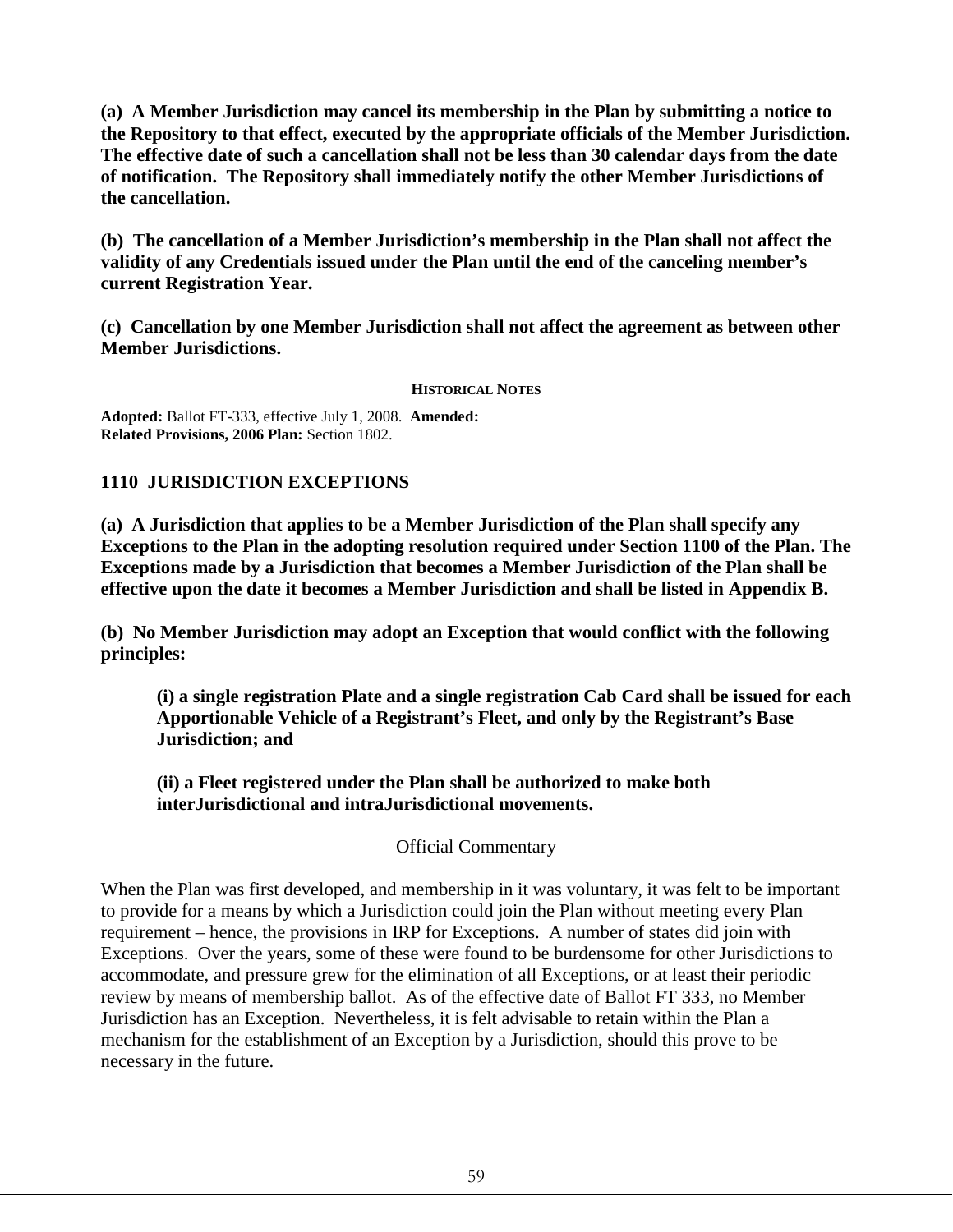**(a) A Member Jurisdiction may cancel its membership in the Plan by submitting a notice to the Repository to that effect, executed by the appropriate officials of the Member Jurisdiction. The effective date of such a cancellation shall not be less than 30 calendar days from the date of notification. The Repository shall immediately notify the other Member Jurisdictions of the cancellation.**

**(b) The cancellation of a Member Jurisdiction's membership in the Plan shall not affect the validity of any Credentials issued under the Plan until the end of the canceling member's current Registration Year.**

**(c) Cancellation by one Member Jurisdiction shall not affect the agreement as between other Member Jurisdictions.**

**HISTORICAL NOTES**

**Adopted:** Ballot FT-333, effective July 1, 2008. **Amended:**
**Related Provisions, 2006 Plan:** Section 1802.

### 1110 JURISDICTION EXCEPTIONS

**(a) A Jurisdiction that applies to be a Member Jurisdiction of the Plan shall specify any Exceptions to the Plan in the adopting resolution required under Section 1100 of the Plan. The Exceptions made by a Jurisdiction that becomes a Member Jurisdiction of the Plan shall be effective upon the date it becomes a Member Jurisdiction and shall be listed in Appendix B.**

**(b) No Member Jurisdiction may adopt an Exception that would conflict with the following principles:**

> **(i) a single registration Plate and a single registration Cab Card shall be issued for each Apportionable Vehicle of a Registrant's Fleet, and only by the Registrant's Base Jurisdiction; and**
>
> **(ii) a Fleet registered under the Plan shall be authorized to make both interJurisdictional and intraJurisdictional movements.**

Official Commentary

When the Plan was first developed, and membership in it was voluntary, it was felt to be important to provide for a means by which a Jurisdiction could join the Plan without meeting every Plan requirement – hence, the provisions in IRP for Exceptions. A number of states did join with Exceptions. Over the years, some of these were found to be burdensome for other Jurisdictions to accommodate, and pressure grew for the elimination of all Exceptions, or at least their periodic review by means of membership ballot. As of the effective date of Ballot FT 333, no Member Jurisdiction has an Exception. Nevertheless, it is felt advisable to retain within the Plan a mechanism for the establishment of an Exception by a Jurisdiction, should this prove to be necessary in the future.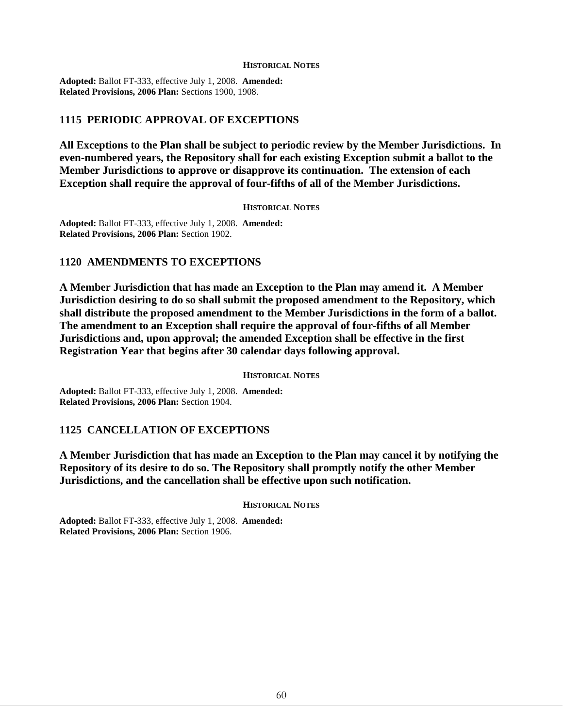**HISTORICAL NOTES**

**Adopted:** Ballot FT-333, effective July 1, 2008. **Amended:**
**Related Provisions, 2006 Plan:** Sections 1900, 1908.

## 1115 PERIODIC APPROVAL OF EXCEPTIONS

**All Exceptions to the Plan shall be subject to periodic review by the Member Jurisdictions. In even-numbered years, the Repository shall for each existing Exception submit a ballot to the Member Jurisdictions to approve or disapprove its continuation. The extension of each Exception shall require the approval of four-fifths of all of the Member Jurisdictions.**

**HISTORICAL NOTES**

**Adopted:** Ballot FT-333, effective July 1, 2008. **Amended:**
**Related Provisions, 2006 Plan:** Section 1902.

## 1120 AMENDMENTS TO EXCEPTIONS

**A Member Jurisdiction that has made an Exception to the Plan may amend it. A Member Jurisdiction desiring to do so shall submit the proposed amendment to the Repository, which shall distribute the proposed amendment to the Member Jurisdictions in the form of a ballot. The amendment to an Exception shall require the approval of four-fifths of all Member Jurisdictions and, upon approval; the amended Exception shall be effective in the first Registration Year that begins after 30 calendar days following approval.**

**HISTORICAL NOTES**

**Adopted:** Ballot FT-333, effective July 1, 2008. **Amended:**
**Related Provisions, 2006 Plan:** Section 1904.

## 1125 CANCELLATION OF EXCEPTIONS

**A Member Jurisdiction that has made an Exception to the Plan may cancel it by notifying the Repository of its desire to do so. The Repository shall promptly notify the other Member Jurisdictions, and the cancellation shall be effective upon such notification.**

**HISTORICAL NOTES**

**Adopted:** Ballot FT-333, effective July 1, 2008. **Amended:**
**Related Provisions, 2006 Plan:** Section 1906.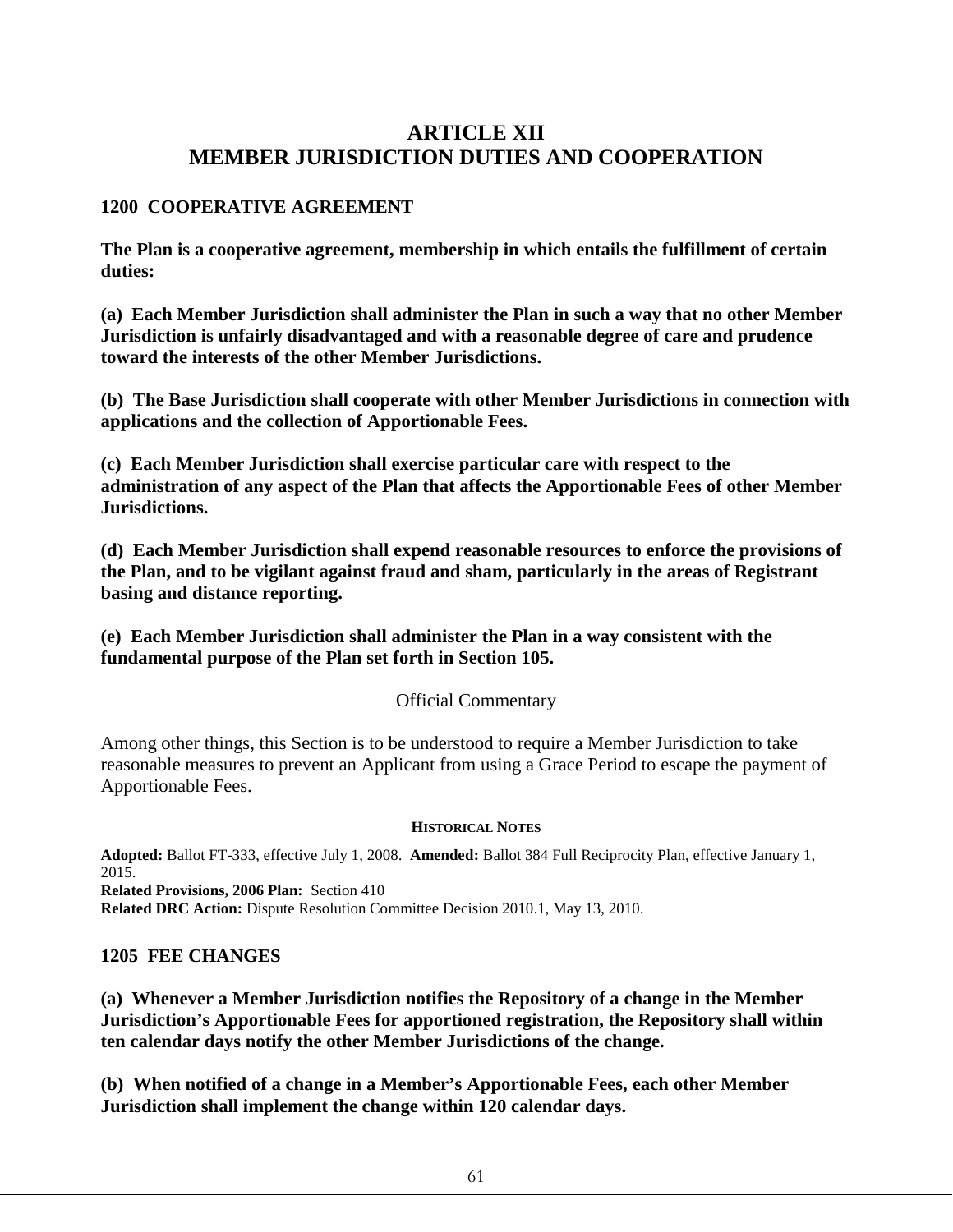# ARTICLE XII
# MEMBER JURISDICTION DUTIES AND COOPERATION

### 1200 COOPERATIVE AGREEMENT

**The Plan is a cooperative agreement, membership in which entails the fulfillment of certain duties:**

**(a) Each Member Jurisdiction shall administer the Plan in such a way that no other Member Jurisdiction is unfairly disadvantaged and with a reasonable degree of care and prudence toward the interests of the other Member Jurisdictions.**

**(b) The Base Jurisdiction shall cooperate with other Member Jurisdictions in connection with applications and the collection of Apportionable Fees.**

**(c) Each Member Jurisdiction shall exercise particular care with respect to the administration of any aspect of the Plan that affects the Apportionable Fees of other Member Jurisdictions.**

**(d) Each Member Jurisdiction shall expend reasonable resources to enforce the provisions of the Plan, and to be vigilant against fraud and sham, particularly in the areas of Registrant basing and distance reporting.**

**(e) Each Member Jurisdiction shall administer the Plan in a way consistent with the fundamental purpose of the Plan set forth in Section 105.**

Official Commentary

Among other things, this Section is to be understood to require a Member Jurisdiction to take reasonable measures to prevent an Applicant from using a Grace Period to escape the payment of Apportionable Fees.

**HISTORICAL NOTES**

**Adopted:** Ballot FT-333, effective July 1, 2008. **Amended:** Ballot 384 Full Reciprocity Plan, effective January 1, 2015.
**Related Provisions, 2006 Plan:** Section 410
**Related DRC Action:** Dispute Resolution Committee Decision 2010.1, May 13, 2010.

### 1205 FEE CHANGES

**(a) Whenever a Member Jurisdiction notifies the Repository of a change in the Member Jurisdiction's Apportionable Fees for apportioned registration, the Repository shall within ten calendar days notify the other Member Jurisdictions of the change.**

**(b) When notified of a change in a Member's Apportionable Fees, each other Member Jurisdiction shall implement the change within 120 calendar days.**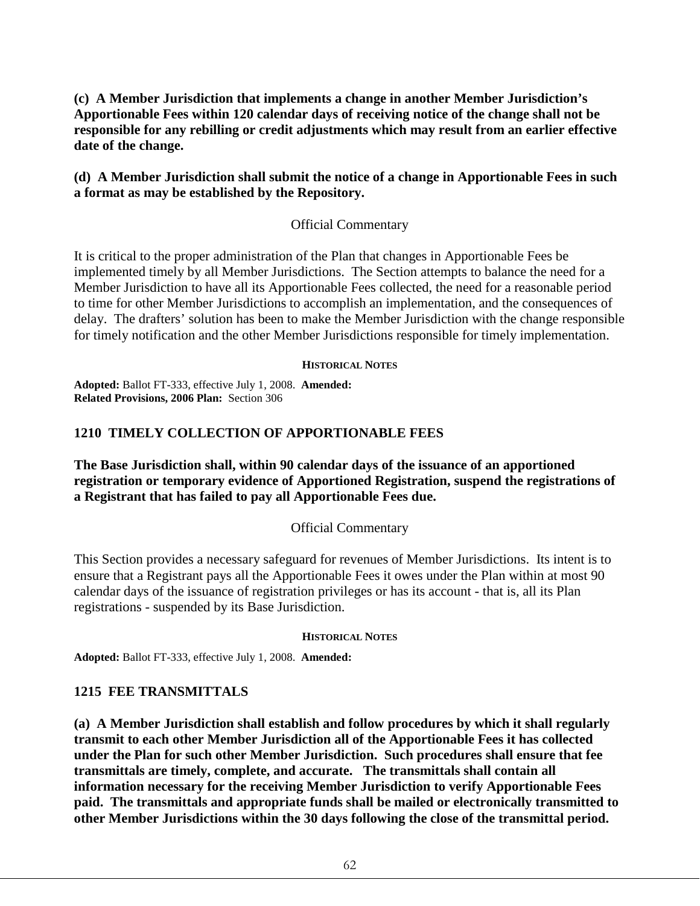**(c) A Member Jurisdiction that implements a change in another Member Jurisdiction's Apportionable Fees within 120 calendar days of receiving notice of the change shall not be responsible for any rebilling or credit adjustments which may result from an earlier effective date of the change.**

**(d) A Member Jurisdiction shall submit the notice of a change in Apportionable Fees in such a format as may be established by the Repository.**

Official Commentary

It is critical to the proper administration of the Plan that changes in Apportionable Fees be implemented timely by all Member Jurisdictions. The Section attempts to balance the need for a Member Jurisdiction to have all its Apportionable Fees collected, the need for a reasonable period to time for other Member Jurisdictions to accomplish an implementation, and the consequences of delay. The drafters' solution has been to make the Member Jurisdiction with the change responsible for timely notification and the other Member Jurisdictions responsible for timely implementation.

**HISTORICAL NOTES**

**Adopted:** Ballot FT-333, effective July 1, 2008. **Amended:**
**Related Provisions, 2006 Plan:** Section 306

### 1210 TIMELY COLLECTION OF APPORTIONABLE FEES

**The Base Jurisdiction shall, within 90 calendar days of the issuance of an apportioned registration or temporary evidence of Apportioned Registration, suspend the registrations of a Registrant that has failed to pay all Apportionable Fees due.**

Official Commentary

This Section provides a necessary safeguard for revenues of Member Jurisdictions. Its intent is to ensure that a Registrant pays all the Apportionable Fees it owes under the Plan within at most 90 calendar days of the issuance of registration privileges or has its account - that is, all its Plan registrations - suspended by its Base Jurisdiction.

**HISTORICAL NOTES**

**Adopted:** Ballot FT-333, effective July 1, 2008. **Amended:**

### 1215 FEE TRANSMITTALS

**(a) A Member Jurisdiction shall establish and follow procedures by which it shall regularly transmit to each other Member Jurisdiction all of the Apportionable Fees it has collected under the Plan for such other Member Jurisdiction. Such procedures shall ensure that fee transmittals are timely, complete, and accurate. The transmittals shall contain all information necessary for the receiving Member Jurisdiction to verify Apportionable Fees paid. The transmittals and appropriate funds shall be mailed or electronically transmitted to other Member Jurisdictions within the 30 days following the close of the transmittal period.**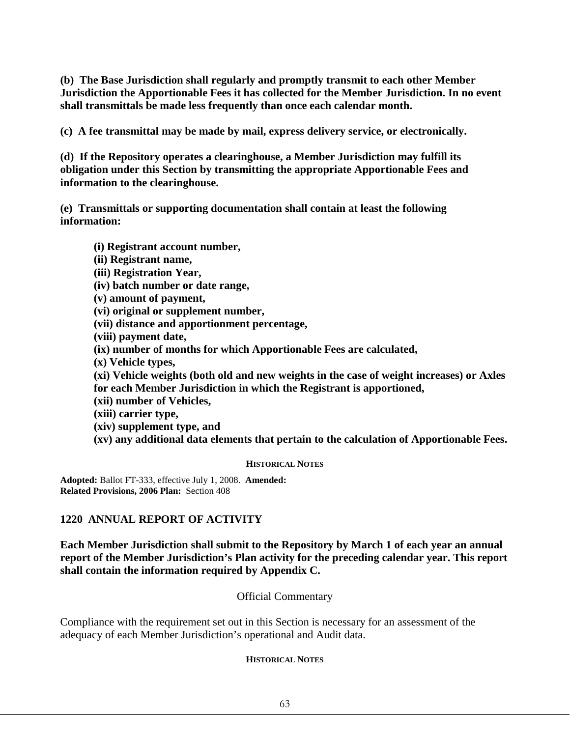**(b) The Base Jurisdiction shall regularly and promptly transmit to each other Member Jurisdiction the Apportionable Fees it has collected for the Member Jurisdiction. In no event shall transmittals be made less frequently than once each calendar month.**

**(c) A fee transmittal may be made by mail, express delivery service, or electronically.**

**(d) If the Repository operates a clearinghouse, a Member Jurisdiction may fulfill its obligation under this Section by transmitting the appropriate Apportionable Fees and information to the clearinghouse.**

**(e) Transmittals or supporting documentation shall contain at least the following information:**

> **(i) Registrant account number,**
> **(ii) Registrant name,**
> **(iii) Registration Year,**
> **(iv) batch number or date range,**
> **(v) amount of payment,**
> **(vi) original or supplement number,**
> **(vii) distance and apportionment percentage,**
> **(viii) payment date,**
> **(ix) number of months for which Apportionable Fees are calculated,**
> **(x) Vehicle types,**
> **(xi) Vehicle weights (both old and new weights in the case of weight increases) or Axles for each Member Jurisdiction in which the Registrant is apportioned,**
> **(xii) number of Vehicles,**
> **(xiii) carrier type,**
> **(xiv) supplement type, and**
> **(xv) any additional data elements that pertain to the calculation of Apportionable Fees.**

**HISTORICAL NOTES**

**Adopted:** Ballot FT-333, effective July 1, 2008. **Amended:**
**Related Provisions, 2006 Plan:** Section 408

### 1220 ANNUAL REPORT OF ACTIVITY

**Each Member Jurisdiction shall submit to the Repository by March 1 of each year an annual report of the Member Jurisdiction's Plan activity for the preceding calendar year. This report shall contain the information required by Appendix C.**

Official Commentary

Compliance with the requirement set out in this Section is necessary for an assessment of the adequacy of each Member Jurisdiction's operational and Audit data.

**HISTORICAL NOTES**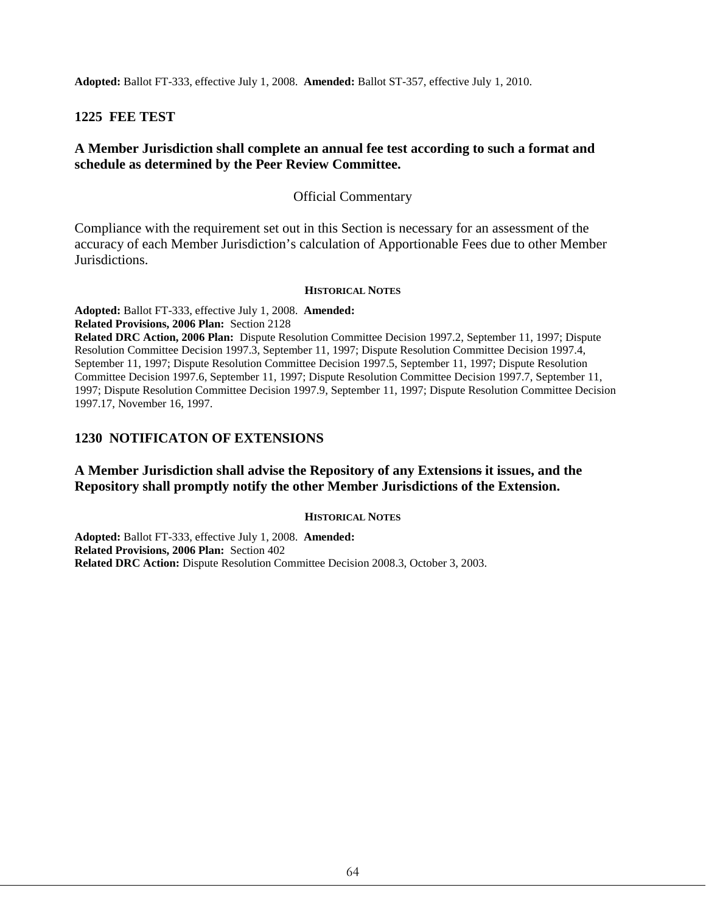**Adopted:** Ballot FT-333, effective July 1, 2008. **Amended:** Ballot ST-357, effective July 1, 2010.

## 1225 FEE TEST

**A Member Jurisdiction shall complete an annual fee test according to such a format and schedule as determined by the Peer Review Committee.**

Official Commentary

Compliance with the requirement set out in this Section is necessary for an assessment of the accuracy of each Member Jurisdiction's calculation of Apportionable Fees due to other Member Jurisdictions.

**HISTORICAL NOTES**

**Adopted:** Ballot FT-333, effective July 1, 2008. **Amended:**
**Related Provisions, 2006 Plan:** Section 2128
**Related DRC Action, 2006 Plan:** Dispute Resolution Committee Decision 1997.2, September 11, 1997; Dispute Resolution Committee Decision 1997.3, September 11, 1997; Dispute Resolution Committee Decision 1997.4, September 11, 1997; Dispute Resolution Committee Decision 1997.5, September 11, 1997; Dispute Resolution Committee Decision 1997.6, September 11, 1997; Dispute Resolution Committee Decision 1997.7, September 11, 1997; Dispute Resolution Committee Decision 1997.9, September 11, 1997; Dispute Resolution Committee Decision 1997.17, November 16, 1997.

## 1230 NOTIFICATON OF EXTENSIONS

**A Member Jurisdiction shall advise the Repository of any Extensions it issues, and the Repository shall promptly notify the other Member Jurisdictions of the Extension.**

**HISTORICAL NOTES**

**Adopted:** Ballot FT-333, effective July 1, 2008. **Amended:**
**Related Provisions, 2006 Plan:** Section 402
**Related DRC Action:** Dispute Resolution Committee Decision 2008.3, October 3, 2003.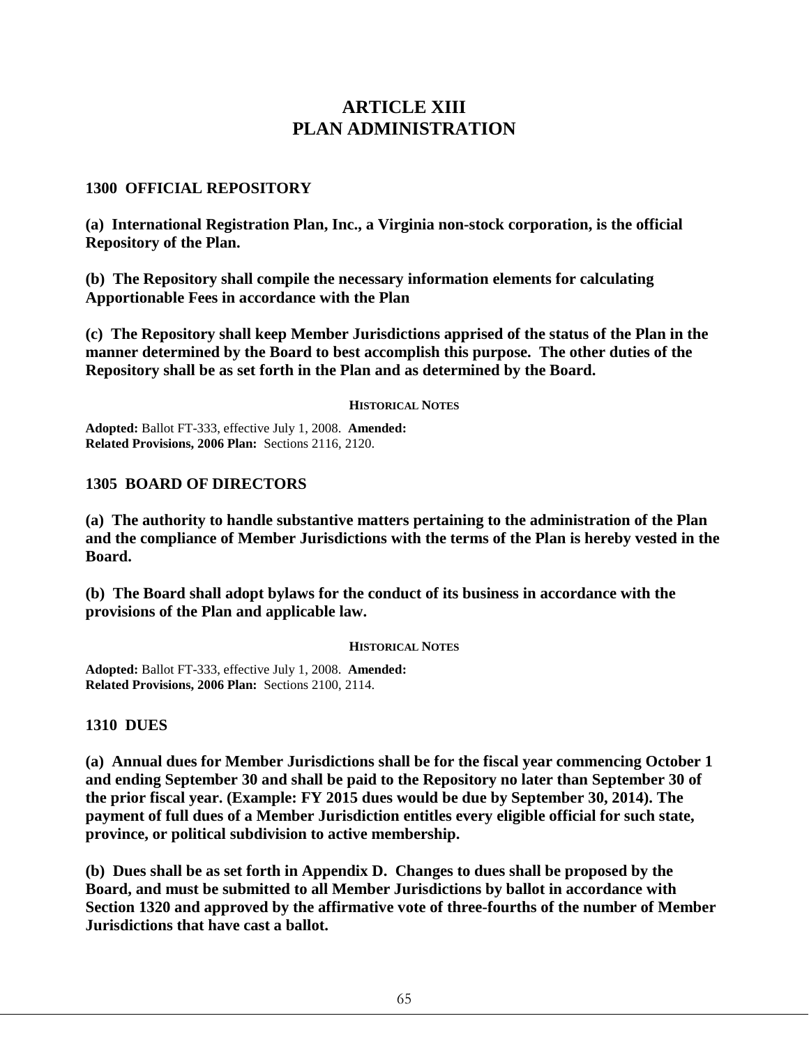# ARTICLE XIII
# PLAN ADMINISTRATION

## 1300 OFFICIAL REPOSITORY

**(a) International Registration Plan, Inc., a Virginia non-stock corporation, is the official Repository of the Plan.**

**(b) The Repository shall compile the necessary information elements for calculating Apportionable Fees in accordance with the Plan**

**(c) The Repository shall keep Member Jurisdictions apprised of the status of the Plan in the manner determined by the Board to best accomplish this purpose. The other duties of the Repository shall be as set forth in the Plan and as determined by the Board.**

**HISTORICAL NOTES**

**Adopted:** Ballot FT-333, effective July 1, 2008. **Amended:**
**Related Provisions, 2006 Plan:** Sections 2116, 2120.

## 1305 BOARD OF DIRECTORS

**(a) The authority to handle substantive matters pertaining to the administration of the Plan and the compliance of Member Jurisdictions with the terms of the Plan is hereby vested in the Board.**

**(b) The Board shall adopt bylaws for the conduct of its business in accordance with the provisions of the Plan and applicable law.**

**HISTORICAL NOTES**

**Adopted:** Ballot FT-333, effective July 1, 2008. **Amended:**
**Related Provisions, 2006 Plan:** Sections 2100, 2114.

## 1310 DUES

**(a) Annual dues for Member Jurisdictions shall be for the fiscal year commencing October 1 and ending September 30 and shall be paid to the Repository no later than September 30 of the prior fiscal year. (Example: FY 2015 dues would be due by September 30, 2014). The payment of full dues of a Member Jurisdiction entitles every eligible official for such state, province, or political subdivision to active membership.**

**(b) Dues shall be as set forth in Appendix D. Changes to dues shall be proposed by the Board, and must be submitted to all Member Jurisdictions by ballot in accordance with Section 1320 and approved by the affirmative vote of three-fourths of the number of Member Jurisdictions that have cast a ballot.**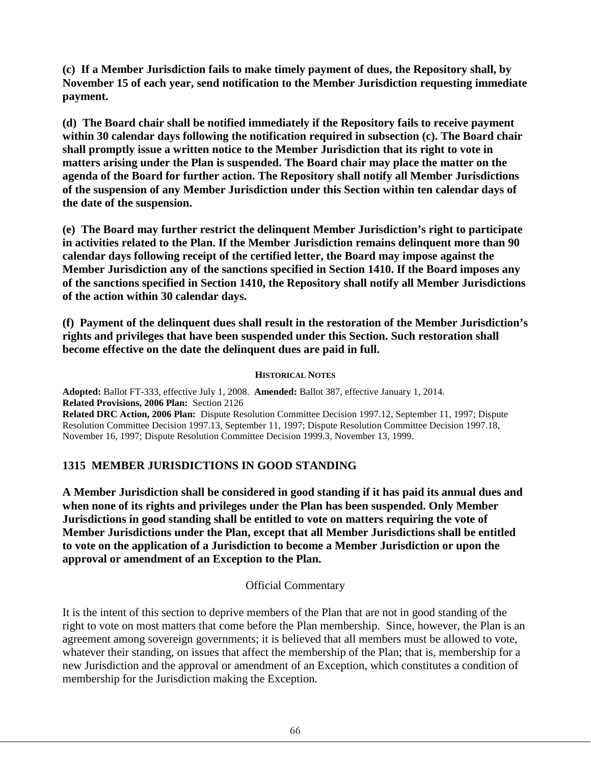**(c) If a Member Jurisdiction fails to make timely payment of dues, the Repository shall, by November 15 of each year, send notification to the Member Jurisdiction requesting immediate payment.**

**(d) The Board chair shall be notified immediately if the Repository fails to receive payment within 30 calendar days following the notification required in subsection (c). The Board chair shall promptly issue a written notice to the Member Jurisdiction that its right to vote in matters arising under the Plan is suspended. The Board chair may place the matter on the agenda of the Board for further action. The Repository shall notify all Member Jurisdictions of the suspension of any Member Jurisdiction under this Section within ten calendar days of the date of the suspension.**

**(e) The Board may further restrict the delinquent Member Jurisdiction's right to participate in activities related to the Plan. If the Member Jurisdiction remains delinquent more than 90 calendar days following receipt of the certified letter, the Board may impose against the Member Jurisdiction any of the sanctions specified in Section 1410. If the Board imposes any of the sanctions specified in Section 1410, the Repository shall notify all Member Jurisdictions of the action within 30 calendar days.**

**(f) Payment of the delinquent dues shall result in the restoration of the Member Jurisdiction's rights and privileges that have been suspended under this Section. Such restoration shall become effective on the date the delinquent dues are paid in full.**

**HISTORICAL NOTES**

**Adopted:** Ballot FT-333, effective July 1, 2008. **Amended:** Ballot 387, effective January 1, 2014.
**Related Provisions, 2006 Plan:** Section 2126
**Related DRC Action, 2006 Plan:** Dispute Resolution Committee Decision 1997.12, September 11, 1997; Dispute Resolution Committee Decision 1997.13, September 11, 1997; Dispute Resolution Committee Decision 1997.18, November 16, 1997; Dispute Resolution Committee Decision 1999.3, November 13, 1999.

## 1315 MEMBER JURISDICTIONS IN GOOD STANDING

**A Member Jurisdiction shall be considered in good standing if it has paid its annual dues and when none of its rights and privileges under the Plan has been suspended. Only Member Jurisdictions in good standing shall be entitled to vote on matters requiring the vote of Member Jurisdictions under the Plan, except that all Member Jurisdictions shall be entitled to vote on the application of a Jurisdiction to become a Member Jurisdiction or upon the approval or amendment of an Exception to the Plan.**

Official Commentary

It is the intent of this section to deprive members of the Plan that are not in good standing of the right to vote on most matters that come before the Plan membership. Since, however, the Plan is an agreement among sovereign governments; it is believed that all members must be allowed to vote, whatever their standing, on issues that affect the membership of the Plan; that is, membership for a new Jurisdiction and the approval or amendment of an Exception, which constitutes a condition of membership for the Jurisdiction making the Exception.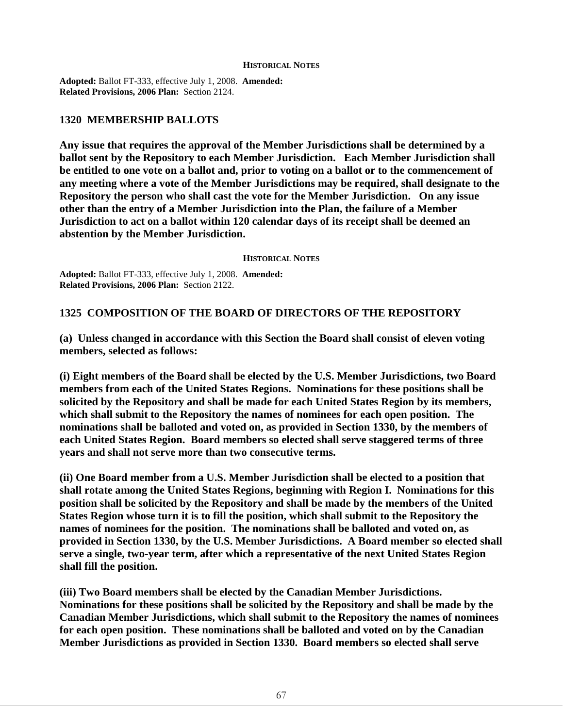##### HISTORICAL NOTES

**Adopted:** Ballot FT-333, effective July 1, 2008. **Amended:**
**Related Provisions, 2006 Plan:** Section 2124.

## 1320 MEMBERSHIP BALLOTS

**Any issue that requires the approval of the Member Jurisdictions shall be determined by a ballot sent by the Repository to each Member Jurisdiction. Each Member Jurisdiction shall be entitled to one vote on a ballot and, prior to voting on a ballot or to the commencement of any meeting where a vote of the Member Jurisdictions may be required, shall designate to the Repository the person who shall cast the vote for the Member Jurisdiction. On any issue other than the entry of a Member Jurisdiction into the Plan, the failure of a Member Jurisdiction to act on a ballot within 120 calendar days of its receipt shall be deemed an abstention by the Member Jurisdiction.**

##### HISTORICAL NOTES

**Adopted:** Ballot FT-333, effective July 1, 2008. **Amended:**
**Related Provisions, 2006 Plan:** Section 2122.

## 1325 COMPOSITION OF THE BOARD OF DIRECTORS OF THE REPOSITORY

**(a) Unless changed in accordance with this Section the Board shall consist of eleven voting members, selected as follows:**

**(i) Eight members of the Board shall be elected by the U.S. Member Jurisdictions, two Board members from each of the United States Regions. Nominations for these positions shall be solicited by the Repository and shall be made for each United States Region by its members, which shall submit to the Repository the names of nominees for each open position. The nominations shall be balloted and voted on, as provided in Section 1330, by the members of each United States Region. Board members so elected shall serve staggered terms of three years and shall not serve more than two consecutive terms.**

**(ii) One Board member from a U.S. Member Jurisdiction shall be elected to a position that shall rotate among the United States Regions, beginning with Region I. Nominations for this position shall be solicited by the Repository and shall be made by the members of the United States Region whose turn it is to fill the position, which shall submit to the Repository the names of nominees for the position. The nominations shall be balloted and voted on, as provided in Section 1330, by the U.S. Member Jurisdictions. A Board member so elected shall serve a single, two-year term, after which a representative of the next United States Region shall fill the position.**

**(iii) Two Board members shall be elected by the Canadian Member Jurisdictions. Nominations for these positions shall be solicited by the Repository and shall be made by the Canadian Member Jurisdictions, which shall submit to the Repository the names of nominees for each open position. These nominations shall be balloted and voted on by the Canadian Member Jurisdictions as provided in Section 1330. Board members so elected shall serve**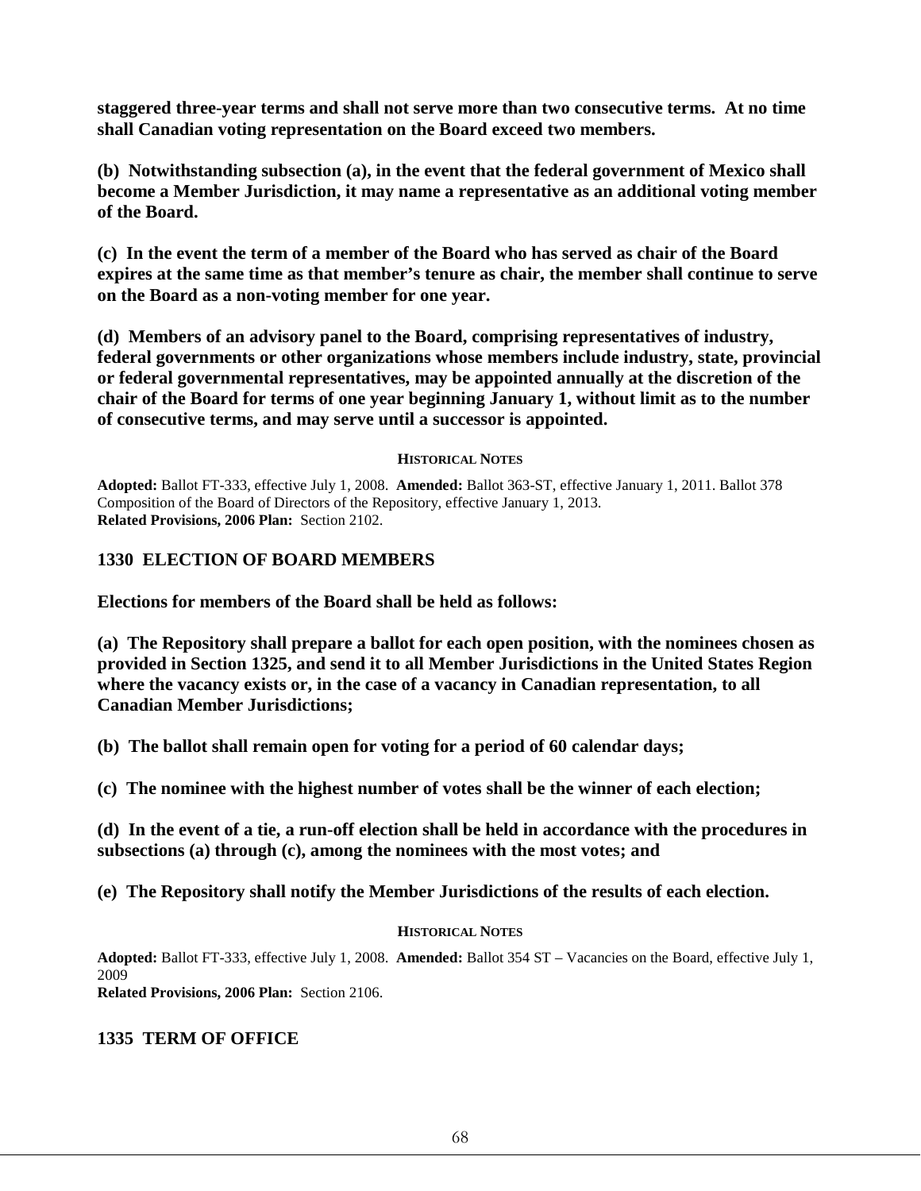**staggered three-year terms and shall not serve more than two consecutive terms. At no time shall Canadian voting representation on the Board exceed two members.**

**(b) Notwithstanding subsection (a), in the event that the federal government of Mexico shall become a Member Jurisdiction, it may name a representative as an additional voting member of the Board.**

**(c) In the event the term of a member of the Board who has served as chair of the Board expires at the same time as that member's tenure as chair, the member shall continue to serve on the Board as a non-voting member for one year.**

**(d) Members of an advisory panel to the Board, comprising representatives of industry, federal governments or other organizations whose members include industry, state, provincial or federal governmental representatives, may be appointed annually at the discretion of the chair of the Board for terms of one year beginning January 1, without limit as to the number of consecutive terms, and may serve until a successor is appointed.**

**HISTORICAL NOTES**

**Adopted:** Ballot FT-333, effective July 1, 2008. **Amended:** Ballot 363-ST, effective January 1, 2011. Ballot 378 Composition of the Board of Directors of the Repository, effective January 1, 2013.
**Related Provisions, 2006 Plan:** Section 2102.

### 1330 ELECTION OF BOARD MEMBERS

**Elections for members of the Board shall be held as follows:**

**(a) The Repository shall prepare a ballot for each open position, with the nominees chosen as provided in Section 1325, and send it to all Member Jurisdictions in the United States Region where the vacancy exists or, in the case of a vacancy in Canadian representation, to all Canadian Member Jurisdictions;**

**(b) The ballot shall remain open for voting for a period of 60 calendar days;**

**(c) The nominee with the highest number of votes shall be the winner of each election;**

**(d) In the event of a tie, a run-off election shall be held in accordance with the procedures in subsections (a) through (c), among the nominees with the most votes; and**

**(e) The Repository shall notify the Member Jurisdictions of the results of each election.**

**HISTORICAL NOTES**

**Adopted:** Ballot FT-333, effective July 1, 2008. **Amended:** Ballot 354 ST – Vacancies on the Board, effective July 1, 2009
**Related Provisions, 2006 Plan:** Section 2106.

### 1335 TERM OF OFFICE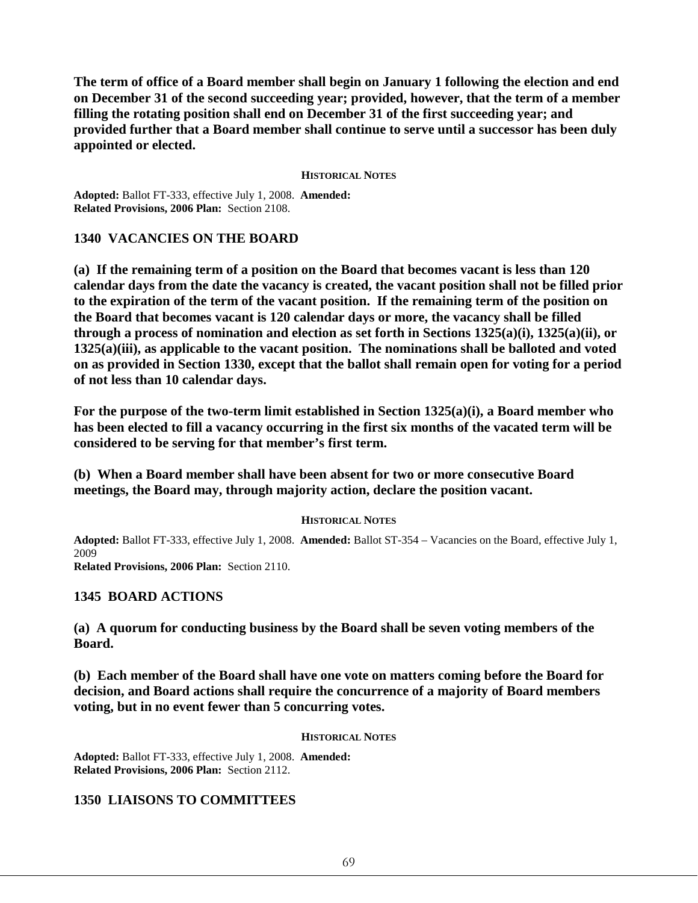**The term of office of a Board member shall begin on January 1 following the election and end on December 31 of the second succeeding year; provided, however, that the term of a member filling the rotating position shall end on December 31 of the first succeeding year; and provided further that a Board member shall continue to serve until a successor has been duly appointed or elected.**

**HISTORICAL NOTES**

**Adopted:** Ballot FT-333, effective July 1, 2008. **Amended:**
**Related Provisions, 2006 Plan:** Section 2108.

### 1340 VACANCIES ON THE BOARD

**(a) If the remaining term of a position on the Board that becomes vacant is less than 120 calendar days from the date the vacancy is created, the vacant position shall not be filled prior to the expiration of the term of the vacant position. If the remaining term of the position on the Board that becomes vacant is 120 calendar days or more, the vacancy shall be filled through a process of nomination and election as set forth in Sections 1325(a)(i), 1325(a)(ii), or 1325(a)(iii), as applicable to the vacant position. The nominations shall be balloted and voted on as provided in Section 1330, except that the ballot shall remain open for voting for a period of not less than 10 calendar days.**

**For the purpose of the two-term limit established in Section 1325(a)(i), a Board member who has been elected to fill a vacancy occurring in the first six months of the vacated term will be considered to be serving for that member's first term.**

**(b) When a Board member shall have been absent for two or more consecutive Board meetings, the Board may, through majority action, declare the position vacant.**

**HISTORICAL NOTES**

**Adopted:** Ballot FT-333, effective July 1, 2008. **Amended:** Ballot ST-354 – Vacancies on the Board, effective July 1, 2009
**Related Provisions, 2006 Plan:** Section 2110.

### 1345 BOARD ACTIONS

**(a) A quorum for conducting business by the Board shall be seven voting members of the Board.**

**(b) Each member of the Board shall have one vote on matters coming before the Board for decision, and Board actions shall require the concurrence of a majority of Board members voting, but in no event fewer than 5 concurring votes.**

**HISTORICAL NOTES**

**Adopted:** Ballot FT-333, effective July 1, 2008. **Amended:**
**Related Provisions, 2006 Plan:** Section 2112.

### 1350 LIAISONS TO COMMITTEES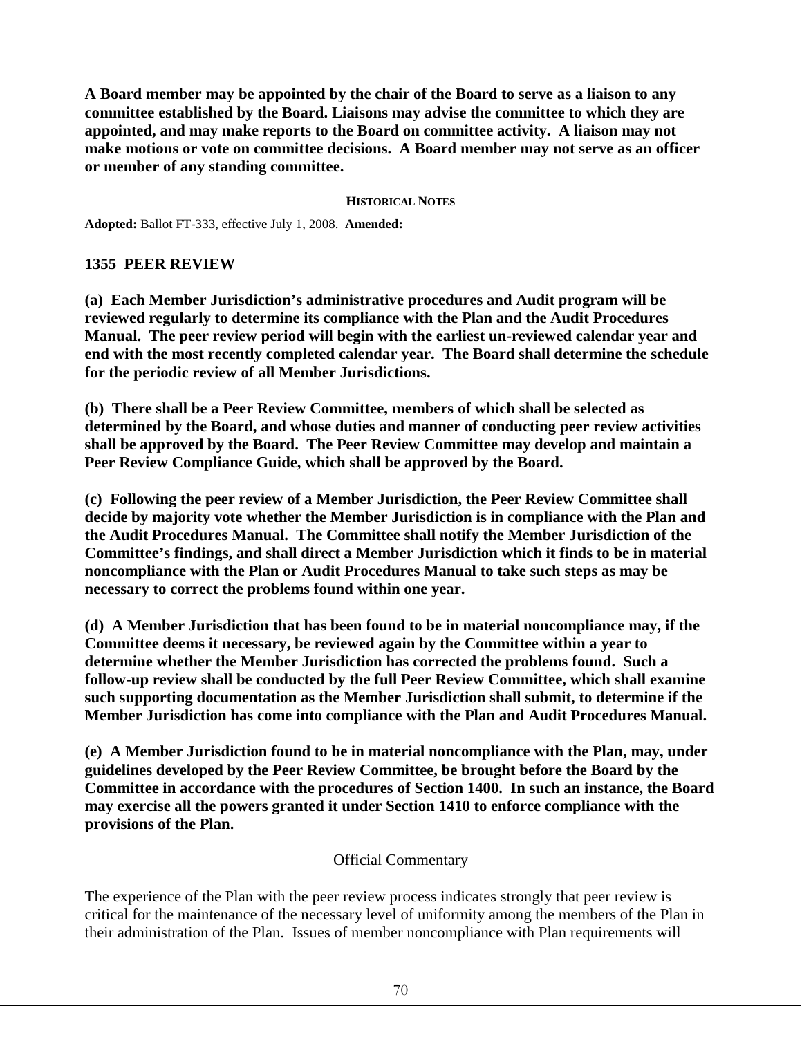**A Board member may be appointed by the chair of the Board to serve as a liaison to any committee established by the Board. Liaisons may advise the committee to which they are appointed, and may make reports to the Board on committee activity. A liaison may not make motions or vote on committee decisions. A Board member may not serve as an officer or member of any standing committee.**

**HISTORICAL NOTES**

**Adopted:** Ballot FT-333, effective July 1, 2008. **Amended:**

## 1355 PEER REVIEW

**(a) Each Member Jurisdiction's administrative procedures and Audit program will be reviewed regularly to determine its compliance with the Plan and the Audit Procedures Manual. The peer review period will begin with the earliest un-reviewed calendar year and end with the most recently completed calendar year. The Board shall determine the schedule for the periodic review of all Member Jurisdictions.**

**(b) There shall be a Peer Review Committee, members of which shall be selected as determined by the Board, and whose duties and manner of conducting peer review activities shall be approved by the Board. The Peer Review Committee may develop and maintain a Peer Review Compliance Guide, which shall be approved by the Board.**

**(c) Following the peer review of a Member Jurisdiction, the Peer Review Committee shall decide by majority vote whether the Member Jurisdiction is in compliance with the Plan and the Audit Procedures Manual. The Committee shall notify the Member Jurisdiction of the Committee's findings, and shall direct a Member Jurisdiction which it finds to be in material noncompliance with the Plan or Audit Procedures Manual to take such steps as may be necessary to correct the problems found within one year.**

**(d) A Member Jurisdiction that has been found to be in material noncompliance may, if the Committee deems it necessary, be reviewed again by the Committee within a year to determine whether the Member Jurisdiction has corrected the problems found. Such a follow-up review shall be conducted by the full Peer Review Committee, which shall examine such supporting documentation as the Member Jurisdiction shall submit, to determine if the Member Jurisdiction has come into compliance with the Plan and Audit Procedures Manual.**

**(e) A Member Jurisdiction found to be in material noncompliance with the Plan, may, under guidelines developed by the Peer Review Committee, be brought before the Board by the Committee in accordance with the procedures of Section 1400. In such an instance, the Board may exercise all the powers granted it under Section 1410 to enforce compliance with the provisions of the Plan.**

Official Commentary

The experience of the Plan with the peer review process indicates strongly that peer review is critical for the maintenance of the necessary level of uniformity among the members of the Plan in their administration of the Plan. Issues of member noncompliance with Plan requirements will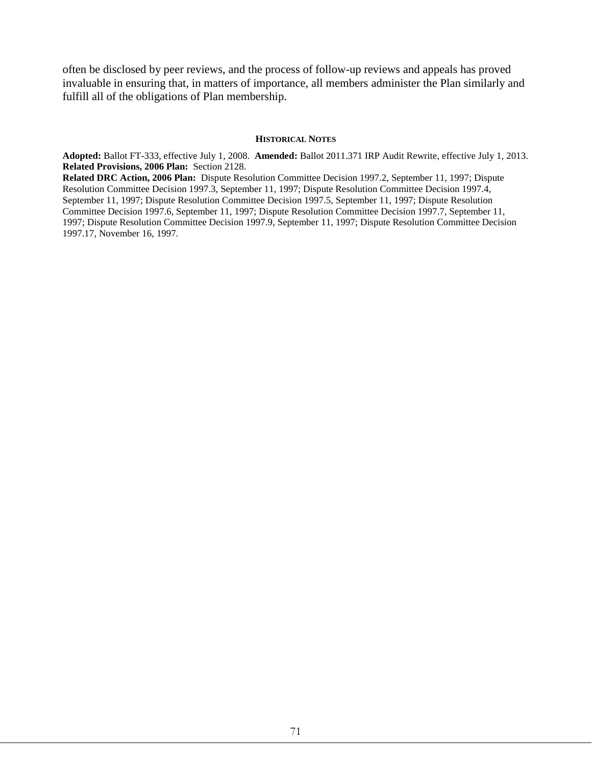often be disclosed by peer reviews, and the process of follow-up reviews and appeals has proved invaluable in ensuring that, in matters of importance, all members administer the Plan similarly and fulfill all of the obligations of Plan membership.

#### HISTORICAL NOTES

**Adopted:** Ballot FT-333, effective July 1, 2008. **Amended:** Ballot 2011.371 IRP Audit Rewrite, effective July 1, 2013.
**Related Provisions, 2006 Plan:** Section 2128.
**Related DRC Action, 2006 Plan:** Dispute Resolution Committee Decision 1997.2, September 11, 1997; Dispute Resolution Committee Decision 1997.3, September 11, 1997; Dispute Resolution Committee Decision 1997.4, September 11, 1997; Dispute Resolution Committee Decision 1997.5, September 11, 1997; Dispute Resolution Committee Decision 1997.6, September 11, 1997; Dispute Resolution Committee Decision 1997.7, September 11, 1997; Dispute Resolution Committee Decision 1997.9, September 11, 1997; Dispute Resolution Committee Decision 1997.17, November 16, 1997.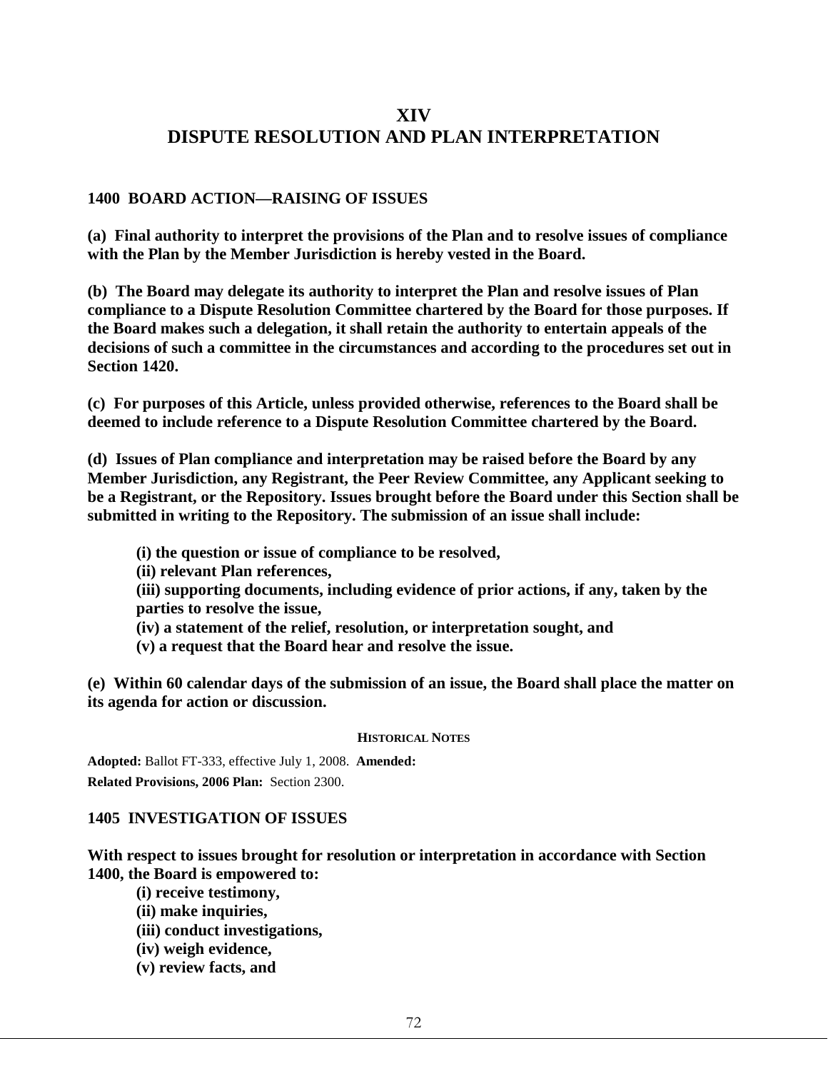# XIV
# DISPUTE RESOLUTION AND PLAN INTERPRETATION

## 1400 BOARD ACTION—RAISING OF ISSUES

**(a) Final authority to interpret the provisions of the Plan and to resolve issues of compliance with the Plan by the Member Jurisdiction is hereby vested in the Board.**

**(b) The Board may delegate its authority to interpret the Plan and resolve issues of Plan compliance to a Dispute Resolution Committee chartered by the Board for those purposes. If the Board makes such a delegation, it shall retain the authority to entertain appeals of the decisions of such a committee in the circumstances and according to the procedures set out in Section 1420.**

**(c) For purposes of this Article, unless provided otherwise, references to the Board shall be deemed to include reference to a Dispute Resolution Committee chartered by the Board.**

**(d) Issues of Plan compliance and interpretation may be raised before the Board by any Member Jurisdiction, any Registrant, the Peer Review Committee, any Applicant seeking to be a Registrant, or the Repository. Issues brought before the Board under this Section shall be submitted in writing to the Repository. The submission of an issue shall include:**

> **(i) the question or issue of compliance to be resolved,**
> **(ii) relevant Plan references,**
> **(iii) supporting documents, including evidence of prior actions, if any, taken by the parties to resolve the issue,**
> **(iv) a statement of the relief, resolution, or interpretation sought, and**
> **(v) a request that the Board hear and resolve the issue.**

**(e) Within 60 calendar days of the submission of an issue, the Board shall place the matter on its agenda for action or discussion.**

**HISTORICAL NOTES**

**Adopted:** Ballot FT-333, effective July 1, 2008. **Amended:**

**Related Provisions, 2006 Plan:** Section 2300.

## 1405 INVESTIGATION OF ISSUES

**With respect to issues brought for resolution or interpretation in accordance with Section 1400, the Board is empowered to:**

> **(i) receive testimony,**
> **(ii) make inquiries,**
> **(iii) conduct investigations,**
> **(iv) weigh evidence,**
> **(v) review facts, and**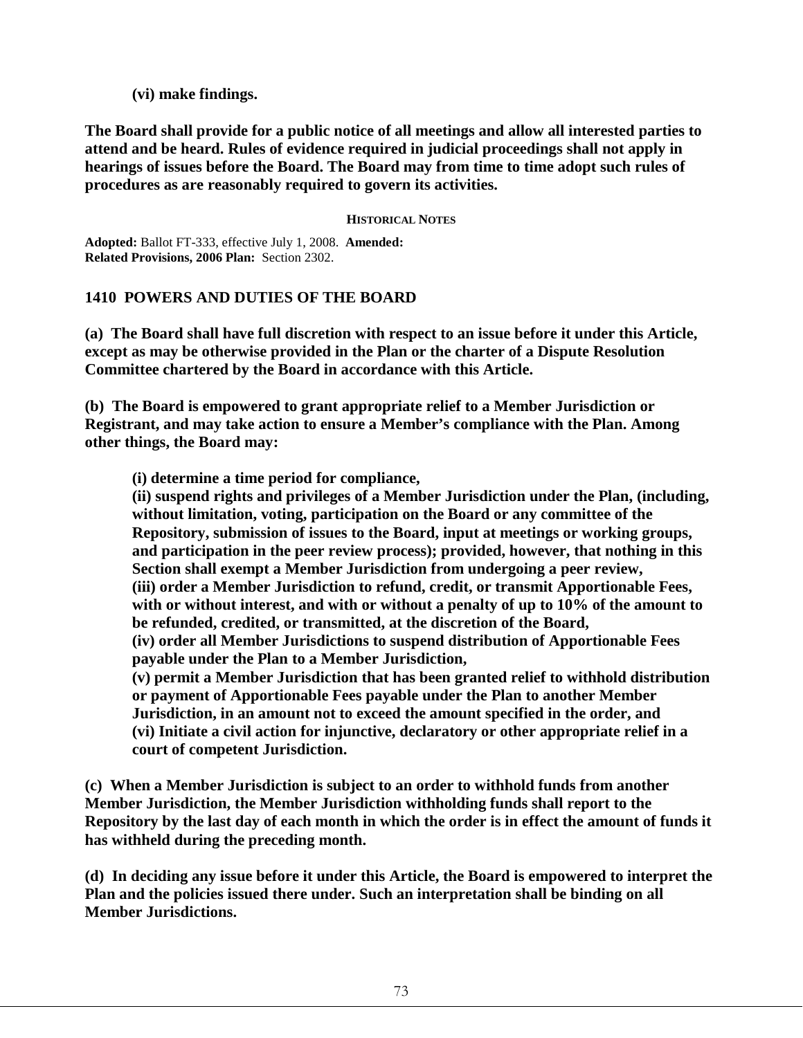**(vi) make findings.**

**The Board shall provide for a public notice of all meetings and allow all interested parties to attend and be heard. Rules of evidence required in judicial proceedings shall not apply in hearings of issues before the Board. The Board may from time to time adopt such rules of procedures as are reasonably required to govern its activities.**

**HISTORICAL NOTES**

**Adopted:** Ballot FT-333, effective July 1, 2008. **Amended:**
**Related Provisions, 2006 Plan:** Section 2302.

### 1410 POWERS AND DUTIES OF THE BOARD

**(a) The Board shall have full discretion with respect to an issue before it under this Article, except as may be otherwise provided in the Plan or the charter of a Dispute Resolution Committee chartered by the Board in accordance with this Article.**

**(b) The Board is empowered to grant appropriate relief to a Member Jurisdiction or Registrant, and may take action to ensure a Member's compliance with the Plan. Among other things, the Board may:**

**(i) determine a time period for compliance,**
**(ii) suspend rights and privileges of a Member Jurisdiction under the Plan, (including, without limitation, voting, participation on the Board or any committee of the Repository, submission of issues to the Board, input at meetings or working groups, and participation in the peer review process); provided, however, that nothing in this Section shall exempt a Member Jurisdiction from undergoing a peer review,**
**(iii) order a Member Jurisdiction to refund, credit, or transmit Apportionable Fees, with or without interest, and with or without a penalty of up to 10% of the amount to be refunded, credited, or transmitted, at the discretion of the Board,**
**(iv) order all Member Jurisdictions to suspend distribution of Apportionable Fees payable under the Plan to a Member Jurisdiction,**
**(v) permit a Member Jurisdiction that has been granted relief to withhold distribution or payment of Apportionable Fees payable under the Plan to another Member Jurisdiction, in an amount not to exceed the amount specified in the order, and**
**(vi) Initiate a civil action for injunctive, declaratory or other appropriate relief in a court of competent Jurisdiction.**

**(c) When a Member Jurisdiction is subject to an order to withhold funds from another Member Jurisdiction, the Member Jurisdiction withholding funds shall report to the Repository by the last day of each month in which the order is in effect the amount of funds it has withheld during the preceding month.**

**(d) In deciding any issue before it under this Article, the Board is empowered to interpret the Plan and the policies issued there under. Such an interpretation shall be binding on all Member Jurisdictions.**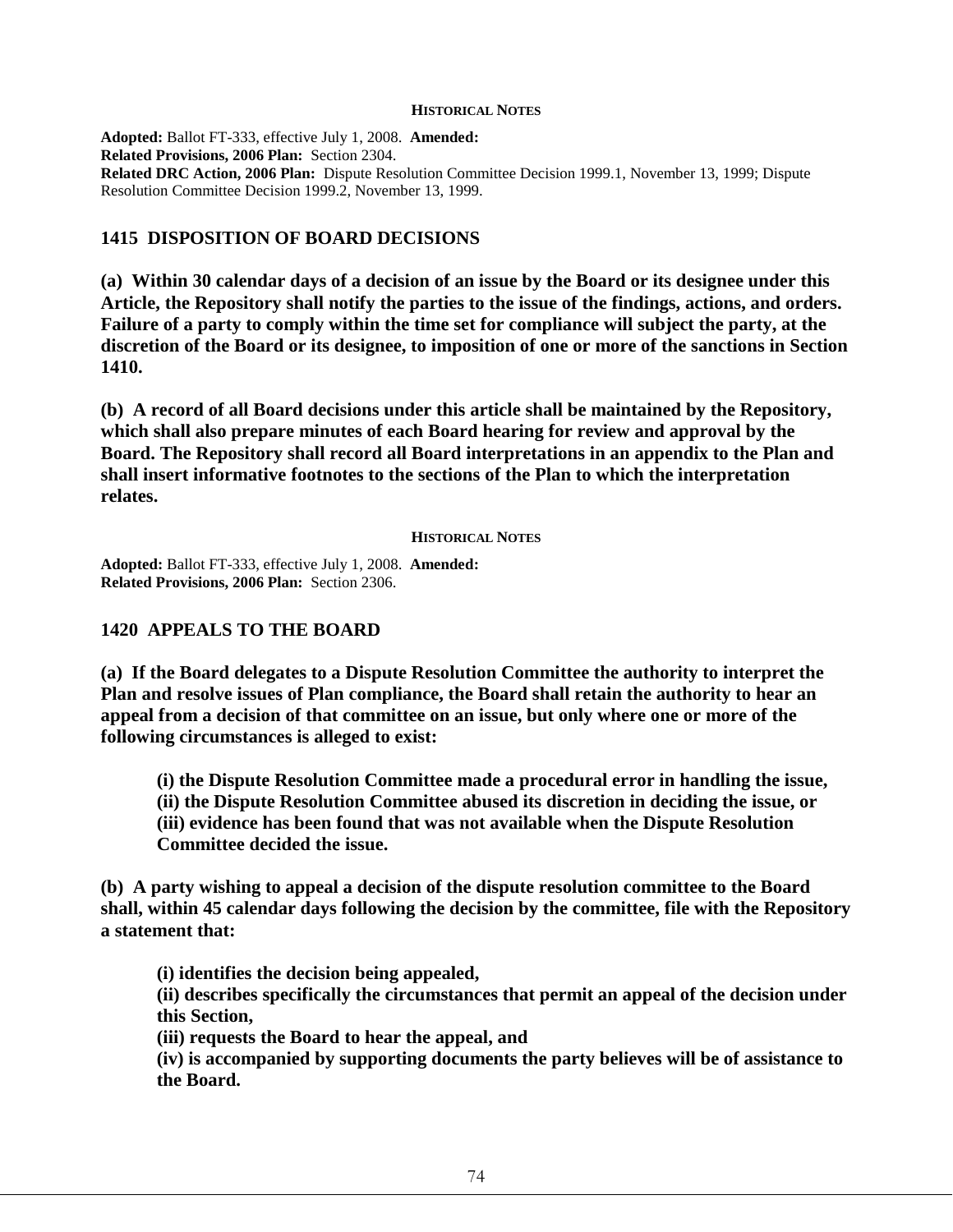**HISTORICAL NOTES**

**Adopted:** Ballot FT-333, effective July 1, 2008. **Amended:**
**Related Provisions, 2006 Plan:** Section 2304.
**Related DRC Action, 2006 Plan:** Dispute Resolution Committee Decision 1999.1, November 13, 1999; Dispute Resolution Committee Decision 1999.2, November 13, 1999.

## 1415 DISPOSITION OF BOARD DECISIONS

**(a) Within 30 calendar days of a decision of an issue by the Board or its designee under this Article, the Repository shall notify the parties to the issue of the findings, actions, and orders. Failure of a party to comply within the time set for compliance will subject the party, at the discretion of the Board or its designee, to imposition of one or more of the sanctions in Section 1410.**

**(b) A record of all Board decisions under this article shall be maintained by the Repository, which shall also prepare minutes of each Board hearing for review and approval by the Board. The Repository shall record all Board interpretations in an appendix to the Plan and shall insert informative footnotes to the sections of the Plan to which the interpretation relates.**

**HISTORICAL NOTES**

**Adopted:** Ballot FT-333, effective July 1, 2008. **Amended:**
**Related Provisions, 2006 Plan:** Section 2306.

## 1420 APPEALS TO THE BOARD

**(a) If the Board delegates to a Dispute Resolution Committee the authority to interpret the Plan and resolve issues of Plan compliance, the Board shall retain the authority to hear an appeal from a decision of that committee on an issue, but only where one or more of the following circumstances is alleged to exist:**

**(i) the Dispute Resolution Committee made a procedural error in handling the issue,**
**(ii) the Dispute Resolution Committee abused its discretion in deciding the issue, or**
**(iii) evidence has been found that was not available when the Dispute Resolution Committee decided the issue.**

**(b) A party wishing to appeal a decision of the dispute resolution committee to the Board shall, within 45 calendar days following the decision by the committee, file with the Repository a statement that:**

**(i) identifies the decision being appealed,**
**(ii) describes specifically the circumstances that permit an appeal of the decision under this Section,**
**(iii) requests the Board to hear the appeal, and**
**(iv) is accompanied by supporting documents the party believes will be of assistance to the Board.**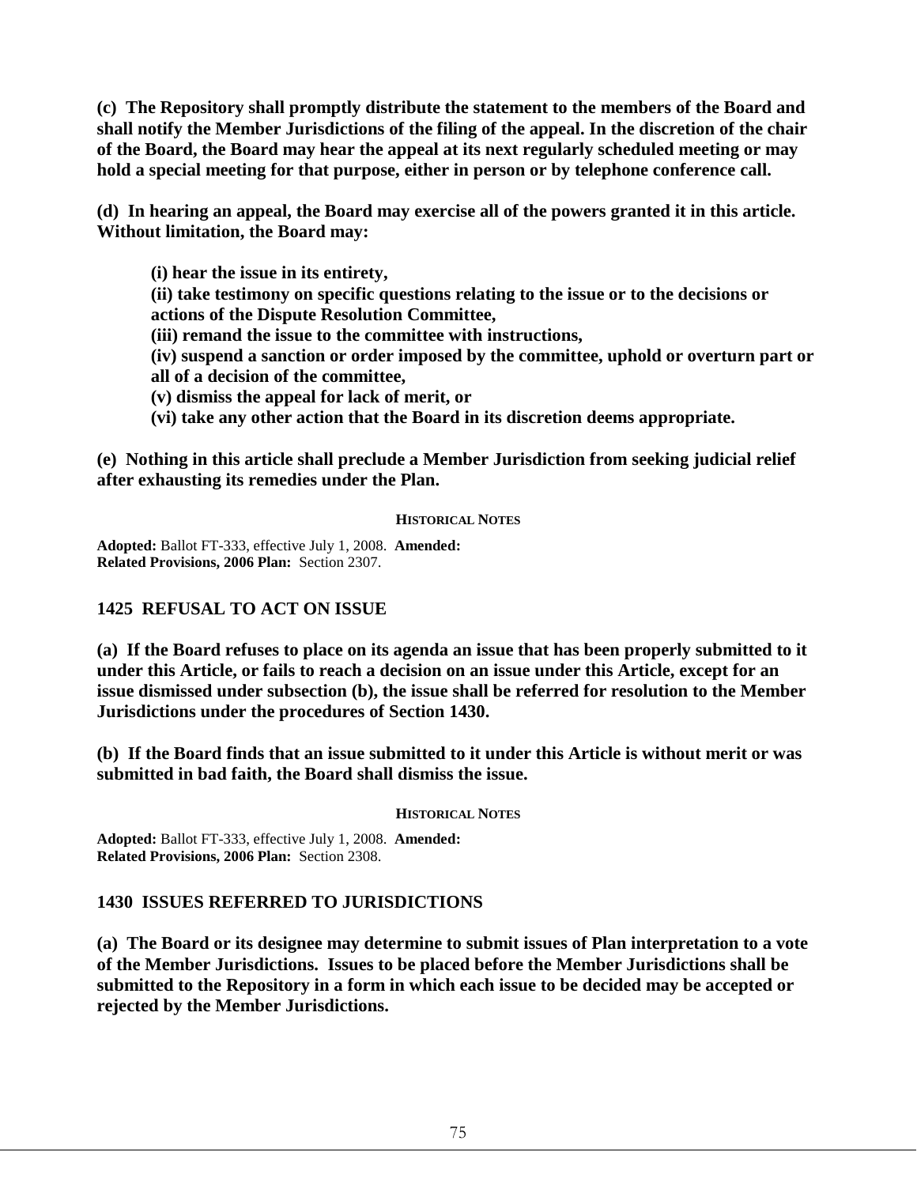**(c) The Repository shall promptly distribute the statement to the members of the Board and shall notify the Member Jurisdictions of the filing of the appeal. In the discretion of the chair of the Board, the Board may hear the appeal at its next regularly scheduled meeting or may hold a special meeting for that purpose, either in person or by telephone conference call.**

**(d) In hearing an appeal, the Board may exercise all of the powers granted it in this article. Without limitation, the Board may:**

> **(i) hear the issue in its entirety,**
> **(ii) take testimony on specific questions relating to the issue or to the decisions or actions of the Dispute Resolution Committee,**
> **(iii) remand the issue to the committee with instructions,**
> **(iv) suspend a sanction or order imposed by the committee, uphold or overturn part or all of a decision of the committee,**
> **(v) dismiss the appeal for lack of merit, or**
> **(vi) take any other action that the Board in its discretion deems appropriate.**

**(e) Nothing in this article shall preclude a Member Jurisdiction from seeking judicial relief after exhausting its remedies under the Plan.**

**HISTORICAL NOTES**

**Adopted:** Ballot FT-333, effective July 1, 2008. **Amended:**
**Related Provisions, 2006 Plan:** Section 2307.

### 1425 REFUSAL TO ACT ON ISSUE

**(a) If the Board refuses to place on its agenda an issue that has been properly submitted to it under this Article, or fails to reach a decision on an issue under this Article, except for an issue dismissed under subsection (b), the issue shall be referred for resolution to the Member Jurisdictions under the procedures of Section 1430.**

**(b) If the Board finds that an issue submitted to it under this Article is without merit or was submitted in bad faith, the Board shall dismiss the issue.**

**HISTORICAL NOTES**

**Adopted:** Ballot FT-333, effective July 1, 2008. **Amended:**
**Related Provisions, 2006 Plan:** Section 2308.

### 1430 ISSUES REFERRED TO JURISDICTIONS

**(a) The Board or its designee may determine to submit issues of Plan interpretation to a vote of the Member Jurisdictions. Issues to be placed before the Member Jurisdictions shall be submitted to the Repository in a form in which each issue to be decided may be accepted or rejected by the Member Jurisdictions.**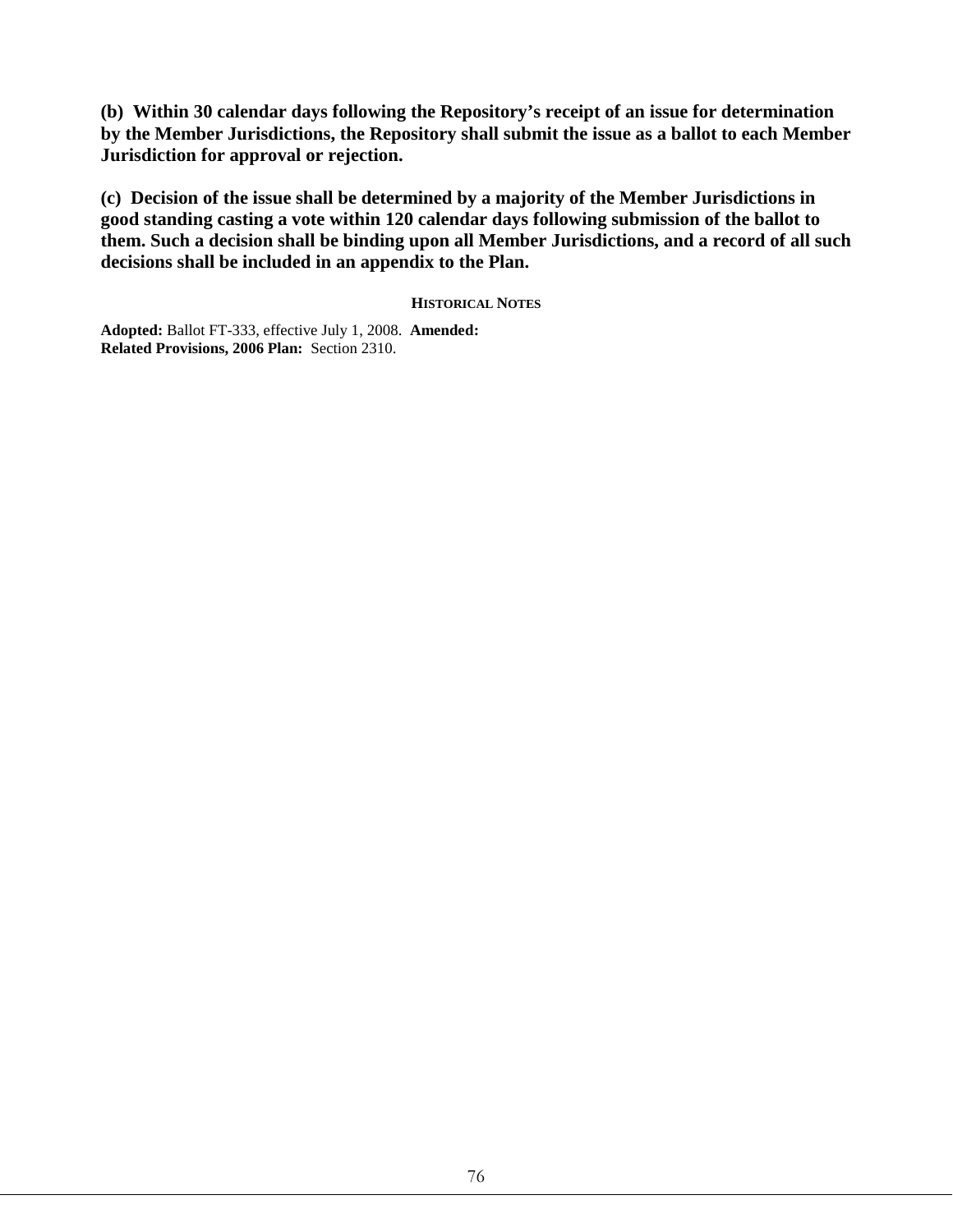**(b) Within 30 calendar days following the Repository's receipt of an issue for determination by the Member Jurisdictions, the Repository shall submit the issue as a ballot to each Member Jurisdiction for approval or rejection.**

**(c) Decision of the issue shall be determined by a majority of the Member Jurisdictions in good standing casting a vote within 120 calendar days following submission of the ballot to them. Such a decision shall be binding upon all Member Jurisdictions, and a record of all such decisions shall be included in an appendix to the Plan.**

**HISTORICAL NOTES**

**Adopted:** Ballot FT-333, effective July 1, 2008. **Amended:**
**Related Provisions, 2006 Plan:** Section 2310.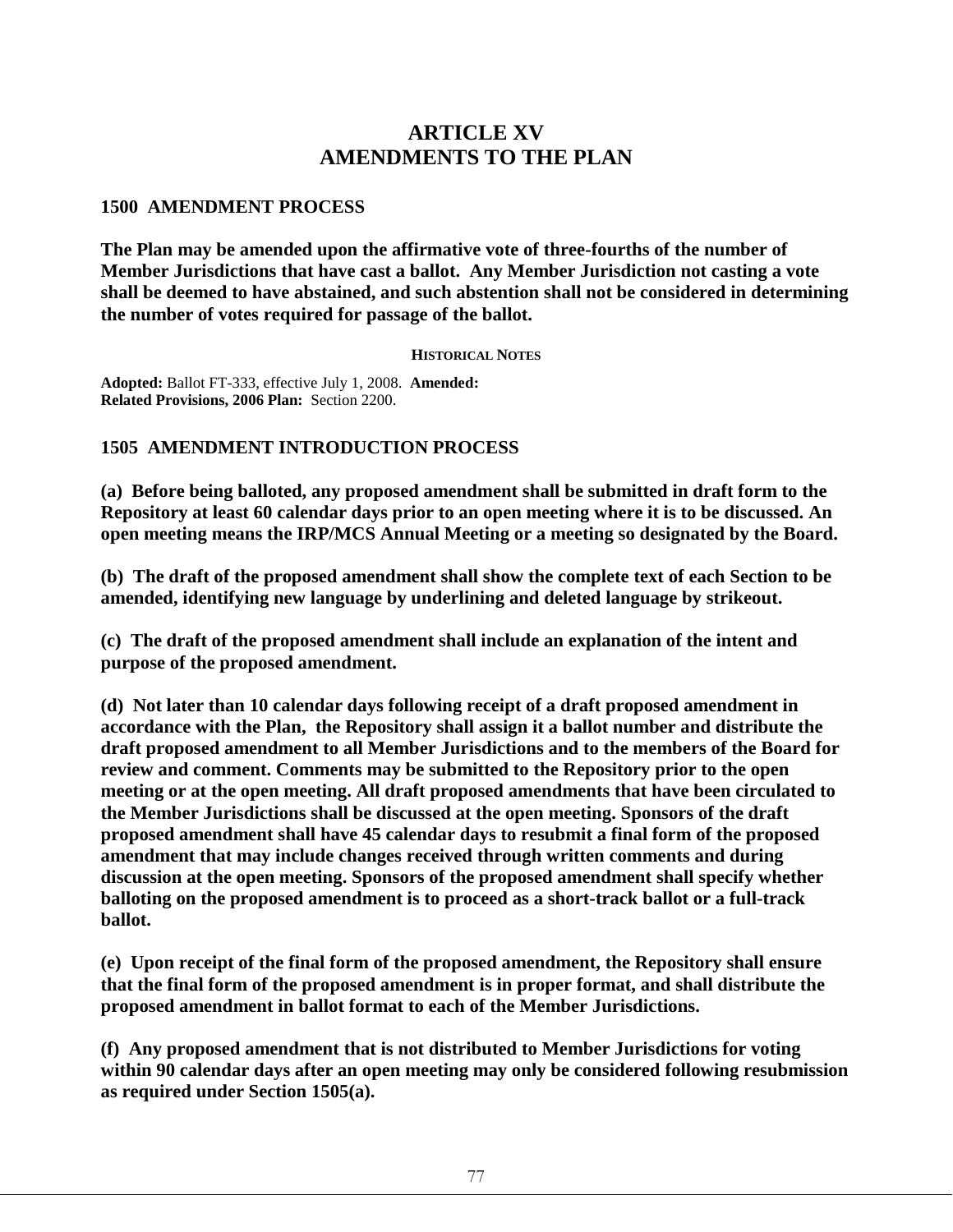# ARTICLE XV
# AMENDMENTS TO THE PLAN

### 1500 AMENDMENT PROCESS

**The Plan may be amended upon the affirmative vote of three-fourths of the number of Member Jurisdictions that have cast a ballot. Any Member Jurisdiction not casting a vote shall be deemed to have abstained, and such abstention shall not be considered in determining the number of votes required for passage of the ballot.**

**HISTORICAL NOTES**

**Adopted:** Ballot FT-333, effective July 1, 2008. **Amended:**
**Related Provisions, 2006 Plan:** Section 2200.

### 1505 AMENDMENT INTRODUCTION PROCESS

**(a) Before being balloted, any proposed amendment shall be submitted in draft form to the Repository at least 60 calendar days prior to an open meeting where it is to be discussed. An open meeting means the IRP/MCS Annual Meeting or a meeting so designated by the Board.**

**(b) The draft of the proposed amendment shall show the complete text of each Section to be amended, identifying new language by underlining and deleted language by strikeout.**

**(c) The draft of the proposed amendment shall include an explanation of the intent and purpose of the proposed amendment.**

**(d) Not later than 10 calendar days following receipt of a draft proposed amendment in accordance with the Plan, the Repository shall assign it a ballot number and distribute the draft proposed amendment to all Member Jurisdictions and to the members of the Board for review and comment. Comments may be submitted to the Repository prior to the open meeting or at the open meeting. All draft proposed amendments that have been circulated to the Member Jurisdictions shall be discussed at the open meeting. Sponsors of the draft proposed amendment shall have 45 calendar days to resubmit a final form of the proposed amendment that may include changes received through written comments and during discussion at the open meeting. Sponsors of the proposed amendment shall specify whether balloting on the proposed amendment is to proceed as a short-track ballot or a full-track ballot.**

**(e) Upon receipt of the final form of the proposed amendment, the Repository shall ensure that the final form of the proposed amendment is in proper format, and shall distribute the proposed amendment in ballot format to each of the Member Jurisdictions.**

**(f) Any proposed amendment that is not distributed to Member Jurisdictions for voting within 90 calendar days after an open meeting may only be considered following resubmission as required under Section 1505(a).**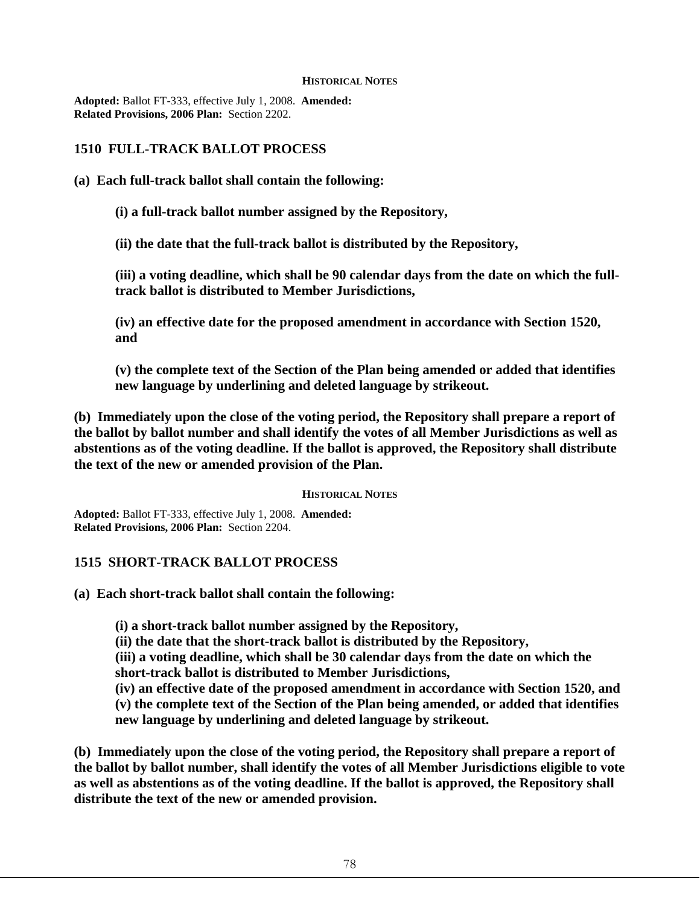**HISTORICAL NOTES**

**Adopted:** Ballot FT-333, effective July 1, 2008. **Amended:**
**Related Provisions, 2006 Plan:** Section 2202.

## 1510 FULL-TRACK BALLOT PROCESS

**(a) Each full-track ballot shall contain the following:**

**(i) a full-track ballot number assigned by the Repository,**

**(ii) the date that the full-track ballot is distributed by the Repository,**

**(iii) a voting deadline, which shall be 90 calendar days from the date on which the full-track ballot is distributed to Member Jurisdictions,**

**(iv) an effective date for the proposed amendment in accordance with Section 1520, and**

**(v) the complete text of the Section of the Plan being amended or added that identifies new language by underlining and deleted language by strikeout.**

**(b) Immediately upon the close of the voting period, the Repository shall prepare a report of the ballot by ballot number and shall identify the votes of all Member Jurisdictions as well as abstentions as of the voting deadline. If the ballot is approved, the Repository shall distribute the text of the new or amended provision of the Plan.**

**HISTORICAL NOTES**

**Adopted:** Ballot FT-333, effective July 1, 2008. **Amended:**
**Related Provisions, 2006 Plan:** Section 2204.

## 1515 SHORT-TRACK BALLOT PROCESS

**(a) Each short-track ballot shall contain the following:**

**(i) a short-track ballot number assigned by the Repository,**
**(ii) the date that the short-track ballot is distributed by the Repository,**
**(iii) a voting deadline, which shall be 30 calendar days from the date on which the short-track ballot is distributed to Member Jurisdictions,**
**(iv) an effective date of the proposed amendment in accordance with Section 1520, and**
**(v) the complete text of the Section of the Plan being amended, or added that identifies new language by underlining and deleted language by strikeout.**

**(b) Immediately upon the close of the voting period, the Repository shall prepare a report of the ballot by ballot number, shall identify the votes of all Member Jurisdictions eligible to vote as well as abstentions as of the voting deadline. If the ballot is approved, the Repository shall distribute the text of the new or amended provision.**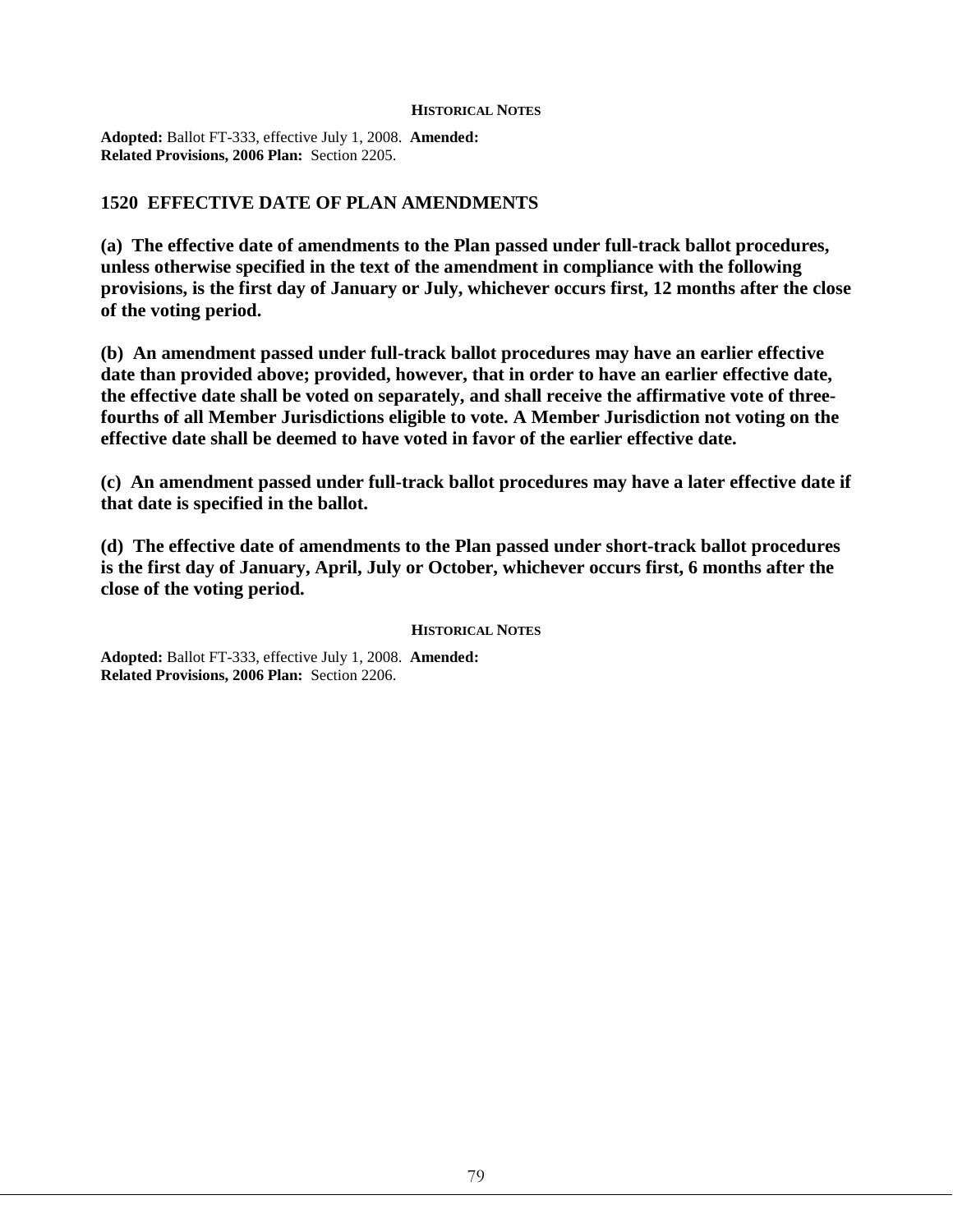**HISTORICAL NOTES**

**Adopted:** Ballot FT-333, effective July 1, 2008. **Amended:**
**Related Provisions, 2006 Plan:** Section 2205.

## 1520 EFFECTIVE DATE OF PLAN AMENDMENTS

**(a) The effective date of amendments to the Plan passed under full-track ballot procedures, unless otherwise specified in the text of the amendment in compliance with the following provisions, is the first day of January or July, whichever occurs first, 12 months after the close of the voting period.**

**(b) An amendment passed under full-track ballot procedures may have an earlier effective date than provided above; provided, however, that in order to have an earlier effective date, the effective date shall be voted on separately, and shall receive the affirmative vote of three-fourths of all Member Jurisdictions eligible to vote. A Member Jurisdiction not voting on the effective date shall be deemed to have voted in favor of the earlier effective date.**

**(c) An amendment passed under full-track ballot procedures may have a later effective date if that date is specified in the ballot.**

**(d) The effective date of amendments to the Plan passed under short-track ballot procedures is the first day of January, April, July or October, whichever occurs first, 6 months after the close of the voting period.**

**HISTORICAL NOTES**

**Adopted:** Ballot FT-333, effective July 1, 2008. **Amended:**
**Related Provisions, 2006 Plan:** Section 2206.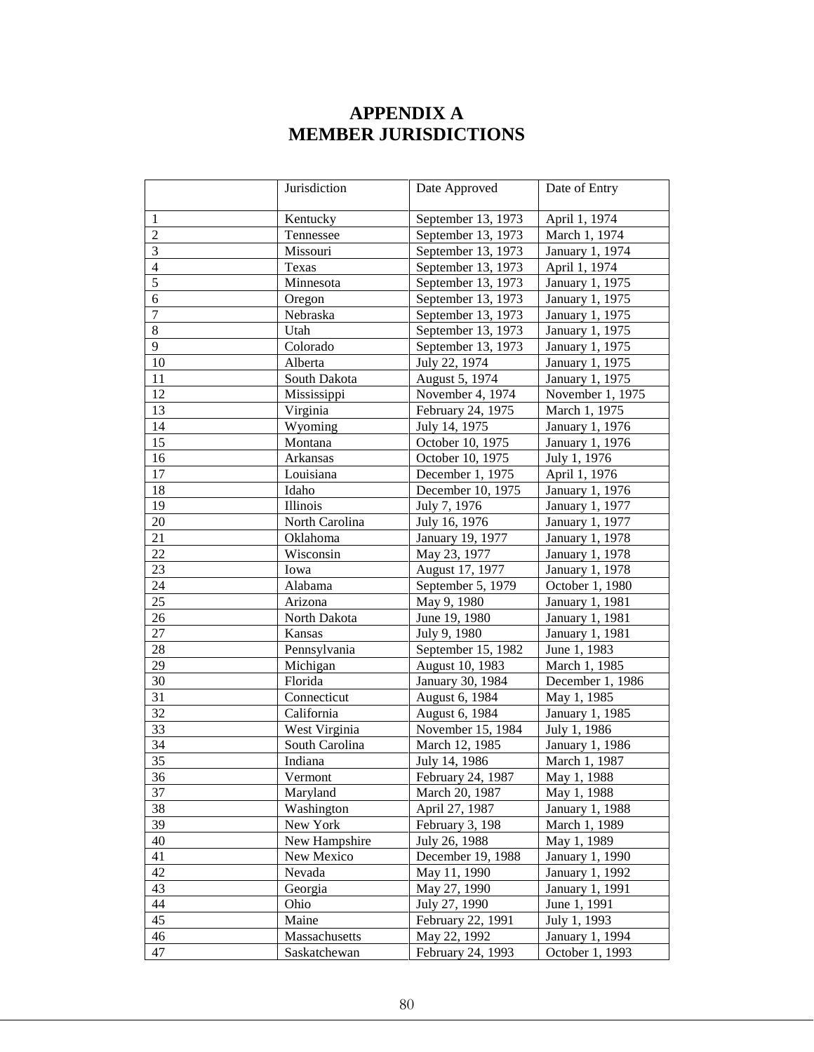# APPENDIX A
# MEMBER JURISDICTIONS

| | Jurisdiction | Date Approved | Date of Entry |
|---|---|---|---|
| 1 | Kentucky | September 13, 1973 | April 1, 1974 |
| 2 | Tennessee | September 13, 1973 | March 1, 1974 |
| 3 | Missouri | September 13, 1973 | January 1, 1974 |
| 4 | Texas | September 13, 1973 | April 1, 1974 |
| 5 | Minnesota | September 13, 1973 | January 1, 1975 |
| 6 | Oregon | September 13, 1973 | January 1, 1975 |
| 7 | Nebraska | September 13, 1973 | January 1, 1975 |
| 8 | Utah | September 13, 1973 | January 1, 1975 |
| 9 | Colorado | September 13, 1973 | January 1, 1975 |
| 10 | Alberta | July 22, 1974 | January 1, 1975 |
| 11 | South Dakota | August 5, 1974 | January 1, 1975 |
| 12 | Mississippi | November 4, 1974 | November 1, 1975 |
| 13 | Virginia | February 24, 1975 | March 1, 1975 |
| 14 | Wyoming | July 14, 1975 | January 1, 1976 |
| 15 | Montana | October 10, 1975 | January 1, 1976 |
| 16 | Arkansas | October 10, 1975 | July 1, 1976 |
| 17 | Louisiana | December 1, 1975 | April 1, 1976 |
| 18 | Idaho | December 10, 1975 | January 1, 1976 |
| 19 | Illinois | July 7, 1976 | January 1, 1977 |
| 20 | North Carolina | July 16, 1976 | January 1, 1977 |
| 21 | Oklahoma | January 19, 1977 | January 1, 1978 |
| 22 | Wisconsin | May 23, 1977 | January 1, 1978 |
| 23 | Iowa | August 17, 1977 | January 1, 1978 |
| 24 | Alabama | September 5, 1979 | October 1, 1980 |
| 25 | Arizona | May 9, 1980 | January 1, 1981 |
| 26 | North Dakota | June 19, 1980 | January 1, 1981 |
| 27 | Kansas | July 9, 1980 | January 1, 1981 |
| 28 | Pennsylvania | September 15, 1982 | June 1, 1983 |
| 29 | Michigan | August 10, 1983 | March 1, 1985 |
| 30 | Florida | January 30, 1984 | December 1, 1986 |
| 31 | Connecticut | August 6, 1984 | May 1, 1985 |
| 32 | California | August 6, 1984 | January 1, 1985 |
| 33 | West Virginia | November 15, 1984 | July 1, 1986 |
| 34 | South Carolina | March 12, 1985 | January 1, 1986 |
| 35 | Indiana | July 14, 1986 | March 1, 1987 |
| 36 | Vermont | February 24, 1987 | May 1, 1988 |
| 37 | Maryland | March 20, 1987 | May 1, 1988 |
| 38 | Washington | April 27, 1987 | January 1, 1988 |
| 39 | New York | February 3, 198 | March 1, 1989 |
| 40 | New Hampshire | July 26, 1988 | May 1, 1989 |
| 41 | New Mexico | December 19, 1988 | January 1, 1990 |
| 42 | Nevada | May 11, 1990 | January 1, 1992 |
| 43 | Georgia | May 27, 1990 | January 1, 1991 |
| 44 | Ohio | July 27, 1990 | June 1, 1991 |
| 45 | Maine | February 22, 1991 | July 1, 1993 |
| 46 | Massachusetts | May 22, 1992 | January 1, 1994 |
| 47 | Saskatchewan | February 24, 1993 | October 1, 1993 |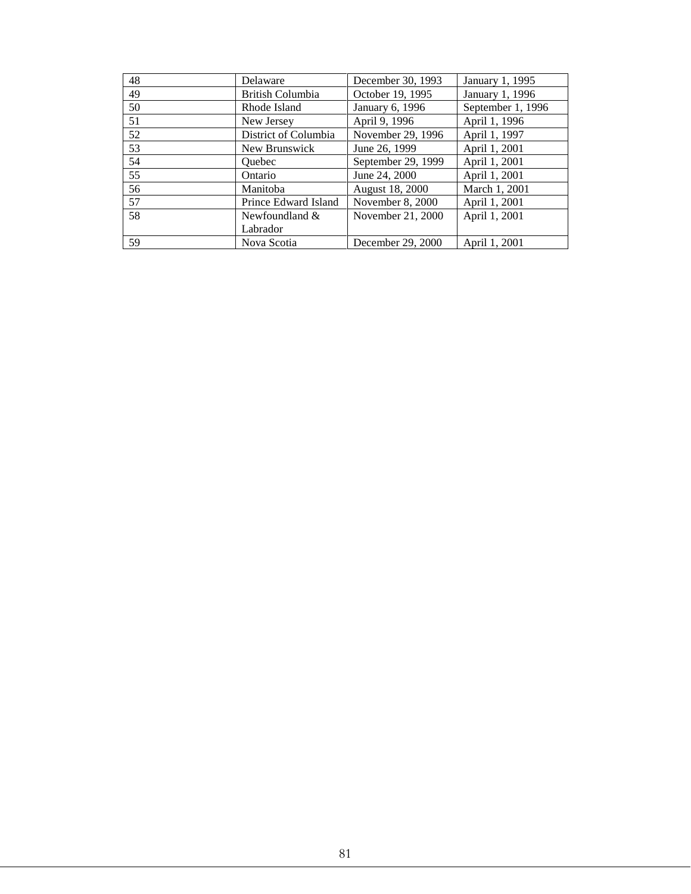| 48 | Delaware | December 30, 1993 | January 1, 1995 |
|---|---|---|---|
| 49 | British Columbia | October 19, 1995 | January 1, 1996 |
| 50 | Rhode Island | January 6, 1996 | September 1, 1996 |
| 51 | New Jersey | April 9, 1996 | April 1, 1996 |
| 52 | District of Columbia | November 29, 1996 | April 1, 1997 |
| 53 | New Brunswick | June 26, 1999 | April 1, 2001 |
| 54 | Quebec | September 29, 1999 | April 1, 2001 |
| 55 | Ontario | June 24, 2000 | April 1, 2001 |
| 56 | Manitoba | August 18, 2000 | March 1, 2001 |
| 57 | Prince Edward Island | November 8, 2000 | April 1, 2001 |
| 58 | Newfoundland & Labrador | November 21, 2000 | April 1, 2001 |
| 59 | Nova Scotia | December 29, 2000 | April 1, 2001 |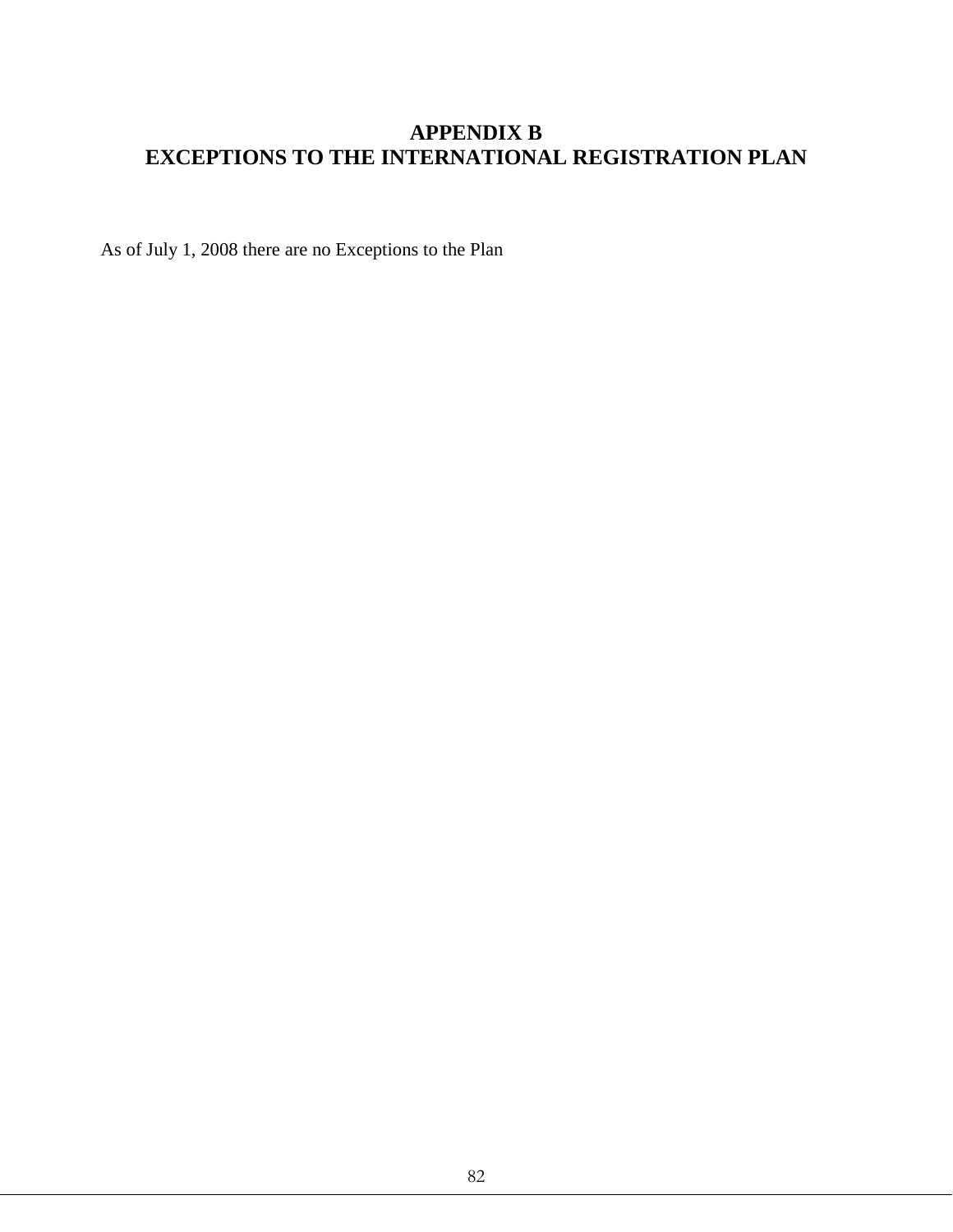# APPENDIX B
# EXCEPTIONS TO THE INTERNATIONAL REGISTRATION PLAN

As of July 1, 2008 there are no Exceptions to the Plan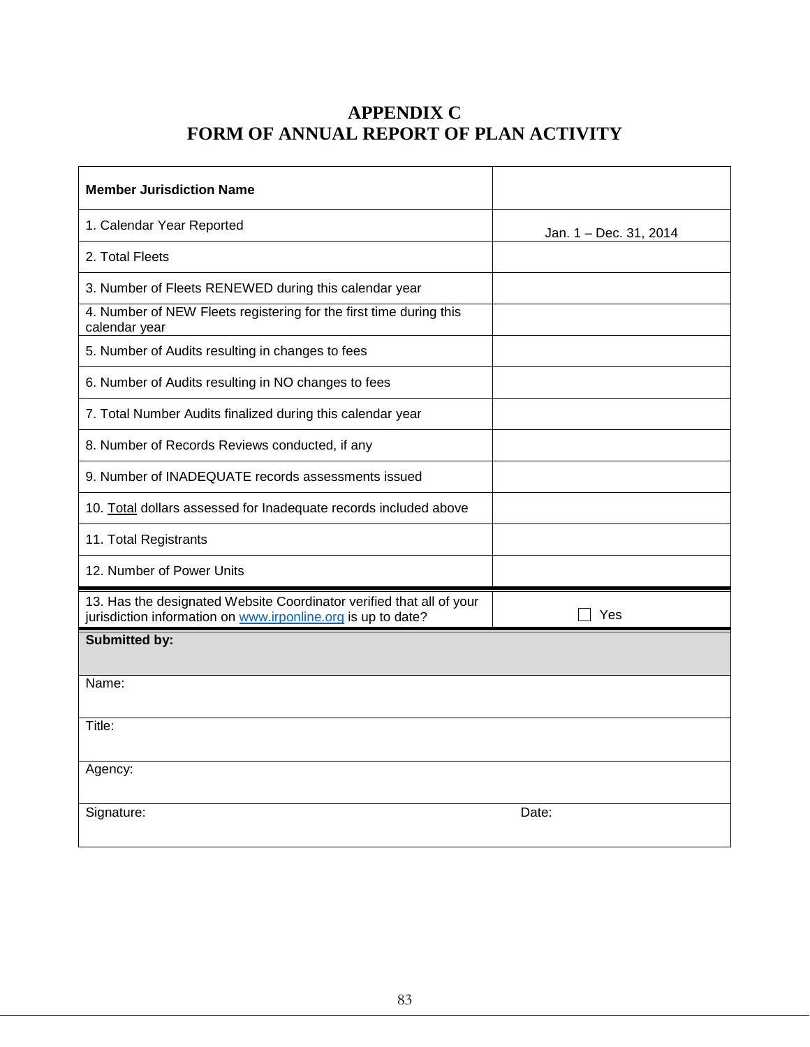# APPENDIX C
# FORM OF ANNUAL REPORT OF PLAN ACTIVITY

| **Member Jurisdiction Name** | |
|---|---|
| 1. Calendar Year Reported | Jan. 1 – Dec. 31, 2014 |
| 2. Total Fleets | |
| 3. Number of Fleets RENEWED during this calendar year | |
| 4. Number of NEW Fleets registering for the first time during this calendar year | |
| 5. Number of Audits resulting in changes to fees | |
| 6. Number of Audits resulting in NO changes to fees | |
| 7. Total Number Audits finalized during this calendar year | |
| 8. Number of Records Reviews conducted, if any | |
| 9. Number of INADEQUATE records assessments issued | |
| 10. Total dollars assessed for Inadequate records included above | |
| 11. Total Registrants | |
| 12. Number of Power Units | |
| 13. Has the designated Website Coordinator verified that all of your jurisdiction information on www.irponline.org is up to date? | ☐ Yes |
| **Submitted by:** | |
| Name: | |
| Title: | |
| Agency: | |
| Signature: | Date: |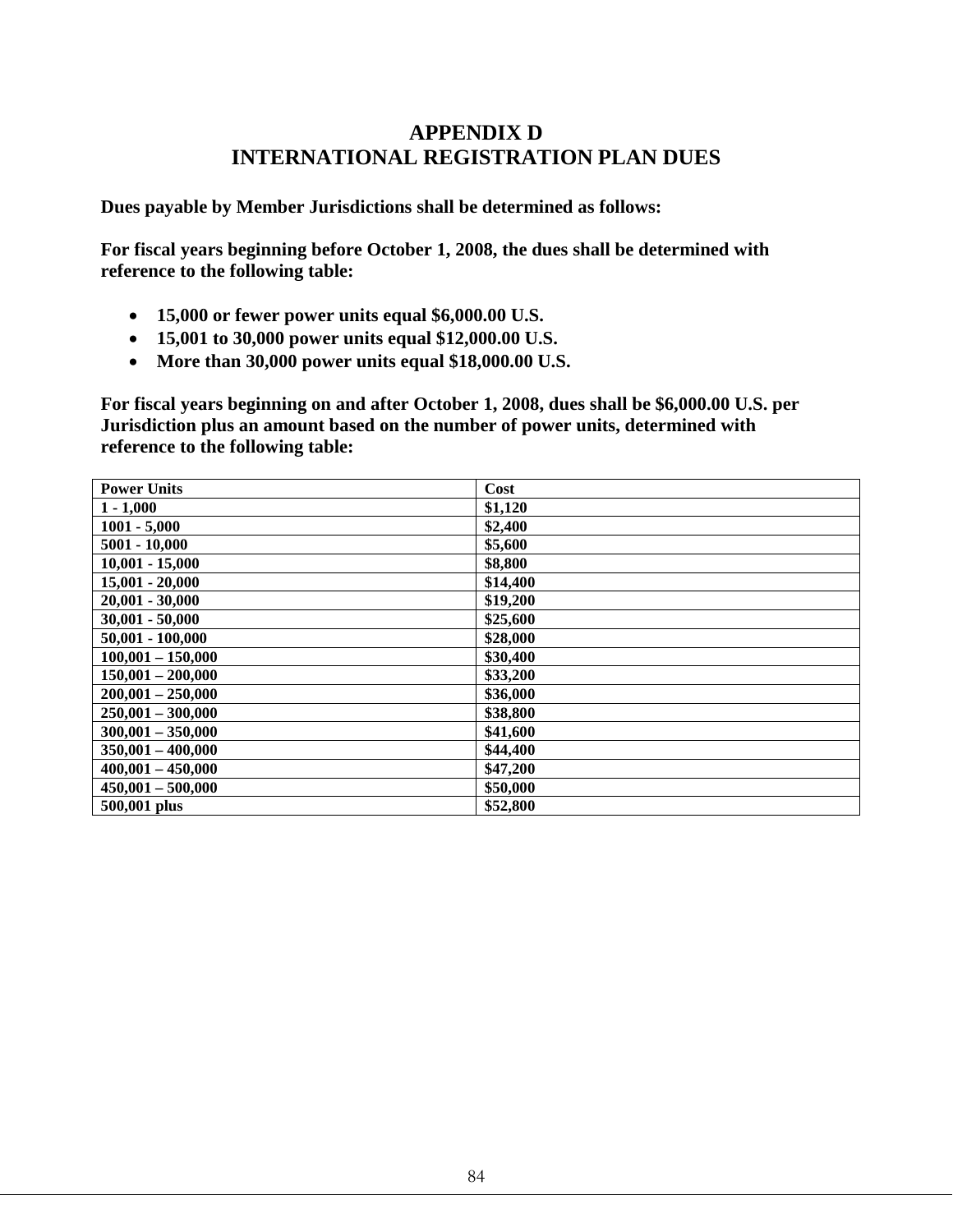# APPENDIX D
# INTERNATIONAL REGISTRATION PLAN DUES

**Dues payable by Member Jurisdictions shall be determined as follows:**

**For fiscal years beginning before October 1, 2008, the dues shall be determined with reference to the following table:**

- **15,000 or fewer power units equal $6,000.00 U.S.**
- **15,001 to 30,000 power units equal $12,000.00 U.S.**
- **More than 30,000 power units equal $18,000.00 U.S.**

**For fiscal years beginning on and after October 1, 2008, dues shall be $6,000.00 U.S. per Jurisdiction plus an amount based on the number of power units, determined with reference to the following table:**

| Power Units | Cost |
|---|---|
| 1 - 1,000 | $1,120 |
| 1001 - 5,000 | $2,400 |
| 5001 - 10,000 | $5,600 |
| 10,001 - 15,000 | $8,800 |
| 15,001 - 20,000 | $14,400 |
| 20,001 - 30,000 | $19,200 |
| 30,001 - 50,000 | $25,600 |
| 50,001 - 100,000 | $28,000 |
| 100,001 – 150,000 | $30,400 |
| 150,001 – 200,000 | $33,200 |
| 200,001 – 250,000 | $36,000 |
| 250,001 – 300,000 | $38,800 |
| 300,001 – 350,000 | $41,600 |
| 350,001 – 400,000 | $44,400 |
| 400,001 – 450,000 | $47,200 |
| 450,001 – 500,000 | $50,000 |
| 500,001 plus | $52,800 |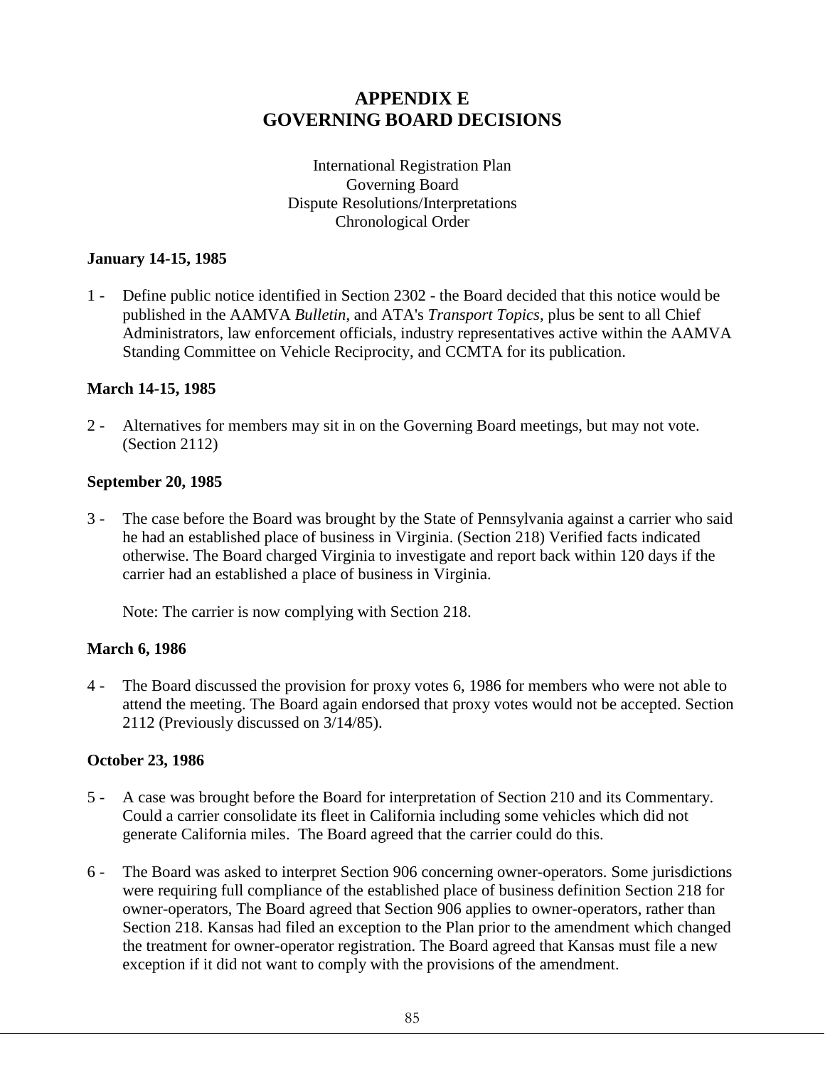# APPENDIX E
# GOVERNING BOARD DECISIONS

International Registration Plan
Governing Board
Dispute Resolutions/Interpretations
Chronological Order

**January 14-15, 1985**

1 - Define public notice identified in Section 2302 - the Board decided that this notice would be published in the AAMVA *Bulletin*, and ATA's *Transport Topics*, plus be sent to all Chief Administrators, law enforcement officials, industry representatives active within the AAMVA Standing Committee on Vehicle Reciprocity, and CCMTA for its publication.

**March 14-15, 1985**

2 - Alternatives for members may sit in on the Governing Board meetings, but may not vote. (Section 2112)

**September 20, 1985**

3 - The case before the Board was brought by the State of Pennsylvania against a carrier who said he had an established place of business in Virginia. (Section 218) Verified facts indicated otherwise. The Board charged Virginia to investigate and report back within 120 days if the carrier had an established a place of business in Virginia.

Note: The carrier is now complying with Section 218.

**March 6, 1986**

4 - The Board discussed the provision for proxy votes 6, 1986 for members who were not able to attend the meeting. The Board again endorsed that proxy votes would not be accepted. Section 2112 (Previously discussed on 3/14/85).

**October 23, 1986**

5 - A case was brought before the Board for interpretation of Section 210 and its Commentary. Could a carrier consolidate its fleet in California including some vehicles which did not generate California miles. The Board agreed that the carrier could do this.

6 - The Board was asked to interpret Section 906 concerning owner-operators. Some jurisdictions were requiring full compliance of the established place of business definition Section 218 for owner-operators, The Board agreed that Section 906 applies to owner-operators, rather than Section 218. Kansas had filed an exception to the Plan prior to the amendment which changed the treatment for owner-operator registration. The Board agreed that Kansas must file a new exception if it did not want to comply with the provisions of the amendment.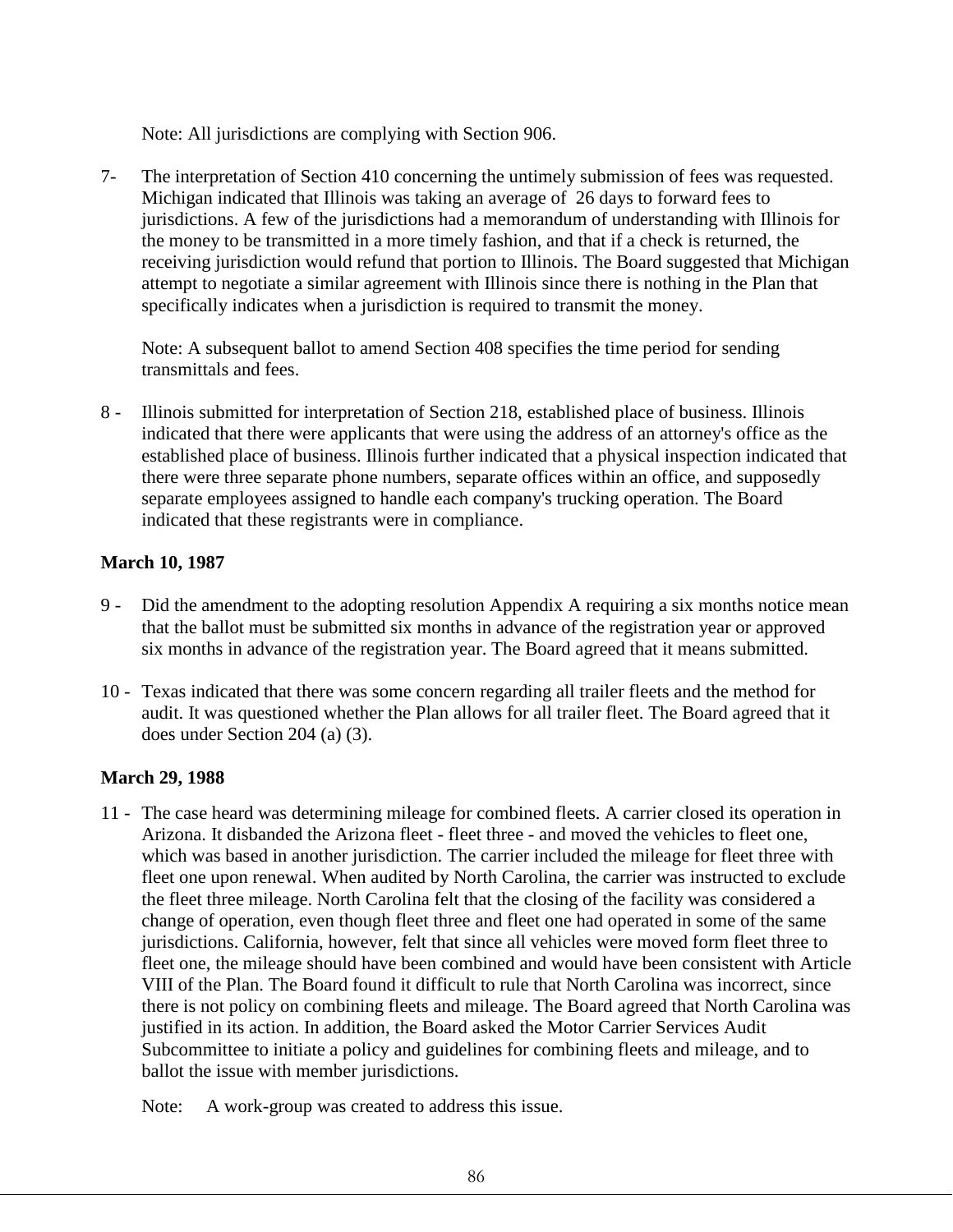Note: All jurisdictions are complying with Section 906.

7- The interpretation of Section 410 concerning the untimely submission of fees was requested. Michigan indicated that Illinois was taking an average of 26 days to forward fees to jurisdictions. A few of the jurisdictions had a memorandum of understanding with Illinois for the money to be transmitted in a more timely fashion, and that if a check is returned, the receiving jurisdiction would refund that portion to Illinois. The Board suggested that Michigan attempt to negotiate a similar agreement with Illinois since there is nothing in the Plan that specifically indicates when a jurisdiction is required to transmit the money.

   Note: A subsequent ballot to amend Section 408 specifies the time period for sending transmittals and fees.

8 - Illinois submitted for interpretation of Section 218, established place of business. Illinois indicated that there were applicants that were using the address of an attorney's office as the established place of business. Illinois further indicated that a physical inspection indicated that there were three separate phone numbers, separate offices within an office, and supposedly separate employees assigned to handle each company's trucking operation. The Board indicated that these registrants were in compliance.

**March 10, 1987**

9 - Did the amendment to the adopting resolution Appendix A requiring a six months notice mean that the ballot must be submitted six months in advance of the registration year or approved six months in advance of the registration year. The Board agreed that it means submitted.

10 - Texas indicated that there was some concern regarding all trailer fleets and the method for audit. It was questioned whether the Plan allows for all trailer fleet. The Board agreed that it does under Section 204 (a) (3).

**March 29, 1988**

11 - The case heard was determining mileage for combined fleets. A carrier closed its operation in Arizona. It disbanded the Arizona fleet - fleet three - and moved the vehicles to fleet one, which was based in another jurisdiction. The carrier included the mileage for fleet three with fleet one upon renewal. When audited by North Carolina, the carrier was instructed to exclude the fleet three mileage. North Carolina felt that the closing of the facility was considered a change of operation, even though fleet three and fleet one had operated in some of the same jurisdictions. California, however, felt that since all vehicles were moved form fleet three to fleet one, the mileage should have been combined and would have been consistent with Article VIII of the Plan. The Board found it difficult to rule that North Carolina was incorrect, since there is not policy on combining fleets and mileage. The Board agreed that North Carolina was justified in its action. In addition, the Board asked the Motor Carrier Services Audit Subcommittee to initiate a policy and guidelines for combining fleets and mileage, and to ballot the issue with member jurisdictions.

   Note: A work-group was created to address this issue.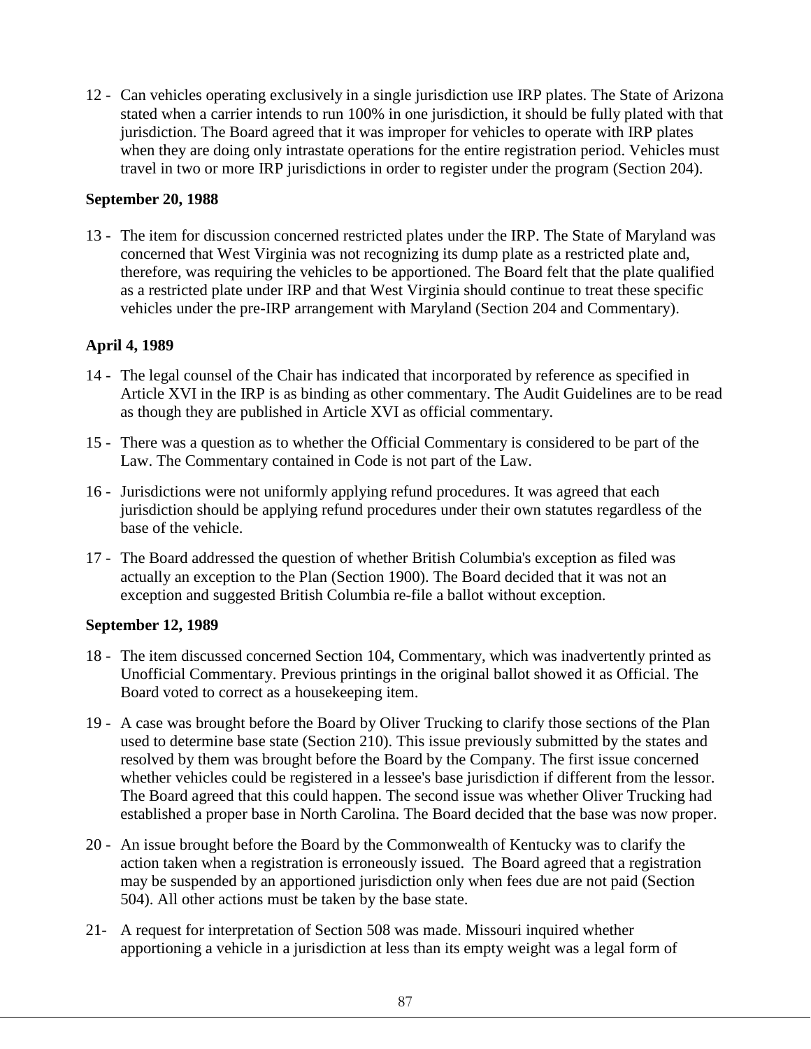12 - Can vehicles operating exclusively in a single jurisdiction use IRP plates. The State of Arizona stated when a carrier intends to run 100% in one jurisdiction, it should be fully plated with that jurisdiction. The Board agreed that it was improper for vehicles to operate with IRP plates when they are doing only intrastate operations for the entire registration period. Vehicles must travel in two or more IRP jurisdictions in order to register under the program (Section 204).

**September 20, 1988**

13 - The item for discussion concerned restricted plates under the IRP. The State of Maryland was concerned that West Virginia was not recognizing its dump plate as a restricted plate and, therefore, was requiring the vehicles to be apportioned. The Board felt that the plate qualified as a restricted plate under IRP and that West Virginia should continue to treat these specific vehicles under the pre-IRP arrangement with Maryland (Section 204 and Commentary).

**April 4, 1989**

14 - The legal counsel of the Chair has indicated that incorporated by reference as specified in Article XVI in the IRP is as binding as other commentary. The Audit Guidelines are to be read as though they are published in Article XVI as official commentary.

15 - There was a question as to whether the Official Commentary is considered to be part of the Law. The Commentary contained in Code is not part of the Law.

16 - Jurisdictions were not uniformly applying refund procedures. It was agreed that each jurisdiction should be applying refund procedures under their own statutes regardless of the base of the vehicle.

17 - The Board addressed the question of whether British Columbia's exception as filed was actually an exception to the Plan (Section 1900). The Board decided that it was not an exception and suggested British Columbia re-file a ballot without exception.

**September 12, 1989**

18 - The item discussed concerned Section 104, Commentary, which was inadvertently printed as Unofficial Commentary. Previous printings in the original ballot showed it as Official. The Board voted to correct as a housekeeping item.

19 - A case was brought before the Board by Oliver Trucking to clarify those sections of the Plan used to determine base state (Section 210). This issue previously submitted by the states and resolved by them was brought before the Board by the Company. The first issue concerned whether vehicles could be registered in a lessee's base jurisdiction if different from the lessor. The Board agreed that this could happen. The second issue was whether Oliver Trucking had established a proper base in North Carolina. The Board decided that the base was now proper.

20 - An issue brought before the Board by the Commonwealth of Kentucky was to clarify the action taken when a registration is erroneously issued. The Board agreed that a registration may be suspended by an apportioned jurisdiction only when fees due are not paid (Section 504). All other actions must be taken by the base state.

21- A request for interpretation of Section 508 was made. Missouri inquired whether apportioning a vehicle in a jurisdiction at less than its empty weight was a legal form of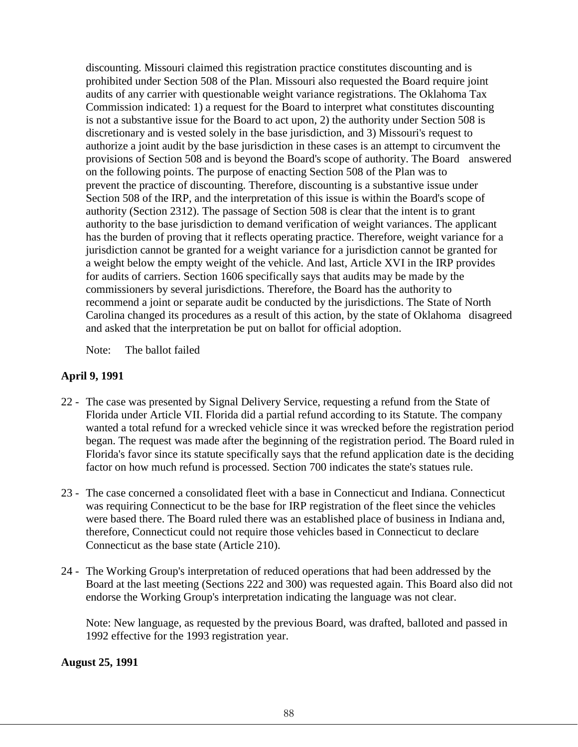discounting. Missouri claimed this registration practice constitutes discounting and is prohibited under Section 508 of the Plan. Missouri also requested the Board require joint audits of any carrier with questionable weight variance registrations. The Oklahoma Tax Commission indicated: 1) a request for the Board to interpret what constitutes discounting is not a substantive issue for the Board to act upon, 2) the authority under Section 508 is discretionary and is vested solely in the base jurisdiction, and 3) Missouri's request to authorize a joint audit by the base jurisdiction in these cases is an attempt to circumvent the provisions of Section 508 and is beyond the Board's scope of authority. The Board answered on the following points. The purpose of enacting Section 508 of the Plan was to prevent the practice of discounting. Therefore, discounting is a substantive issue under Section 508 of the IRP, and the interpretation of this issue is within the Board's scope of authority (Section 2312). The passage of Section 508 is clear that the intent is to grant authority to the base jurisdiction to demand verification of weight variances. The applicant has the burden of proving that it reflects operating practice. Therefore, weight variance for a jurisdiction cannot be granted for a weight variance for a jurisdiction cannot be granted for a weight below the empty weight of the vehicle. And last, Article XVI in the IRP provides for audits of carriers. Section 1606 specifically says that audits may be made by the commissioners by several jurisdictions. Therefore, the Board has the authority to recommend a joint or separate audit be conducted by the jurisdictions. The State of North Carolina changed its procedures as a result of this action, by the state of Oklahoma disagreed and asked that the interpretation be put on ballot for official adoption.

Note: The ballot failed

**April 9, 1991**

22 - The case was presented by Signal Delivery Service, requesting a refund from the State of Florida under Article VII. Florida did a partial refund according to its Statute. The company wanted a total refund for a wrecked vehicle since it was wrecked before the registration period began. The request was made after the beginning of the registration period. The Board ruled in Florida's favor since its statute specifically says that the refund application date is the deciding factor on how much refund is processed. Section 700 indicates the state's statues rule.

23 - The case concerned a consolidated fleet with a base in Connecticut and Indiana. Connecticut was requiring Connecticut to be the base for IRP registration of the fleet since the vehicles were based there. The Board ruled there was an established place of business in Indiana and, therefore, Connecticut could not require those vehicles based in Connecticut to declare Connecticut as the base state (Article 210).

24 - The Working Group's interpretation of reduced operations that had been addressed by the Board at the last meeting (Sections 222 and 300) was requested again. This Board also did not endorse the Working Group's interpretation indicating the language was not clear.

Note: New language, as requested by the previous Board, was drafted, balloted and passed in 1992 effective for the 1993 registration year.

**August 25, 1991**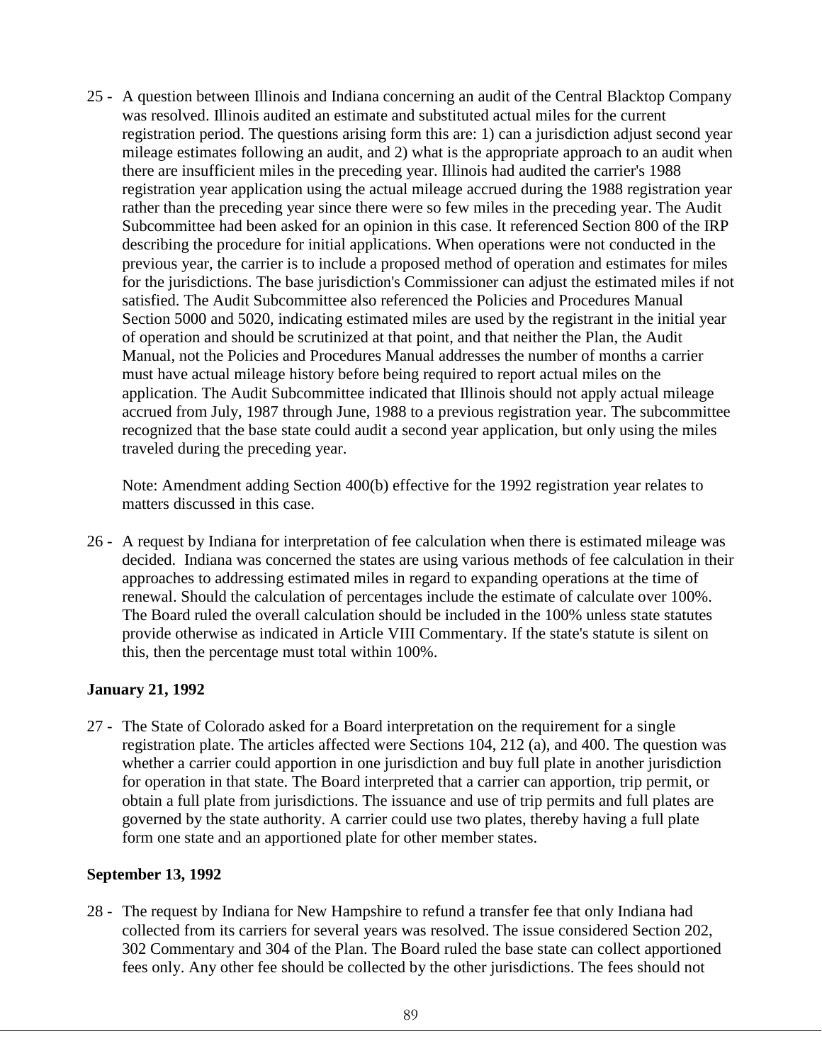25 - A question between Illinois and Indiana concerning an audit of the Central Blacktop Company was resolved. Illinois audited an estimate and substituted actual miles for the current registration period. The questions arising form this are: 1) can a jurisdiction adjust second year mileage estimates following an audit, and 2) what is the appropriate approach to an audit when there are insufficient miles in the preceding year. Illinois had audited the carrier's 1988 registration year application using the actual mileage accrued during the 1988 registration year rather than the preceding year since there were so few miles in the preceding year. The Audit Subcommittee had been asked for an opinion in this case. It referenced Section 800 of the IRP describing the procedure for initial applications. When operations were not conducted in the previous year, the carrier is to include a proposed method of operation and estimates for miles for the jurisdictions. The base jurisdiction's Commissioner can adjust the estimated miles if not satisfied. The Audit Subcommittee also referenced the Policies and Procedures Manual Section 5000 and 5020, indicating estimated miles are used by the registrant in the initial year of operation and should be scrutinized at that point, and that neither the Plan, the Audit Manual, not the Policies and Procedures Manual addresses the number of months a carrier must have actual mileage history before being required to report actual miles on the application. The Audit Subcommittee indicated that Illinois should not apply actual mileage accrued from July, 1987 through June, 1988 to a previous registration year. The subcommittee recognized that the base state could audit a second year application, but only using the miles traveled during the preceding year.

Note: Amendment adding Section 400(b) effective for the 1992 registration year relates to matters discussed in this case.

26 - A request by Indiana for interpretation of fee calculation when there is estimated mileage was decided. Indiana was concerned the states are using various methods of fee calculation in their approaches to addressing estimated miles in regard to expanding operations at the time of renewal. Should the calculation of percentages include the estimate of calculate over 100%. The Board ruled the overall calculation should be included in the 100% unless state statutes provide otherwise as indicated in Article VIII Commentary. If the state's statute is silent on this, then the percentage must total within 100%.

**January 21, 1992**

27 - The State of Colorado asked for a Board interpretation on the requirement for a single registration plate. The articles affected were Sections 104, 212 (a), and 400. The question was whether a carrier could apportion in one jurisdiction and buy full plate in another jurisdiction for operation in that state. The Board interpreted that a carrier can apportion, trip permit, or obtain a full plate from jurisdictions. The issuance and use of trip permits and full plates are governed by the state authority. A carrier could use two plates, thereby having a full plate form one state and an apportioned plate for other member states.

**September 13, 1992**

28 - The request by Indiana for New Hampshire to refund a transfer fee that only Indiana had collected from its carriers for several years was resolved. The issue considered Section 202, 302 Commentary and 304 of the Plan. The Board ruled the base state can collect apportioned fees only. Any other fee should be collected by the other jurisdictions. The fees should not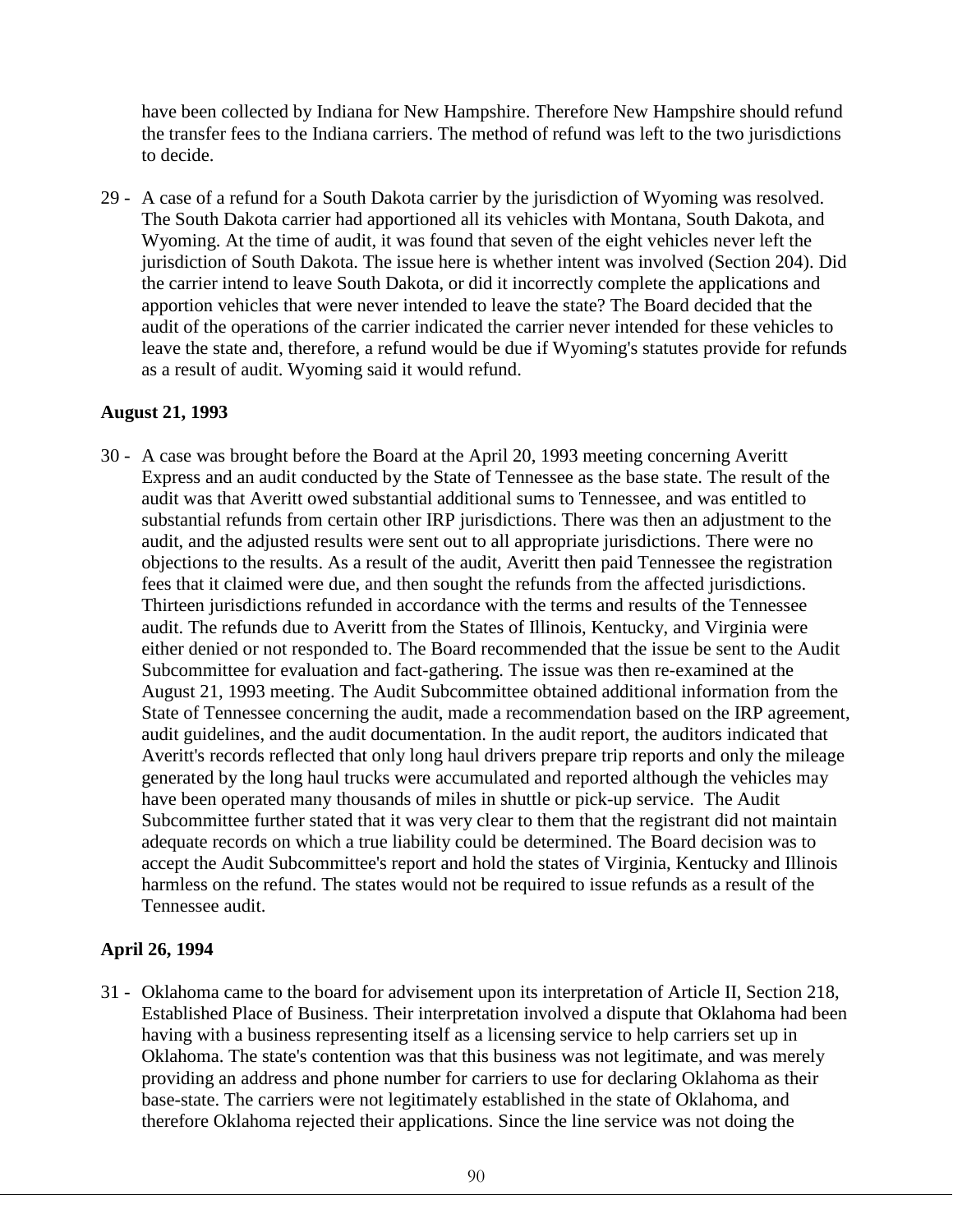have been collected by Indiana for New Hampshire. Therefore New Hampshire should refund the transfer fees to the Indiana carriers. The method of refund was left to the two jurisdictions to decide.

29 - A case of a refund for a South Dakota carrier by the jurisdiction of Wyoming was resolved. The South Dakota carrier had apportioned all its vehicles with Montana, South Dakota, and Wyoming. At the time of audit, it was found that seven of the eight vehicles never left the jurisdiction of South Dakota. The issue here is whether intent was involved (Section 204). Did the carrier intend to leave South Dakota, or did it incorrectly complete the applications and apportion vehicles that were never intended to leave the state? The Board decided that the audit of the operations of the carrier indicated the carrier never intended for these vehicles to leave the state and, therefore, a refund would be due if Wyoming's statutes provide for refunds as a result of audit. Wyoming said it would refund.

**August 21, 1993**

30 - A case was brought before the Board at the April 20, 1993 meeting concerning Averitt Express and an audit conducted by the State of Tennessee as the base state. The result of the audit was that Averitt owed substantial additional sums to Tennessee, and was entitled to substantial refunds from certain other IRP jurisdictions. There was then an adjustment to the audit, and the adjusted results were sent out to all appropriate jurisdictions. There were no objections to the results. As a result of the audit, Averitt then paid Tennessee the registration fees that it claimed were due, and then sought the refunds from the affected jurisdictions. Thirteen jurisdictions refunded in accordance with the terms and results of the Tennessee audit. The refunds due to Averitt from the States of Illinois, Kentucky, and Virginia were either denied or not responded to. The Board recommended that the issue be sent to the Audit Subcommittee for evaluation and fact-gathering. The issue was then re-examined at the August 21, 1993 meeting. The Audit Subcommittee obtained additional information from the State of Tennessee concerning the audit, made a recommendation based on the IRP agreement, audit guidelines, and the audit documentation. In the audit report, the auditors indicated that Averitt's records reflected that only long haul drivers prepare trip reports and only the mileage generated by the long haul trucks were accumulated and reported although the vehicles may have been operated many thousands of miles in shuttle or pick-up service. The Audit Subcommittee further stated that it was very clear to them that the registrant did not maintain adequate records on which a true liability could be determined. The Board decision was to accept the Audit Subcommittee's report and hold the states of Virginia, Kentucky and Illinois harmless on the refund. The states would not be required to issue refunds as a result of the Tennessee audit.

**April 26, 1994**

31 - Oklahoma came to the board for advisement upon its interpretation of Article II, Section 218, Established Place of Business. Their interpretation involved a dispute that Oklahoma had been having with a business representing itself as a licensing service to help carriers set up in Oklahoma. The state's contention was that this business was not legitimate, and was merely providing an address and phone number for carriers to use for declaring Oklahoma as their base-state. The carriers were not legitimately established in the state of Oklahoma, and therefore Oklahoma rejected their applications. Since the line service was not doing the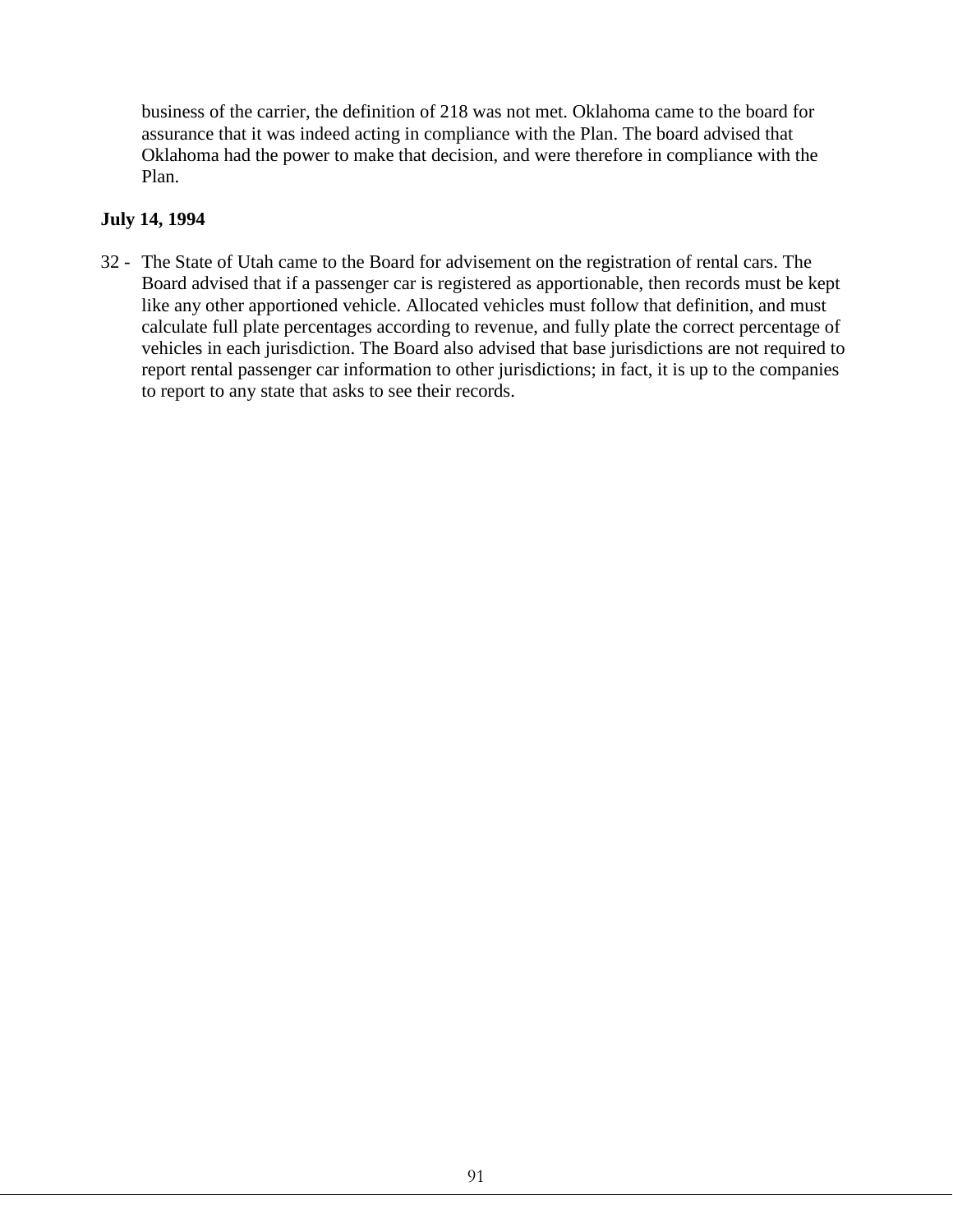business of the carrier, the definition of 218 was not met. Oklahoma came to the board for assurance that it was indeed acting in compliance with the Plan. The board advised that Oklahoma had the power to make that decision, and were therefore in compliance with the Plan.

**July 14, 1994**

32 - The State of Utah came to the Board for advisement on the registration of rental cars. The Board advised that if a passenger car is registered as apportionable, then records must be kept like any other apportioned vehicle. Allocated vehicles must follow that definition, and must calculate full plate percentages according to revenue, and fully plate the correct percentage of vehicles in each jurisdiction. The Board also advised that base jurisdictions are not required to report rental passenger car information to other jurisdictions; in fact, it is up to the companies to report to any state that asks to see their records.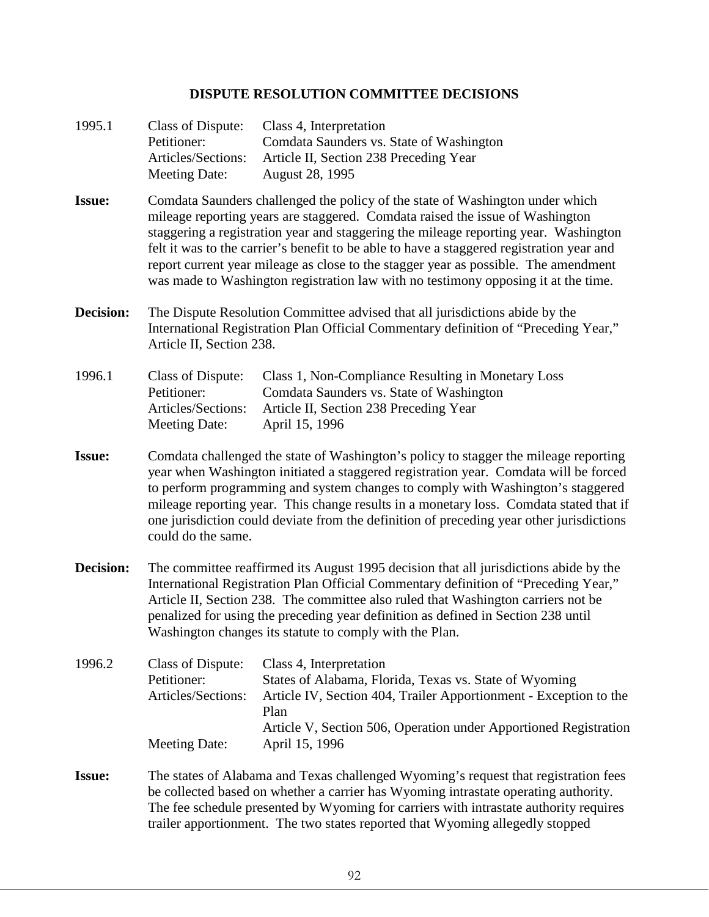## DISPUTE RESOLUTION COMMITTEE DECISIONS

1995.1

| | |
|---|---|
| Class of Dispute: | Class 4, Interpretation |
| Petitioner: | Comdata Saunders vs. State of Washington |
| Articles/Sections: | Article II, Section 238 Preceding Year |
| Meeting Date: | August 28, 1995 |

**Issue:** Comdata Saunders challenged the policy of the state of Washington under which mileage reporting years are staggered. Comdata raised the issue of Washington staggering a registration year and staggering the mileage reporting year. Washington felt it was to the carrier's benefit to be able to have a staggered registration year and report current year mileage as close to the stagger year as possible. The amendment was made to Washington registration law with no testimony opposing it at the time.

**Decision:** The Dispute Resolution Committee advised that all jurisdictions abide by the International Registration Plan Official Commentary definition of "Preceding Year," Article II, Section 238.

1996.1

| | |
|---|---|
| Class of Dispute: | Class 1, Non-Compliance Resulting in Monetary Loss |
| Petitioner: | Comdata Saunders vs. State of Washington |
| Articles/Sections: | Article II, Section 238 Preceding Year |
| Meeting Date: | April 15, 1996 |

**Issue:** Comdata challenged the state of Washington's policy to stagger the mileage reporting year when Washington initiated a staggered registration year. Comdata will be forced to perform programming and system changes to comply with Washington's staggered mileage reporting year. This change results in a monetary loss. Comdata stated that if one jurisdiction could deviate from the definition of preceding year other jurisdictions could do the same.

**Decision:** The committee reaffirmed its August 1995 decision that all jurisdictions abide by the International Registration Plan Official Commentary definition of "Preceding Year," Article II, Section 238. The committee also ruled that Washington carriers not be penalized for using the preceding year definition as defined in Section 238 until Washington changes its statute to comply with the Plan.

1996.2

| | |
|---|---|
| Class of Dispute: | Class 4, Interpretation |
| Petitioner: | States of Alabama, Florida, Texas vs. State of Wyoming |
| Articles/Sections: | Article IV, Section 404, Trailer Apportionment - Exception to the Plan<br>Article V, Section 506, Operation under Apportioned Registration |
| Meeting Date: | April 15, 1996 |

**Issue:** The states of Alabama and Texas challenged Wyoming's request that registration fees be collected based on whether a carrier has Wyoming intrastate operating authority. The fee schedule presented by Wyoming for carriers with intrastate authority requires trailer apportionment. The two states reported that Wyoming allegedly stopped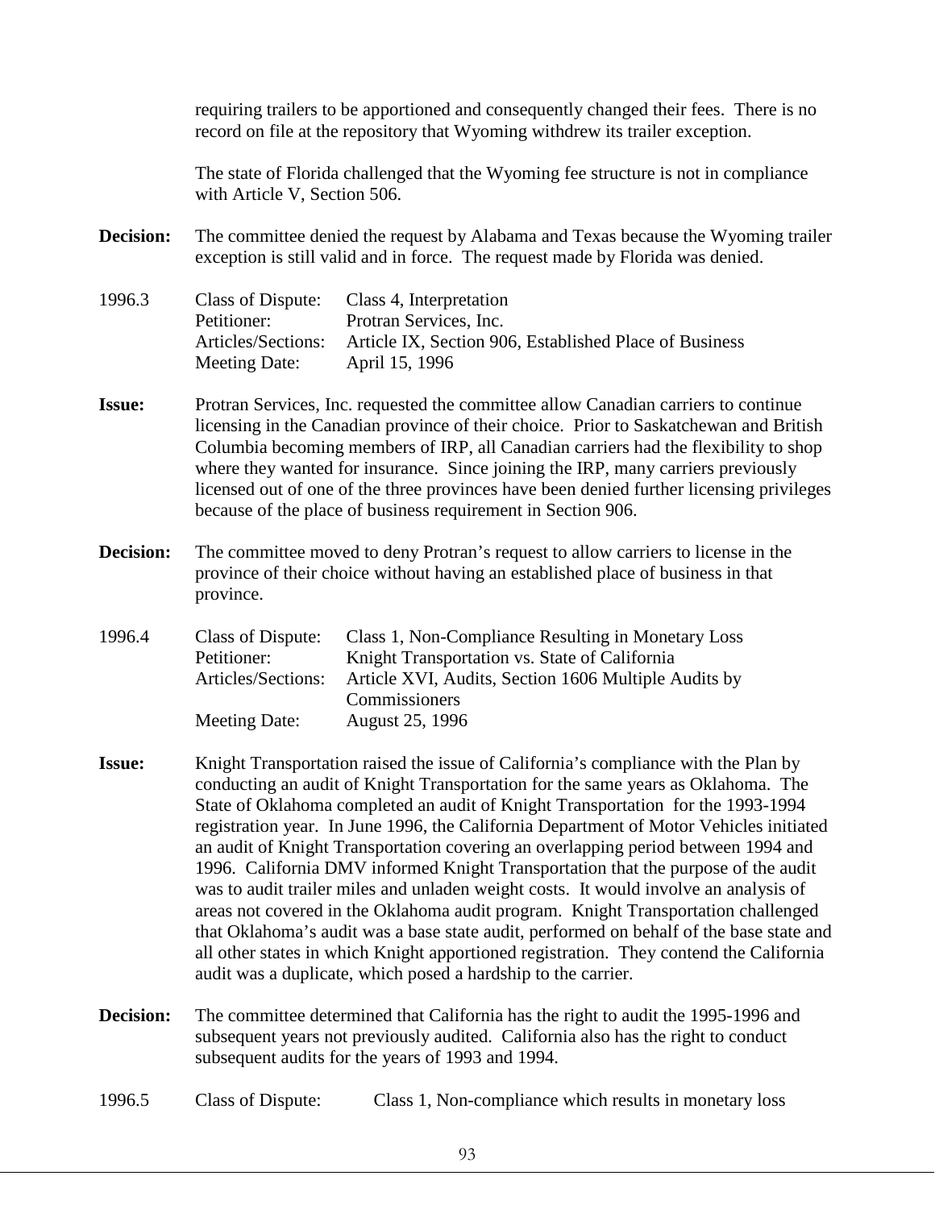requiring trailers to be apportioned and consequently changed their fees. There is no record on file at the repository that Wyoming withdrew its trailer exception.

The state of Florida challenged that the Wyoming fee structure is not in compliance with Article V, Section 506.

**Decision:** The committee denied the request by Alabama and Texas because the Wyoming trailer exception is still valid and in force. The request made by Florida was denied.

1996.3

- Class of Dispute: Class 4, Interpretation
- Petitioner: Protran Services, Inc.
- Articles/Sections: Article IX, Section 906, Established Place of Business
- Meeting Date: April 15, 1996

**Issue:** Protran Services, Inc. requested the committee allow Canadian carriers to continue licensing in the Canadian province of their choice. Prior to Saskatchewan and British Columbia becoming members of IRP, all Canadian carriers had the flexibility to shop where they wanted for insurance. Since joining the IRP, many carriers previously licensed out of one of the three provinces have been denied further licensing privileges because of the place of business requirement in Section 906.

**Decision:** The committee moved to deny Protran's request to allow carriers to license in the province of their choice without having an established place of business in that province.

1996.4

- Class of Dispute: Class 1, Non-Compliance Resulting in Monetary Loss
- Petitioner: Knight Transportation vs. State of California
- Articles/Sections: Article XVI, Audits, Section 1606 Multiple Audits by Commissioners
- Meeting Date: August 25, 1996

**Issue:** Knight Transportation raised the issue of California's compliance with the Plan by conducting an audit of Knight Transportation for the same years as Oklahoma. The State of Oklahoma completed an audit of Knight Transportation for the 1993-1994 registration year. In June 1996, the California Department of Motor Vehicles initiated an audit of Knight Transportation covering an overlapping period between 1994 and 1996. California DMV informed Knight Transportation that the purpose of the audit was to audit trailer miles and unladen weight costs. It would involve an analysis of areas not covered in the Oklahoma audit program. Knight Transportation challenged that Oklahoma's audit was a base state audit, performed on behalf of the base state and all other states in which Knight apportioned registration. They contend the California audit was a duplicate, which posed a hardship to the carrier.

**Decision:** The committee determined that California has the right to audit the 1995-1996 and subsequent years not previously audited. California also has the right to conduct subsequent audits for the years of 1993 and 1994.

1996.5

- Class of Dispute: Class 1, Non-compliance which results in monetary loss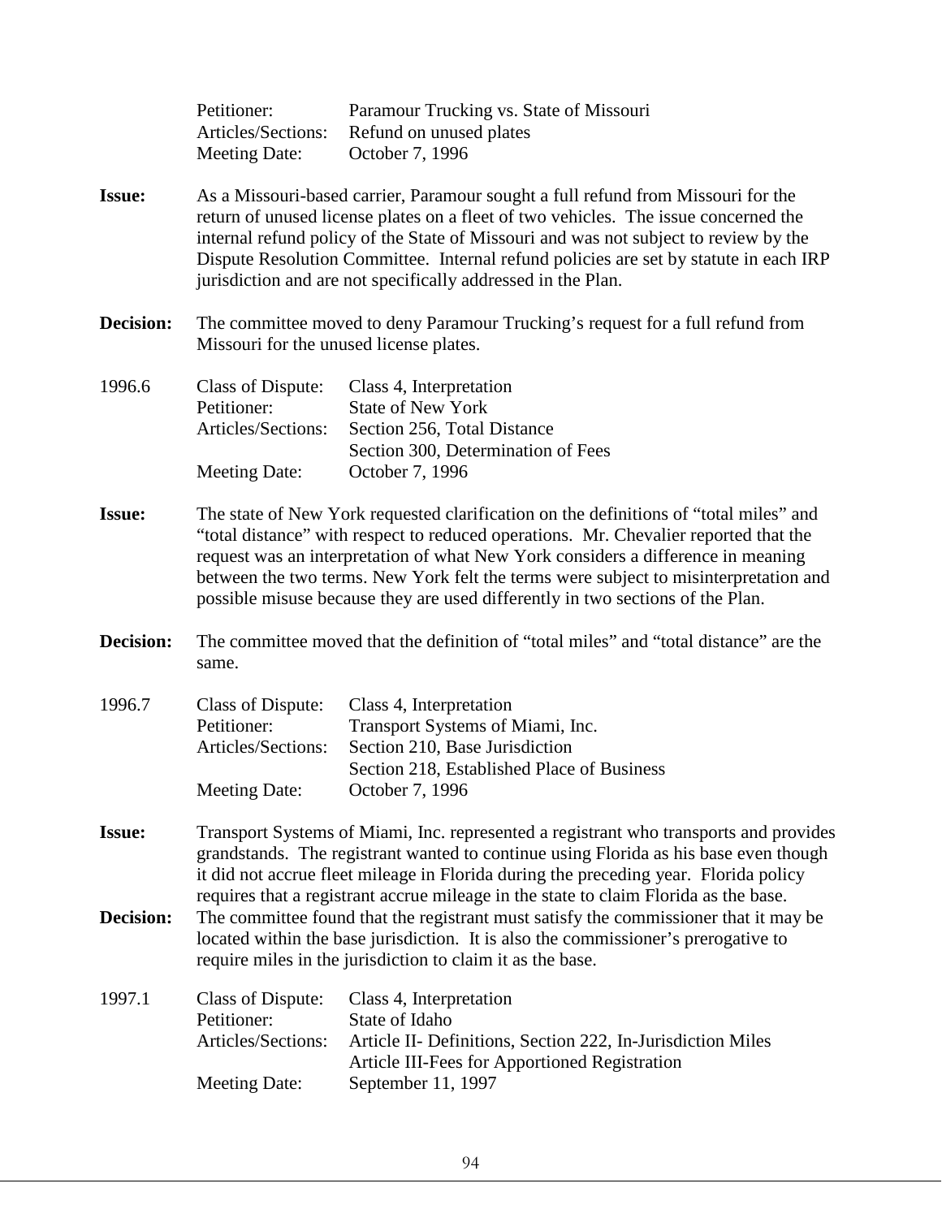Petitioner: Paramour Trucking vs. State of Missouri
Articles/Sections: Refund on unused plates
Meeting Date: October 7, 1996

**Issue:** As a Missouri-based carrier, Paramour sought a full refund from Missouri for the return of unused license plates on a fleet of two vehicles. The issue concerned the internal refund policy of the State of Missouri and was not subject to review by the Dispute Resolution Committee. Internal refund policies are set by statute in each IRP jurisdiction and are not specifically addressed in the Plan.

**Decision:** The committee moved to deny Paramour Trucking's request for a full refund from Missouri for the unused license plates.

1996.6

Class of Dispute: Class 4, Interpretation
Petitioner: State of New York
Articles/Sections: Section 256, Total Distance
Section 300, Determination of Fees
Meeting Date: October 7, 1996

**Issue:** The state of New York requested clarification on the definitions of "total miles" and "total distance" with respect to reduced operations. Mr. Chevalier reported that the request was an interpretation of what New York considers a difference in meaning between the two terms. New York felt the terms were subject to misinterpretation and possible misuse because they are used differently in two sections of the Plan.

**Decision:** The committee moved that the definition of "total miles" and "total distance" are the same.

1996.7

Class of Dispute: Class 4, Interpretation
Petitioner: Transport Systems of Miami, Inc.
Articles/Sections: Section 210, Base Jurisdiction
Section 218, Established Place of Business
Meeting Date: October 7, 1996

**Issue:** Transport Systems of Miami, Inc. represented a registrant who transports and provides grandstands. The registrant wanted to continue using Florida as his base even though it did not accrue fleet mileage in Florida during the preceding year. Florida policy requires that a registrant accrue mileage in the state to claim Florida as the base.

**Decision:** The committee found that the registrant must satisfy the commissioner that it may be located within the base jurisdiction. It is also the commissioner's prerogative to require miles in the jurisdiction to claim it as the base.

1997.1

Class of Dispute: Class 4, Interpretation
Petitioner: State of Idaho
Articles/Sections: Article II- Definitions, Section 222, In-Jurisdiction Miles
Article III-Fees for Apportioned Registration
Meeting Date: September 11, 1997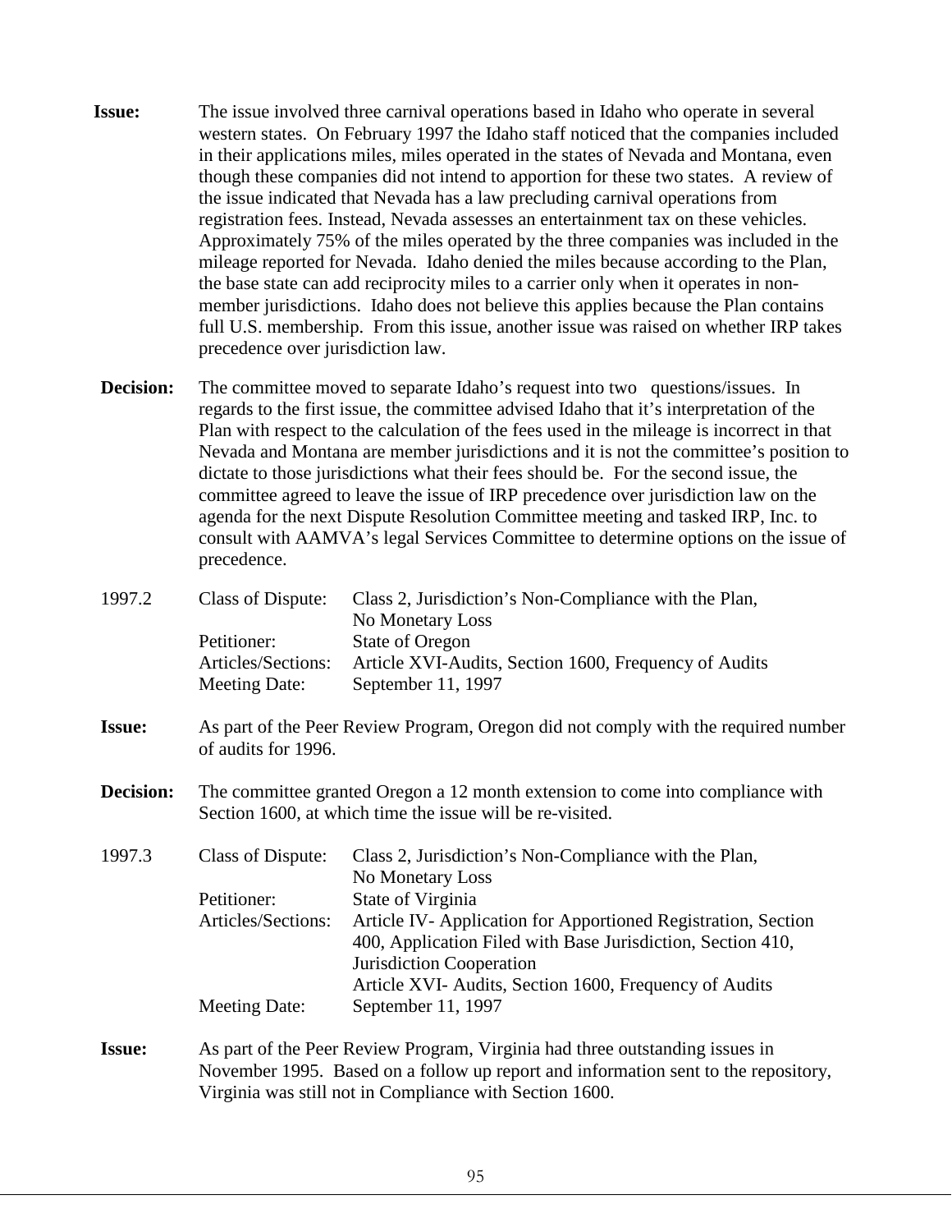**Issue:** The issue involved three carnival operations based in Idaho who operate in several western states. On February 1997 the Idaho staff noticed that the companies included in their applications miles, miles operated in the states of Nevada and Montana, even though these companies did not intend to apportion for these two states. A review of the issue indicated that Nevada has a law precluding carnival operations from registration fees. Instead, Nevada assesses an entertainment tax on these vehicles. Approximately 75% of the miles operated by the three companies was included in the mileage reported for Nevada. Idaho denied the miles because according to the Plan, the base state can add reciprocity miles to a carrier only when it operates in non-member jurisdictions. Idaho does not believe this applies because the Plan contains full U.S. membership. From this issue, another issue was raised on whether IRP takes precedence over jurisdiction law.

**Decision:** The committee moved to separate Idaho's request into two questions/issues. In regards to the first issue, the committee advised Idaho that it's interpretation of the Plan with respect to the calculation of the fees used in the mileage is incorrect in that Nevada and Montana are member jurisdictions and it is not the committee's position to dictate to those jurisdictions what their fees should be. For the second issue, the committee agreed to leave the issue of IRP precedence over jurisdiction law on the agenda for the next Dispute Resolution Committee meeting and tasked IRP, Inc. to consult with AAMVA's legal Services Committee to determine options on the issue of precedence.

1997.2

| | |
|---|---|
| Class of Dispute: | Class 2, Jurisdiction's Non-Compliance with the Plan, No Monetary Loss |
| Petitioner: | State of Oregon |
| Articles/Sections: | Article XVI-Audits, Section 1600, Frequency of Audits |
| Meeting Date: | September 11, 1997 |

**Issue:** As part of the Peer Review Program, Oregon did not comply with the required number of audits for 1996.

**Decision:** The committee granted Oregon a 12 month extension to come into compliance with Section 1600, at which time the issue will be re-visited.

1997.3

| | |
|---|---|
| Class of Dispute: | Class 2, Jurisdiction's Non-Compliance with the Plan, No Monetary Loss |
| Petitioner: | State of Virginia |
| Articles/Sections: | Article IV- Application for Apportioned Registration, Section 400, Application Filed with Base Jurisdiction, Section 410, Jurisdiction Cooperation<br>Article XVI- Audits, Section 1600, Frequency of Audits |
| Meeting Date: | September 11, 1997 |

**Issue:** As part of the Peer Review Program, Virginia had three outstanding issues in November 1995. Based on a follow up report and information sent to the repository, Virginia was still not in Compliance with Section 1600.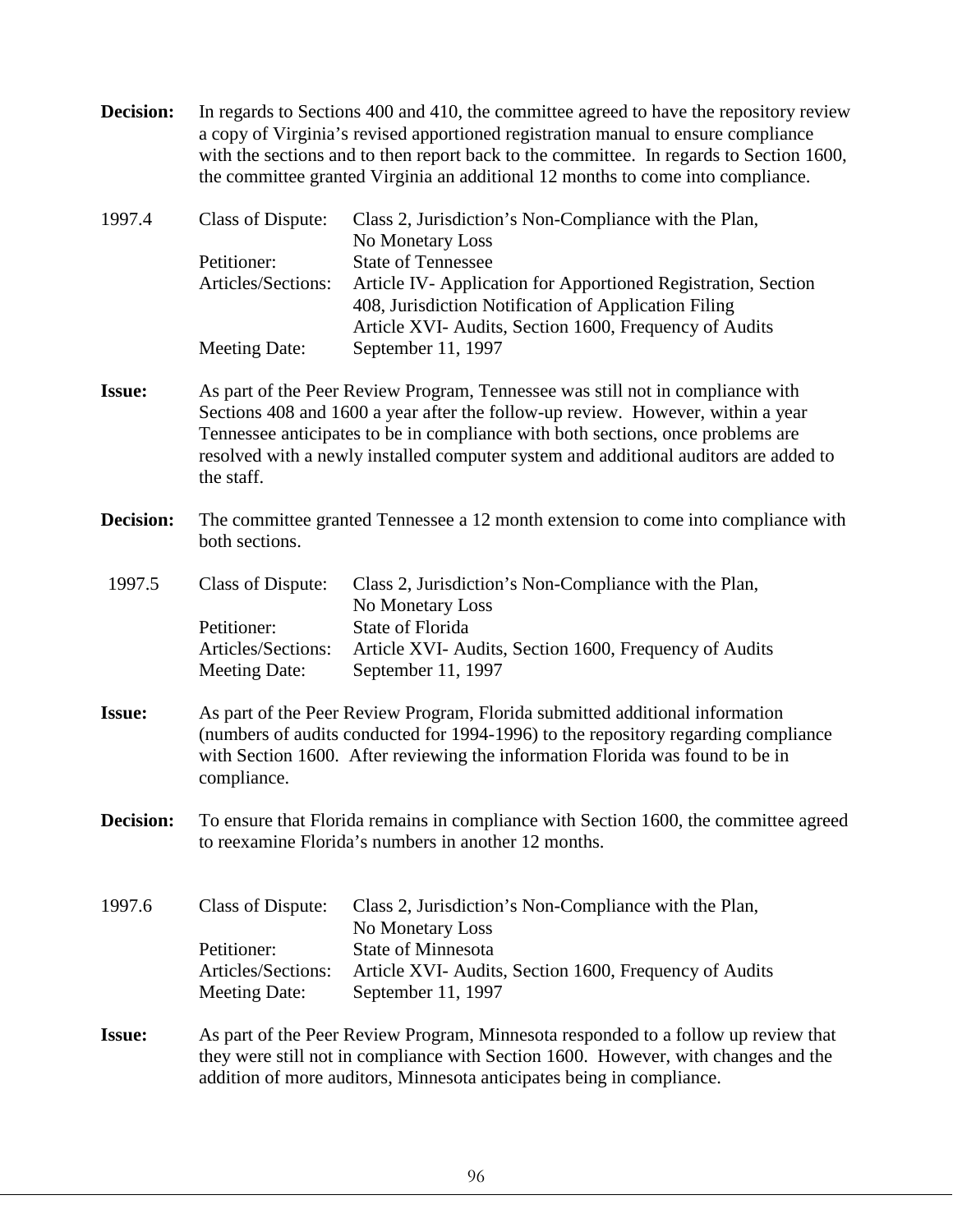**Decision:** In regards to Sections 400 and 410, the committee agreed to have the repository review a copy of Virginia's revised apportioned registration manual to ensure compliance with the sections and to then report back to the committee. In regards to Section 1600, the committee granted Virginia an additional 12 months to come into compliance.

| 1997.4 | | |
|---|---|---|
| | Class of Dispute: | Class 2, Jurisdiction's Non-Compliance with the Plan, No Monetary Loss |
| | Petitioner: | State of Tennessee |
| | Articles/Sections: | Article IV- Application for Apportioned Registration, Section 408, Jurisdiction Notification of Application Filing<br>Article XVI- Audits, Section 1600, Frequency of Audits |
| | Meeting Date: | September 11, 1997 |

**Issue:** As part of the Peer Review Program, Tennessee was still not in compliance with Sections 408 and 1600 a year after the follow-up review. However, within a year Tennessee anticipates to be in compliance with both sections, once problems are resolved with a newly installed computer system and additional auditors are added to the staff.

**Decision:** The committee granted Tennessee a 12 month extension to come into compliance with both sections.

| 1997.5 | | |
|---|---|---|
| | Class of Dispute: | Class 2, Jurisdiction's Non-Compliance with the Plan, No Monetary Loss |
| | Petitioner: | State of Florida |
| | Articles/Sections: | Article XVI- Audits, Section 1600, Frequency of Audits |
| | Meeting Date: | September 11, 1997 |

**Issue:** As part of the Peer Review Program, Florida submitted additional information (numbers of audits conducted for 1994-1996) to the repository regarding compliance with Section 1600. After reviewing the information Florida was found to be in compliance.

**Decision:** To ensure that Florida remains in compliance with Section 1600, the committee agreed to reexamine Florida's numbers in another 12 months.

| 1997.6 | | |
|---|---|---|
| | Class of Dispute: | Class 2, Jurisdiction's Non-Compliance with the Plan, No Monetary Loss |
| | Petitioner: | State of Minnesota |
| | Articles/Sections: | Article XVI- Audits, Section 1600, Frequency of Audits |
| | Meeting Date: | September 11, 1997 |

**Issue:** As part of the Peer Review Program, Minnesota responded to a follow up review that they were still not in compliance with Section 1600. However, with changes and the addition of more auditors, Minnesota anticipates being in compliance.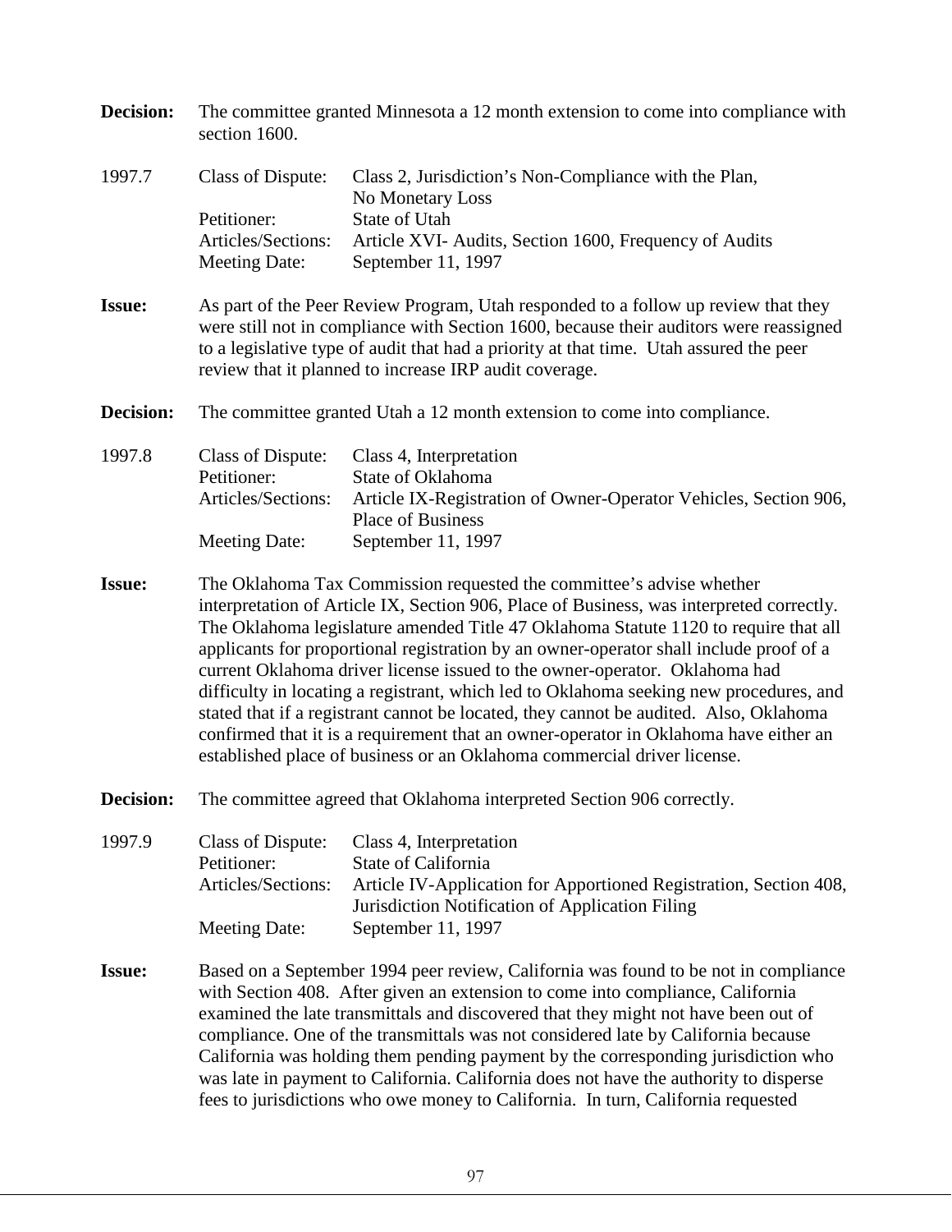**Decision:** The committee granted Minnesota a 12 month extension to come into compliance with section 1600.

1997.7

Class of Dispute: Class 2, Jurisdiction's Non-Compliance with the Plan, No Monetary Loss
Petitioner: State of Utah
Articles/Sections: Article XVI- Audits, Section 1600, Frequency of Audits
Meeting Date: September 11, 1997

**Issue:** As part of the Peer Review Program, Utah responded to a follow up review that they were still not in compliance with Section 1600, because their auditors were reassigned to a legislative type of audit that had a priority at that time. Utah assured the peer review that it planned to increase IRP audit coverage.

**Decision:** The committee granted Utah a 12 month extension to come into compliance.

1997.8

Class of Dispute: Class 4, Interpretation
Petitioner: State of Oklahoma
Articles/Sections: Article IX-Registration of Owner-Operator Vehicles, Section 906, Place of Business
Meeting Date: September 11, 1997

**Issue:** The Oklahoma Tax Commission requested the committee's advise whether interpretation of Article IX, Section 906, Place of Business, was interpreted correctly. The Oklahoma legislature amended Title 47 Oklahoma Statute 1120 to require that all applicants for proportional registration by an owner-operator shall include proof of a current Oklahoma driver license issued to the owner-operator. Oklahoma had difficulty in locating a registrant, which led to Oklahoma seeking new procedures, and stated that if a registrant cannot be located, they cannot be audited. Also, Oklahoma confirmed that it is a requirement that an owner-operator in Oklahoma have either an established place of business or an Oklahoma commercial driver license.

**Decision:** The committee agreed that Oklahoma interpreted Section 906 correctly.

1997.9

Class of Dispute: Class 4, Interpretation
Petitioner: State of California
Articles/Sections: Article IV-Application for Apportioned Registration, Section 408, Jurisdiction Notification of Application Filing
Meeting Date: September 11, 1997

**Issue:** Based on a September 1994 peer review, California was found to be not in compliance with Section 408. After given an extension to come into compliance, California examined the late transmittals and discovered that they might not have been out of compliance. One of the transmittals was not considered late by California because California was holding them pending payment by the corresponding jurisdiction who was late in payment to California. California does not have the authority to disperse fees to jurisdictions who owe money to California. In turn, California requested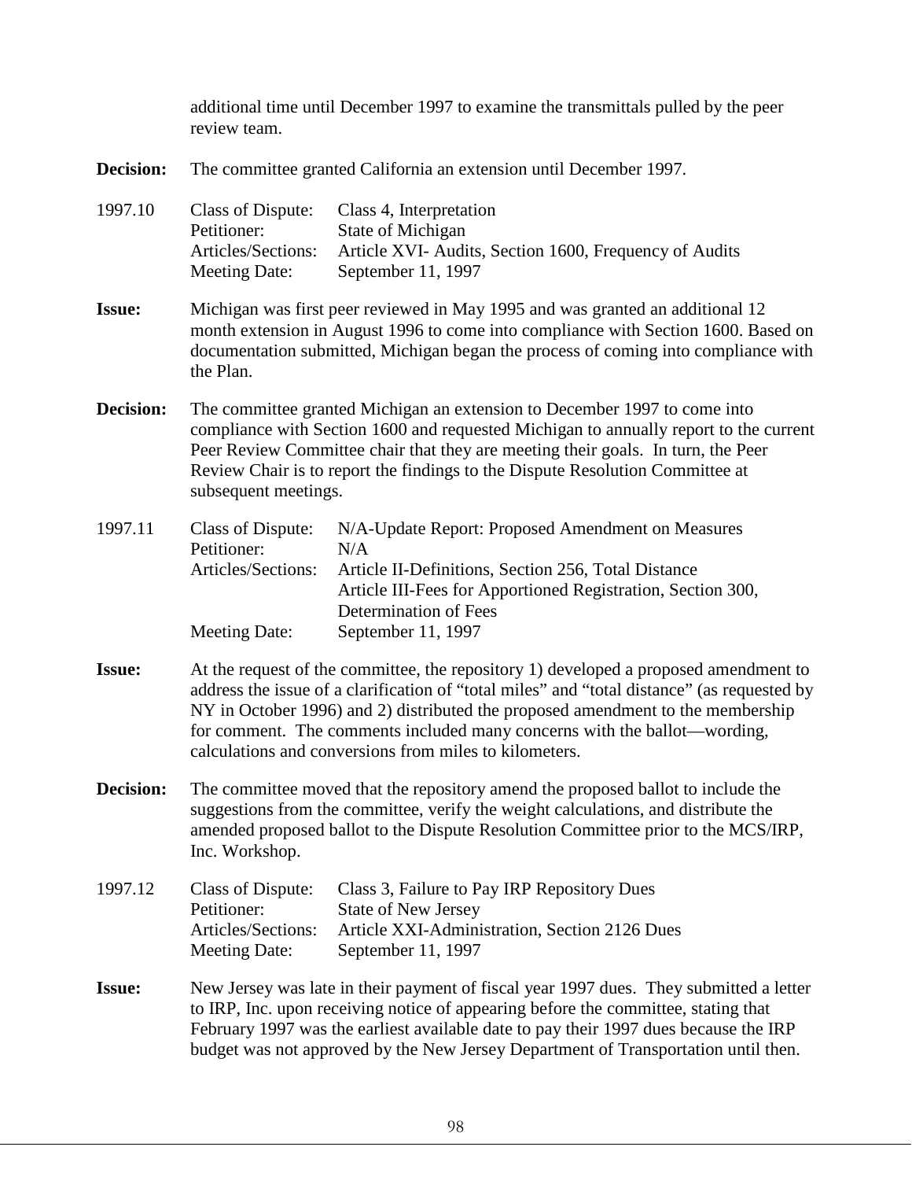additional time until December 1997 to examine the transmittals pulled by the peer review team.

**Decision:** The committee granted California an extension until December 1997.

1997.10

Class of Dispute: Class 4, Interpretation
Petitioner: State of Michigan
Articles/Sections: Article XVI- Audits, Section 1600, Frequency of Audits
Meeting Date: September 11, 1997

**Issue:** Michigan was first peer reviewed in May 1995 and was granted an additional 12 month extension in August 1996 to come into compliance with Section 1600. Based on documentation submitted, Michigan began the process of coming into compliance with the Plan.

**Decision:** The committee granted Michigan an extension to December 1997 to come into compliance with Section 1600 and requested Michigan to annually report to the current Peer Review Committee chair that they are meeting their goals. In turn, the Peer Review Chair is to report the findings to the Dispute Resolution Committee at subsequent meetings.

1997.11

Class of Dispute: N/A-Update Report: Proposed Amendment on Measures
Petitioner: N/A
Articles/Sections: Article II-Definitions, Section 256, Total Distance
Article III-Fees for Apportioned Registration, Section 300, Determination of Fees
Meeting Date: September 11, 1997

**Issue:** At the request of the committee, the repository 1) developed a proposed amendment to address the issue of a clarification of "total miles" and "total distance" (as requested by NY in October 1996) and 2) distributed the proposed amendment to the membership for comment. The comments included many concerns with the ballot—wording, calculations and conversions from miles to kilometers.

**Decision:** The committee moved that the repository amend the proposed ballot to include the suggestions from the committee, verify the weight calculations, and distribute the amended proposed ballot to the Dispute Resolution Committee prior to the MCS/IRP, Inc. Workshop.

1997.12

Class of Dispute: Class 3, Failure to Pay IRP Repository Dues
Petitioner: State of New Jersey
Articles/Sections: Article XXI-Administration, Section 2126 Dues
Meeting Date: September 11, 1997

**Issue:** New Jersey was late in their payment of fiscal year 1997 dues. They submitted a letter to IRP, Inc. upon receiving notice of appearing before the committee, stating that February 1997 was the earliest available date to pay their 1997 dues because the IRP budget was not approved by the New Jersey Department of Transportation until then.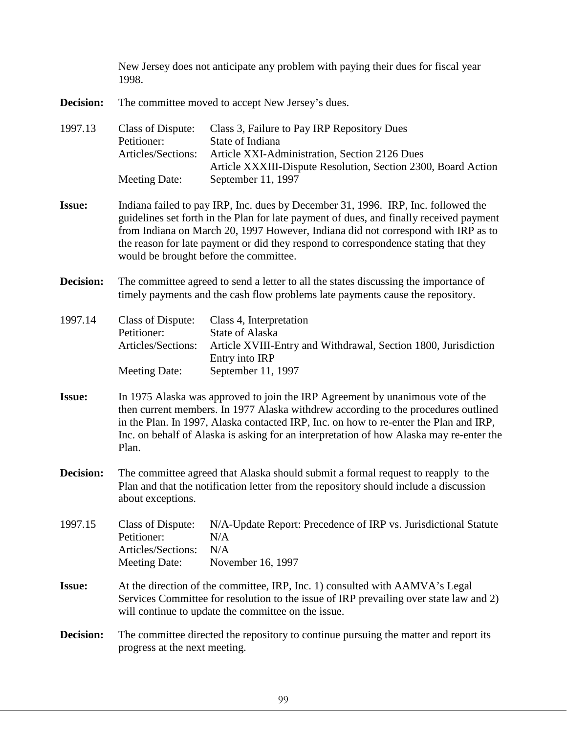New Jersey does not anticipate any problem with paying their dues for fiscal year 1998.

**Decision:** The committee moved to accept New Jersey's dues.

1997.13

Class of Dispute: Class 3, Failure to Pay IRP Repository Dues
Petitioner: State of Indiana
Articles/Sections: Article XXI-Administration, Section 2126 Dues
Article XXXIII-Dispute Resolution, Section 2300, Board Action
Meeting Date: September 11, 1997

**Issue:** Indiana failed to pay IRP, Inc. dues by December 31, 1996. IRP, Inc. followed the guidelines set forth in the Plan for late payment of dues, and finally received payment from Indiana on March 20, 1997 However, Indiana did not correspond with IRP as to the reason for late payment or did they respond to correspondence stating that they would be brought before the committee.

**Decision:** The committee agreed to send a letter to all the states discussing the importance of timely payments and the cash flow problems late payments cause the repository.

1997.14

Class of Dispute: Class 4, Interpretation
Petitioner: State of Alaska
Articles/Sections: Article XVIII-Entry and Withdrawal, Section 1800, Jurisdiction Entry into IRP
Meeting Date: September 11, 1997

**Issue:** In 1975 Alaska was approved to join the IRP Agreement by unanimous vote of the then current members. In 1977 Alaska withdrew according to the procedures outlined in the Plan. In 1997, Alaska contacted IRP, Inc. on how to re-enter the Plan and IRP, Inc. on behalf of Alaska is asking for an interpretation of how Alaska may re-enter the Plan.

**Decision:** The committee agreed that Alaska should submit a formal request to reapply to the Plan and that the notification letter from the repository should include a discussion about exceptions.

1997.15

Class of Dispute: N/A-Update Report: Precedence of IRP vs. Jurisdictional Statute
Petitioner: N/A
Articles/Sections: N/A
Meeting Date: November 16, 1997

**Issue:** At the direction of the committee, IRP, Inc. 1) consulted with AAMVA's Legal Services Committee for resolution to the issue of IRP prevailing over state law and 2) will continue to update the committee on the issue.

**Decision:** The committee directed the repository to continue pursuing the matter and report its progress at the next meeting.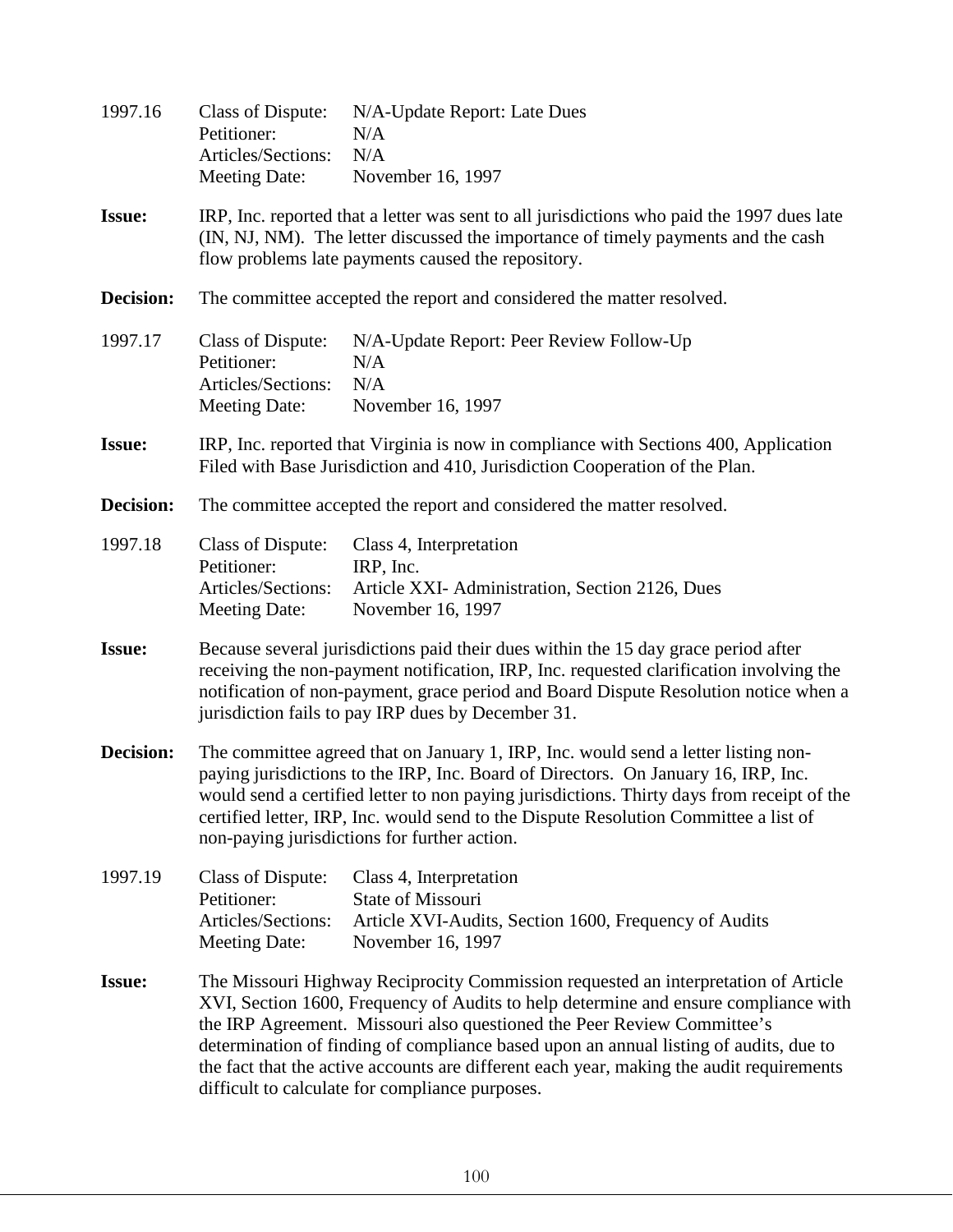1997.16 Class of Dispute: N/A-Update Report: Late Dues
Petitioner: N/A
Articles/Sections: N/A
Meeting Date: November 16, 1997

**Issue:** IRP, Inc. reported that a letter was sent to all jurisdictions who paid the 1997 dues late (IN, NJ, NM). The letter discussed the importance of timely payments and the cash flow problems late payments caused the repository.

**Decision:** The committee accepted the report and considered the matter resolved.

1997.17 Class of Dispute: N/A-Update Report: Peer Review Follow-Up
Petitioner: N/A
Articles/Sections: N/A
Meeting Date: November 16, 1997

**Issue:** IRP, Inc. reported that Virginia is now in compliance with Sections 400, Application Filed with Base Jurisdiction and 410, Jurisdiction Cooperation of the Plan.

**Decision:** The committee accepted the report and considered the matter resolved.

1997.18 Class of Dispute: Class 4, Interpretation
Petitioner: IRP, Inc.
Articles/Sections: Article XXI- Administration, Section 2126, Dues
Meeting Date: November 16, 1997

**Issue:** Because several jurisdictions paid their dues within the 15 day grace period after receiving the non-payment notification, IRP, Inc. requested clarification involving the notification of non-payment, grace period and Board Dispute Resolution notice when a jurisdiction fails to pay IRP dues by December 31.

**Decision:** The committee agreed that on January 1, IRP, Inc. would send a letter listing non-paying jurisdictions to the IRP, Inc. Board of Directors. On January 16, IRP, Inc. would send a certified letter to non paying jurisdictions. Thirty days from receipt of the certified letter, IRP, Inc. would send to the Dispute Resolution Committee a list of non-paying jurisdictions for further action.

1997.19 Class of Dispute: Class 4, Interpretation
Petitioner: State of Missouri
Articles/Sections: Article XVI-Audits, Section 1600, Frequency of Audits
Meeting Date: November 16, 1997

**Issue:** The Missouri Highway Reciprocity Commission requested an interpretation of Article XVI, Section 1600, Frequency of Audits to help determine and ensure compliance with the IRP Agreement. Missouri also questioned the Peer Review Committee's determination of finding of compliance based upon an annual listing of audits, due to the fact that the active accounts are different each year, making the audit requirements difficult to calculate for compliance purposes.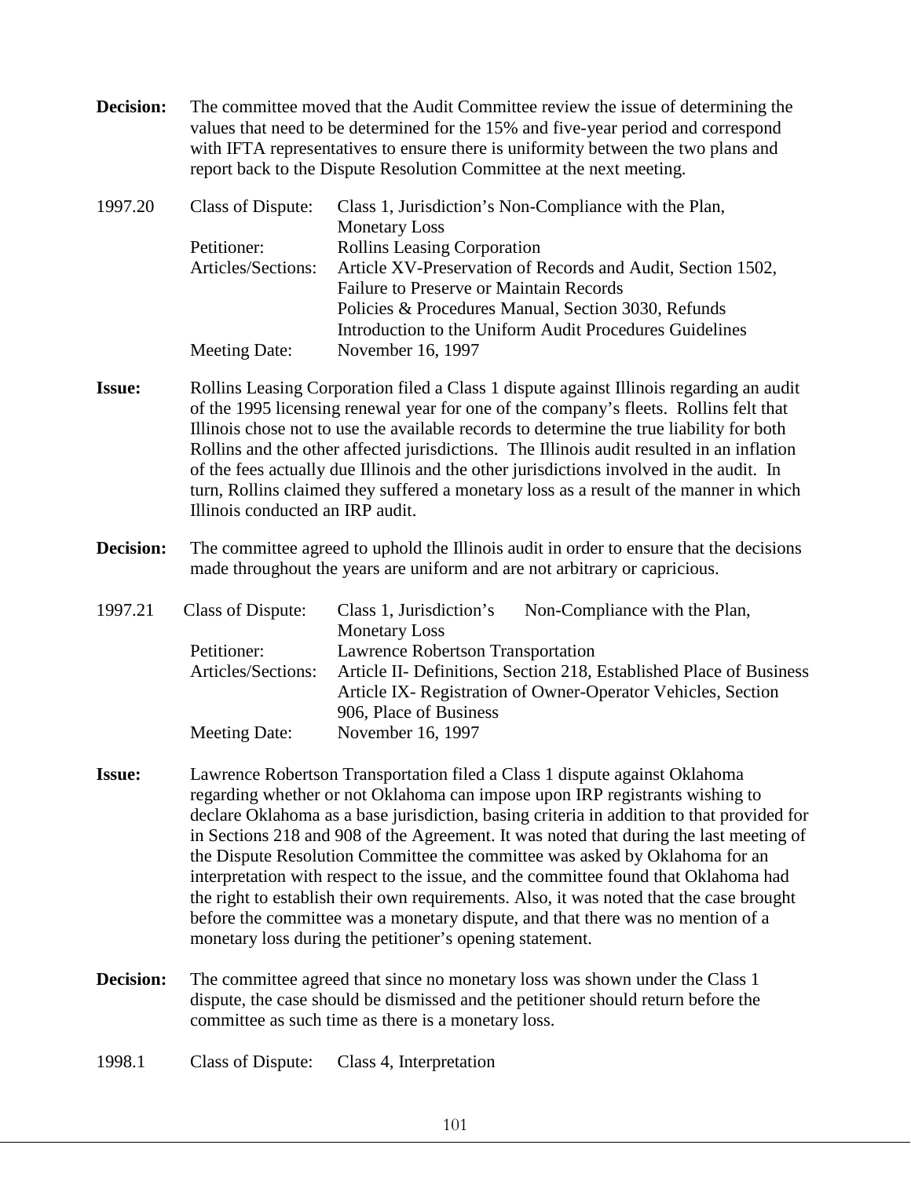**Decision:** The committee moved that the Audit Committee review the issue of determining the values that need to be determined for the 15% and five-year period and correspond with IFTA representatives to ensure there is uniformity between the two plans and report back to the Dispute Resolution Committee at the next meeting.

| 1997.20 | Class of Dispute: | Class 1, Jurisdiction's Non-Compliance with the Plan, Monetary Loss |
|---|---|---|
| | Petitioner: | Rollins Leasing Corporation |
| | Articles/Sections: | Article XV-Preservation of Records and Audit, Section 1502, Failure to Preserve or Maintain Records<br>Policies & Procedures Manual, Section 3030, Refunds<br>Introduction to the Uniform Audit Procedures Guidelines |
| | Meeting Date: | November 16, 1997 |

**Issue:** Rollins Leasing Corporation filed a Class 1 dispute against Illinois regarding an audit of the 1995 licensing renewal year for one of the company's fleets. Rollins felt that Illinois chose not to use the available records to determine the true liability for both Rollins and the other affected jurisdictions. The Illinois audit resulted in an inflation of the fees actually due Illinois and the other jurisdictions involved in the audit. In turn, Rollins claimed they suffered a monetary loss as a result of the manner in which Illinois conducted an IRP audit.

**Decision:** The committee agreed to uphold the Illinois audit in order to ensure that the decisions made throughout the years are uniform and are not arbitrary or capricious.

| 1997.21 | Class of Dispute: | Class 1, Jurisdiction's Non-Compliance with the Plan, Monetary Loss |
|---|---|---|
| | Petitioner: | Lawrence Robertson Transportation |
| | Articles/Sections: | Article II- Definitions, Section 218, Established Place of Business<br>Article IX- Registration of Owner-Operator Vehicles, Section 906, Place of Business |
| | Meeting Date: | November 16, 1997 |

**Issue:** Lawrence Robertson Transportation filed a Class 1 dispute against Oklahoma regarding whether or not Oklahoma can impose upon IRP registrants wishing to declare Oklahoma as a base jurisdiction, basing criteria in addition to that provided for in Sections 218 and 908 of the Agreement. It was noted that during the last meeting of the Dispute Resolution Committee the committee was asked by Oklahoma for an interpretation with respect to the issue, and the committee found that Oklahoma had the right to establish their own requirements. Also, it was noted that the case brought before the committee was a monetary dispute, and that there was no mention of a monetary loss during the petitioner's opening statement.

**Decision:** The committee agreed that since no monetary loss was shown under the Class 1 dispute, the case should be dismissed and the petitioner should return before the committee as such time as there is a monetary loss.

| 1998.1 | Class of Dispute: | Class 4, Interpretation |
|---|---|---|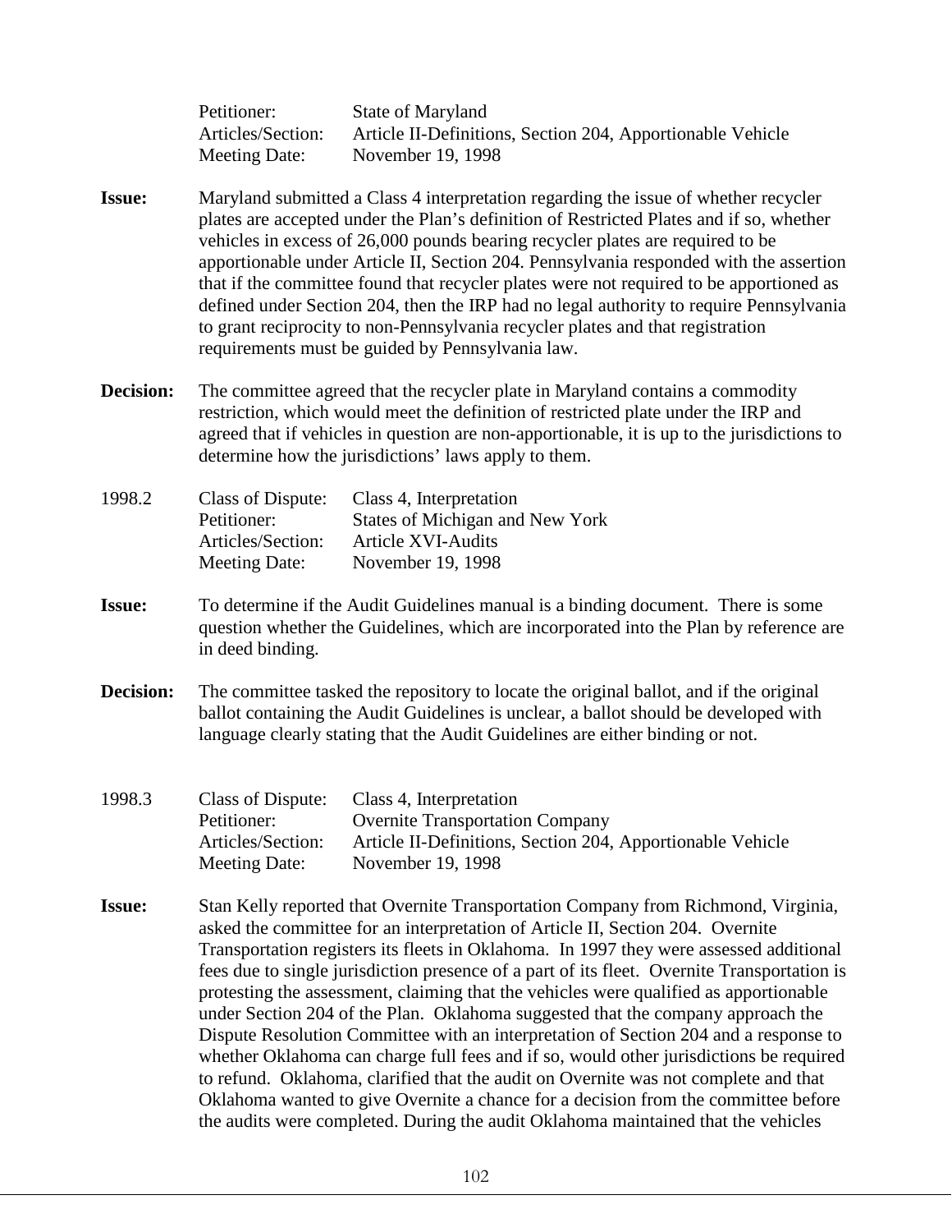Petitioner: State of Maryland
Articles/Section: Article II-Definitions, Section 204, Apportionable Vehicle
Meeting Date: November 19, 1998

**Issue:** Maryland submitted a Class 4 interpretation regarding the issue of whether recycler plates are accepted under the Plan's definition of Restricted Plates and if so, whether vehicles in excess of 26,000 pounds bearing recycler plates are required to be apportionable under Article II, Section 204. Pennsylvania responded with the assertion that if the committee found that recycler plates were not required to be apportioned as defined under Section 204, then the IRP had no legal authority to require Pennsylvania to grant reciprocity to non-Pennsylvania recycler plates and that registration requirements must be guided by Pennsylvania law.

**Decision:** The committee agreed that the recycler plate in Maryland contains a commodity restriction, which would meet the definition of restricted plate under the IRP and agreed that if vehicles in question are non-apportionable, it is up to the jurisdictions to determine how the jurisdictions' laws apply to them.

1998.2 Class of Dispute: Class 4, Interpretation
Petitioner: States of Michigan and New York
Articles/Section: Article XVI-Audits
Meeting Date: November 19, 1998

**Issue:** To determine if the Audit Guidelines manual is a binding document. There is some question whether the Guidelines, which are incorporated into the Plan by reference are in deed binding.

**Decision:** The committee tasked the repository to locate the original ballot, and if the original ballot containing the Audit Guidelines is unclear, a ballot should be developed with language clearly stating that the Audit Guidelines are either binding or not.

1998.3 Class of Dispute: Class 4, Interpretation
Petitioner: Overnite Transportation Company
Articles/Section: Article II-Definitions, Section 204, Apportionable Vehicle
Meeting Date: November 19, 1998

**Issue:** Stan Kelly reported that Overnite Transportation Company from Richmond, Virginia, asked the committee for an interpretation of Article II, Section 204. Overnite Transportation registers its fleets in Oklahoma. In 1997 they were assessed additional fees due to single jurisdiction presence of a part of its fleet. Overnite Transportation is protesting the assessment, claiming that the vehicles were qualified as apportionable under Section 204 of the Plan. Oklahoma suggested that the company approach the Dispute Resolution Committee with an interpretation of Section 204 and a response to whether Oklahoma can charge full fees and if so, would other jurisdictions be required to refund. Oklahoma, clarified that the audit on Overnite was not complete and that Oklahoma wanted to give Overnite a chance for a decision from the committee before the audits were completed. During the audit Oklahoma maintained that the vehicles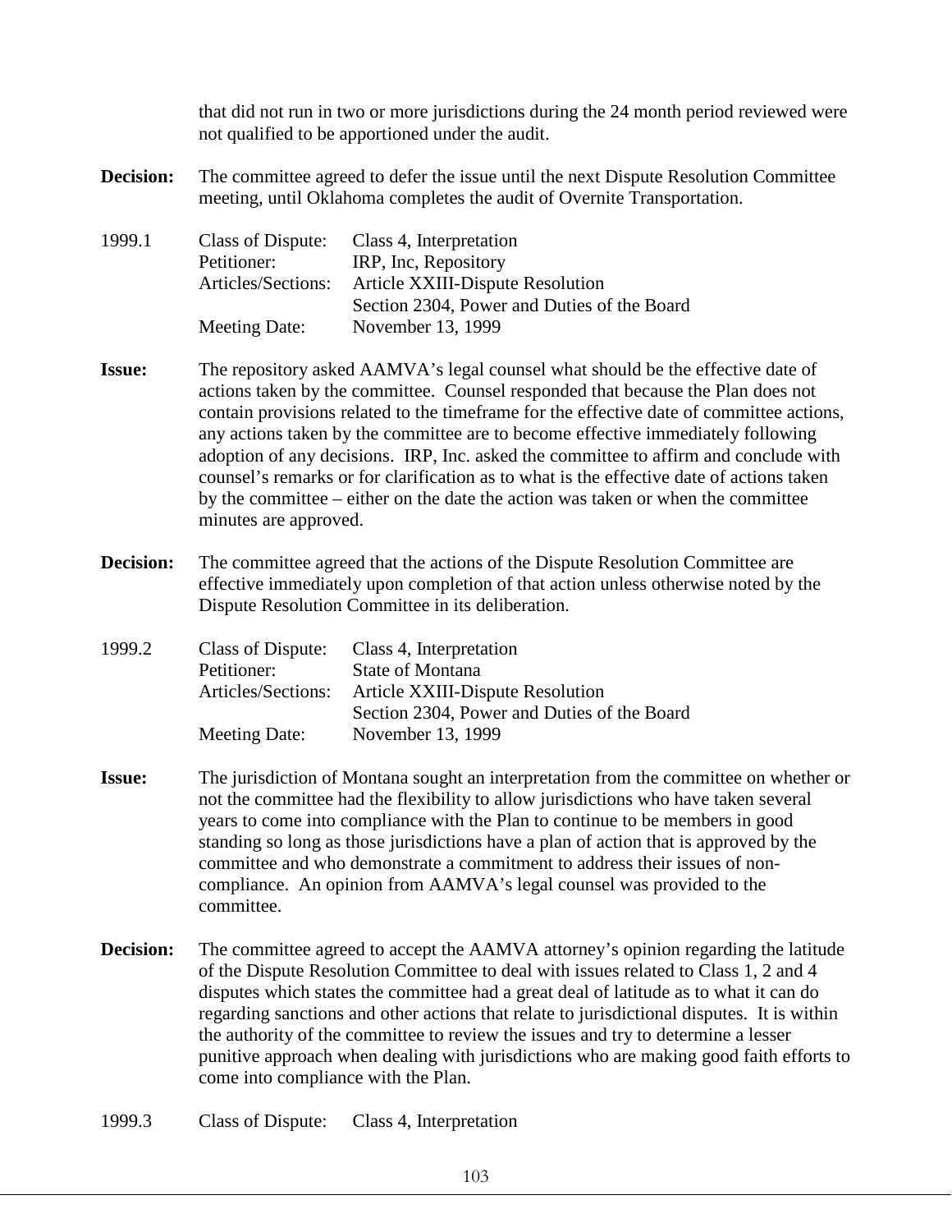that did not run in two or more jurisdictions during the 24 month period reviewed were not qualified to be apportioned under the audit.

**Decision:** The committee agreed to defer the issue until the next Dispute Resolution Committee meeting, until Oklahoma completes the audit of Overnite Transportation.

1999.1
Class of Dispute: Class 4, Interpretation
Petitioner: IRP, Inc, Repository
Articles/Sections: Article XXIII-Dispute Resolution
Section 2304, Power and Duties of the Board
Meeting Date: November 13, 1999

**Issue:** The repository asked AAMVA's legal counsel what should be the effective date of actions taken by the committee. Counsel responded that because the Plan does not contain provisions related to the timeframe for the effective date of committee actions, any actions taken by the committee are to become effective immediately following adoption of any decisions. IRP, Inc. asked the committee to affirm and conclude with counsel's remarks or for clarification as to what is the effective date of actions taken by the committee – either on the date the action was taken or when the committee minutes are approved.

**Decision:** The committee agreed that the actions of the Dispute Resolution Committee are effective immediately upon completion of that action unless otherwise noted by the Dispute Resolution Committee in its deliberation.

1999.2
Class of Dispute: Class 4, Interpretation
Petitioner: State of Montana
Articles/Sections: Article XXIII-Dispute Resolution
Section 2304, Power and Duties of the Board
Meeting Date: November 13, 1999

**Issue:** The jurisdiction of Montana sought an interpretation from the committee on whether or not the committee had the flexibility to allow jurisdictions who have taken several years to come into compliance with the Plan to continue to be members in good standing so long as those jurisdictions have a plan of action that is approved by the committee and who demonstrate a commitment to address their issues of non-compliance. An opinion from AAMVA's legal counsel was provided to the committee.

**Decision:** The committee agreed to accept the AAMVA attorney's opinion regarding the latitude of the Dispute Resolution Committee to deal with issues related to Class 1, 2 and 4 disputes which states the committee had a great deal of latitude as to what it can do regarding sanctions and other actions that relate to jurisdictional disputes. It is within the authority of the committee to review the issues and try to determine a lesser punitive approach when dealing with jurisdictions who are making good faith efforts to come into compliance with the Plan.

1999.3
Class of Dispute: Class 4, Interpretation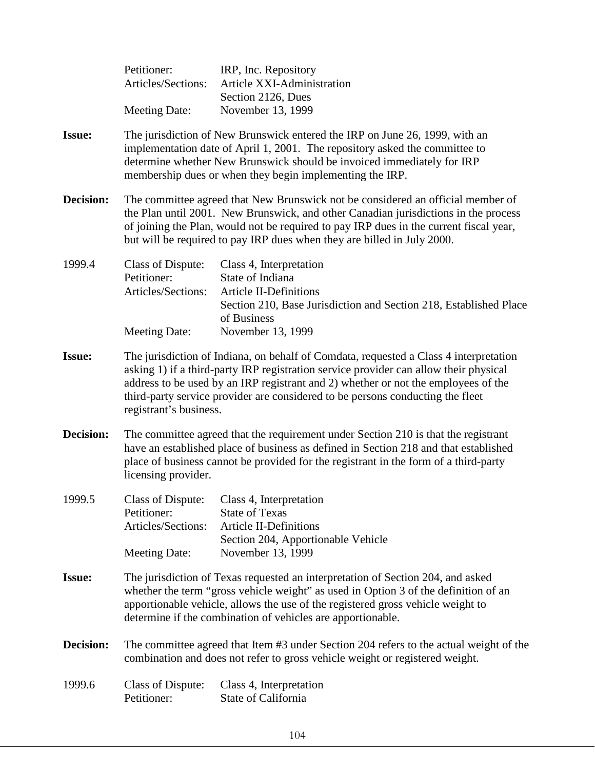Petitioner: IRP, Inc. Repository
Articles/Sections: Article XXI-Administration
Section 2126, Dues
Meeting Date: November 13, 1999

**Issue:** The jurisdiction of New Brunswick entered the IRP on June 26, 1999, with an implementation date of April 1, 2001. The repository asked the committee to determine whether New Brunswick should be invoiced immediately for IRP membership dues or when they begin implementing the IRP.

**Decision:** The committee agreed that New Brunswick not be considered an official member of the Plan until 2001. New Brunswick, and other Canadian jurisdictions in the process of joining the Plan, would not be required to pay IRP dues in the current fiscal year, but will be required to pay IRP dues when they are billed in July 2000.

1999.4 Class of Dispute: Class 4, Interpretation
Petitioner: State of Indiana
Articles/Sections: Article II-Definitions
Section 210, Base Jurisdiction and Section 218, Established Place of Business
Meeting Date: November 13, 1999

**Issue:** The jurisdiction of Indiana, on behalf of Comdata, requested a Class 4 interpretation asking 1) if a third-party IRP registration service provider can allow their physical address to be used by an IRP registrant and 2) whether or not the employees of the third-party service provider are considered to be persons conducting the fleet registrant's business.

**Decision:** The committee agreed that the requirement under Section 210 is that the registrant have an established place of business as defined in Section 218 and that established place of business cannot be provided for the registrant in the form of a third-party licensing provider.

1999.5 Class of Dispute: Class 4, Interpretation
Petitioner: State of Texas
Articles/Sections: Article II-Definitions
Section 204, Apportionable Vehicle
Meeting Date: November 13, 1999

**Issue:** The jurisdiction of Texas requested an interpretation of Section 204, and asked whether the term "gross vehicle weight" as used in Option 3 of the definition of an apportionable vehicle, allows the use of the registered gross vehicle weight to determine if the combination of vehicles are apportionable.

**Decision:** The committee agreed that Item #3 under Section 204 refers to the actual weight of the combination and does not refer to gross vehicle weight or registered weight.

1999.6 Class of Dispute: Class 4, Interpretation
Petitioner: State of California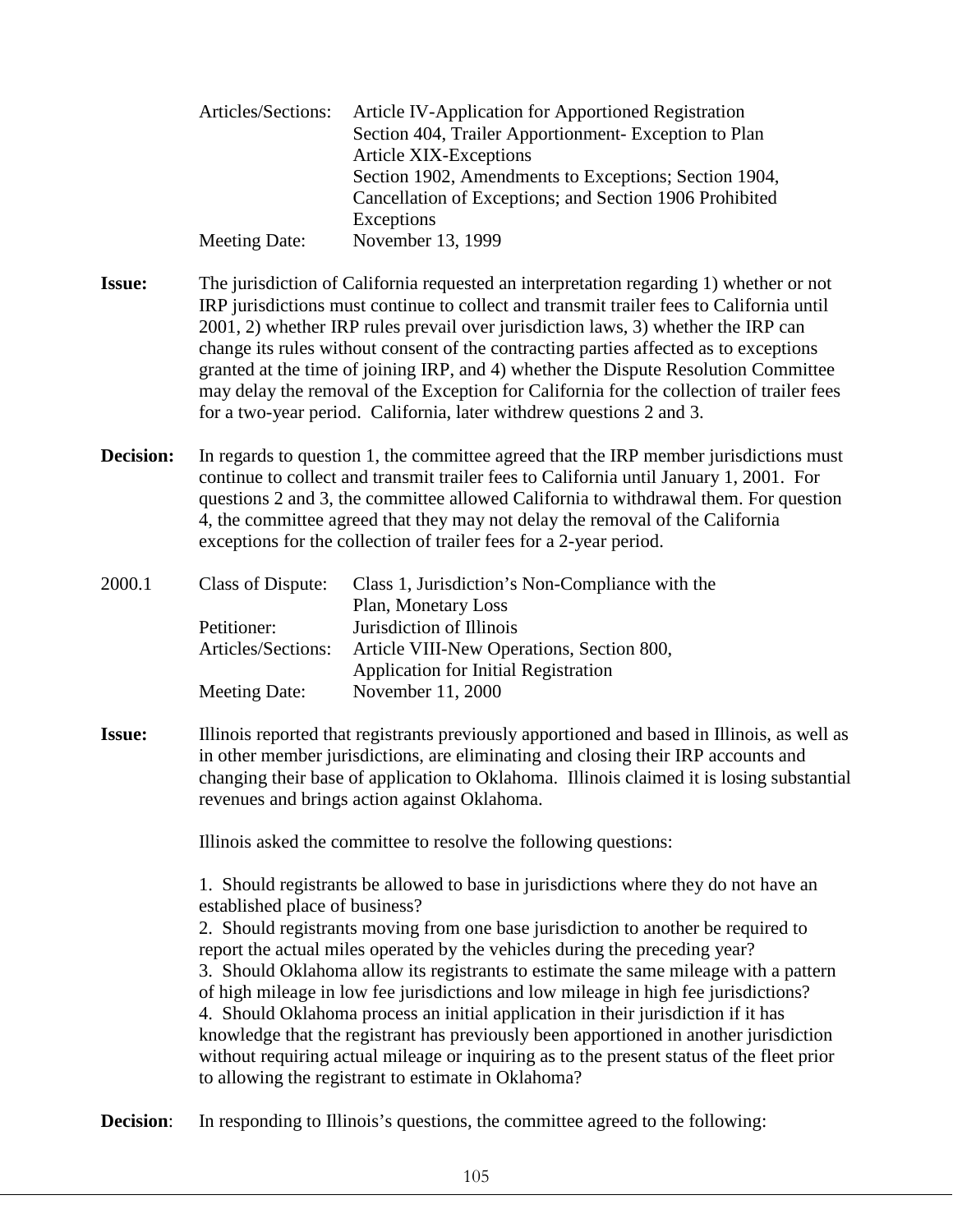| | |
|---|---|
| Articles/Sections: | Article IV-Application for Apportioned Registration<br>Section 404, Trailer Apportionment- Exception to Plan<br>Article XIX-Exceptions<br>Section 1902, Amendments to Exceptions; Section 1904, Cancellation of Exceptions; and Section 1906 Prohibited Exceptions |
| Meeting Date: | November 13, 1999 |

**Issue:** The jurisdiction of California requested an interpretation regarding 1) whether or not IRP jurisdictions must continue to collect and transmit trailer fees to California until 2001, 2) whether IRP rules prevail over jurisdiction laws, 3) whether the IRP can change its rules without consent of the contracting parties affected as to exceptions granted at the time of joining IRP, and 4) whether the Dispute Resolution Committee may delay the removal of the Exception for California for the collection of trailer fees for a two-year period. California, later withdrew questions 2 and 3.

**Decision:** In regards to question 1, the committee agreed that the IRP member jurisdictions must continue to collect and transmit trailer fees to California until January 1, 2001. For questions 2 and 3, the committee allowed California to withdrawal them. For question 4, the committee agreed that they may not delay the removal of the California exceptions for the collection of trailer fees for a 2-year period.

| 2000.1 | | |
|---|---|---|
| | Class of Dispute: | Class 1, Jurisdiction's Non-Compliance with the Plan, Monetary Loss |
| | Petitioner: | Jurisdiction of Illinois |
| | Articles/Sections: | Article VIII-New Operations, Section 800, Application for Initial Registration |
| | Meeting Date: | November 11, 2000 |

**Issue:** Illinois reported that registrants previously apportioned and based in Illinois, as well as in other member jurisdictions, are eliminating and closing their IRP accounts and changing their base of application to Oklahoma. Illinois claimed it is losing substantial revenues and brings action against Oklahoma.

Illinois asked the committee to resolve the following questions:

1. Should registrants be allowed to base in jurisdictions where they do not have an established place of business?
2. Should registrants moving from one base jurisdiction to another be required to report the actual miles operated by the vehicles during the preceding year?
3. Should Oklahoma allow its registrants to estimate the same mileage with a pattern of high mileage in low fee jurisdictions and low mileage in high fee jurisdictions?
4. Should Oklahoma process an initial application in their jurisdiction if it has knowledge that the registrant has previously been apportioned in another jurisdiction without requiring actual mileage or inquiring as to the present status of the fleet prior to allowing the registrant to estimate in Oklahoma?

**Decision**: In responding to Illinois's questions, the committee agreed to the following: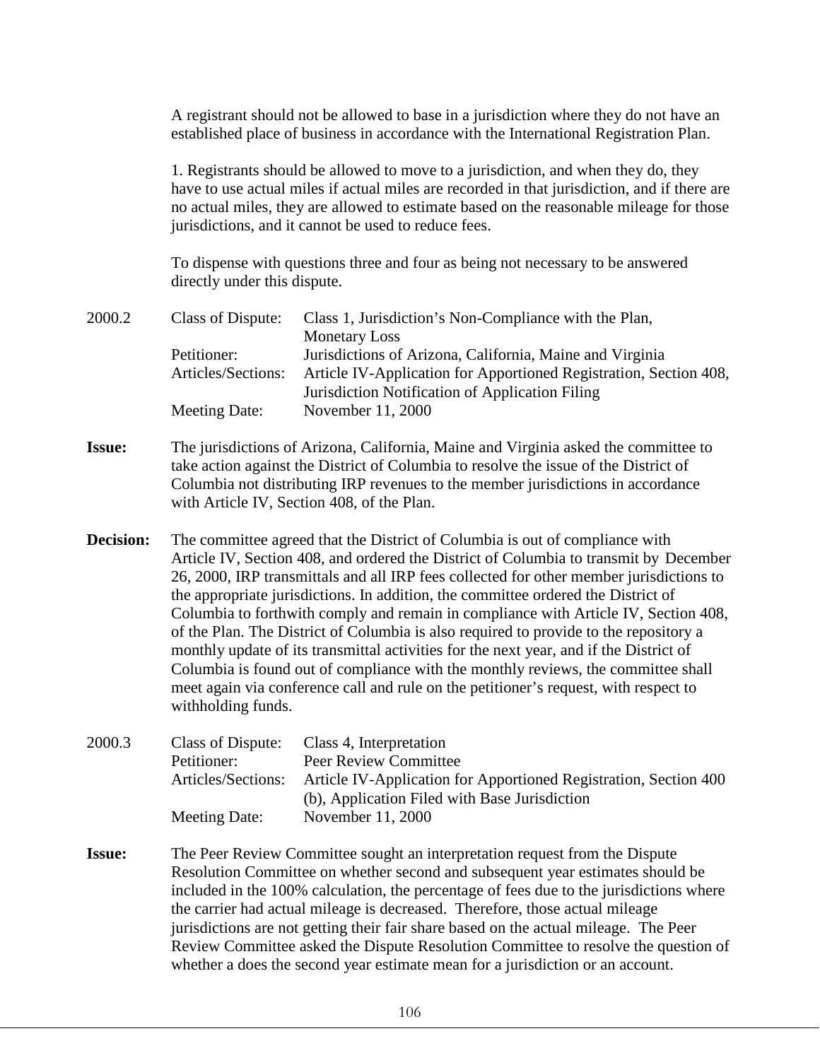A registrant should not be allowed to base in a jurisdiction where they do not have an established place of business in accordance with the International Registration Plan.

1. Registrants should be allowed to move to a jurisdiction, and when they do, they have to use actual miles if actual miles are recorded in that jurisdiction, and if there are no actual miles, they are allowed to estimate based on the reasonable mileage for those jurisdictions, and it cannot be used to reduce fees.

To dispense with questions three and four as being not necessary to be answered directly under this dispute.

2000.2 Class of Dispute: Class 1, Jurisdiction's Non-Compliance with the Plan, Monetary Loss
Petitioner: Jurisdictions of Arizona, California, Maine and Virginia
Articles/Sections: Article IV-Application for Apportioned Registration, Section 408, Jurisdiction Notification of Application Filing
Meeting Date: November 11, 2000

**Issue:** The jurisdictions of Arizona, California, Maine and Virginia asked the committee to take action against the District of Columbia to resolve the issue of the District of Columbia not distributing IRP revenues to the member jurisdictions in accordance with Article IV, Section 408, of the Plan.

**Decision:** The committee agreed that the District of Columbia is out of compliance with Article IV, Section 408, and ordered the District of Columbia to transmit by December 26, 2000, IRP transmittals and all IRP fees collected for other member jurisdictions to the appropriate jurisdictions. In addition, the committee ordered the District of Columbia to forthwith comply and remain in compliance with Article IV, Section 408, of the Plan. The District of Columbia is also required to provide to the repository a monthly update of its transmittal activities for the next year, and if the District of Columbia is found out of compliance with the monthly reviews, the committee shall meet again via conference call and rule on the petitioner's request, with respect to withholding funds.

2000.3 Class of Dispute: Class 4, Interpretation
Petitioner: Peer Review Committee
Articles/Sections: Article IV-Application for Apportioned Registration, Section 400 (b), Application Filed with Base Jurisdiction
Meeting Date: November 11, 2000

**Issue:** The Peer Review Committee sought an interpretation request from the Dispute Resolution Committee on whether second and subsequent year estimates should be included in the 100% calculation, the percentage of fees due to the jurisdictions where the carrier had actual mileage is decreased. Therefore, those actual mileage jurisdictions are not getting their fair share based on the actual mileage. The Peer Review Committee asked the Dispute Resolution Committee to resolve the question of whether a does the second year estimate mean for a jurisdiction or an account.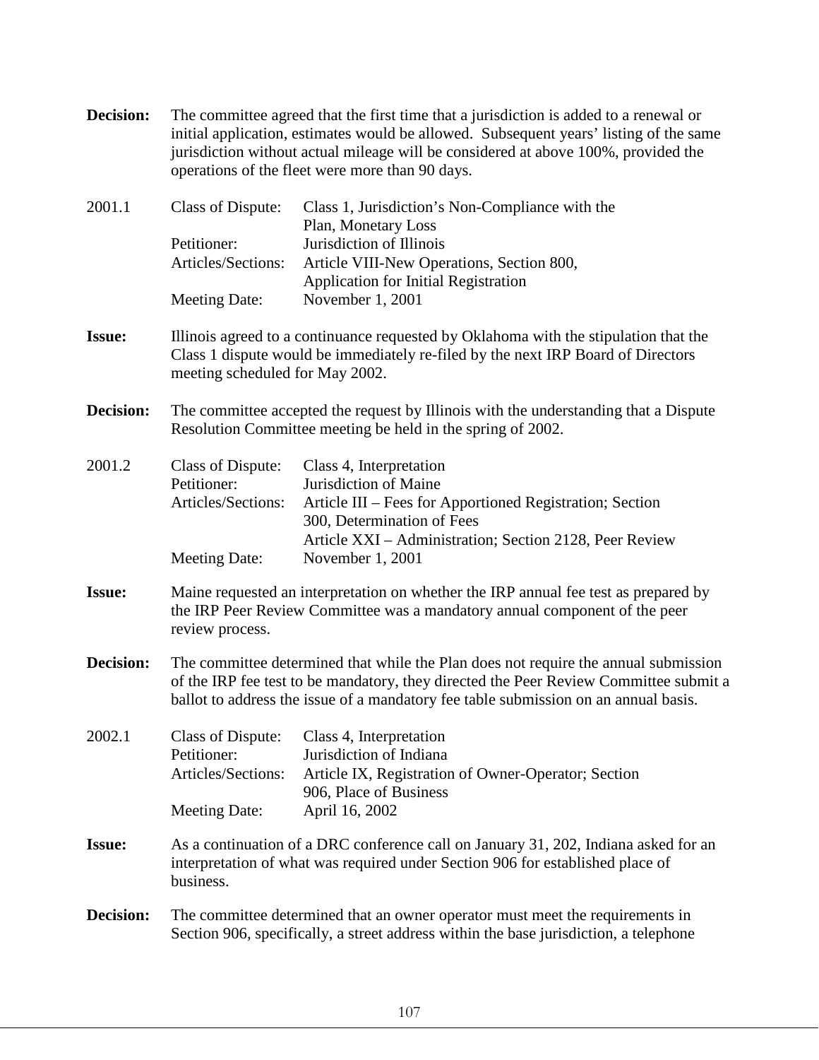**Decision:** The committee agreed that the first time that a jurisdiction is added to a renewal or initial application, estimates would be allowed. Subsequent years' listing of the same jurisdiction without actual mileage will be considered at above 100%, provided the operations of the fleet were more than 90 days.

2001.1

| | |
|---|---|
| Class of Dispute: | Class 1, Jurisdiction's Non-Compliance with the Plan, Monetary Loss |
| Petitioner: | Jurisdiction of Illinois |
| Articles/Sections: | Article VIII-New Operations, Section 800, Application for Initial Registration |
| Meeting Date: | November 1, 2001 |

**Issue:** Illinois agreed to a continuance requested by Oklahoma with the stipulation that the Class 1 dispute would be immediately re-filed by the next IRP Board of Directors meeting scheduled for May 2002.

**Decision:** The committee accepted the request by Illinois with the understanding that a Dispute Resolution Committee meeting be held in the spring of 2002.

2001.2

| | |
|---|---|
| Class of Dispute: | Class 4, Interpretation |
| Petitioner: | Jurisdiction of Maine |
| Articles/Sections: | Article III – Fees for Apportioned Registration; Section 300, Determination of Fees<br>Article XXI – Administration; Section 2128, Peer Review |
| Meeting Date: | November 1, 2001 |

**Issue:** Maine requested an interpretation on whether the IRP annual fee test as prepared by the IRP Peer Review Committee was a mandatory annual component of the peer review process.

**Decision:** The committee determined that while the Plan does not require the annual submission of the IRP fee test to be mandatory, they directed the Peer Review Committee submit a ballot to address the issue of a mandatory fee table submission on an annual basis.

2002.1

| | |
|---|---|
| Class of Dispute: | Class 4, Interpretation |
| Petitioner: | Jurisdiction of Indiana |
| Articles/Sections: | Article IX, Registration of Owner-Operator; Section 906, Place of Business |
| Meeting Date: | April 16, 2002 |

**Issue:** As a continuation of a DRC conference call on January 31, 202, Indiana asked for an interpretation of what was required under Section 906 for established place of business.

**Decision:** The committee determined that an owner operator must meet the requirements in Section 906, specifically, a street address within the base jurisdiction, a telephone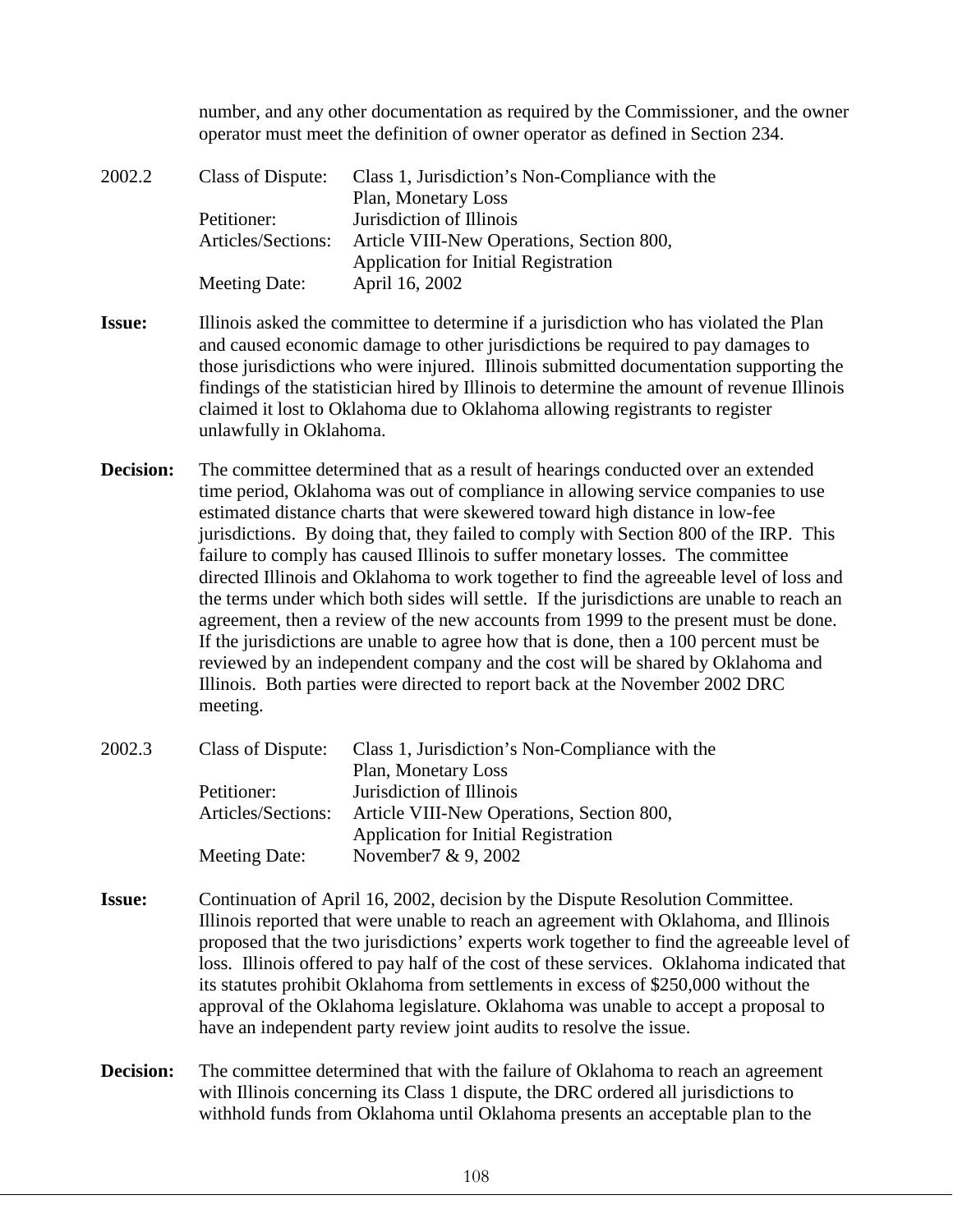number, and any other documentation as required by the Commissioner, and the owner operator must meet the definition of owner operator as defined in Section 234.

2002.2

| | |
|---|---|
| Class of Dispute: | Class 1, Jurisdiction's Non-Compliance with the Plan, Monetary Loss |
| Petitioner: | Jurisdiction of Illinois |
| Articles/Sections: | Article VIII-New Operations, Section 800, Application for Initial Registration |
| Meeting Date: | April 16, 2002 |

**Issue:** Illinois asked the committee to determine if a jurisdiction who has violated the Plan and caused economic damage to other jurisdictions be required to pay damages to those jurisdictions who were injured. Illinois submitted documentation supporting the findings of the statistician hired by Illinois to determine the amount of revenue Illinois claimed it lost to Oklahoma due to Oklahoma allowing registrants to register unlawfully in Oklahoma.

**Decision:** The committee determined that as a result of hearings conducted over an extended time period, Oklahoma was out of compliance in allowing service companies to use estimated distance charts that were skewered toward high distance in low-fee jurisdictions. By doing that, they failed to comply with Section 800 of the IRP. This failure to comply has caused Illinois to suffer monetary losses. The committee directed Illinois and Oklahoma to work together to find the agreeable level of loss and the terms under which both sides will settle. If the jurisdictions are unable to reach an agreement, then a review of the new accounts from 1999 to the present must be done. If the jurisdictions are unable to agree how that is done, then a 100 percent must be reviewed by an independent company and the cost will be shared by Oklahoma and Illinois. Both parties were directed to report back at the November 2002 DRC meeting.

2002.3

| | |
|---|---|
| Class of Dispute: | Class 1, Jurisdiction's Non-Compliance with the Plan, Monetary Loss |
| Petitioner: | Jurisdiction of Illinois |
| Articles/Sections: | Article VIII-New Operations, Section 800, Application for Initial Registration |
| Meeting Date: | November7 & 9, 2002 |

**Issue:** Continuation of April 16, 2002, decision by the Dispute Resolution Committee. Illinois reported that were unable to reach an agreement with Oklahoma, and Illinois proposed that the two jurisdictions' experts work together to find the agreeable level of loss. Illinois offered to pay half of the cost of these services. Oklahoma indicated that its statutes prohibit Oklahoma from settlements in excess of $250,000 without the approval of the Oklahoma legislature. Oklahoma was unable to accept a proposal to have an independent party review joint audits to resolve the issue.

**Decision:** The committee determined that with the failure of Oklahoma to reach an agreement with Illinois concerning its Class 1 dispute, the DRC ordered all jurisdictions to withhold funds from Oklahoma until Oklahoma presents an acceptable plan to the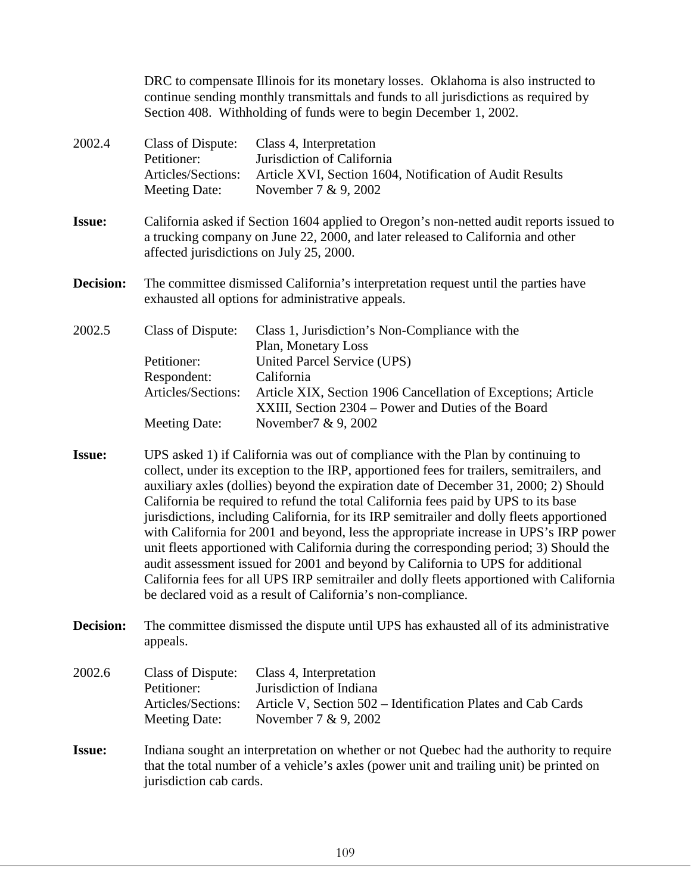DRC to compensate Illinois for its monetary losses. Oklahoma is also instructed to continue sending monthly transmittals and funds to all jurisdictions as required by Section 408. Withholding of funds were to begin December 1, 2002.

2002.4

| | |
|---|---|
| Class of Dispute: | Class 4, Interpretation |
| Petitioner: | Jurisdiction of California |
| Articles/Sections: | Article XVI, Section 1604, Notification of Audit Results |
| Meeting Date: | November 7 & 9, 2002 |

**Issue:** California asked if Section 1604 applied to Oregon's non-netted audit reports issued to a trucking company on June 22, 2000, and later released to California and other affected jurisdictions on July 25, 2000.

**Decision:** The committee dismissed California's interpretation request until the parties have exhausted all options for administrative appeals.

2002.5

| | |
|---|---|
| Class of Dispute: | Class 1, Jurisdiction's Non-Compliance with the Plan, Monetary Loss |
| Petitioner: | United Parcel Service (UPS) |
| Respondent: | California |
| Articles/Sections: | Article XIX, Section 1906 Cancellation of Exceptions; Article XXIII, Section 2304 – Power and Duties of the Board |
| Meeting Date: | November7 & 9, 2002 |

**Issue:** UPS asked 1) if California was out of compliance with the Plan by continuing to collect, under its exception to the IRP, apportioned fees for trailers, semitrailers, and auxiliary axles (dollies) beyond the expiration date of December 31, 2000; 2) Should California be required to refund the total California fees paid by UPS to its base jurisdictions, including California, for its IRP semitrailer and dolly fleets apportioned with California for 2001 and beyond, less the appropriate increase in UPS's IRP power unit fleets apportioned with California during the corresponding period; 3) Should the audit assessment issued for 2001 and beyond by California to UPS for additional California fees for all UPS IRP semitrailer and dolly fleets apportioned with California be declared void as a result of California's non-compliance.

**Decision:** The committee dismissed the dispute until UPS has exhausted all of its administrative appeals.

2002.6

| | |
|---|---|
| Class of Dispute: | Class 4, Interpretation |
| Petitioner: | Jurisdiction of Indiana |
| Articles/Sections: | Article V, Section 502 – Identification Plates and Cab Cards |
| Meeting Date: | November 7 & 9, 2002 |

**Issue:** Indiana sought an interpretation on whether or not Quebec had the authority to require that the total number of a vehicle's axles (power unit and trailing unit) be printed on jurisdiction cab cards.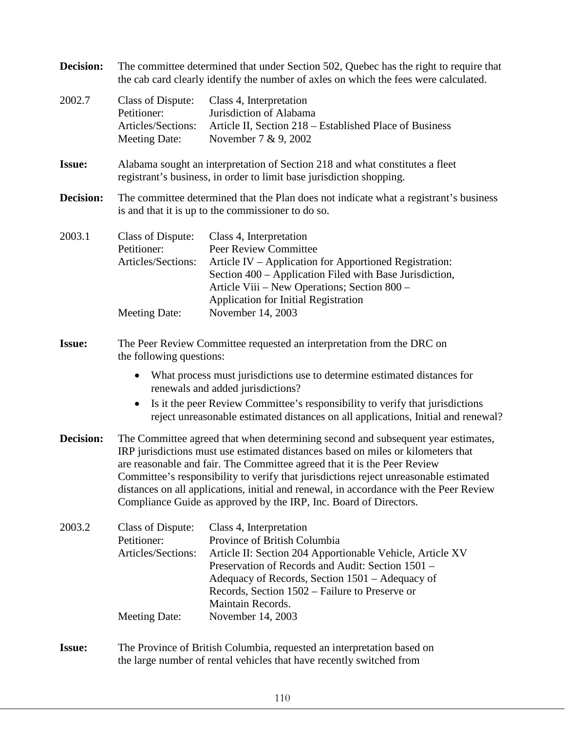**Decision:** The committee determined that under Section 502, Quebec has the right to require that the cab card clearly identify the number of axles on which the fees were calculated.

2002.7 Class of Dispute: Class 4, Interpretation
Petitioner: Jurisdiction of Alabama
Articles/Sections: Article II, Section 218 – Established Place of Business
Meeting Date: November 7 & 9, 2002

**Issue:** Alabama sought an interpretation of Section 218 and what constitutes a fleet registrant's business, in order to limit base jurisdiction shopping.

**Decision:** The committee determined that the Plan does not indicate what a registrant's business is and that it is up to the commissioner to do so.

2003.1 Class of Dispute: Class 4, Interpretation
Petitioner: Peer Review Committee
Articles/Sections: Article IV – Application for Apportioned Registration: Section 400 – Application Filed with Base Jurisdiction, Article Viii – New Operations; Section 800 – Application for Initial Registration
Meeting Date: November 14, 2003

**Issue:** The Peer Review Committee requested an interpretation from the DRC on the following questions:

- What process must jurisdictions use to determine estimated distances for renewals and added jurisdictions?
- Is it the peer Review Committee's responsibility to verify that jurisdictions reject unreasonable estimated distances on all applications, Initial and renewal?

**Decision:** The Committee agreed that when determining second and subsequent year estimates, IRP jurisdictions must use estimated distances based on miles or kilometers that are reasonable and fair. The Committee agreed that it is the Peer Review Committee's responsibility to verify that jurisdictions reject unreasonable estimated distances on all applications, initial and renewal, in accordance with the Peer Review Compliance Guide as approved by the IRP, Inc. Board of Directors.

2003.2 Class of Dispute: Class 4, Interpretation
Petitioner: Province of British Columbia
Articles/Sections: Article II: Section 204 Apportionable Vehicle, Article XV Preservation of Records and Audit: Section 1501 – Adequacy of Records, Section 1501 – Adequacy of Records, Section 1502 – Failure to Preserve or Maintain Records.
Meeting Date: November 14, 2003

**Issue:** The Province of British Columbia, requested an interpretation based on the large number of rental vehicles that have recently switched from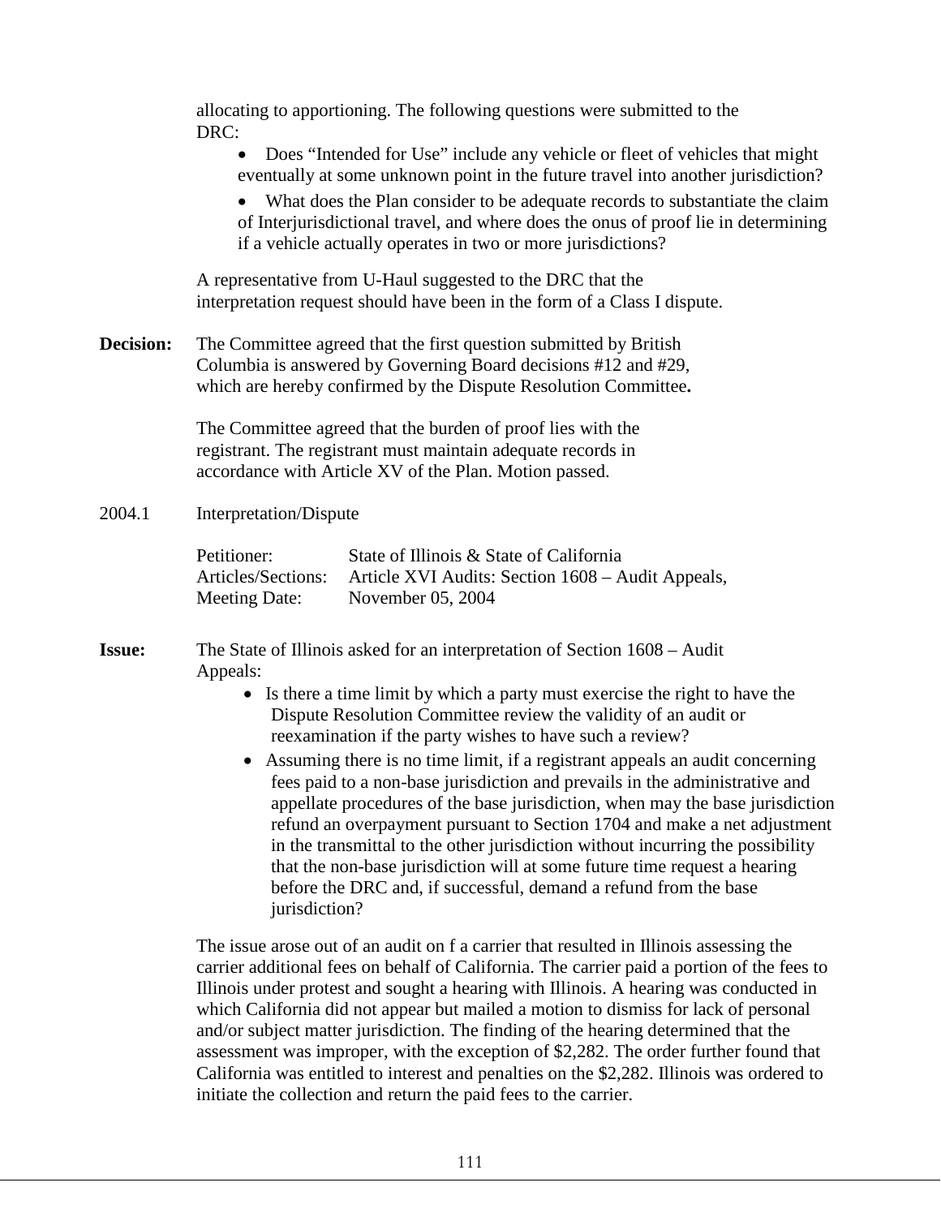allocating to apportioning. The following questions were submitted to the DRC:

- Does "Intended for Use" include any vehicle or fleet of vehicles that might eventually at some unknown point in the future travel into another jurisdiction?
- What does the Plan consider to be adequate records to substantiate the claim of Interjurisdictional travel, and where does the onus of proof lie in determining if a vehicle actually operates in two or more jurisdictions?

A representative from U-Haul suggested to the DRC that the interpretation request should have been in the form of a Class I dispute.

**Decision:** The Committee agreed that the first question submitted by British Columbia is answered by Governing Board decisions #12 and #29, which are hereby confirmed by the Dispute Resolution Committee**.**

The Committee agreed that the burden of proof lies with the registrant. The registrant must maintain adequate records in accordance with Article XV of the Plan. Motion passed.

2004.1 Interpretation/Dispute

Petitioner: State of Illinois & State of California
Articles/Sections: Article XVI Audits: Section 1608 – Audit Appeals,
Meeting Date: November 05, 2004

**Issue:** The State of Illinois asked for an interpretation of Section 1608 – Audit Appeals:

- Is there a time limit by which a party must exercise the right to have the Dispute Resolution Committee review the validity of an audit or reexamination if the party wishes to have such a review?
- Assuming there is no time limit, if a registrant appeals an audit concerning fees paid to a non-base jurisdiction and prevails in the administrative and appellate procedures of the base jurisdiction, when may the base jurisdiction refund an overpayment pursuant to Section 1704 and make a net adjustment in the transmittal to the other jurisdiction without incurring the possibility that the non-base jurisdiction will at some future time request a hearing before the DRC and, if successful, demand a refund from the base jurisdiction?

The issue arose out of an audit on f a carrier that resulted in Illinois assessing the carrier additional fees on behalf of California. The carrier paid a portion of the fees to Illinois under protest and sought a hearing with Illinois. A hearing was conducted in which California did not appear but mailed a motion to dismiss for lack of personal and/or subject matter jurisdiction. The finding of the hearing determined that the assessment was improper, with the exception of $2,282. The order further found that California was entitled to interest and penalties on the $2,282. Illinois was ordered to initiate the collection and return the paid fees to the carrier.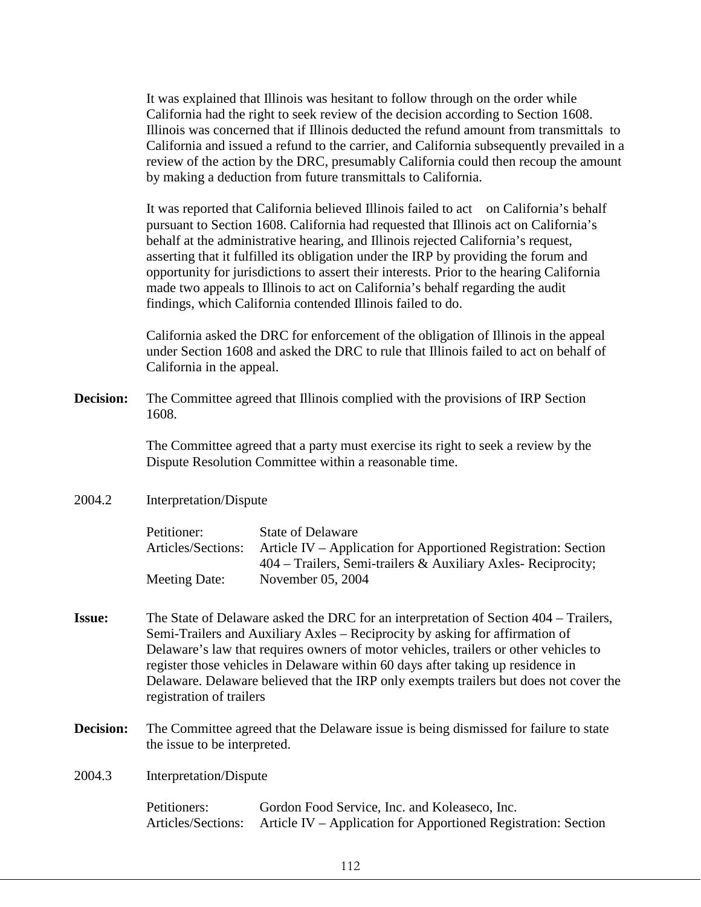It was explained that Illinois was hesitant to follow through on the order while California had the right to seek review of the decision according to Section 1608. Illinois was concerned that if Illinois deducted the refund amount from transmittals to California and issued a refund to the carrier, and California subsequently prevailed in a review of the action by the DRC, presumably California could then recoup the amount by making a deduction from future transmittals to California.

It was reported that California believed Illinois failed to act on California's behalf pursuant to Section 1608. California had requested that Illinois act on California's behalf at the administrative hearing, and Illinois rejected California's request, asserting that it fulfilled its obligation under the IRP by providing the forum and opportunity for jurisdictions to assert their interests. Prior to the hearing California made two appeals to Illinois to act on California's behalf regarding the audit findings, which California contended Illinois failed to do.

California asked the DRC for enforcement of the obligation of Illinois in the appeal under Section 1608 and asked the DRC to rule that Illinois failed to act on behalf of California in the appeal.

**Decision:** The Committee agreed that Illinois complied with the provisions of IRP Section 1608.

The Committee agreed that a party must exercise its right to seek a review by the Dispute Resolution Committee within a reasonable time.

2004.2 Interpretation/Dispute

Petitioner: State of Delaware
Articles/Sections: Article IV – Application for Apportioned Registration: Section 404 – Trailers, Semi-trailers & Auxiliary Axles- Reciprocity;
Meeting Date: November 05, 2004

**Issue:** The State of Delaware asked the DRC for an interpretation of Section 404 – Trailers, Semi-Trailers and Auxiliary Axles – Reciprocity by asking for affirmation of Delaware's law that requires owners of motor vehicles, trailers or other vehicles to register those vehicles in Delaware within 60 days after taking up residence in Delaware. Delaware believed that the IRP only exempts trailers but does not cover the registration of trailers

**Decision:** The Committee agreed that the Delaware issue is being dismissed for failure to state the issue to be interpreted.

2004.3 Interpretation/Dispute

Petitioners: Gordon Food Service, Inc. and Koleaseco, Inc.
Articles/Sections: Article IV – Application for Apportioned Registration: Section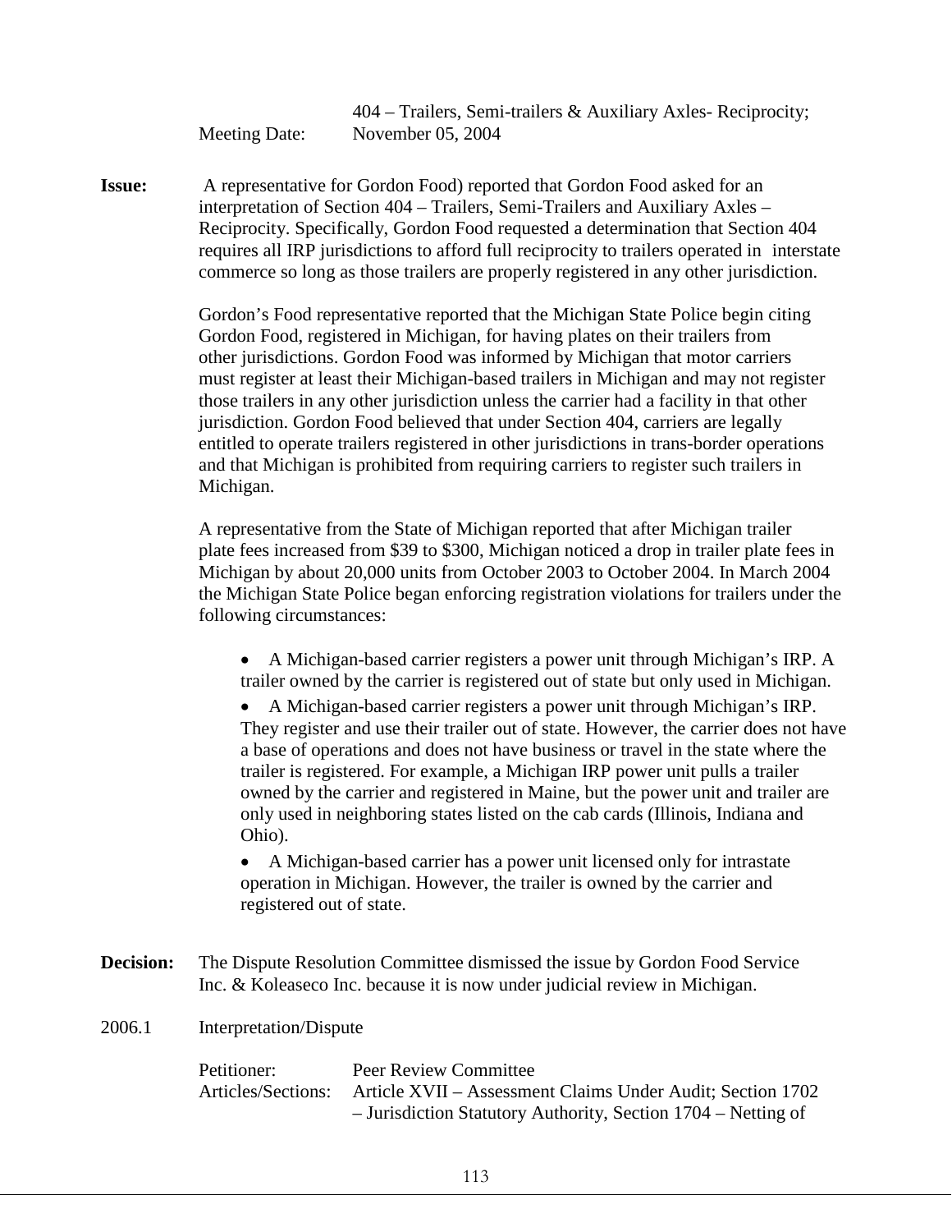404 – Trailers, Semi-trailers & Auxiliary Axles- Reciprocity;

Meeting Date: November 05, 2004

**Issue:** A representative for Gordon Food) reported that Gordon Food asked for an interpretation of Section 404 – Trailers, Semi-Trailers and Auxiliary Axles – Reciprocity. Specifically, Gordon Food requested a determination that Section 404 requires all IRP jurisdictions to afford full reciprocity to trailers operated in interstate commerce so long as those trailers are properly registered in any other jurisdiction.

Gordon's Food representative reported that the Michigan State Police begin citing Gordon Food, registered in Michigan, for having plates on their trailers from other jurisdictions. Gordon Food was informed by Michigan that motor carriers must register at least their Michigan-based trailers in Michigan and may not register those trailers in any other jurisdiction unless the carrier had a facility in that other jurisdiction. Gordon Food believed that under Section 404, carriers are legally entitled to operate trailers registered in other jurisdictions in trans-border operations and that Michigan is prohibited from requiring carriers to register such trailers in Michigan.

A representative from the State of Michigan reported that after Michigan trailer plate fees increased from $39 to $300, Michigan noticed a drop in trailer plate fees in Michigan by about 20,000 units from October 2003 to October 2004. In March 2004 the Michigan State Police began enforcing registration violations for trailers under the following circumstances:

- A Michigan-based carrier registers a power unit through Michigan's IRP. A trailer owned by the carrier is registered out of state but only used in Michigan.
- A Michigan-based carrier registers a power unit through Michigan's IRP. They register and use their trailer out of state. However, the carrier does not have a base of operations and does not have business or travel in the state where the trailer is registered. For example, a Michigan IRP power unit pulls a trailer owned by the carrier and registered in Maine, but the power unit and trailer are only used in neighboring states listed on the cab cards (Illinois, Indiana and Ohio).
- A Michigan-based carrier has a power unit licensed only for intrastate operation in Michigan. However, the trailer is owned by the carrier and registered out of state.

**Decision:** The Dispute Resolution Committee dismissed the issue by Gordon Food Service Inc. & Koleaseco Inc. because it is now under judicial review in Michigan.

2006.1 Interpretation/Dispute

Petitioner: Peer Review Committee

Articles/Sections: Article XVII – Assessment Claims Under Audit; Section 1702 – Jurisdiction Statutory Authority, Section 1704 – Netting of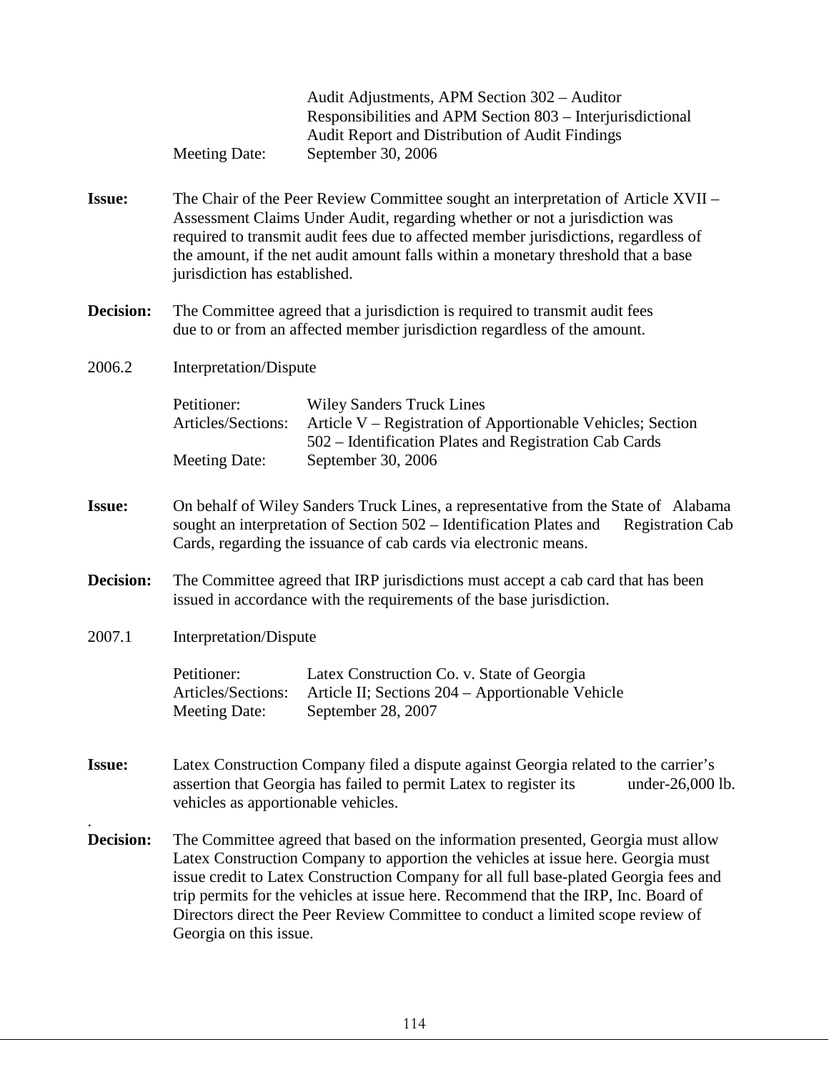Audit Adjustments, APM Section 302 – Auditor Responsibilities and APM Section 803 – Interjurisdictional Audit Report and Distribution of Audit Findings

Meeting Date: September 30, 2006

**Issue:** The Chair of the Peer Review Committee sought an interpretation of Article XVII – Assessment Claims Under Audit, regarding whether or not a jurisdiction was required to transmit audit fees due to affected member jurisdictions, regardless of the amount, if the net audit amount falls within a monetary threshold that a base jurisdiction has established.

**Decision:** The Committee agreed that a jurisdiction is required to transmit audit fees due to or from an affected member jurisdiction regardless of the amount.

2006.2 Interpretation/Dispute

Petitioner: Wiley Sanders Truck Lines
Articles/Sections: Article V – Registration of Apportionable Vehicles; Section 502 – Identification Plates and Registration Cab Cards
Meeting Date: September 30, 2006

**Issue:** On behalf of Wiley Sanders Truck Lines, a representative from the State of Alabama sought an interpretation of Section 502 – Identification Plates and Registration Cab Cards, regarding the issuance of cab cards via electronic means.

**Decision:** The Committee agreed that IRP jurisdictions must accept a cab card that has been issued in accordance with the requirements of the base jurisdiction.

2007.1 Interpretation/Dispute

Petitioner: Latex Construction Co. v. State of Georgia
Articles/Sections: Article II; Sections 204 – Apportionable Vehicle
Meeting Date: September 28, 2007

**Issue:** Latex Construction Company filed a dispute against Georgia related to the carrier's assertion that Georgia has failed to permit Latex to register its under-26,000 lb. vehicles as apportionable vehicles.

**Decision:** The Committee agreed that based on the information presented, Georgia must allow Latex Construction Company to apportion the vehicles at issue here. Georgia must issue credit to Latex Construction Company for all full base-plated Georgia fees and trip permits for the vehicles at issue here. Recommend that the IRP, Inc. Board of Directors direct the Peer Review Committee to conduct a limited scope review of Georgia on this issue.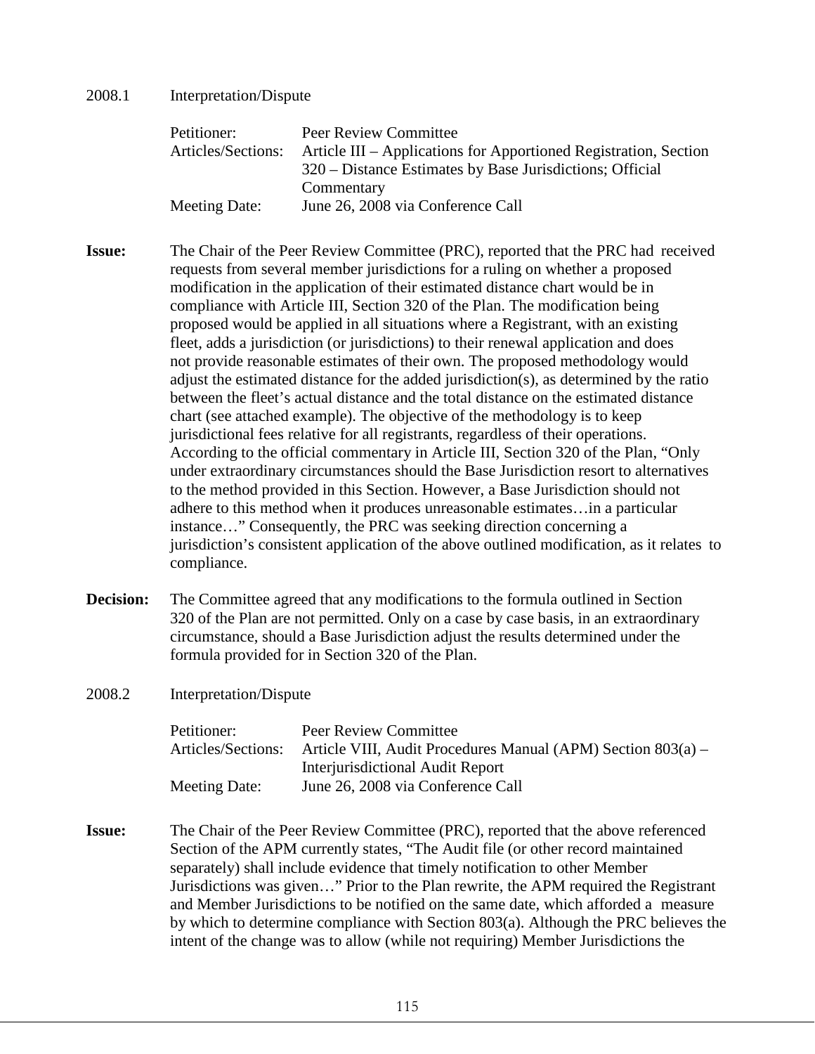2008.1 Interpretation/Dispute

Petitioner: Peer Review Committee
Articles/Sections: Article III – Applications for Apportioned Registration, Section 320 – Distance Estimates by Base Jurisdictions; Official Commentary
Meeting Date: June 26, 2008 via Conference Call

**Issue:** The Chair of the Peer Review Committee (PRC), reported that the PRC had received requests from several member jurisdictions for a ruling on whether a proposed modification in the application of their estimated distance chart would be in compliance with Article III, Section 320 of the Plan. The modification being proposed would be applied in all situations where a Registrant, with an existing fleet, adds a jurisdiction (or jurisdictions) to their renewal application and does not provide reasonable estimates of their own. The proposed methodology would adjust the estimated distance for the added jurisdiction(s), as determined by the ratio between the fleet's actual distance and the total distance on the estimated distance chart (see attached example). The objective of the methodology is to keep jurisdictional fees relative for all registrants, regardless of their operations. According to the official commentary in Article III, Section 320 of the Plan, "Only under extraordinary circumstances should the Base Jurisdiction resort to alternatives to the method provided in this Section. However, a Base Jurisdiction should not adhere to this method when it produces unreasonable estimates…in a particular instance…" Consequently, the PRC was seeking direction concerning a jurisdiction's consistent application of the above outlined modification, as it relates to compliance.

**Decision:** The Committee agreed that any modifications to the formula outlined in Section 320 of the Plan are not permitted. Only on a case by case basis, in an extraordinary circumstance, should a Base Jurisdiction adjust the results determined under the formula provided for in Section 320 of the Plan.

2008.2 Interpretation/Dispute

Petitioner: Peer Review Committee
Articles/Sections: Article VIII, Audit Procedures Manual (APM) Section 803(a) – Interjurisdictional Audit Report
Meeting Date: June 26, 2008 via Conference Call

**Issue:** The Chair of the Peer Review Committee (PRC), reported that the above referenced Section of the APM currently states, "The Audit file (or other record maintained separately) shall include evidence that timely notification to other Member Jurisdictions was given…" Prior to the Plan rewrite, the APM required the Registrant and Member Jurisdictions to be notified on the same date, which afforded a measure by which to determine compliance with Section 803(a). Although the PRC believes the intent of the change was to allow (while not requiring) Member Jurisdictions the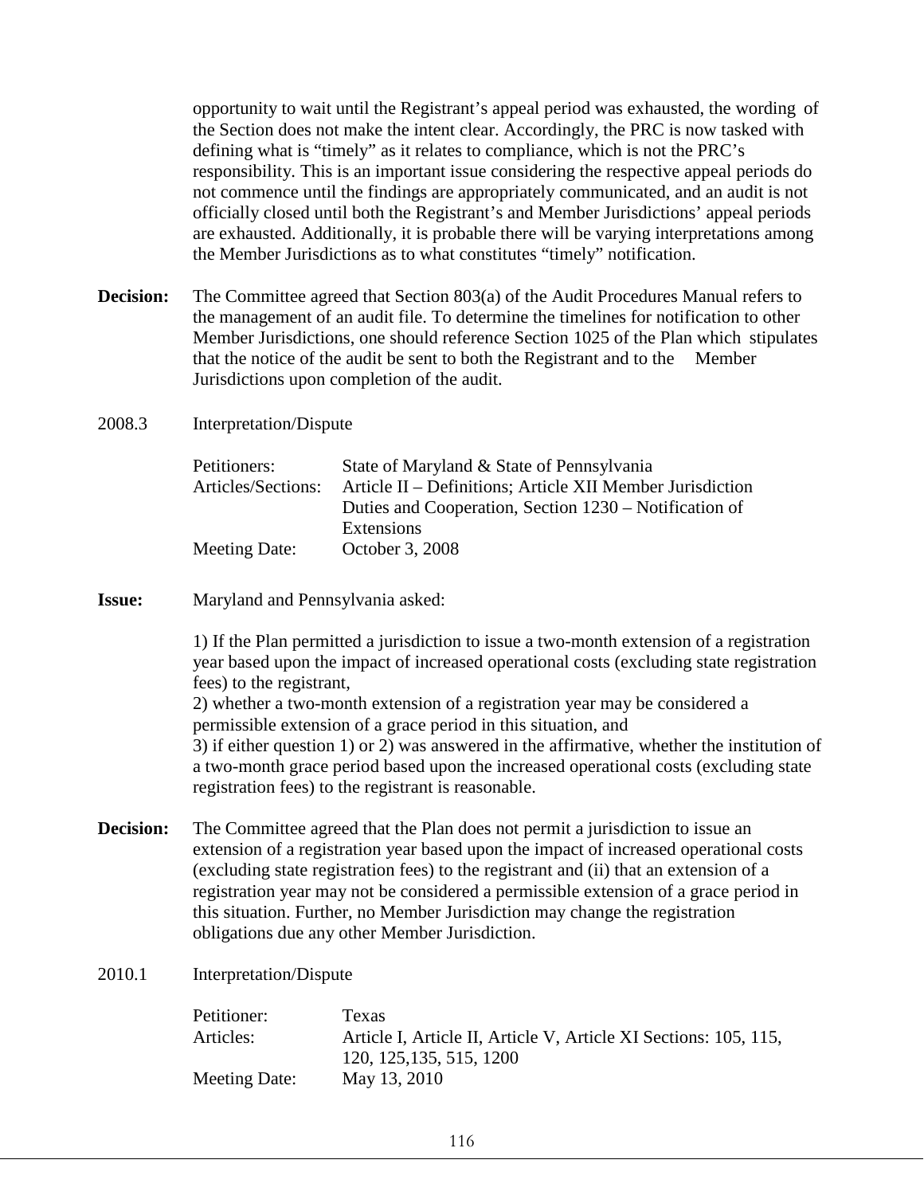opportunity to wait until the Registrant's appeal period was exhausted, the wording of the Section does not make the intent clear. Accordingly, the PRC is now tasked with defining what is "timely" as it relates to compliance, which is not the PRC's responsibility. This is an important issue considering the respective appeal periods do not commence until the findings are appropriately communicated, and an audit is not officially closed until both the Registrant's and Member Jurisdictions' appeal periods are exhausted. Additionally, it is probable there will be varying interpretations among the Member Jurisdictions as to what constitutes "timely" notification.

**Decision:** The Committee agreed that Section 803(a) of the Audit Procedures Manual refers to the management of an audit file. To determine the timelines for notification to other Member Jurisdictions, one should reference Section 1025 of the Plan which stipulates that the notice of the audit be sent to both the Registrant and to the Member Jurisdictions upon completion of the audit.

2008.3 Interpretation/Dispute

Petitioners: State of Maryland & State of Pennsylvania
Articles/Sections: Article II – Definitions; Article XII Member Jurisdiction Duties and Cooperation, Section 1230 – Notification of Extensions
Meeting Date: October 3, 2008

**Issue:** Maryland and Pennsylvania asked:

1) If the Plan permitted a jurisdiction to issue a two-month extension of a registration year based upon the impact of increased operational costs (excluding state registration fees) to the registrant,
2) whether a two-month extension of a registration year may be considered a permissible extension of a grace period in this situation, and
3) if either question 1) or 2) was answered in the affirmative, whether the institution of a two-month grace period based upon the increased operational costs (excluding state registration fees) to the registrant is reasonable.

**Decision:** The Committee agreed that the Plan does not permit a jurisdiction to issue an extension of a registration year based upon the impact of increased operational costs (excluding state registration fees) to the registrant and (ii) that an extension of a registration year may not be considered a permissible extension of a grace period in this situation. Further, no Member Jurisdiction may change the registration obligations due any other Member Jurisdiction.

2010.1 Interpretation/Dispute

Petitioner: Texas
Articles: Article I, Article II, Article V, Article XI Sections: 105, 115, 120, 125,135, 515, 1200
Meeting Date: May 13, 2010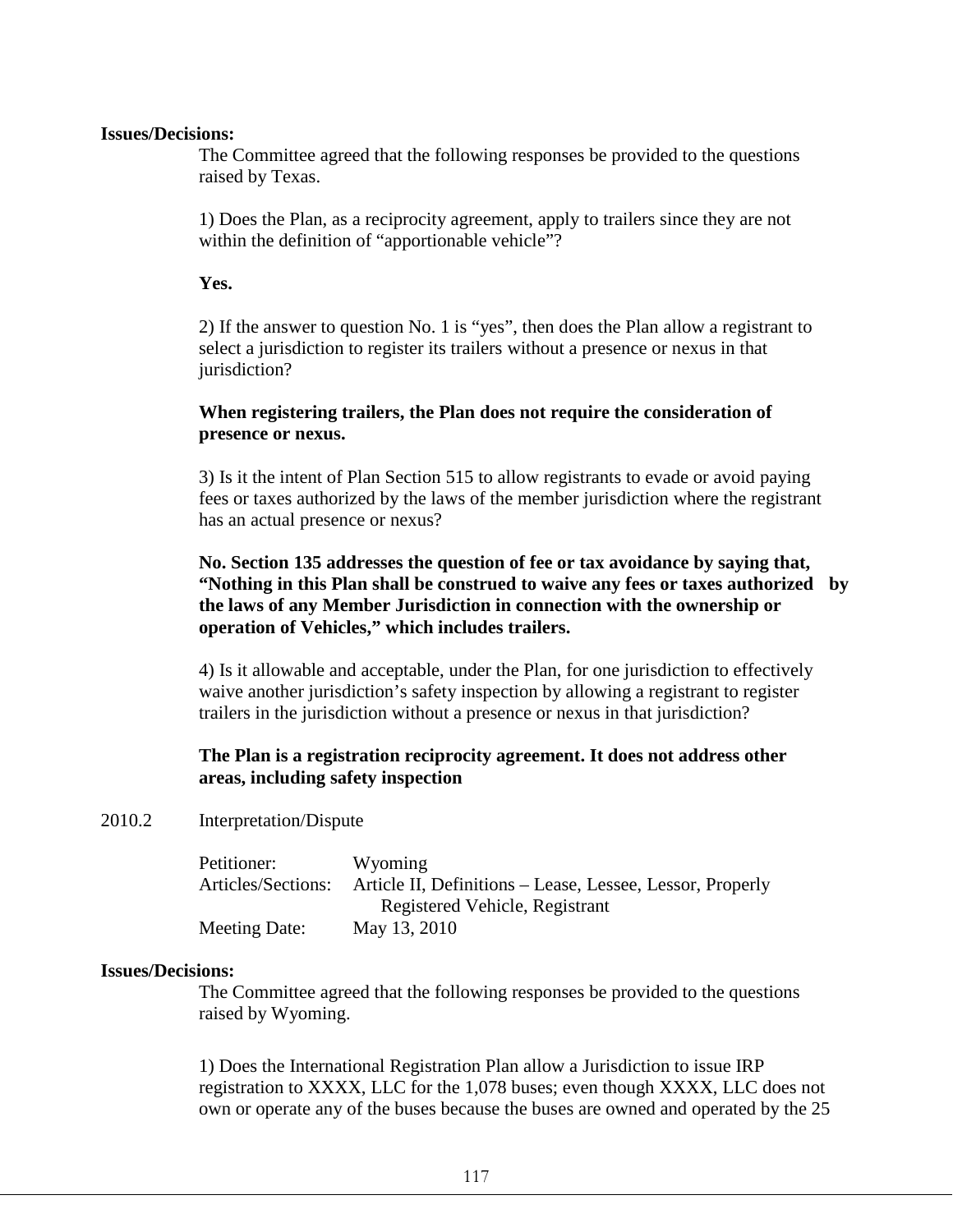**Issues/Decisions:**

The Committee agreed that the following responses be provided to the questions raised by Texas.

1) Does the Plan, as a reciprocity agreement, apply to trailers since they are not within the definition of "apportionable vehicle"?

**Yes.**

2) If the answer to question No. 1 is "yes", then does the Plan allow a registrant to select a jurisdiction to register its trailers without a presence or nexus in that jurisdiction?

**When registering trailers, the Plan does not require the consideration of presence or nexus.**

3) Is it the intent of Plan Section 515 to allow registrants to evade or avoid paying fees or taxes authorized by the laws of the member jurisdiction where the registrant has an actual presence or nexus?

**No. Section 135 addresses the question of fee or tax avoidance by saying that, "Nothing in this Plan shall be construed to waive any fees or taxes authorized by the laws of any Member Jurisdiction in connection with the ownership or operation of Vehicles," which includes trailers.**

4) Is it allowable and acceptable, under the Plan, for one jurisdiction to effectively waive another jurisdiction's safety inspection by allowing a registrant to register trailers in the jurisdiction without a presence or nexus in that jurisdiction?

**The Plan is a registration reciprocity agreement. It does not address other areas, including safety inspection**

2010.2 Interpretation/Dispute

Petitioner: Wyoming
Articles/Sections: Article II, Definitions – Lease, Lessee, Lessor, Properly Registered Vehicle, Registrant
Meeting Date: May 13, 2010

**Issues/Decisions:**

The Committee agreed that the following responses be provided to the questions raised by Wyoming.

1) Does the International Registration Plan allow a Jurisdiction to issue IRP registration to XXXX, LLC for the 1,078 buses; even though XXXX, LLC does not own or operate any of the buses because the buses are owned and operated by the 25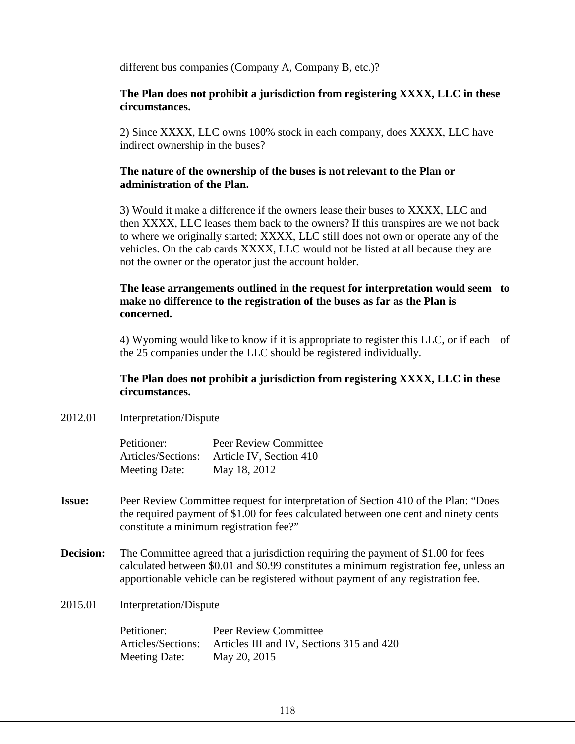different bus companies (Company A, Company B, etc.)?

**The Plan does not prohibit a jurisdiction from registering XXXX, LLC in these circumstances.**

2) Since XXXX, LLC owns 100% stock in each company, does XXXX, LLC have indirect ownership in the buses?

**The nature of the ownership of the buses is not relevant to the Plan or administration of the Plan.**

3) Would it make a difference if the owners lease their buses to XXXX, LLC and then XXXX, LLC leases them back to the owners? If this transpires are we not back to where we originally started; XXXX, LLC still does not own or operate any of the vehicles. On the cab cards XXXX, LLC would not be listed at all because they are not the owner or the operator just the account holder.

**The lease arrangements outlined in the request for interpretation would seem to make no difference to the registration of the buses as far as the Plan is concerned.**

4) Wyoming would like to know if it is appropriate to register this LLC, or if each of the 25 companies under the LLC should be registered individually.

**The Plan does not prohibit a jurisdiction from registering XXXX, LLC in these circumstances.**

2012.01 Interpretation/Dispute

Petitioner: Peer Review Committee
Articles/Sections: Article IV, Section 410
Meeting Date: May 18, 2012

**Issue:** Peer Review Committee request for interpretation of Section 410 of the Plan: "Does the required payment of $1.00 for fees calculated between one cent and ninety cents constitute a minimum registration fee?"

**Decision:** The Committee agreed that a jurisdiction requiring the payment of $1.00 for fees calculated between $0.01 and $0.99 constitutes a minimum registration fee, unless an apportionable vehicle can be registered without payment of any registration fee.

2015.01 Interpretation/Dispute

Petitioner: Peer Review Committee
Articles/Sections: Articles III and IV, Sections 315 and 420
Meeting Date: May 20, 2015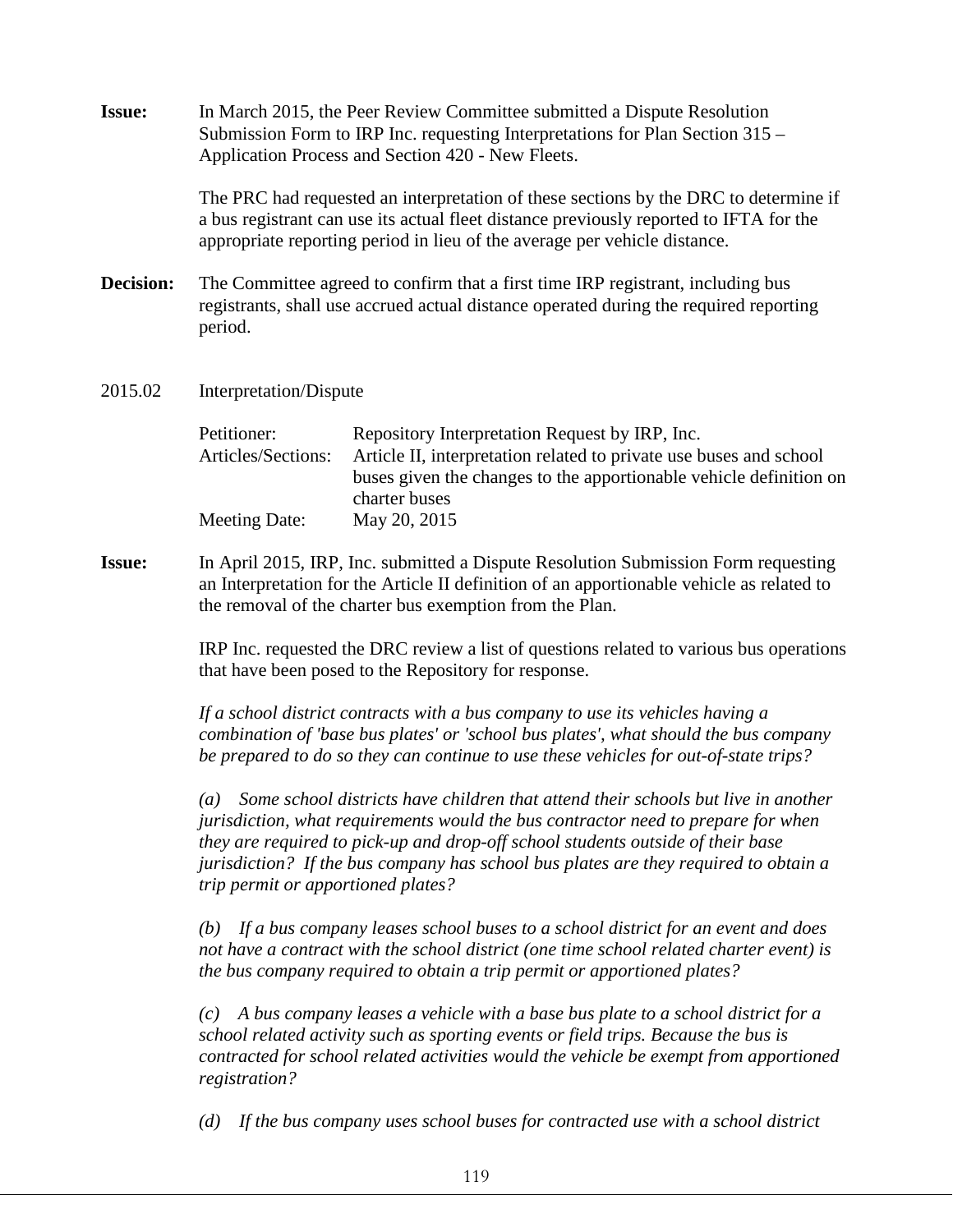**Issue:** In March 2015, the Peer Review Committee submitted a Dispute Resolution Submission Form to IRP Inc. requesting Interpretations for Plan Section 315 – Application Process and Section 420 - New Fleets.

The PRC had requested an interpretation of these sections by the DRC to determine if a bus registrant can use its actual fleet distance previously reported to IFTA for the appropriate reporting period in lieu of the average per vehicle distance.

**Decision:** The Committee agreed to confirm that a first time IRP registrant, including bus registrants, shall use accrued actual distance operated during the required reporting period.

2015.02 Interpretation/Dispute

| | |
|---|---|
| Petitioner: | Repository Interpretation Request by IRP, Inc. |
| Articles/Sections: | Article II, interpretation related to private use buses and school buses given the changes to the apportionable vehicle definition on charter buses |
| Meeting Date: | May 20, 2015 |

**Issue:** In April 2015, IRP, Inc. submitted a Dispute Resolution Submission Form requesting an Interpretation for the Article II definition of an apportionable vehicle as related to the removal of the charter bus exemption from the Plan.

IRP Inc. requested the DRC review a list of questions related to various bus operations that have been posed to the Repository for response.

*If a school district contracts with a bus company to use its vehicles having a combination of 'base bus plates' or 'school bus plates', what should the bus company be prepared to do so they can continue to use these vehicles for out-of-state trips?*

*(a) Some school districts have children that attend their schools but live in another jurisdiction, what requirements would the bus contractor need to prepare for when they are required to pick-up and drop-off school students outside of their base jurisdiction? If the bus company has school bus plates are they required to obtain a trip permit or apportioned plates?*

*(b) If a bus company leases school buses to a school district for an event and does not have a contract with the school district (one time school related charter event) is the bus company required to obtain a trip permit or apportioned plates?*

*(c) A bus company leases a vehicle with a base bus plate to a school district for a school related activity such as sporting events or field trips. Because the bus is contracted for school related activities would the vehicle be exempt from apportioned registration?*

*(d) If the bus company uses school buses for contracted use with a school district*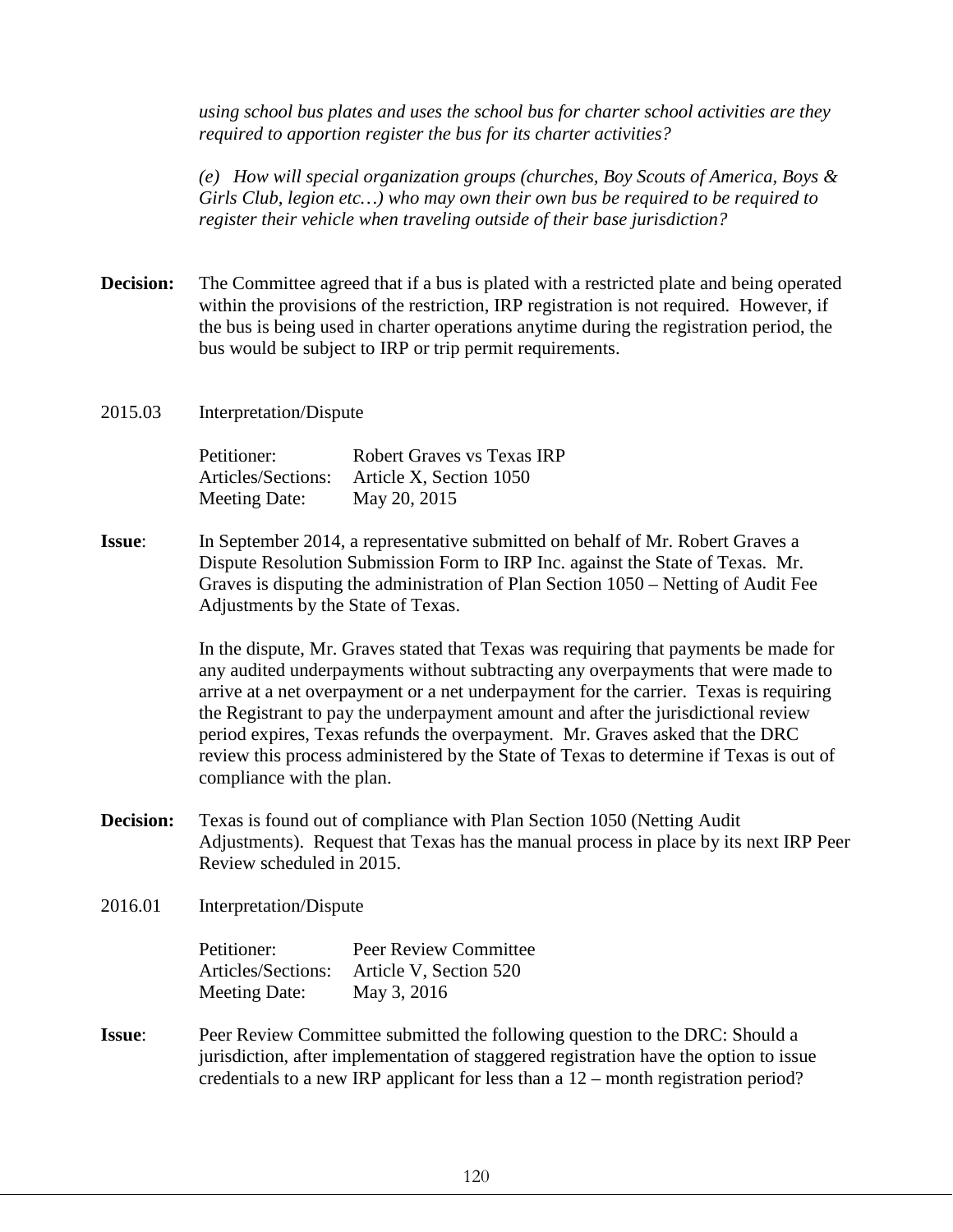*using school bus plates and uses the school bus for charter school activities are they required to apportion register the bus for its charter activities?*

*(e) How will special organization groups (churches, Boy Scouts of America, Boys & Girls Club, legion etc…) who may own their own bus be required to be required to register their vehicle when traveling outside of their base jurisdiction?*

**Decision:** The Committee agreed that if a bus is plated with a restricted plate and being operated within the provisions of the restriction, IRP registration is not required. However, if the bus is being used in charter operations anytime during the registration period, the bus would be subject to IRP or trip permit requirements.

2015.03 Interpretation/Dispute

Petitioner: Robert Graves vs Texas IRP
Articles/Sections: Article X, Section 1050
Meeting Date: May 20, 2015

**Issue**: In September 2014, a representative submitted on behalf of Mr. Robert Graves a Dispute Resolution Submission Form to IRP Inc. against the State of Texas. Mr. Graves is disputing the administration of Plan Section 1050 – Netting of Audit Fee Adjustments by the State of Texas.

In the dispute, Mr. Graves stated that Texas was requiring that payments be made for any audited underpayments without subtracting any overpayments that were made to arrive at a net overpayment or a net underpayment for the carrier. Texas is requiring the Registrant to pay the underpayment amount and after the jurisdictional review period expires, Texas refunds the overpayment. Mr. Graves asked that the DRC review this process administered by the State of Texas to determine if Texas is out of compliance with the plan.

**Decision:** Texas is found out of compliance with Plan Section 1050 (Netting Audit Adjustments). Request that Texas has the manual process in place by its next IRP Peer Review scheduled in 2015.

2016.01 Interpretation/Dispute

Petitioner: Peer Review Committee
Articles/Sections: Article V, Section 520
Meeting Date: May 3, 2016

**Issue**: Peer Review Committee submitted the following question to the DRC: Should a jurisdiction, after implementation of staggered registration have the option to issue credentials to a new IRP applicant for less than a 12 – month registration period?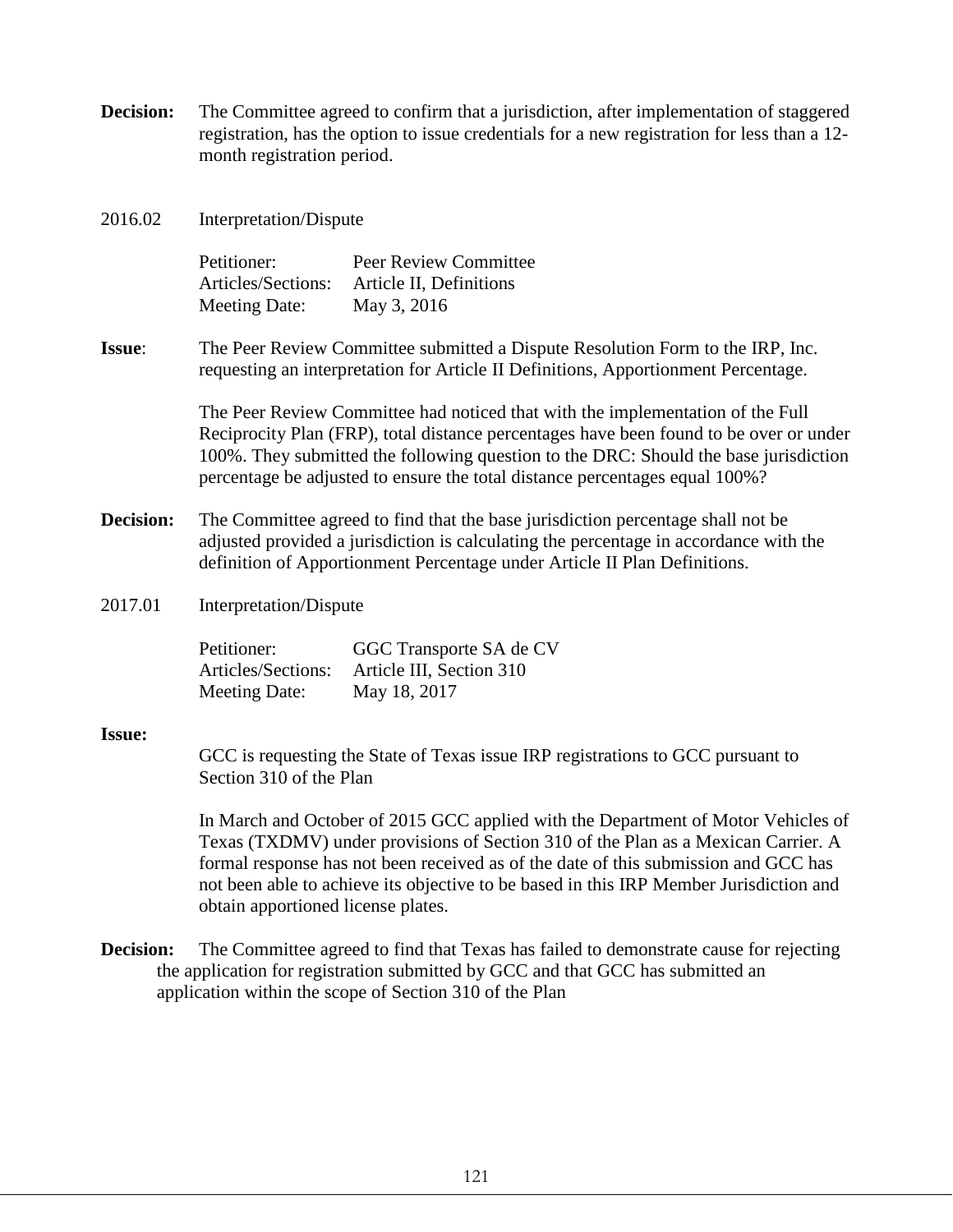**Decision:** The Committee agreed to confirm that a jurisdiction, after implementation of staggered registration, has the option to issue credentials for a new registration for less than a 12-month registration period.

2016.02 Interpretation/Dispute

Petitioner: Peer Review Committee
Articles/Sections: Article II, Definitions
Meeting Date: May 3, 2016

**Issue**: The Peer Review Committee submitted a Dispute Resolution Form to the IRP, Inc. requesting an interpretation for Article II Definitions, Apportionment Percentage.

The Peer Review Committee had noticed that with the implementation of the Full Reciprocity Plan (FRP), total distance percentages have been found to be over or under 100%. They submitted the following question to the DRC: Should the base jurisdiction percentage be adjusted to ensure the total distance percentages equal 100%?

**Decision:** The Committee agreed to find that the base jurisdiction percentage shall not be adjusted provided a jurisdiction is calculating the percentage in accordance with the definition of Apportionment Percentage under Article II Plan Definitions.

2017.01 Interpretation/Dispute

Petitioner: GGC Transporte SA de CV
Articles/Sections: Article III, Section 310
Meeting Date: May 18, 2017

**Issue:**

GCC is requesting the State of Texas issue IRP registrations to GCC pursuant to Section 310 of the Plan

In March and October of 2015 GCC applied with the Department of Motor Vehicles of Texas (TXDMV) under provisions of Section 310 of the Plan as a Mexican Carrier. A formal response has not been received as of the date of this submission and GCC has not been able to achieve its objective to be based in this IRP Member Jurisdiction and obtain apportioned license plates.

**Decision:** The Committee agreed to find that Texas has failed to demonstrate cause for rejecting the application for registration submitted by GCC and that GCC has submitted an application within the scope of Section 310 of the Plan